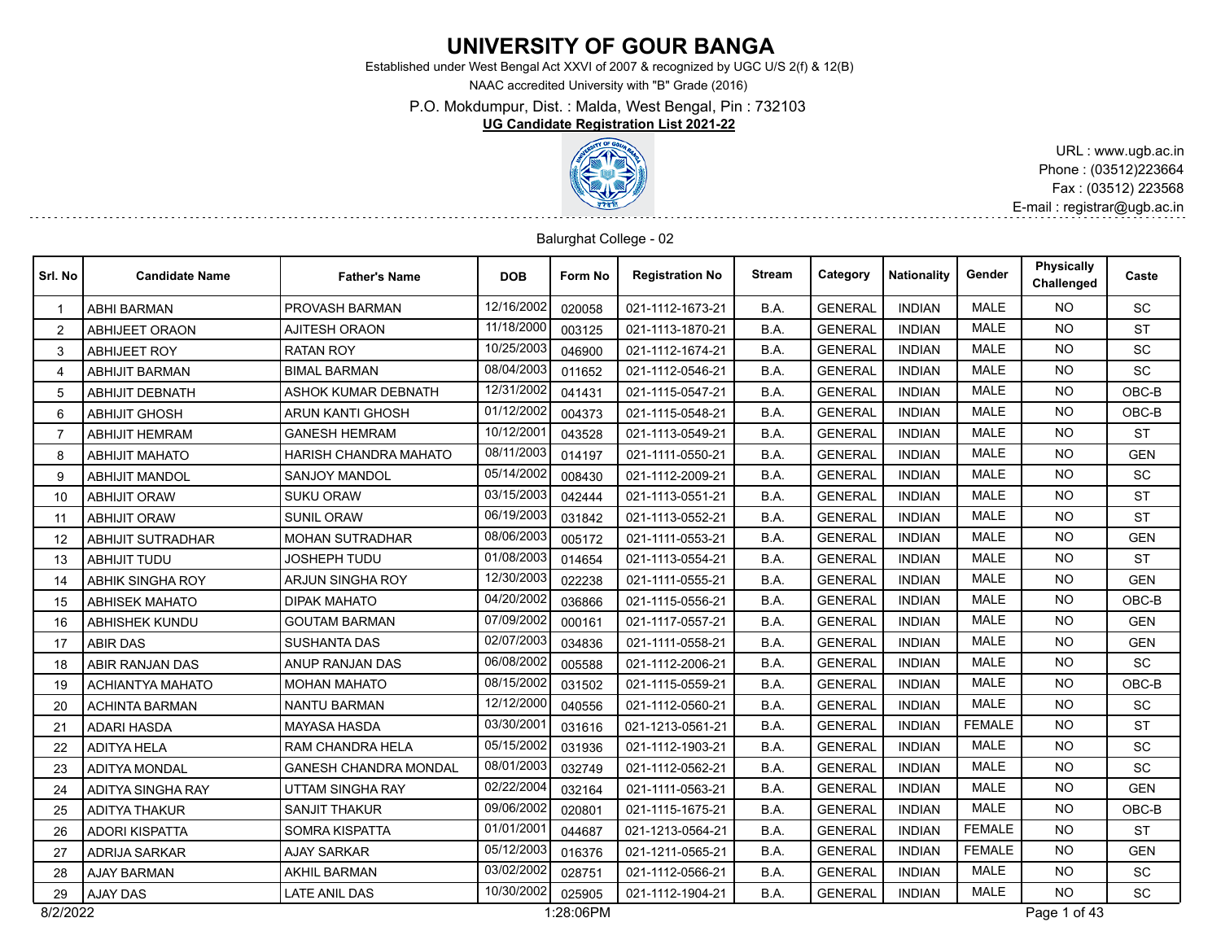# UNIVERSITY OF GOUR BANGA

Established under West Bengal Act XXVI of 2007 & recognized by UGC U/S 2(f) & 12(B)

NAAC accredited University with "B" Grade (2016)

P.O. Mokdumpur, Dist. : Malda, West Bengal, Pin : 732103

**UG Candidate Registration List 2021-22**

URL : www.ugb.ac.in
Phone : (03512)223664
Fax : (03512) 223568
E-mail : registrar@ugb.ac.in

Balurghat College - 02

| Srl. No | Candidate Name | Father's Name | DOB | Form No | Registration No | Stream | Category | Nationality | Gender | Physically Challenged | Caste |
|---|---|---|---|---|---|---|---|---|---|---|---|
| 1 | ABHI BARMAN | PROVASH BARMAN | 12/16/2002 | 020058 | 021-1112-1673-21 | B.A. | GENERAL | INDIAN | MALE | NO | SC |
| 2 | ABHIJEET ORAON | AJITESH ORAON | 11/18/2000 | 003125 | 021-1113-1870-21 | B.A. | GENERAL | INDIAN | MALE | NO | ST |
| 3 | ABHIJEET ROY | RATAN ROY | 10/25/2003 | 046900 | 021-1112-1674-21 | B.A. | GENERAL | INDIAN | MALE | NO | SC |
| 4 | ABHIJIT BARMAN | BIMAL BARMAN | 08/04/2003 | 011652 | 021-1112-0546-21 | B.A. | GENERAL | INDIAN | MALE | NO | SC |
| 5 | ABHIJIT DEBNATH | ASHOK KUMAR DEBNATH | 12/31/2002 | 041431 | 021-1115-0547-21 | B.A. | GENERAL | INDIAN | MALE | NO | OBC-B |
| 6 | ABHIJIT GHOSH | ARUN KANTI GHOSH | 01/12/2002 | 004373 | 021-1115-0548-21 | B.A. | GENERAL | INDIAN | MALE | NO | OBC-B |
| 7 | ABHIJIT HEMRAM | GANESH HEMRAM | 10/12/2001 | 043528 | 021-1113-0549-21 | B.A. | GENERAL | INDIAN | MALE | NO | ST |
| 8 | ABHIJIT MAHATO | HARISH CHANDRA MAHATO | 08/11/2003 | 014197 | 021-1111-0550-21 | B.A. | GENERAL | INDIAN | MALE | NO | GEN |
| 9 | ABHIJIT MANDOL | SANJOY MANDOL | 05/14/2002 | 008430 | 021-1112-2009-21 | B.A. | GENERAL | INDIAN | MALE | NO | SC |
| 10 | ABHIJIT ORAW | SUKU ORAW | 03/15/2003 | 042444 | 021-1113-0551-21 | B.A. | GENERAL | INDIAN | MALE | NO | ST |
| 11 | ABHIJIT ORAW | SUNIL ORAW | 06/19/2003 | 031842 | 021-1113-0552-21 | B.A. | GENERAL | INDIAN | MALE | NO | ST |
| 12 | ABHIJIT SUTRADHAR | MOHAN SUTRADHAR | 08/06/2003 | 005172 | 021-1111-0553-21 | B.A. | GENERAL | INDIAN | MALE | NO | GEN |
| 13 | ABHIJIT TUDU | JOSHEPH TUDU | 01/08/2003 | 014654 | 021-1113-0554-21 | B.A. | GENERAL | INDIAN | MALE | NO | ST |
| 14 | ABHIK SINGHA ROY | ARJUN SINGHA ROY | 12/30/2003 | 022238 | 021-1111-0555-21 | B.A. | GENERAL | INDIAN | MALE | NO | GEN |
| 15 | ABHISEK MAHATO | DIPAK MAHATO | 04/20/2002 | 036866 | 021-1115-0556-21 | B.A. | GENERAL | INDIAN | MALE | NO | OBC-B |
| 16 | ABHISHEK KUNDU | GOUTAM BARMAN | 07/09/2002 | 000161 | 021-1117-0557-21 | B.A. | GENERAL | INDIAN | MALE | NO | GEN |
| 17 | ABIR DAS | SUSHANTA DAS | 02/07/2003 | 034836 | 021-1111-0558-21 | B.A. | GENERAL | INDIAN | MALE | NO | GEN |
| 18 | ABIR RANJAN DAS | ANUP RANJAN DAS | 06/08/2002 | 005588 | 021-1112-2006-21 | B.A. | GENERAL | INDIAN | MALE | NO | SC |
| 19 | ACHIANTYA MAHATO | MOHAN MAHATO | 08/15/2002 | 031502 | 021-1115-0559-21 | B.A. | GENERAL | INDIAN | MALE | NO | OBC-B |
| 20 | ACHINTA BARMAN | NANTU BARMAN | 12/12/2000 | 040556 | 021-1112-0560-21 | B.A. | GENERAL | INDIAN | MALE | NO | SC |
| 21 | ADARI HASDA | MAYASA HASDA | 03/30/2001 | 031616 | 021-1213-0561-21 | B.A. | GENERAL | INDIAN | FEMALE | NO | ST |
| 22 | ADITYA HELA | RAM CHANDRA HELA | 05/15/2002 | 031936 | 021-1112-1903-21 | B.A. | GENERAL | INDIAN | MALE | NO | SC |
| 23 | ADITYA MONDAL | GANESH CHANDRA MONDAL | 08/01/2003 | 032749 | 021-1112-0562-21 | B.A. | GENERAL | INDIAN | MALE | NO | SC |
| 24 | ADITYA SINGHA RAY | UTTAM SINGHA RAY | 02/22/2004 | 032164 | 021-1111-0563-21 | B.A. | GENERAL | INDIAN | MALE | NO | GEN |
| 25 | ADITYA THAKUR | SANJIT THAKUR | 09/06/2002 | 020801 | 021-1115-1675-21 | B.A. | GENERAL | INDIAN | MALE | NO | OBC-B |
| 26 | ADORI KISPATTA | SOMRA KISPATTA | 01/01/2001 | 044687 | 021-1213-0564-21 | B.A. | GENERAL | INDIAN | FEMALE | NO | ST |
| 27 | ADRIJA SARKAR | AJAY SARKAR | 05/12/2003 | 016376 | 021-1211-0565-21 | B.A. | GENERAL | INDIAN | FEMALE | NO | GEN |
| 28 | AJAY BARMAN | AKHIL BARMAN | 03/02/2002 | 028751 | 021-1112-0566-21 | B.A. | GENERAL | INDIAN | MALE | NO | SC |
| 29 | AJAY DAS | LATE ANIL DAS | 10/30/2002 | 025905 | 021-1112-1904-21 | B.A. | GENERAL | INDIAN | MALE | NO | SC |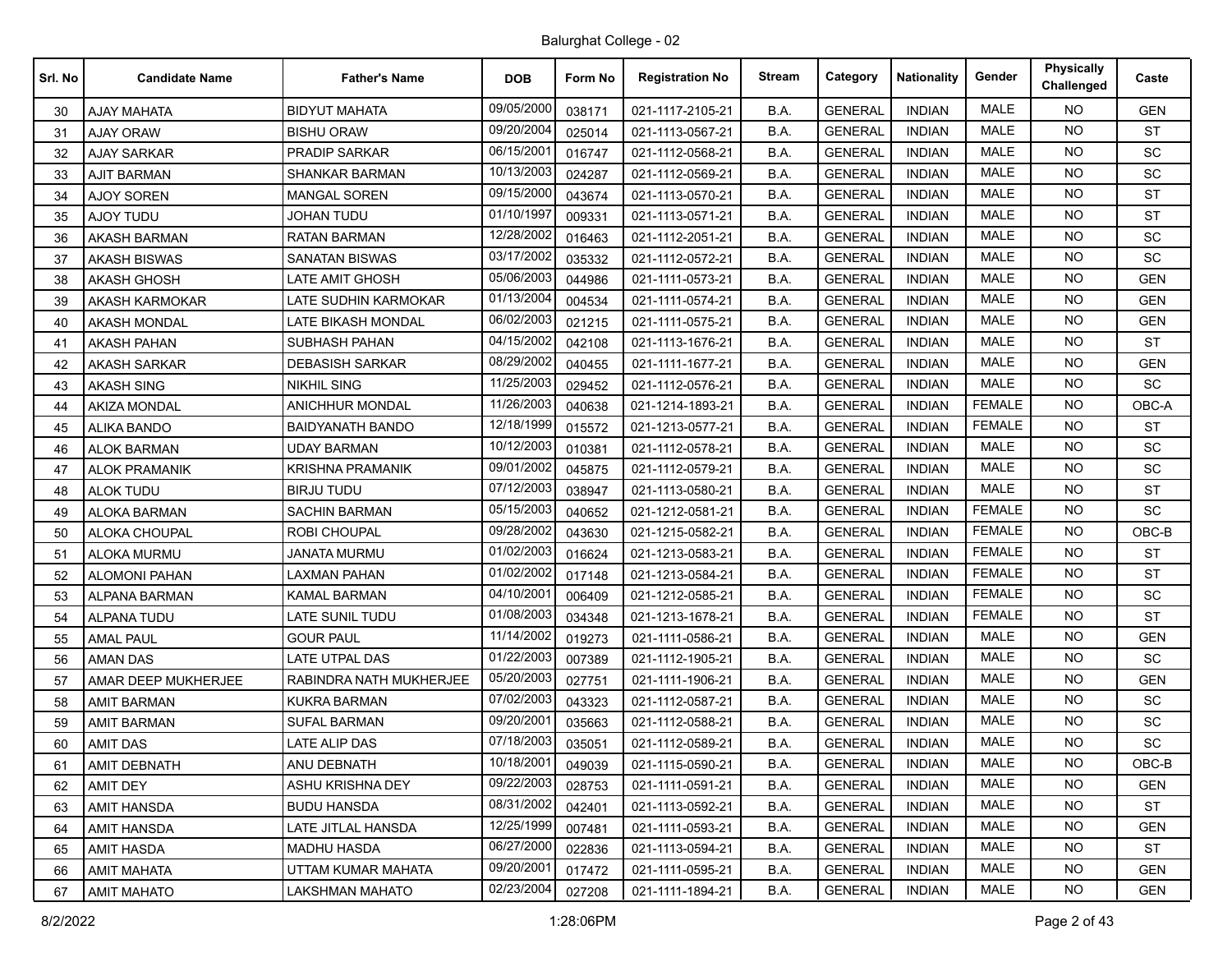Balurghat College - 02

| Srl. No | Candidate Name | Father's Name | DOB | Form No | Registration No | Stream | Category | Nationality | Gender | Physically Challenged | Caste |
|---|---|---|---|---|---|---|---|---|---|---|---|
| 30 | AJAY MAHATA | BIDYUT MAHATA | 09/05/2000 | 038171 | 021-1117-2105-21 | B.A. | GENERAL | INDIAN | MALE | NO | GEN |
| 31 | AJAY ORAW | BISHU ORAW | 09/20/2004 | 025014 | 021-1113-0567-21 | B.A. | GENERAL | INDIAN | MALE | NO | ST |
| 32 | AJAY SARKAR | PRADIP SARKAR | 06/15/2001 | 016747 | 021-1112-0568-21 | B.A. | GENERAL | INDIAN | MALE | NO | SC |
| 33 | AJIT BARMAN | SHANKAR BARMAN | 10/13/2003 | 024287 | 021-1112-0569-21 | B.A. | GENERAL | INDIAN | MALE | NO | SC |
| 34 | AJOY SOREN | MANGAL SOREN | 09/15/2000 | 043674 | 021-1113-0570-21 | B.A. | GENERAL | INDIAN | MALE | NO | ST |
| 35 | AJOY TUDU | JOHAN TUDU | 01/10/1997 | 009331 | 021-1113-0571-21 | B.A. | GENERAL | INDIAN | MALE | NO | ST |
| 36 | AKASH BARMAN | RATAN BARMAN | 12/28/2002 | 016463 | 021-1112-2051-21 | B.A. | GENERAL | INDIAN | MALE | NO | SC |
| 37 | AKASH BISWAS | SANATAN BISWAS | 03/17/2002 | 035332 | 021-1112-0572-21 | B.A. | GENERAL | INDIAN | MALE | NO | SC |
| 38 | AKASH GHOSH | LATE AMIT GHOSH | 05/06/2003 | 044986 | 021-1111-0573-21 | B.A. | GENERAL | INDIAN | MALE | NO | GEN |
| 39 | AKASH KARMOKAR | LATE SUDHIN KARMOKAR | 01/13/2004 | 004534 | 021-1111-0574-21 | B.A. | GENERAL | INDIAN | MALE | NO | GEN |
| 40 | AKASH MONDAL | LATE BIKASH MONDAL | 06/02/2003 | 021215 | 021-1111-0575-21 | B.A. | GENERAL | INDIAN | MALE | NO | GEN |
| 41 | AKASH PAHAN | SUBHASH PAHAN | 04/15/2002 | 042108 | 021-1113-1676-21 | B.A. | GENERAL | INDIAN | MALE | NO | ST |
| 42 | AKASH SARKAR | DEBASISH SARKAR | 08/29/2002 | 040455 | 021-1111-1677-21 | B.A. | GENERAL | INDIAN | MALE | NO | GEN |
| 43 | AKASH SING | NIKHIL SING | 11/25/2003 | 029452 | 021-1112-0576-21 | B.A. | GENERAL | INDIAN | MALE | NO | SC |
| 44 | AKIZA MONDAL | ANICHHUR MONDAL | 11/26/2003 | 040638 | 021-1214-1893-21 | B.A. | GENERAL | INDIAN | FEMALE | NO | OBC-A |
| 45 | ALIKA BANDO | BAIDYANATH BANDO | 12/18/1999 | 015572 | 021-1213-0577-21 | B.A. | GENERAL | INDIAN | FEMALE | NO | ST |
| 46 | ALOK BARMAN | UDAY BARMAN | 10/12/2003 | 010381 | 021-1112-0578-21 | B.A. | GENERAL | INDIAN | MALE | NO | SC |
| 47 | ALOK PRAMANIK | KRISHNA PRAMANIK | 09/01/2002 | 045875 | 021-1112-0579-21 | B.A. | GENERAL | INDIAN | MALE | NO | SC |
| 48 | ALOK TUDU | BIRJU TUDU | 07/12/2003 | 038947 | 021-1113-0580-21 | B.A. | GENERAL | INDIAN | MALE | NO | ST |
| 49 | ALOKA BARMAN | SACHIN BARMAN | 05/15/2003 | 040652 | 021-1212-0581-21 | B.A. | GENERAL | INDIAN | FEMALE | NO | SC |
| 50 | ALOKA CHOUPAL | ROBI CHOUPAL | 09/28/2002 | 043630 | 021-1215-0582-21 | B.A. | GENERAL | INDIAN | FEMALE | NO | OBC-B |
| 51 | ALOKA MURMU | JANATA MURMU | 01/02/2003 | 016624 | 021-1213-0583-21 | B.A. | GENERAL | INDIAN | FEMALE | NO | ST |
| 52 | ALOMONI PAHAN | LAXMAN PAHAN | 01/02/2002 | 017148 | 021-1213-0584-21 | B.A. | GENERAL | INDIAN | FEMALE | NO | ST |
| 53 | ALPANA BARMAN | KAMAL BARMAN | 04/10/2001 | 006409 | 021-1212-0585-21 | B.A. | GENERAL | INDIAN | FEMALE | NO | SC |
| 54 | ALPANA TUDU | LATE SUNIL TUDU | 01/08/2003 | 034348 | 021-1213-1678-21 | B.A. | GENERAL | INDIAN | FEMALE | NO | ST |
| 55 | AMAL PAUL | GOUR PAUL | 11/14/2002 | 019273 | 021-1111-0586-21 | B.A. | GENERAL | INDIAN | MALE | NO | GEN |
| 56 | AMAN DAS | LATE UTPAL DAS | 01/22/2003 | 007389 | 021-1112-1905-21 | B.A. | GENERAL | INDIAN | MALE | NO | SC |
| 57 | AMAR DEEP MUKHERJEE | RABINDRA NATH MUKHERJEE | 05/20/2003 | 027751 | 021-1111-1906-21 | B.A. | GENERAL | INDIAN | MALE | NO | GEN |
| 58 | AMIT BARMAN | KUKRA BARMAN | 07/02/2003 | 043323 | 021-1112-0587-21 | B.A. | GENERAL | INDIAN | MALE | NO | SC |
| 59 | AMIT BARMAN | SUFAL BARMAN | 09/20/2001 | 035663 | 021-1112-0588-21 | B.A. | GENERAL | INDIAN | MALE | NO | SC |
| 60 | AMIT DAS | LATE ALIP DAS | 07/18/2003 | 035051 | 021-1112-0589-21 | B.A. | GENERAL | INDIAN | MALE | NO | SC |
| 61 | AMIT DEBNATH | ANU DEBNATH | 10/18/2001 | 049039 | 021-1115-0590-21 | B.A. | GENERAL | INDIAN | MALE | NO | OBC-B |
| 62 | AMIT DEY | ASHU KRISHNA DEY | 09/22/2003 | 028753 | 021-1111-0591-21 | B.A. | GENERAL | INDIAN | MALE | NO | GEN |
| 63 | AMIT HANSDA | BUDU HANSDA | 08/31/2002 | 042401 | 021-1113-0592-21 | B.A. | GENERAL | INDIAN | MALE | NO | ST |
| 64 | AMIT HANSDA | LATE JITLAL HANSDA | 12/25/1999 | 007481 | 021-1111-0593-21 | B.A. | GENERAL | INDIAN | MALE | NO | GEN |
| 65 | AMIT HASDA | MADHU HASDA | 06/27/2000 | 022836 | 021-1113-0594-21 | B.A. | GENERAL | INDIAN | MALE | NO | ST |
| 66 | AMIT MAHATA | UTTAM KUMAR MAHATA | 09/20/2001 | 017472 | 021-1111-0595-21 | B.A. | GENERAL | INDIAN | MALE | NO | GEN |
| 67 | AMIT MAHATO | LAKSHMAN MAHATO | 02/23/2004 | 027208 | 021-1111-1894-21 | B.A. | GENERAL | INDIAN | MALE | NO | GEN |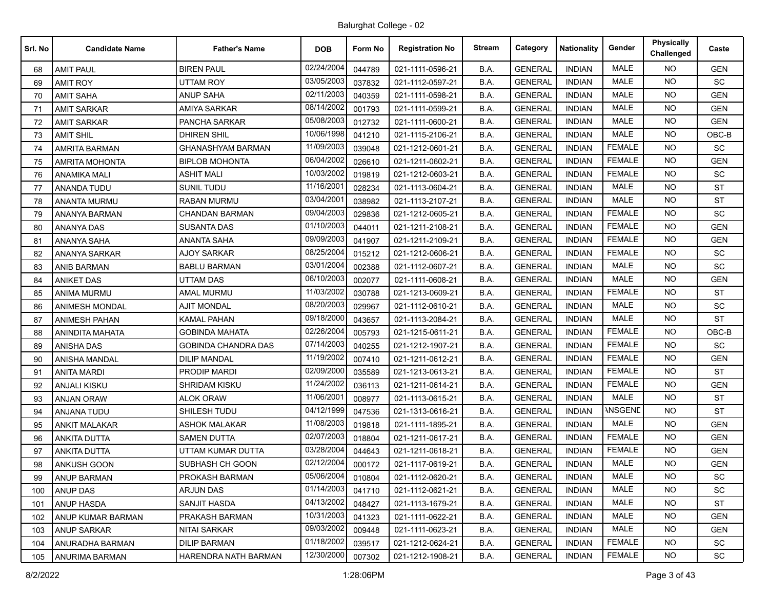Balurghat College - 02

| Srl. No | Candidate Name | Father's Name | DOB | Form No | Registration No | Stream | Category | Nationality | Gender | Physically Challenged | Caste |
|---|---|---|---|---|---|---|---|---|---|---|---|
| 68 | AMIT PAUL | BIREN PAUL | 02/24/2004 | 044789 | 021-1111-0596-21 | B.A. | GENERAL | INDIAN | MALE | NO | GEN |
| 69 | AMIT ROY | UTTAM ROY | 03/05/2003 | 037832 | 021-1112-0597-21 | B.A. | GENERAL | INDIAN | MALE | NO | SC |
| 70 | AMIT SAHA | ANUP SAHA | 02/11/2003 | 040359 | 021-1111-0598-21 | B.A. | GENERAL | INDIAN | MALE | NO | GEN |
| 71 | AMIT SARKAR | AMIYA SARKAR | 08/14/2002 | 001793 | 021-1111-0599-21 | B.A. | GENERAL | INDIAN | MALE | NO | GEN |
| 72 | AMIT SARKAR | PANCHA SARKAR | 05/08/2003 | 012732 | 021-1111-0600-21 | B.A. | GENERAL | INDIAN | MALE | NO | GEN |
| 73 | AMIT SHIL | DHIREN SHIL | 10/06/1998 | 041210 | 021-1115-2106-21 | B.A. | GENERAL | INDIAN | MALE | NO | OBC-B |
| 74 | AMRITA BARMAN | GHANASHYAM BARMAN | 11/09/2003 | 039048 | 021-1212-0601-21 | B.A. | GENERAL | INDIAN | FEMALE | NO | SC |
| 75 | AMRITA MOHONTA | BIPLOB MOHONTA | 06/04/2002 | 026610 | 021-1211-0602-21 | B.A. | GENERAL | INDIAN | FEMALE | NO | GEN |
| 76 | ANAMIKA MALI | ASHIT MALI | 10/03/2002 | 019819 | 021-1212-0603-21 | B.A. | GENERAL | INDIAN | FEMALE | NO | SC |
| 77 | ANANDA TUDU | SUNIL TUDU | 11/16/2001 | 028234 | 021-1113-0604-21 | B.A. | GENERAL | INDIAN | MALE | NO | ST |
| 78 | ANANTA MURMU | RABAN MURMU | 03/04/2001 | 038982 | 021-1113-2107-21 | B.A. | GENERAL | INDIAN | MALE | NO | ST |
| 79 | ANANYA BARMAN | CHANDAN BARMAN | 09/04/2003 | 029836 | 021-1212-0605-21 | B.A. | GENERAL | INDIAN | FEMALE | NO | SC |
| 80 | ANANYA DAS | SUSANTA DAS | 01/10/2003 | 044011 | 021-1211-2108-21 | B.A. | GENERAL | INDIAN | FEMALE | NO | GEN |
| 81 | ANANYA SAHA | ANANTA SAHA | 09/09/2003 | 041907 | 021-1211-2109-21 | B.A. | GENERAL | INDIAN | FEMALE | NO | GEN |
| 82 | ANANYA SARKAR | AJOY SARKAR | 08/25/2004 | 015212 | 021-1212-0606-21 | B.A. | GENERAL | INDIAN | FEMALE | NO | SC |
| 83 | ANIB BARMAN | BABLU BARMAN | 03/01/2004 | 002388 | 021-1112-0607-21 | B.A. | GENERAL | INDIAN | MALE | NO | SC |
| 84 | ANIKET DAS | UTTAM DAS | 06/10/2003 | 002077 | 021-1111-0608-21 | B.A. | GENERAL | INDIAN | MALE | NO | GEN |
| 85 | ANIMA MURMU | AMAL MURMU | 11/03/2002 | 030788 | 021-1213-0609-21 | B.A. | GENERAL | INDIAN | FEMALE | NO | ST |
| 86 | ANIMESH MONDAL | AJIT MONDAL | 08/20/2003 | 029967 | 021-1112-0610-21 | B.A. | GENERAL | INDIAN | MALE | NO | SC |
| 87 | ANIMESH PAHAN | KAMAL PAHAN | 09/18/2000 | 043657 | 021-1113-2084-21 | B.A. | GENERAL | INDIAN | MALE | NO | ST |
| 88 | ANINDITA MAHATA | GOBINDA MAHATA | 02/26/2004 | 005793 | 021-1215-0611-21 | B.A. | GENERAL | INDIAN | FEMALE | NO | OBC-B |
| 89 | ANISHA DAS | GOBINDA CHANDRA DAS | 07/14/2003 | 040255 | 021-1212-1907-21 | B.A. | GENERAL | INDIAN | FEMALE | NO | SC |
| 90 | ANISHA MANDAL | DILIP MANDAL | 11/19/2002 | 007410 | 021-1211-0612-21 | B.A. | GENERAL | INDIAN | FEMALE | NO | GEN |
| 91 | ANITA MARDI | PRODIP MARDI | 02/09/2000 | 035589 | 021-1213-0613-21 | B.A. | GENERAL | INDIAN | FEMALE | NO | ST |
| 92 | ANJALI KISKU | SHRIDAM KISKU | 11/24/2002 | 036113 | 021-1211-0614-21 | B.A. | GENERAL | INDIAN | FEMALE | NO | GEN |
| 93 | ANJAN ORAW | ALOK ORAW | 11/06/2001 | 008977 | 021-1113-0615-21 | B.A. | GENERAL | INDIAN | MALE | NO | ST |
| 94 | ANJANA TUDU | SHILESH TUDU | 04/12/1999 | 047536 | 021-1313-0616-21 | B.A. | GENERAL | INDIAN | ANSGENE | NO | ST |
| 95 | ANKIT MALAKAR | ASHOK MALAKAR | 11/08/2003 | 019818 | 021-1111-1895-21 | B.A. | GENERAL | INDIAN | MALE | NO | GEN |
| 96 | ANKITA DUTTA | SAMEN DUTTA | 02/07/2003 | 018804 | 021-1211-0617-21 | B.A. | GENERAL | INDIAN | FEMALE | NO | GEN |
| 97 | ANKITA DUTTA | UTTAM KUMAR DUTTA | 03/28/2004 | 044643 | 021-1211-0618-21 | B.A. | GENERAL | INDIAN | FEMALE | NO | GEN |
| 98 | ANKUSH GOON | SUBHASH CH GOON | 02/12/2004 | 000172 | 021-1117-0619-21 | B.A. | GENERAL | INDIAN | MALE | NO | GEN |
| 99 | ANUP BARMAN | PROKASH BARMAN | 05/06/2004 | 010804 | 021-1112-0620-21 | B.A. | GENERAL | INDIAN | MALE | NO | SC |
| 100 | ANUP DAS | ARJUN DAS | 01/14/2003 | 041710 | 021-1112-0621-21 | B.A. | GENERAL | INDIAN | MALE | NO | SC |
| 101 | ANUP HASDA | SANJIT HASDA | 04/13/2002 | 048427 | 021-1113-1679-21 | B.A. | GENERAL | INDIAN | MALE | NO | ST |
| 102 | ANUP KUMAR BARMAN | PRAKASH BARMAN | 10/31/2003 | 041323 | 021-1111-0622-21 | B.A. | GENERAL | INDIAN | MALE | NO | GEN |
| 103 | ANUP SARKAR | NITAI SARKAR | 09/03/2002 | 009448 | 021-1111-0623-21 | B.A. | GENERAL | INDIAN | MALE | NO | GEN |
| 104 | ANURADHA BARMAN | DILIP BARMAN | 01/18/2002 | 039517 | 021-1212-0624-21 | B.A. | GENERAL | INDIAN | FEMALE | NO | SC |
| 105 | ANURIMA BARMAN | HARENDRA NATH BARMAN | 12/30/2000 | 007302 | 021-1212-1908-21 | B.A. | GENERAL | INDIAN | FEMALE | NO | SC |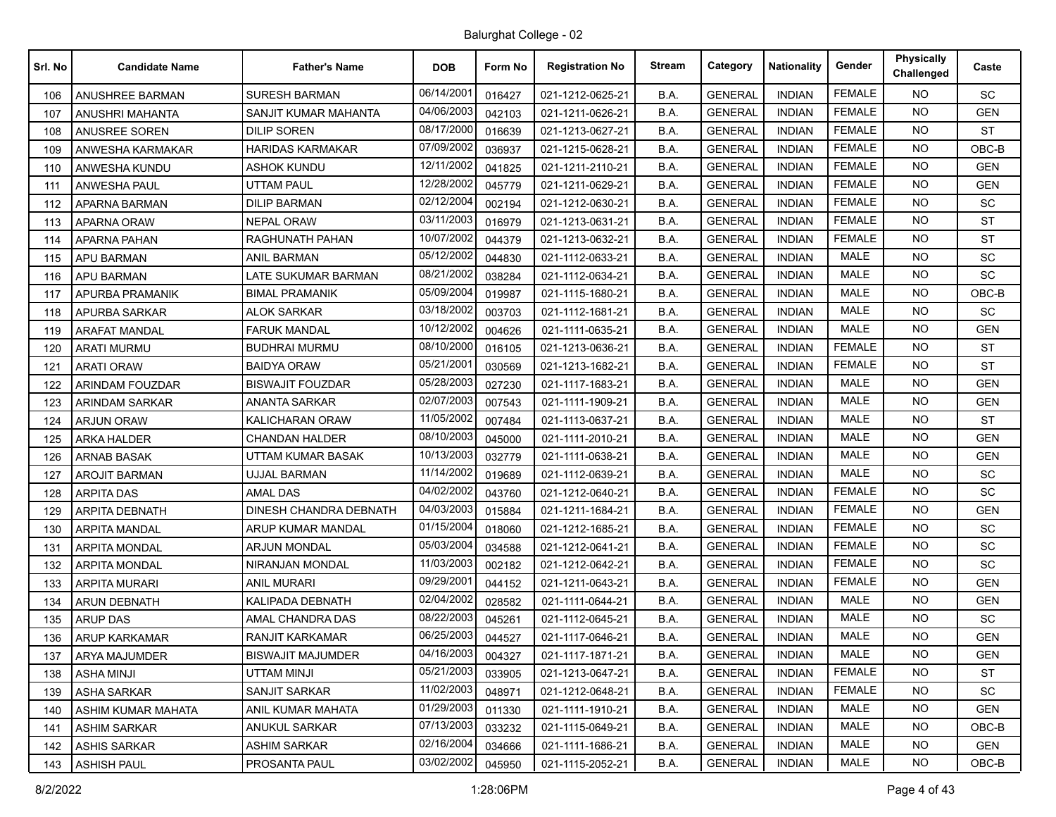Balurghat College - 02

| Srl. No | Candidate Name | Father's Name | DOB | Form No | Registration No | Stream | Category | Nationality | Gender | Physically Challenged | Caste |
|---|---|---|---|---|---|---|---|---|---|---|---|
| 106 | ANUSHREE BARMAN | SURESH BARMAN | 06/14/2001 | 016427 | 021-1212-0625-21 | B.A. | GENERAL | INDIAN | FEMALE | NO | SC |
| 107 | ANUSHRI MAHANTA | SANJIT KUMAR MAHANTA | 04/06/2003 | 042103 | 021-1211-0626-21 | B.A. | GENERAL | INDIAN | FEMALE | NO | GEN |
| 108 | ANUSREE SOREN | DILIP SOREN | 08/17/2000 | 016639 | 021-1213-0627-21 | B.A. | GENERAL | INDIAN | FEMALE | NO | ST |
| 109 | ANWESHA KARMAKAR | HARIDAS KARMAKAR | 07/09/2002 | 036937 | 021-1215-0628-21 | B.A. | GENERAL | INDIAN | FEMALE | NO | OBC-B |
| 110 | ANWESHA KUNDU | ASHOK KUNDU | 12/11/2002 | 041825 | 021-1211-2110-21 | B.A. | GENERAL | INDIAN | FEMALE | NO | GEN |
| 111 | ANWESHA PAUL | UTTAM PAUL | 12/28/2002 | 045779 | 021-1211-0629-21 | B.A. | GENERAL | INDIAN | FEMALE | NO | GEN |
| 112 | APARNA BARMAN | DILIP BARMAN | 02/12/2004 | 002194 | 021-1212-0630-21 | B.A. | GENERAL | INDIAN | FEMALE | NO | SC |
| 113 | APARNA ORAW | NEPAL ORAW | 03/11/2003 | 016979 | 021-1213-0631-21 | B.A. | GENERAL | INDIAN | FEMALE | NO | ST |
| 114 | APARNA PAHAN | RAGHUNATH PAHAN | 10/07/2002 | 044379 | 021-1213-0632-21 | B.A. | GENERAL | INDIAN | FEMALE | NO | ST |
| 115 | APU BARMAN | ANIL BARMAN | 05/12/2002 | 044830 | 021-1112-0633-21 | B.A. | GENERAL | INDIAN | MALE | NO | SC |
| 116 | APU BARMAN | LATE SUKUMAR BARMAN | 08/21/2002 | 038284 | 021-1112-0634-21 | B.A. | GENERAL | INDIAN | MALE | NO | SC |
| 117 | APURBA PRAMANIK | BIMAL PRAMANIK | 05/09/2004 | 019987 | 021-1115-1680-21 | B.A. | GENERAL | INDIAN | MALE | NO | OBC-B |
| 118 | APURBA SARKAR | ALOK SARKAR | 03/18/2002 | 003703 | 021-1112-1681-21 | B.A. | GENERAL | INDIAN | MALE | NO | SC |
| 119 | ARAFAT MANDAL | FARUK MANDAL | 10/12/2002 | 004626 | 021-1111-0635-21 | B.A. | GENERAL | INDIAN | MALE | NO | GEN |
| 120 | ARATI MURMU | BUDHRAI MURMU | 08/10/2000 | 016105 | 021-1213-0636-21 | B.A. | GENERAL | INDIAN | FEMALE | NO | ST |
| 121 | ARATI ORAW | BAIDYA ORAW | 05/21/2001 | 030569 | 021-1213-1682-21 | B.A. | GENERAL | INDIAN | FEMALE | NO | ST |
| 122 | ARINDAM FOUZDAR | BISWAJIT FOUZDAR | 05/28/2003 | 027230 | 021-1117-1683-21 | B.A. | GENERAL | INDIAN | MALE | NO | GEN |
| 123 | ARINDAM SARKAR | ANANTA SARKAR | 02/07/2003 | 007543 | 021-1111-1909-21 | B.A. | GENERAL | INDIAN | MALE | NO | GEN |
| 124 | ARJUN ORAW | KALICHARAN ORAW | 11/05/2002 | 007484 | 021-1113-0637-21 | B.A. | GENERAL | INDIAN | MALE | NO | ST |
| 125 | ARKA HALDER | CHANDAN HALDER | 08/10/2003 | 045000 | 021-1111-2010-21 | B.A. | GENERAL | INDIAN | MALE | NO | GEN |
| 126 | ARNAB BASAK | UTTAM KUMAR BASAK | 10/13/2003 | 032779 | 021-1111-0638-21 | B.A. | GENERAL | INDIAN | MALE | NO | GEN |
| 127 | AROJIT BARMAN | UJJAL BARMAN | 11/14/2002 | 019689 | 021-1112-0639-21 | B.A. | GENERAL | INDIAN | MALE | NO | SC |
| 128 | ARPITA DAS | AMAL DAS | 04/02/2002 | 043760 | 021-1212-0640-21 | B.A. | GENERAL | INDIAN | FEMALE | NO | SC |
| 129 | ARPITA DEBNATH | DINESH CHANDRA DEBNATH | 04/03/2003 | 015884 | 021-1211-1684-21 | B.A. | GENERAL | INDIAN | FEMALE | NO | GEN |
| 130 | ARPITA MANDAL | ARUP KUMAR MANDAL | 01/15/2004 | 018060 | 021-1212-1685-21 | B.A. | GENERAL | INDIAN | FEMALE | NO | SC |
| 131 | ARPITA MONDAL | ARJUN MONDAL | 05/03/2004 | 034588 | 021-1212-0641-21 | B.A. | GENERAL | INDIAN | FEMALE | NO | SC |
| 132 | ARPITA MONDAL | NIRANJAN MONDAL | 11/03/2003 | 002182 | 021-1212-0642-21 | B.A. | GENERAL | INDIAN | FEMALE | NO | SC |
| 133 | ARPITA MURARI | ANIL MURARI | 09/29/2001 | 044152 | 021-1211-0643-21 | B.A. | GENERAL | INDIAN | FEMALE | NO | GEN |
| 134 | ARUN DEBNATH | KALIPADA DEBNATH | 02/04/2002 | 028582 | 021-1111-0644-21 | B.A. | GENERAL | INDIAN | MALE | NO | GEN |
| 135 | ARUP DAS | AMAL CHANDRA DAS | 08/22/2003 | 045261 | 021-1112-0645-21 | B.A. | GENERAL | INDIAN | MALE | NO | SC |
| 136 | ARUP KARKAMAR | RANJIT KARKAMAR | 06/25/2003 | 044527 | 021-1117-0646-21 | B.A. | GENERAL | INDIAN | MALE | NO | GEN |
| 137 | ARYA MAJUMDER | BISWAJIT MAJUMDER | 04/16/2003 | 004327 | 021-1117-1871-21 | B.A. | GENERAL | INDIAN | MALE | NO | GEN |
| 138 | ASHA MINJI | UTTAM MINJI | 05/21/2003 | 033905 | 021-1213-0647-21 | B.A. | GENERAL | INDIAN | FEMALE | NO | ST |
| 139 | ASHA SARKAR | SANJIT SARKAR | 11/02/2003 | 048971 | 021-1212-0648-21 | B.A. | GENERAL | INDIAN | FEMALE | NO | SC |
| 140 | ASHIM KUMAR MAHATA | ANIL KUMAR MAHATA | 01/29/2003 | 011330 | 021-1111-1910-21 | B.A. | GENERAL | INDIAN | MALE | NO | GEN |
| 141 | ASHIM SARKAR | ANUKUL SARKAR | 07/13/2003 | 033232 | 021-1115-0649-21 | B.A. | GENERAL | INDIAN | MALE | NO | OBC-B |
| 142 | ASHIS SARKAR | ASHIM SARKAR | 02/16/2004 | 034666 | 021-1111-1686-21 | B.A. | GENERAL | INDIAN | MALE | NO | GEN |
| 143 | ASHISH PAUL | PROSANTA PAUL | 03/02/2002 | 045950 | 021-1115-2052-21 | B.A. | GENERAL | INDIAN | MALE | NO | OBC-B |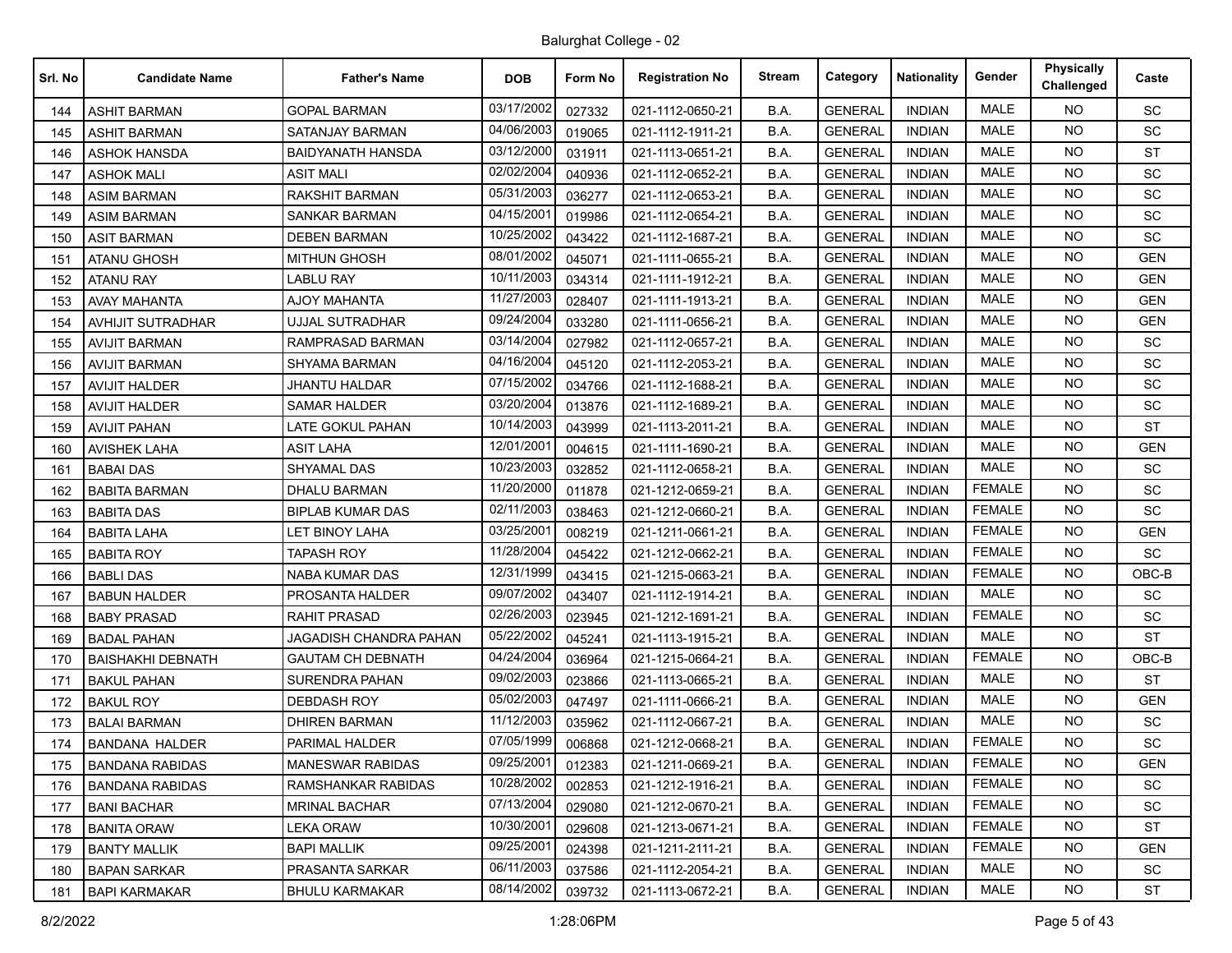Balurghat College - 02

| Srl. No | Candidate Name | Father's Name | DOB | Form No | Registration No | Stream | Category | Nationality | Gender | Physically Challenged | Caste |
|---|---|---|---|---|---|---|---|---|---|---|---|
| 144 | ASHIT BARMAN | GOPAL BARMAN | 03/17/2002 | 027332 | 021-1112-0650-21 | B.A. | GENERAL | INDIAN | MALE | NO | SC |
| 145 | ASHIT BARMAN | SATANJAY BARMAN | 04/06/2003 | 019065 | 021-1112-1911-21 | B.A. | GENERAL | INDIAN | MALE | NO | SC |
| 146 | ASHOK HANSDA | BAIDYANATH HANSDA | 03/12/2000 | 031911 | 021-1113-0651-21 | B.A. | GENERAL | INDIAN | MALE | NO | ST |
| 147 | ASHOK MALI | ASIT MALI | 02/02/2004 | 040936 | 021-1112-0652-21 | B.A. | GENERAL | INDIAN | MALE | NO | SC |
| 148 | ASIM BARMAN | RAKSHIT BARMAN | 05/31/2003 | 036277 | 021-1112-0653-21 | B.A. | GENERAL | INDIAN | MALE | NO | SC |
| 149 | ASIM BARMAN | SANKAR BARMAN | 04/15/2001 | 019986 | 021-1112-0654-21 | B.A. | GENERAL | INDIAN | MALE | NO | SC |
| 150 | ASIT BARMAN | DEBEN BARMAN | 10/25/2002 | 043422 | 021-1112-1687-21 | B.A. | GENERAL | INDIAN | MALE | NO | SC |
| 151 | ATANU GHOSH | MITHUN GHOSH | 08/01/2002 | 045071 | 021-1111-0655-21 | B.A. | GENERAL | INDIAN | MALE | NO | GEN |
| 152 | ATANU RAY | LABLU RAY | 10/11/2003 | 034314 | 021-1111-1912-21 | B.A. | GENERAL | INDIAN | MALE | NO | GEN |
| 153 | AVAY MAHANTA | AJOY MAHANTA | 11/27/2003 | 028407 | 021-1111-1913-21 | B.A. | GENERAL | INDIAN | MALE | NO | GEN |
| 154 | AVHIJIT SUTRADHAR | UJJAL SUTRADHAR | 09/24/2004 | 033280 | 021-1111-0656-21 | B.A. | GENERAL | INDIAN | MALE | NO | GEN |
| 155 | AVIJIT BARMAN | RAMPRASAD BARMAN | 03/14/2004 | 027982 | 021-1112-0657-21 | B.A. | GENERAL | INDIAN | MALE | NO | SC |
| 156 | AVIJIT BARMAN | SHYAMA BARMAN | 04/16/2004 | 045120 | 021-1112-2053-21 | B.A. | GENERAL | INDIAN | MALE | NO | SC |
| 157 | AVIJIT HALDER | JHANTU HALDAR | 07/15/2002 | 034766 | 021-1112-1688-21 | B.A. | GENERAL | INDIAN | MALE | NO | SC |
| 158 | AVIJIT HALDER | SAMAR HALDER | 03/20/2004 | 013876 | 021-1112-1689-21 | B.A. | GENERAL | INDIAN | MALE | NO | SC |
| 159 | AVIJIT PAHAN | LATE GOKUL PAHAN | 10/14/2003 | 043999 | 021-1113-2011-21 | B.A. | GENERAL | INDIAN | MALE | NO | ST |
| 160 | AVISHEK LAHA | ASIT LAHA | 12/01/2001 | 004615 | 021-1111-1690-21 | B.A. | GENERAL | INDIAN | MALE | NO | GEN |
| 161 | BABAI DAS | SHYAMAL DAS | 10/23/2003 | 032852 | 021-1112-0658-21 | B.A. | GENERAL | INDIAN | MALE | NO | SC |
| 162 | BABITA BARMAN | DHALU BARMAN | 11/20/2000 | 011878 | 021-1212-0659-21 | B.A. | GENERAL | INDIAN | FEMALE | NO | SC |
| 163 | BABITA DAS | BIPLAB KUMAR DAS | 02/11/2003 | 038463 | 021-1212-0660-21 | B.A. | GENERAL | INDIAN | FEMALE | NO | SC |
| 164 | BABITA LAHA | LET BINOY LAHA | 03/25/2001 | 008219 | 021-1211-0661-21 | B.A. | GENERAL | INDIAN | FEMALE | NO | GEN |
| 165 | BABITA ROY | TAPASH ROY | 11/28/2004 | 045422 | 021-1212-0662-21 | B.A. | GENERAL | INDIAN | FEMALE | NO | SC |
| 166 | BABLI DAS | NABA KUMAR DAS | 12/31/1999 | 043415 | 021-1215-0663-21 | B.A. | GENERAL | INDIAN | FEMALE | NO | OBC-B |
| 167 | BABUN HALDER | PROSANTA HALDER | 09/07/2002 | 043407 | 021-1112-1914-21 | B.A. | GENERAL | INDIAN | MALE | NO | SC |
| 168 | BABY PRASAD | RAHIT PRASAD | 02/26/2003 | 023945 | 021-1212-1691-21 | B.A. | GENERAL | INDIAN | FEMALE | NO | SC |
| 169 | BADAL PAHAN | JAGADISH CHANDRA PAHAN | 05/22/2002 | 045241 | 021-1113-1915-21 | B.A. | GENERAL | INDIAN | MALE | NO | ST |
| 170 | BAISHAKHI DEBNATH | GAUTAM CH DEBNATH | 04/24/2004 | 036964 | 021-1215-0664-21 | B.A. | GENERAL | INDIAN | FEMALE | NO | OBC-B |
| 171 | BAKUL PAHAN | SURENDRA PAHAN | 09/02/2003 | 023866 | 021-1113-0665-21 | B.A. | GENERAL | INDIAN | MALE | NO | ST |
| 172 | BAKUL ROY | DEBDASH ROY | 05/02/2003 | 047497 | 021-1111-0666-21 | B.A. | GENERAL | INDIAN | MALE | NO | GEN |
| 173 | BALAI BARMAN | DHIREN BARMAN | 11/12/2003 | 035962 | 021-1112-0667-21 | B.A. | GENERAL | INDIAN | MALE | NO | SC |
| 174 | BANDANA HALDER | PARIMAL HALDER | 07/05/1999 | 006868 | 021-1212-0668-21 | B.A. | GENERAL | INDIAN | FEMALE | NO | SC |
| 175 | BANDANA RABIDAS | MANESWAR RABIDAS | 09/25/2001 | 012383 | 021-1211-0669-21 | B.A. | GENERAL | INDIAN | FEMALE | NO | GEN |
| 176 | BANDANA RABIDAS | RAMSHANKAR RABIDAS | 10/28/2002 | 002853 | 021-1212-1916-21 | B.A. | GENERAL | INDIAN | FEMALE | NO | SC |
| 177 | BANI BACHAR | MRINAL BACHAR | 07/13/2004 | 029080 | 021-1212-0670-21 | B.A. | GENERAL | INDIAN | FEMALE | NO | SC |
| 178 | BANITA ORAW | LEKA ORAW | 10/30/2001 | 029608 | 021-1213-0671-21 | B.A. | GENERAL | INDIAN | FEMALE | NO | ST |
| 179 | BANTY MALLIK | BAPI MALLIK | 09/25/2001 | 024398 | 021-1211-2111-21 | B.A. | GENERAL | INDIAN | FEMALE | NO | GEN |
| 180 | BAPAN SARKAR | PRASANTA SARKAR | 06/11/2003 | 037586 | 021-1112-2054-21 | B.A. | GENERAL | INDIAN | MALE | NO | SC |
| 181 | BAPI KARMAKAR | BHULU KARMAKAR | 08/14/2002 | 039732 | 021-1113-0672-21 | B.A. | GENERAL | INDIAN | MALE | NO | ST |

8/2/2022 1:28:06PM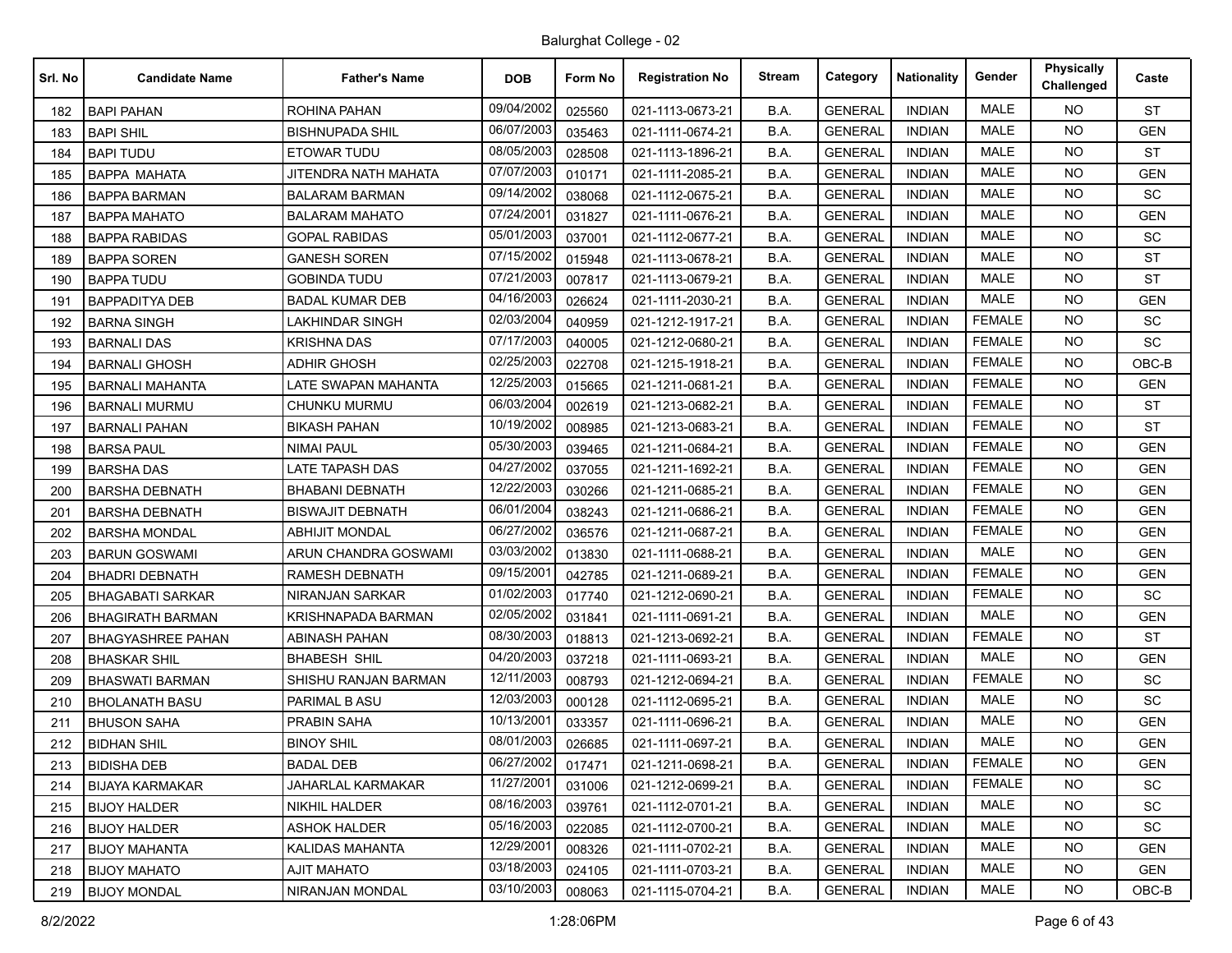Balurghat College - 02

| Srl. No | Candidate Name | Father's Name | DOB | Form No | Registration No | Stream | Category | Nationality | Gender | Physically Challenged | Caste |
|---|---|---|---|---|---|---|---|---|---|---|---|
| 182 | BAPI PAHAN | ROHINA PAHAN | 09/04/2002 | 025560 | 021-1113-0673-21 | B.A. | GENERAL | INDIAN | MALE | NO | ST |
| 183 | BAPI SHIL | BISHNUPADA SHIL | 06/07/2003 | 035463 | 021-1111-0674-21 | B.A. | GENERAL | INDIAN | MALE | NO | GEN |
| 184 | BAPI TUDU | ETOWAR TUDU | 08/05/2003 | 028508 | 021-1113-1896-21 | B.A. | GENERAL | INDIAN | MALE | NO | ST |
| 185 | BAPPA MAHATA | JITENDRA NATH MAHATA | 07/07/2003 | 010171 | 021-1111-2085-21 | B.A. | GENERAL | INDIAN | MALE | NO | GEN |
| 186 | BAPPA BARMAN | BALARAM BARMAN | 09/14/2002 | 038068 | 021-1112-0675-21 | B.A. | GENERAL | INDIAN | MALE | NO | SC |
| 187 | BAPPA MAHATO | BALARAM MAHATO | 07/24/2001 | 031827 | 021-1111-0676-21 | B.A. | GENERAL | INDIAN | MALE | NO | GEN |
| 188 | BAPPA RABIDAS | GOPAL RABIDAS | 05/01/2003 | 037001 | 021-1112-0677-21 | B.A. | GENERAL | INDIAN | MALE | NO | SC |
| 189 | BAPPA SOREN | GANESH SOREN | 07/15/2002 | 015948 | 021-1113-0678-21 | B.A. | GENERAL | INDIAN | MALE | NO | ST |
| 190 | BAPPA TUDU | GOBINDA TUDU | 07/21/2003 | 007817 | 021-1113-0679-21 | B.A. | GENERAL | INDIAN | MALE | NO | ST |
| 191 | BAPPADITYA DEB | BADAL KUMAR DEB | 04/16/2003 | 026624 | 021-1111-2030-21 | B.A. | GENERAL | INDIAN | MALE | NO | GEN |
| 192 | BARNA SINGH | LAKHINDAR SINGH | 02/03/2004 | 040959 | 021-1212-1917-21 | B.A. | GENERAL | INDIAN | FEMALE | NO | SC |
| 193 | BARNALI DAS | KRISHNA DAS | 07/17/2003 | 040005 | 021-1212-0680-21 | B.A. | GENERAL | INDIAN | FEMALE | NO | SC |
| 194 | BARNALI GHOSH | ADHIR GHOSH | 02/25/2003 | 022708 | 021-1215-1918-21 | B.A. | GENERAL | INDIAN | FEMALE | NO | OBC-B |
| 195 | BARNALI MAHANTA | LATE SWAPAN MAHANTA | 12/25/2003 | 015665 | 021-1211-0681-21 | B.A. | GENERAL | INDIAN | FEMALE | NO | GEN |
| 196 | BARNALI MURMU | CHUNKU MURMU | 06/03/2004 | 002619 | 021-1213-0682-21 | B.A. | GENERAL | INDIAN | FEMALE | NO | ST |
| 197 | BARNALI PAHAN | BIKASH PAHAN | 10/19/2002 | 008985 | 021-1213-0683-21 | B.A. | GENERAL | INDIAN | FEMALE | NO | ST |
| 198 | BARSA PAUL | NIMAI PAUL | 05/30/2003 | 039465 | 021-1211-0684-21 | B.A. | GENERAL | INDIAN | FEMALE | NO | GEN |
| 199 | BARSHA DAS | LATE TAPASH DAS | 04/27/2002 | 037055 | 021-1211-1692-21 | B.A. | GENERAL | INDIAN | FEMALE | NO | GEN |
| 200 | BARSHA DEBNATH | BHABANI DEBNATH | 12/22/2003 | 030266 | 021-1211-0685-21 | B.A. | GENERAL | INDIAN | FEMALE | NO | GEN |
| 201 | BARSHA DEBNATH | BISWAJIT DEBNATH | 06/01/2004 | 038243 | 021-1211-0686-21 | B.A. | GENERAL | INDIAN | FEMALE | NO | GEN |
| 202 | BARSHA MONDAL | ABHIJIT MONDAL | 06/27/2002 | 036576 | 021-1211-0687-21 | B.A. | GENERAL | INDIAN | FEMALE | NO | GEN |
| 203 | BARUN GOSWAMI | ARUN CHANDRA GOSWAMI | 03/03/2002 | 013830 | 021-1111-0688-21 | B.A. | GENERAL | INDIAN | MALE | NO | GEN |
| 204 | BHADRI DEBNATH | RAMESH DEBNATH | 09/15/2001 | 042785 | 021-1211-0689-21 | B.A. | GENERAL | INDIAN | FEMALE | NO | GEN |
| 205 | BHAGABATI SARKAR | NIRANJAN SARKAR | 01/02/2003 | 017740 | 021-1212-0690-21 | B.A. | GENERAL | INDIAN | FEMALE | NO | SC |
| 206 | BHAGIRATH BARMAN | KRISHNAPADA BARMAN | 02/05/2002 | 031841 | 021-1111-0691-21 | B.A. | GENERAL | INDIAN | MALE | NO | GEN |
| 207 | BHAGYASHREE PAHAN | ABINASH PAHAN | 08/30/2003 | 018813 | 021-1213-0692-21 | B.A. | GENERAL | INDIAN | FEMALE | NO | ST |
| 208 | BHASKAR SHIL | BHABESH SHIL | 04/20/2003 | 037218 | 021-1111-0693-21 | B.A. | GENERAL | INDIAN | MALE | NO | GEN |
| 209 | BHASWATI BARMAN | SHISHU RANJAN BARMAN | 12/11/2003 | 008793 | 021-1212-0694-21 | B.A. | GENERAL | INDIAN | FEMALE | NO | SC |
| 210 | BHOLANATH BASU | PARIMAL B ASU | 12/03/2003 | 000128 | 021-1112-0695-21 | B.A. | GENERAL | INDIAN | MALE | NO | SC |
| 211 | BHUSON SAHA | PRABIN SAHA | 10/13/2001 | 033357 | 021-1111-0696-21 | B.A. | GENERAL | INDIAN | MALE | NO | GEN |
| 212 | BIDHAN SHIL | BINOY SHIL | 08/01/2003 | 026685 | 021-1111-0697-21 | B.A. | GENERAL | INDIAN | MALE | NO | GEN |
| 213 | BIDISHA DEB | BADAL DEB | 06/27/2002 | 017471 | 021-1211-0698-21 | B.A. | GENERAL | INDIAN | FEMALE | NO | GEN |
| 214 | BIJAYA KARMAKAR | JAHARLAL KARMAKAR | 11/27/2001 | 031006 | 021-1212-0699-21 | B.A. | GENERAL | INDIAN | FEMALE | NO | SC |
| 215 | BIJOY HALDER | NIKHIL HALDER | 08/16/2003 | 039761 | 021-1112-0701-21 | B.A. | GENERAL | INDIAN | MALE | NO | SC |
| 216 | BIJOY HALDER | ASHOK HALDER | 05/16/2003 | 022085 | 021-1112-0700-21 | B.A. | GENERAL | INDIAN | MALE | NO | SC |
| 217 | BIJOY MAHANTA | KALIDAS MAHANTA | 12/29/2001 | 008326 | 021-1111-0702-21 | B.A. | GENERAL | INDIAN | MALE | NO | GEN |
| 218 | BIJOY MAHATO | AJIT MAHATO | 03/18/2003 | 024105 | 021-1111-0703-21 | B.A. | GENERAL | INDIAN | MALE | NO | GEN |
| 219 | BIJOY MONDAL | NIRANJAN MONDAL | 03/10/2003 | 008063 | 021-1115-0704-21 | B.A. | GENERAL | INDIAN | MALE | NO | OBC-B |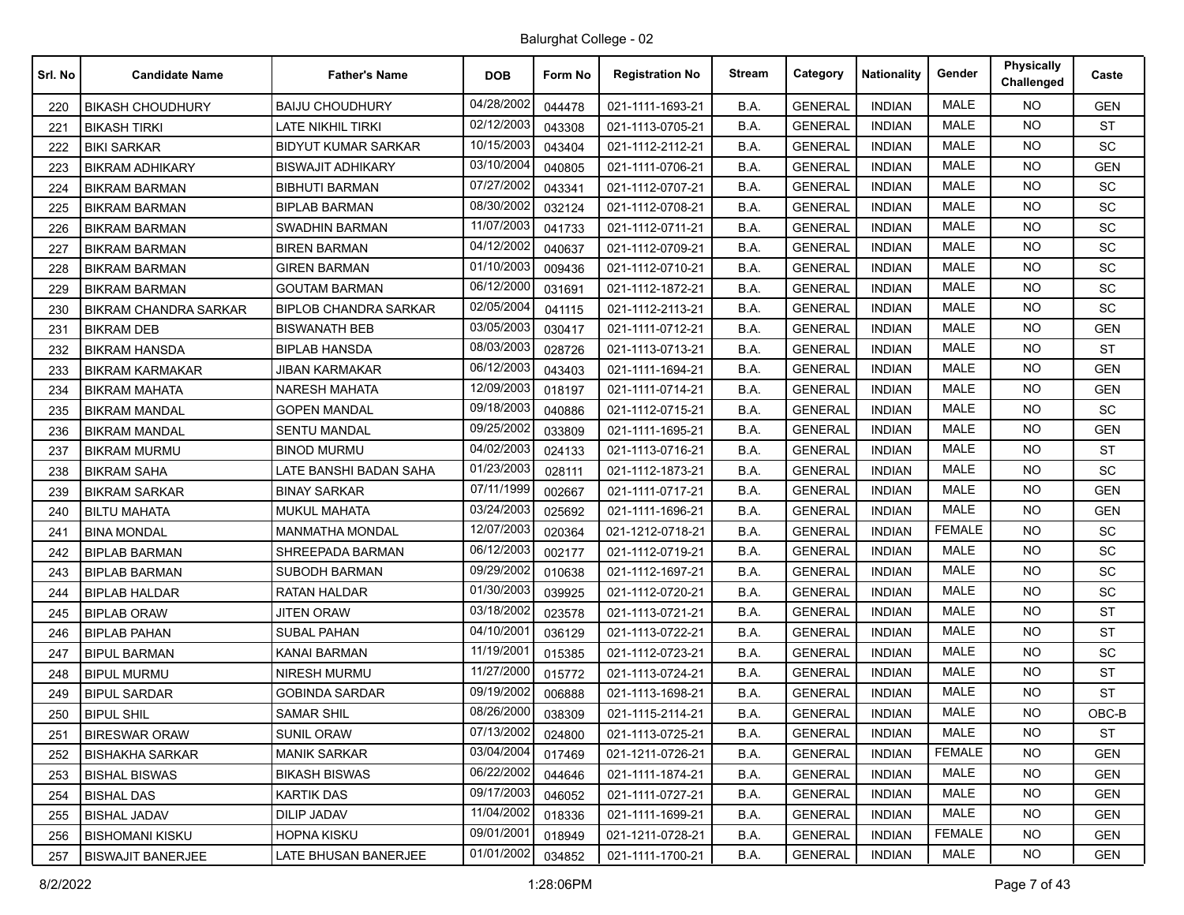Balurghat College - 02

| Srl. No | Candidate Name | Father's Name | DOB | Form No | Registration No | Stream | Category | Nationality | Gender | Physically Challenged | Caste |
|---|---|---|---|---|---|---|---|---|---|---|---|
| 220 | BIKASH CHOUDHURY | BAIJU CHOUDHURY | 04/28/2002 | 044478 | 021-1111-1693-21 | B.A. | GENERAL | INDIAN | MALE | NO | GEN |
| 221 | BIKASH TIRKI | LATE NIKHIL TIRKI | 02/12/2003 | 043308 | 021-1113-0705-21 | B.A. | GENERAL | INDIAN | MALE | NO | ST |
| 222 | BIKI SARKAR | BIDYUT KUMAR SARKAR | 10/15/2003 | 043404 | 021-1112-2112-21 | B.A. | GENERAL | INDIAN | MALE | NO | SC |
| 223 | BIKRAM ADHIKARY | BISWAJIT ADHIKARY | 03/10/2004 | 040805 | 021-1111-0706-21 | B.A. | GENERAL | INDIAN | MALE | NO | GEN |
| 224 | BIKRAM BARMAN | BIBHUTI BARMAN | 07/27/2002 | 043341 | 021-1112-0707-21 | B.A. | GENERAL | INDIAN | MALE | NO | SC |
| 225 | BIKRAM BARMAN | BIPLAB BARMAN | 08/30/2002 | 032124 | 021-1112-0708-21 | B.A. | GENERAL | INDIAN | MALE | NO | SC |
| 226 | BIKRAM BARMAN | SWADHIN BARMAN | 11/07/2003 | 041733 | 021-1112-0711-21 | B.A. | GENERAL | INDIAN | MALE | NO | SC |
| 227 | BIKRAM BARMAN | BIREN BARMAN | 04/12/2002 | 040637 | 021-1112-0709-21 | B.A. | GENERAL | INDIAN | MALE | NO | SC |
| 228 | BIKRAM BARMAN | GIREN BARMAN | 01/10/2003 | 009436 | 021-1112-0710-21 | B.A. | GENERAL | INDIAN | MALE | NO | SC |
| 229 | BIKRAM BARMAN | GOUTAM BARMAN | 06/12/2000 | 031691 | 021-1112-1872-21 | B.A. | GENERAL | INDIAN | MALE | NO | SC |
| 230 | BIKRAM CHANDRA SARKAR | BIPLOB CHANDRA SARKAR | 02/05/2004 | 041115 | 021-1112-2113-21 | B.A. | GENERAL | INDIAN | MALE | NO | SC |
| 231 | BIKRAM DEB | BISWANATH BEB | 03/05/2003 | 030417 | 021-1111-0712-21 | B.A. | GENERAL | INDIAN | MALE | NO | GEN |
| 232 | BIKRAM HANSDA | BIPLAB HANSDA | 08/03/2003 | 028726 | 021-1113-0713-21 | B.A. | GENERAL | INDIAN | MALE | NO | ST |
| 233 | BIKRAM KARMAKAR | JIBAN KARMAKAR | 06/12/2003 | 043403 | 021-1111-1694-21 | B.A. | GENERAL | INDIAN | MALE | NO | GEN |
| 234 | BIKRAM MAHATA | NARESH MAHATA | 12/09/2003 | 018197 | 021-1111-0714-21 | B.A. | GENERAL | INDIAN | MALE | NO | GEN |
| 235 | BIKRAM MANDAL | GOPEN MANDAL | 09/18/2003 | 040886 | 021-1112-0715-21 | B.A. | GENERAL | INDIAN | MALE | NO | SC |
| 236 | BIKRAM MANDAL | SENTU MANDAL | 09/25/2002 | 033809 | 021-1111-1695-21 | B.A. | GENERAL | INDIAN | MALE | NO | GEN |
| 237 | BIKRAM MURMU | BINOD MURMU | 04/02/2003 | 024133 | 021-1113-0716-21 | B.A. | GENERAL | INDIAN | MALE | NO | ST |
| 238 | BIKRAM SAHA | LATE BANSHI BADAN SAHA | 01/23/2003 | 028111 | 021-1112-1873-21 | B.A. | GENERAL | INDIAN | MALE | NO | SC |
| 239 | BIKRAM SARKAR | BINAY SARKAR | 07/11/1999 | 002667 | 021-1111-0717-21 | B.A. | GENERAL | INDIAN | MALE | NO | GEN |
| 240 | BILTU MAHATA | MUKUL MAHATA | 03/24/2003 | 025692 | 021-1111-1696-21 | B.A. | GENERAL | INDIAN | MALE | NO | GEN |
| 241 | BINA MONDAL | MANMATHA MONDAL | 12/07/2003 | 020364 | 021-1212-0718-21 | B.A. | GENERAL | INDIAN | FEMALE | NO | SC |
| 242 | BIPLAB BARMAN | SHREEPADA BARMAN | 06/12/2003 | 002177 | 021-1112-0719-21 | B.A. | GENERAL | INDIAN | MALE | NO | SC |
| 243 | BIPLAB BARMAN | SUBODH BARMAN | 09/29/2002 | 010638 | 021-1112-1697-21 | B.A. | GENERAL | INDIAN | MALE | NO | SC |
| 244 | BIPLAB HALDAR | RATAN HALDAR | 01/30/2003 | 039925 | 021-1112-0720-21 | B.A. | GENERAL | INDIAN | MALE | NO | SC |
| 245 | BIPLAB ORAW | JITEN ORAW | 03/18/2002 | 023578 | 021-1113-0721-21 | B.A. | GENERAL | INDIAN | MALE | NO | ST |
| 246 | BIPLAB PAHAN | SUBAL PAHAN | 04/10/2001 | 036129 | 021-1113-0722-21 | B.A. | GENERAL | INDIAN | MALE | NO | ST |
| 247 | BIPUL BARMAN | KANAI BARMAN | 11/19/2001 | 015385 | 021-1112-0723-21 | B.A. | GENERAL | INDIAN | MALE | NO | SC |
| 248 | BIPUL MURMU | NIRESH MURMU | 11/27/2000 | 015772 | 021-1113-0724-21 | B.A. | GENERAL | INDIAN | MALE | NO | ST |
| 249 | BIPUL SARDAR | GOBINDA SARDAR | 09/19/2002 | 006888 | 021-1113-1698-21 | B.A. | GENERAL | INDIAN | MALE | NO | ST |
| 250 | BIPUL SHIL | SAMAR SHIL | 08/26/2000 | 038309 | 021-1115-2114-21 | B.A. | GENERAL | INDIAN | MALE | NO | OBC-B |
| 251 | BIRESWAR ORAW | SUNIL ORAW | 07/13/2002 | 024800 | 021-1113-0725-21 | B.A. | GENERAL | INDIAN | MALE | NO | ST |
| 252 | BISHAKHA SARKAR | MANIK SARKAR | 03/04/2004 | 017469 | 021-1211-0726-21 | B.A. | GENERAL | INDIAN | FEMALE | NO | GEN |
| 253 | BISHAL BISWAS | BIKASH BISWAS | 06/22/2002 | 044646 | 021-1111-1874-21 | B.A. | GENERAL | INDIAN | MALE | NO | GEN |
| 254 | BISHAL DAS | KARTIK DAS | 09/17/2003 | 046052 | 021-1111-0727-21 | B.A. | GENERAL | INDIAN | MALE | NO | GEN |
| 255 | BISHAL JADAV | DILIP JADAV | 11/04/2002 | 018336 | 021-1111-1699-21 | B.A. | GENERAL | INDIAN | MALE | NO | GEN |
| 256 | BISHOMANI KISKU | HOPNA KISKU | 09/01/2001 | 018949 | 021-1211-0728-21 | B.A. | GENERAL | INDIAN | FEMALE | NO | GEN |
| 257 | BISWAJIT BANERJEE | LATE BHUSAN BANERJEE | 01/01/2002 | 034852 | 021-1111-1700-21 | B.A. | GENERAL | INDIAN | MALE | NO | GEN |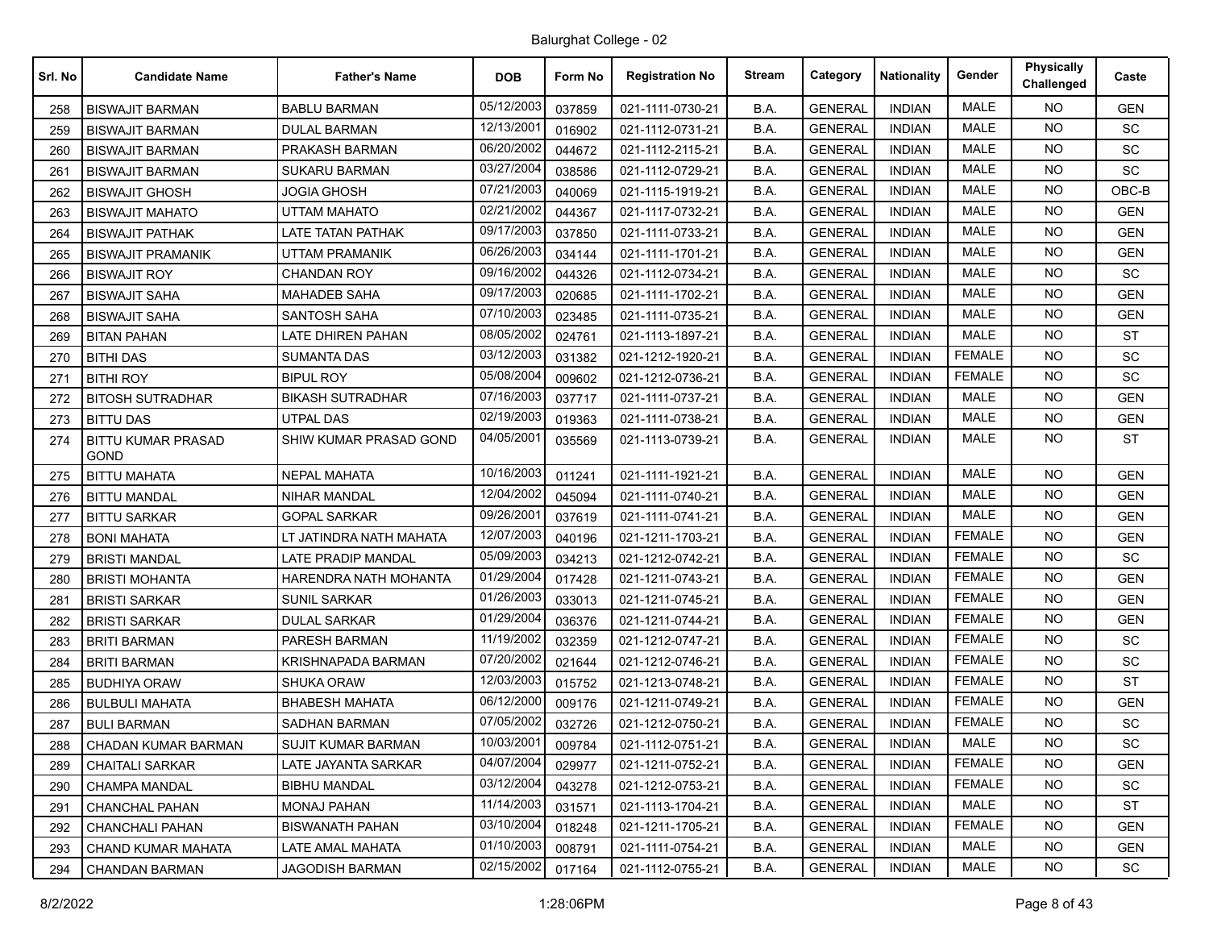Balurghat College - 02

| Srl. No | Candidate Name | Father's Name | DOB | Form No | Registration No | Stream | Category | Nationality | Gender | Physically Challenged | Caste |
|---|---|---|---|---|---|---|---|---|---|---|---|
| 258 | BISWAJIT BARMAN | BABLU BARMAN | 05/12/2003 | 037859 | 021-1111-0730-21 | B.A. | GENERAL | INDIAN | MALE | NO | GEN |
| 259 | BISWAJIT BARMAN | DULAL BARMAN | 12/13/2001 | 016902 | 021-1112-0731-21 | B.A. | GENERAL | INDIAN | MALE | NO | SC |
| 260 | BISWAJIT BARMAN | PRAKASH BARMAN | 06/20/2002 | 044672 | 021-1112-2115-21 | B.A. | GENERAL | INDIAN | MALE | NO | SC |
| 261 | BISWAJIT BARMAN | SUKARU BARMAN | 03/27/2004 | 038586 | 021-1112-0729-21 | B.A. | GENERAL | INDIAN | MALE | NO | SC |
| 262 | BISWAJIT GHOSH | JOGIA GHOSH | 07/21/2003 | 040069 | 021-1115-1919-21 | B.A. | GENERAL | INDIAN | MALE | NO | OBC-B |
| 263 | BISWAJIT MAHATO | UTTAM MAHATO | 02/21/2002 | 044367 | 021-1117-0732-21 | B.A. | GENERAL | INDIAN | MALE | NO | GEN |
| 264 | BISWAJIT PATHAK | LATE TATAN PATHAK | 09/17/2003 | 037850 | 021-1111-0733-21 | B.A. | GENERAL | INDIAN | MALE | NO | GEN |
| 265 | BISWAJIT PRAMANIK | UTTAM PRAMANIK | 06/26/2003 | 034144 | 021-1111-1701-21 | B.A. | GENERAL | INDIAN | MALE | NO | GEN |
| 266 | BISWAJIT ROY | CHANDAN ROY | 09/16/2002 | 044326 | 021-1112-0734-21 | B.A. | GENERAL | INDIAN | MALE | NO | SC |
| 267 | BISWAJIT SAHA | MAHADEB SAHA | 09/17/2003 | 020685 | 021-1111-1702-21 | B.A. | GENERAL | INDIAN | MALE | NO | GEN |
| 268 | BISWAJIT SAHA | SANTOSH SAHA | 07/10/2003 | 023485 | 021-1111-0735-21 | B.A. | GENERAL | INDIAN | MALE | NO | GEN |
| 269 | BITAN PAHAN | LATE DHIREN PAHAN | 08/05/2002 | 024761 | 021-1113-1897-21 | B.A. | GENERAL | INDIAN | MALE | NO | ST |
| 270 | BITHI DAS | SUMANTA DAS | 03/12/2003 | 031382 | 021-1212-1920-21 | B.A. | GENERAL | INDIAN | FEMALE | NO | SC |
| 271 | BITHI ROY | BIPUL ROY | 05/08/2004 | 009602 | 021-1212-0736-21 | B.A. | GENERAL | INDIAN | FEMALE | NO | SC |
| 272 | BITOSH SUTRADHAR | BIKASH SUTRADHAR | 07/16/2003 | 037717 | 021-1111-0737-21 | B.A. | GENERAL | INDIAN | MALE | NO | GEN |
| 273 | BITTU DAS | UTPAL DAS | 02/19/2003 | 019363 | 021-1111-0738-21 | B.A. | GENERAL | INDIAN | MALE | NO | GEN |
| 274 | BITTU KUMAR PRASAD GOND | SHIW KUMAR PRASAD GOND | 04/05/2001 | 035569 | 021-1113-0739-21 | B.A. | GENERAL | INDIAN | MALE | NO | ST |
| 275 | BITTU MAHATA | NEPAL MAHATA | 10/16/2003 | 011241 | 021-1111-1921-21 | B.A. | GENERAL | INDIAN | MALE | NO | GEN |
| 276 | BITTU MANDAL | NIHAR MANDAL | 12/04/2002 | 045094 | 021-1111-0740-21 | B.A. | GENERAL | INDIAN | MALE | NO | GEN |
| 277 | BITTU SARKAR | GOPAL SARKAR | 09/26/2001 | 037619 | 021-1111-0741-21 | B.A. | GENERAL | INDIAN | MALE | NO | GEN |
| 278 | BONI MAHATA | LT JATINDRA NATH MAHATA | 12/07/2003 | 040196 | 021-1211-1703-21 | B.A. | GENERAL | INDIAN | FEMALE | NO | GEN |
| 279 | BRISTI MANDAL | LATE PRADIP MANDAL | 05/09/2003 | 034213 | 021-1212-0742-21 | B.A. | GENERAL | INDIAN | FEMALE | NO | SC |
| 280 | BRISTI MOHANTA | HARENDRA NATH MOHANTA | 01/29/2004 | 017428 | 021-1211-0743-21 | B.A. | GENERAL | INDIAN | FEMALE | NO | GEN |
| 281 | BRISTI SARKAR | SUNIL SARKAR | 01/26/2003 | 033013 | 021-1211-0745-21 | B.A. | GENERAL | INDIAN | FEMALE | NO | GEN |
| 282 | BRISTI SARKAR | DULAL SARKAR | 01/29/2004 | 036376 | 021-1211-0744-21 | B.A. | GENERAL | INDIAN | FEMALE | NO | GEN |
| 283 | BRITI BARMAN | PARESH BARMAN | 11/19/2002 | 032359 | 021-1212-0747-21 | B.A. | GENERAL | INDIAN | FEMALE | NO | SC |
| 284 | BRITI BARMAN | KRISHNAPADA BARMAN | 07/20/2002 | 021644 | 021-1212-0746-21 | B.A. | GENERAL | INDIAN | FEMALE | NO | SC |
| 285 | BUDHIYA ORAW | SHUKA ORAW | 12/03/2003 | 015752 | 021-1213-0748-21 | B.A. | GENERAL | INDIAN | FEMALE | NO | ST |
| 286 | BULBULI MAHATA | BHABESH MAHATA | 06/12/2000 | 009176 | 021-1211-0749-21 | B.A. | GENERAL | INDIAN | FEMALE | NO | GEN |
| 287 | BULI BARMAN | SADHAN BARMAN | 07/05/2002 | 032726 | 021-1212-0750-21 | B.A. | GENERAL | INDIAN | FEMALE | NO | SC |
| 288 | CHADAN KUMAR BARMAN | SUJIT KUMAR BARMAN | 10/03/2001 | 009784 | 021-1112-0751-21 | B.A. | GENERAL | INDIAN | MALE | NO | SC |
| 289 | CHAITALI SARKAR | LATE JAYANTA SARKAR | 04/07/2004 | 029977 | 021-1211-0752-21 | B.A. | GENERAL | INDIAN | FEMALE | NO | GEN |
| 290 | CHAMPA MANDAL | BIBHU MANDAL | 03/12/2004 | 043278 | 021-1212-0753-21 | B.A. | GENERAL | INDIAN | FEMALE | NO | SC |
| 291 | CHANCHAL PAHAN | MONAJ PAHAN | 11/14/2003 | 031571 | 021-1113-1704-21 | B.A. | GENERAL | INDIAN | MALE | NO | ST |
| 292 | CHANCHALI PAHAN | BISWANATH PAHAN | 03/10/2004 | 018248 | 021-1211-1705-21 | B.A. | GENERAL | INDIAN | FEMALE | NO | GEN |
| 293 | CHAND KUMAR MAHATA | LATE AMAL MAHATA | 01/10/2003 | 008791 | 021-1111-0754-21 | B.A. | GENERAL | INDIAN | MALE | NO | GEN |
| 294 | CHANDAN BARMAN | JAGODISH BARMAN | 02/15/2002 | 017164 | 021-1112-0755-21 | B.A. | GENERAL | INDIAN | MALE | NO | SC |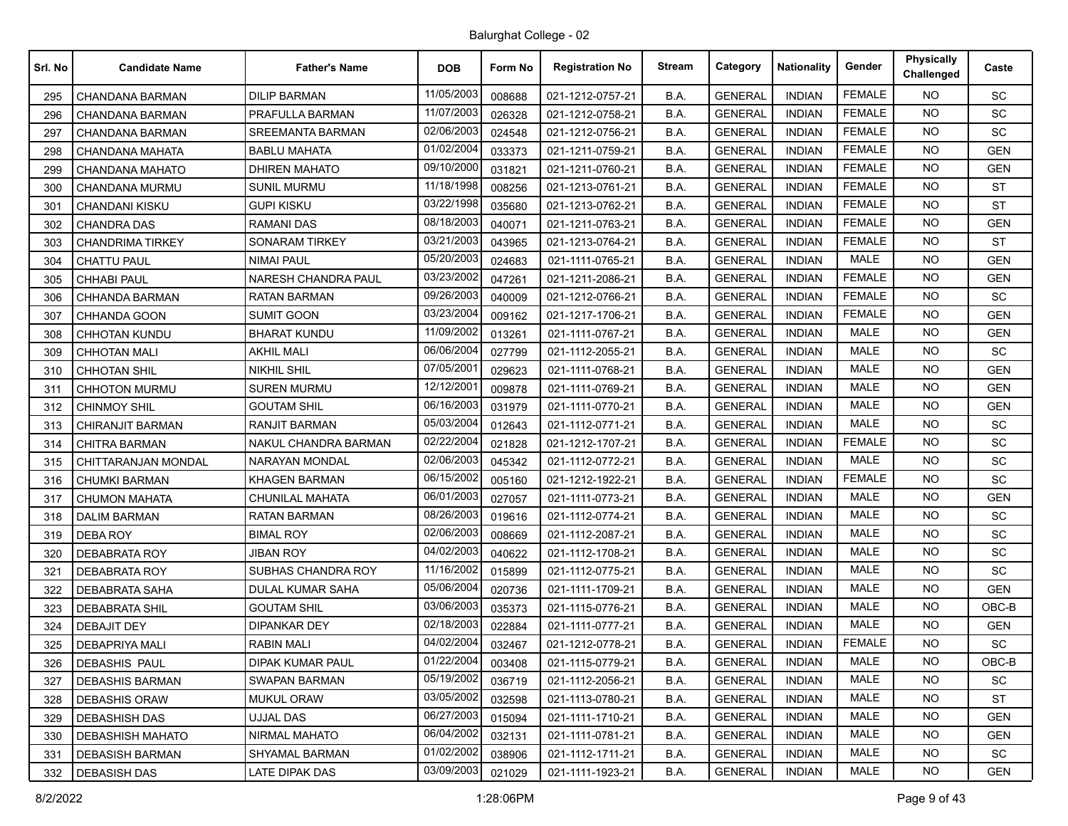Balurghat College - 02

| Srl. No | Candidate Name | Father's Name | DOB | Form No | Registration No | Stream | Category | Nationality | Gender | Physically Challenged | Caste |
|---|---|---|---|---|---|---|---|---|---|---|---|
| 295 | CHANDANA BARMAN | DILIP BARMAN | 11/05/2003 | 008688 | 021-1212-0757-21 | B.A. | GENERAL | INDIAN | FEMALE | NO | SC |
| 296 | CHANDANA BARMAN | PRAFULLA BARMAN | 11/07/2003 | 026328 | 021-1212-0758-21 | B.A. | GENERAL | INDIAN | FEMALE | NO | SC |
| 297 | CHANDANA BARMAN | SREEMANTA BARMAN | 02/06/2003 | 024548 | 021-1212-0756-21 | B.A. | GENERAL | INDIAN | FEMALE | NO | SC |
| 298 | CHANDANA MAHATA | BABLU MAHATA | 01/02/2004 | 033373 | 021-1211-0759-21 | B.A. | GENERAL | INDIAN | FEMALE | NO | GEN |
| 299 | CHANDANA MAHATO | DHIREN MAHATO | 09/10/2000 | 031821 | 021-1211-0760-21 | B.A. | GENERAL | INDIAN | FEMALE | NO | GEN |
| 300 | CHANDANA MURMU | SUNIL MURMU | 11/18/1998 | 008256 | 021-1213-0761-21 | B.A. | GENERAL | INDIAN | FEMALE | NO | ST |
| 301 | CHANDANI KISKU | GUPI KISKU | 03/22/1998 | 035680 | 021-1213-0762-21 | B.A. | GENERAL | INDIAN | FEMALE | NO | ST |
| 302 | CHANDRA DAS | RAMANI DAS | 08/18/2003 | 040071 | 021-1211-0763-21 | B.A. | GENERAL | INDIAN | FEMALE | NO | GEN |
| 303 | CHANDRIMA TIRKEY | SONARAM TIRKEY | 03/21/2003 | 043965 | 021-1213-0764-21 | B.A. | GENERAL | INDIAN | FEMALE | NO | ST |
| 304 | CHATTU PAUL | NIMAI PAUL | 05/20/2003 | 024683 | 021-1111-0765-21 | B.A. | GENERAL | INDIAN | MALE | NO | GEN |
| 305 | CHHABI PAUL | NARESH CHANDRA PAUL | 03/23/2002 | 047261 | 021-1211-2086-21 | B.A. | GENERAL | INDIAN | FEMALE | NO | GEN |
| 306 | CHHANDA BARMAN | RATAN BARMAN | 09/26/2003 | 040009 | 021-1212-0766-21 | B.A. | GENERAL | INDIAN | FEMALE | NO | SC |
| 307 | CHHANDA GOON | SUMIT GOON | 03/23/2004 | 009162 | 021-1217-1706-21 | B.A. | GENERAL | INDIAN | FEMALE | NO | GEN |
| 308 | CHHOTAN KUNDU | BHARAT KUNDU | 11/09/2002 | 013261 | 021-1111-0767-21 | B.A. | GENERAL | INDIAN | MALE | NO | GEN |
| 309 | CHHOTAN MALI | AKHIL MALI | 06/06/2004 | 027799 | 021-1112-2055-21 | B.A. | GENERAL | INDIAN | MALE | NO | SC |
| 310 | CHHOTAN SHIL | NIKHIL SHIL | 07/05/2001 | 029623 | 021-1111-0768-21 | B.A. | GENERAL | INDIAN | MALE | NO | GEN |
| 311 | CHHOTON MURMU | SUREN MURMU | 12/12/2001 | 009878 | 021-1111-0769-21 | B.A. | GENERAL | INDIAN | MALE | NO | GEN |
| 312 | CHINMOY SHIL | GOUTAM SHIL | 06/16/2003 | 031979 | 021-1111-0770-21 | B.A. | GENERAL | INDIAN | MALE | NO | GEN |
| 313 | CHIRANJIT BARMAN | RANJIT BARMAN | 05/03/2004 | 012643 | 021-1112-0771-21 | B.A. | GENERAL | INDIAN | MALE | NO | SC |
| 314 | CHITRA BARMAN | NAKUL CHANDRA BARMAN | 02/22/2004 | 021828 | 021-1212-1707-21 | B.A. | GENERAL | INDIAN | FEMALE | NO | SC |
| 315 | CHITTARANJAN MONDAL | NARAYAN MONDAL | 02/06/2003 | 045342 | 021-1112-0772-21 | B.A. | GENERAL | INDIAN | MALE | NO | SC |
| 316 | CHUMKI BARMAN | KHAGEN BARMAN | 06/15/2002 | 005160 | 021-1212-1922-21 | B.A. | GENERAL | INDIAN | FEMALE | NO | SC |
| 317 | CHUMON MAHATA | CHUNILAL MAHATA | 06/01/2003 | 027057 | 021-1111-0773-21 | B.A. | GENERAL | INDIAN | MALE | NO | GEN |
| 318 | DALIM BARMAN | RATAN BARMAN | 08/26/2003 | 019616 | 021-1112-0774-21 | B.A. | GENERAL | INDIAN | MALE | NO | SC |
| 319 | DEBA ROY | BIMAL ROY | 02/06/2003 | 008669 | 021-1112-2087-21 | B.A. | GENERAL | INDIAN | MALE | NO | SC |
| 320 | DEBABRATA ROY | JIBAN ROY | 04/02/2003 | 040622 | 021-1112-1708-21 | B.A. | GENERAL | INDIAN | MALE | NO | SC |
| 321 | DEBABRATA ROY | SUBHAS CHANDRA ROY | 11/16/2002 | 015899 | 021-1112-0775-21 | B.A. | GENERAL | INDIAN | MALE | NO | SC |
| 322 | DEBABRATA SAHA | DULAL KUMAR SAHA | 05/06/2004 | 020736 | 021-1111-1709-21 | B.A. | GENERAL | INDIAN | MALE | NO | GEN |
| 323 | DEBABRATA SHIL | GOUTAM SHIL | 03/06/2003 | 035373 | 021-1115-0776-21 | B.A. | GENERAL | INDIAN | MALE | NO | OBC-B |
| 324 | DEBAJIT DEY | DIPANKAR DEY | 02/18/2003 | 022884 | 021-1111-0777-21 | B.A. | GENERAL | INDIAN | MALE | NO | GEN |
| 325 | DEBAPRIYA MALI | RABIN MALI | 04/02/2004 | 032467 | 021-1212-0778-21 | B.A. | GENERAL | INDIAN | FEMALE | NO | SC |
| 326 | DEBASHIS PAUL | DIPAK KUMAR PAUL | 01/22/2004 | 003408 | 021-1115-0779-21 | B.A. | GENERAL | INDIAN | MALE | NO | OBC-B |
| 327 | DEBASHIS BARMAN | SWAPAN BARMAN | 05/19/2002 | 036719 | 021-1112-2056-21 | B.A. | GENERAL | INDIAN | MALE | NO | SC |
| 328 | DEBASHIS ORAW | MUKUL ORAW | 03/05/2002 | 032598 | 021-1113-0780-21 | B.A. | GENERAL | INDIAN | MALE | NO | ST |
| 329 | DEBASHISH DAS | UJJAL DAS | 06/27/2003 | 015094 | 021-1111-1710-21 | B.A. | GENERAL | INDIAN | MALE | NO | GEN |
| 330 | DEBASHISH MAHATO | NIRMAL MAHATO | 06/04/2002 | 032131 | 021-1111-0781-21 | B.A. | GENERAL | INDIAN | MALE | NO | GEN |
| 331 | DEBASISH BARMAN | SHYAMAL BARMAN | 01/02/2002 | 038906 | 021-1112-1711-21 | B.A. | GENERAL | INDIAN | MALE | NO | SC |
| 332 | DEBASISH DAS | LATE DIPAK DAS | 03/09/2003 | 021029 | 021-1111-1923-21 | B.A. | GENERAL | INDIAN | MALE | NO | GEN |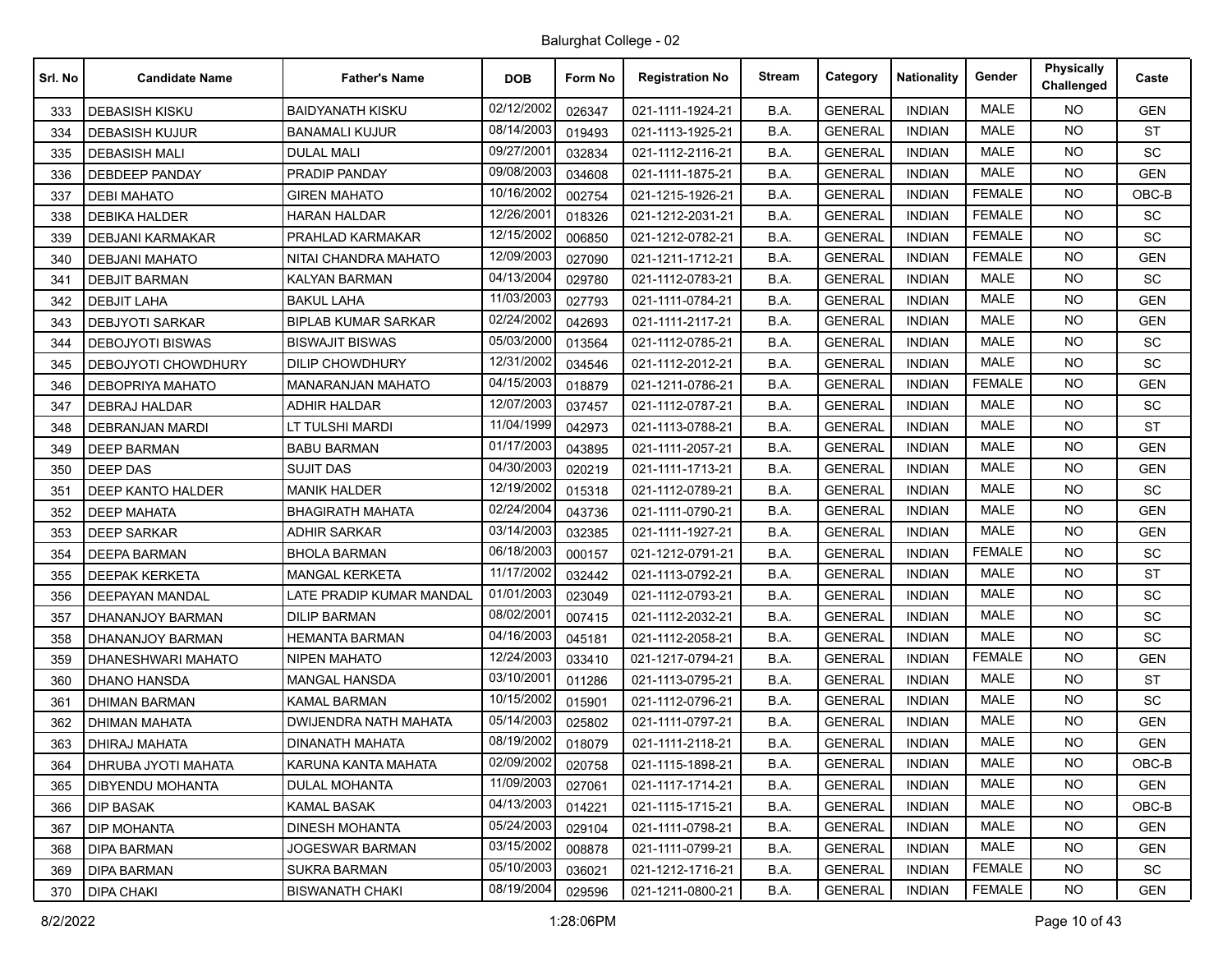# Balurghat College - 02

| Srl. No | Candidate Name | Father's Name | DOB | Form No | Registration No | Stream | Category | Nationality | Gender | Physically Challenged | Caste |
|---|---|---|---|---|---|---|---|---|---|---|---|
| 333 | DEBASISH KISKU | BAIDYANATH KISKU | 02/12/2002 | 026347 | 021-1111-1924-21 | B.A. | GENERAL | INDIAN | MALE | NO | GEN |
| 334 | DEBASISH KUJUR | BANAMALI KUJUR | 08/14/2003 | 019493 | 021-1113-1925-21 | B.A. | GENERAL | INDIAN | MALE | NO | ST |
| 335 | DEBASISH MALI | DULAL MALI | 09/27/2001 | 032834 | 021-1112-2116-21 | B.A. | GENERAL | INDIAN | MALE | NO | SC |
| 336 | DEBDEEP PANDAY | PRADIP PANDAY | 09/08/2003 | 034608 | 021-1111-1875-21 | B.A. | GENERAL | INDIAN | MALE | NO | GEN |
| 337 | DEBI MAHATO | GIREN MAHATO | 10/16/2002 | 002754 | 021-1215-1926-21 | B.A. | GENERAL | INDIAN | FEMALE | NO | OBC-B |
| 338 | DEBIKA HALDER | HARAN HALDAR | 12/26/2001 | 018326 | 021-1212-2031-21 | B.A. | GENERAL | INDIAN | FEMALE | NO | SC |
| 339 | DEBJANI KARMAKAR | PRAHLAD KARMAKAR | 12/15/2002 | 006850 | 021-1212-0782-21 | B.A. | GENERAL | INDIAN | FEMALE | NO | SC |
| 340 | DEBJANI MAHATO | NITAI CHANDRA MAHATO | 12/09/2003 | 027090 | 021-1211-1712-21 | B.A. | GENERAL | INDIAN | FEMALE | NO | GEN |
| 341 | DEBJIT BARMAN | KALYAN BARMAN | 04/13/2004 | 029780 | 021-1112-0783-21 | B.A. | GENERAL | INDIAN | MALE | NO | SC |
| 342 | DEBJIT LAHA | BAKUL LAHA | 11/03/2003 | 027793 | 021-1111-0784-21 | B.A. | GENERAL | INDIAN | MALE | NO | GEN |
| 343 | DEBJYOTI SARKAR | BIPLAB KUMAR SARKAR | 02/24/2002 | 042693 | 021-1111-2117-21 | B.A. | GENERAL | INDIAN | MALE | NO | GEN |
| 344 | DEBOJYOTI BISWAS | BISWAJIT BISWAS | 05/03/2000 | 013564 | 021-1112-0785-21 | B.A. | GENERAL | INDIAN | MALE | NO | SC |
| 345 | DEBOJYOTI CHOWDHURY | DILIP CHOWDHURY | 12/31/2002 | 034546 | 021-1112-2012-21 | B.A. | GENERAL | INDIAN | MALE | NO | SC |
| 346 | DEBOPRIYA MAHATO | MANARANJAN MAHATO | 04/15/2003 | 018879 | 021-1211-0786-21 | B.A. | GENERAL | INDIAN | FEMALE | NO | GEN |
| 347 | DEBRAJ HALDAR | ADHIR HALDAR | 12/07/2003 | 037457 | 021-1112-0787-21 | B.A. | GENERAL | INDIAN | MALE | NO | SC |
| 348 | DEBRANJAN MARDI | LT TULSHI MARDI | 11/04/1999 | 042973 | 021-1113-0788-21 | B.A. | GENERAL | INDIAN | MALE | NO | ST |
| 349 | DEEP BARMAN | BABU BARMAN | 01/17/2003 | 043895 | 021-1111-2057-21 | B.A. | GENERAL | INDIAN | MALE | NO | GEN |
| 350 | DEEP DAS | SUJIT DAS | 04/30/2003 | 020219 | 021-1111-1713-21 | B.A. | GENERAL | INDIAN | MALE | NO | GEN |
| 351 | DEEP KANTO HALDER | MANIK HALDER | 12/19/2002 | 015318 | 021-1112-0789-21 | B.A. | GENERAL | INDIAN | MALE | NO | SC |
| 352 | DEEP MAHATA | BHAGIRATH MAHATA | 02/24/2004 | 043736 | 021-1111-0790-21 | B.A. | GENERAL | INDIAN | MALE | NO | GEN |
| 353 | DEEP SARKAR | ADHIR SARKAR | 03/14/2003 | 032385 | 021-1111-1927-21 | B.A. | GENERAL | INDIAN | MALE | NO | GEN |
| 354 | DEEPA BARMAN | BHOLA BARMAN | 06/18/2003 | 000157 | 021-1212-0791-21 | B.A. | GENERAL | INDIAN | FEMALE | NO | SC |
| 355 | DEEPAK KERKETA | MANGAL KERKETA | 11/17/2002 | 032442 | 021-1113-0792-21 | B.A. | GENERAL | INDIAN | MALE | NO | ST |
| 356 | DEEPAYAN MANDAL | LATE PRADIP KUMAR MANDAL | 01/01/2003 | 023049 | 021-1112-0793-21 | B.A. | GENERAL | INDIAN | MALE | NO | SC |
| 357 | DHANANJOY BARMAN | DILIP BARMAN | 08/02/2001 | 007415 | 021-1112-2032-21 | B.A. | GENERAL | INDIAN | MALE | NO | SC |
| 358 | DHANANJOY BARMAN | HEMANTA BARMAN | 04/16/2003 | 045181 | 021-1112-2058-21 | B.A. | GENERAL | INDIAN | MALE | NO | SC |
| 359 | DHANESHWARI MAHATO | NIPEN MAHATO | 12/24/2003 | 033410 | 021-1217-0794-21 | B.A. | GENERAL | INDIAN | FEMALE | NO | GEN |
| 360 | DHANO HANSDA | MANGAL HANSDA | 03/10/2001 | 011286 | 021-1113-0795-21 | B.A. | GENERAL | INDIAN | MALE | NO | ST |
| 361 | DHIMAN BARMAN | KAMAL BARMAN | 10/15/2002 | 015901 | 021-1112-0796-21 | B.A. | GENERAL | INDIAN | MALE | NO | SC |
| 362 | DHIMAN MAHATA | DWIJENDRA NATH MAHATA | 05/14/2003 | 025802 | 021-1111-0797-21 | B.A. | GENERAL | INDIAN | MALE | NO | GEN |
| 363 | DHIRAJ MAHATA | DINANATH MAHATA | 08/19/2002 | 018079 | 021-1111-2118-21 | B.A. | GENERAL | INDIAN | MALE | NO | GEN |
| 364 | DHRUBA JYOTI MAHATA | KARUNA KANTA MAHATA | 02/09/2002 | 020758 | 021-1115-1898-21 | B.A. | GENERAL | INDIAN | MALE | NO | OBC-B |
| 365 | DIBYENDU MOHANTA | DULAL MOHANTA | 11/09/2003 | 027061 | 021-1117-1714-21 | B.A. | GENERAL | INDIAN | MALE | NO | GEN |
| 366 | DIP BASAK | KAMAL BASAK | 04/13/2003 | 014221 | 021-1115-1715-21 | B.A. | GENERAL | INDIAN | MALE | NO | OBC-B |
| 367 | DIP MOHANTA | DINESH MOHANTA | 05/24/2003 | 029104 | 021-1111-0798-21 | B.A. | GENERAL | INDIAN | MALE | NO | GEN |
| 368 | DIPA BARMAN | JOGESWAR BARMAN | 03/15/2002 | 008878 | 021-1111-0799-21 | B.A. | GENERAL | INDIAN | MALE | NO | GEN |
| 369 | DIPA BARMAN | SUKRA BARMAN | 05/10/2003 | 036021 | 021-1212-1716-21 | B.A. | GENERAL | INDIAN | FEMALE | NO | SC |
| 370 | DIPA CHAKI | BISWANATH CHAKI | 08/19/2004 | 029596 | 021-1211-0800-21 | B.A. | GENERAL | INDIAN | FEMALE | NO | GEN |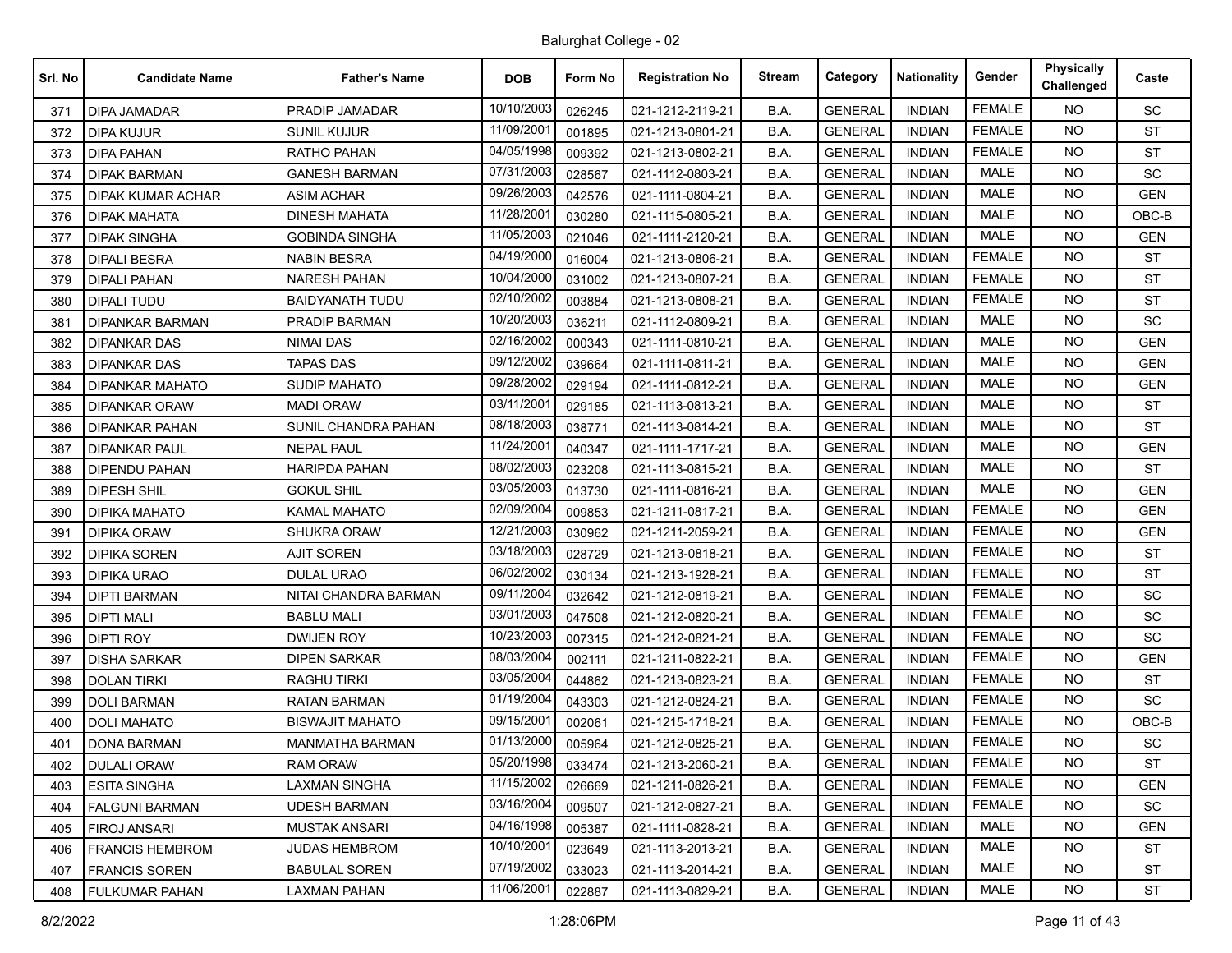Balurghat College - 02

| Srl. No | Candidate Name | Father's Name | DOB | Form No | Registration No | Stream | Category | Nationality | Gender | Physically Challenged | Caste |
|---|---|---|---|---|---|---|---|---|---|---|---|
| 371 | DIPA JAMADAR | PRADIP JAMADAR | 10/10/2003 | 026245 | 021-1212-2119-21 | B.A. | GENERAL | INDIAN | FEMALE | NO | SC |
| 372 | DIPA KUJUR | SUNIL KUJUR | 11/09/2001 | 001895 | 021-1213-0801-21 | B.A. | GENERAL | INDIAN | FEMALE | NO | ST |
| 373 | DIPA PAHAN | RATHO PAHAN | 04/05/1998 | 009392 | 021-1213-0802-21 | B.A. | GENERAL | INDIAN | FEMALE | NO | ST |
| 374 | DIPAK BARMAN | GANESH BARMAN | 07/31/2003 | 028567 | 021-1112-0803-21 | B.A. | GENERAL | INDIAN | MALE | NO | SC |
| 375 | DIPAK KUMAR ACHAR | ASIM ACHAR | 09/26/2003 | 042576 | 021-1111-0804-21 | B.A. | GENERAL | INDIAN | MALE | NO | GEN |
| 376 | DIPAK MAHATA | DINESH MAHATA | 11/28/2001 | 030280 | 021-1115-0805-21 | B.A. | GENERAL | INDIAN | MALE | NO | OBC-B |
| 377 | DIPAK SINGHA | GOBINDA SINGHA | 11/05/2003 | 021046 | 021-1111-2120-21 | B.A. | GENERAL | INDIAN | MALE | NO | GEN |
| 378 | DIPALI BESRA | NABIN BESRA | 04/19/2000 | 016004 | 021-1213-0806-21 | B.A. | GENERAL | INDIAN | FEMALE | NO | ST |
| 379 | DIPALI PAHAN | NARESH PAHAN | 10/04/2000 | 031002 | 021-1213-0807-21 | B.A. | GENERAL | INDIAN | FEMALE | NO | ST |
| 380 | DIPALI TUDU | BAIDYANATH TUDU | 02/10/2002 | 003884 | 021-1213-0808-21 | B.A. | GENERAL | INDIAN | FEMALE | NO | ST |
| 381 | DIPANKAR BARMAN | PRADIP BARMAN | 10/20/2003 | 036211 | 021-1112-0809-21 | B.A. | GENERAL | INDIAN | MALE | NO | SC |
| 382 | DIPANKAR DAS | NIMAI DAS | 02/16/2002 | 000343 | 021-1111-0810-21 | B.A. | GENERAL | INDIAN | MALE | NO | GEN |
| 383 | DIPANKAR DAS | TAPAS DAS | 09/12/2002 | 039664 | 021-1111-0811-21 | B.A. | GENERAL | INDIAN | MALE | NO | GEN |
| 384 | DIPANKAR MAHATO | SUDIP MAHATO | 09/28/2002 | 029194 | 021-1111-0812-21 | B.A. | GENERAL | INDIAN | MALE | NO | GEN |
| 385 | DIPANKAR ORAW | MADI ORAW | 03/11/2001 | 029185 | 021-1113-0813-21 | B.A. | GENERAL | INDIAN | MALE | NO | ST |
| 386 | DIPANKAR PAHAN | SUNIL CHANDRA PAHAN | 08/18/2003 | 038771 | 021-1113-0814-21 | B.A. | GENERAL | INDIAN | MALE | NO | ST |
| 387 | DIPANKAR PAUL | NEPAL PAUL | 11/24/2001 | 040347 | 021-1111-1717-21 | B.A. | GENERAL | INDIAN | MALE | NO | GEN |
| 388 | DIPENDU PAHAN | HARIPDA PAHAN | 08/02/2003 | 023208 | 021-1113-0815-21 | B.A. | GENERAL | INDIAN | MALE | NO | ST |
| 389 | DIPESH SHIL | GOKUL SHIL | 03/05/2003 | 013730 | 021-1111-0816-21 | B.A. | GENERAL | INDIAN | MALE | NO | GEN |
| 390 | DIPIKA MAHATO | KAMAL MAHATO | 02/09/2004 | 009853 | 021-1211-0817-21 | B.A. | GENERAL | INDIAN | FEMALE | NO | GEN |
| 391 | DIPIKA ORAW | SHUKRA ORAW | 12/21/2003 | 030962 | 021-1211-2059-21 | B.A. | GENERAL | INDIAN | FEMALE | NO | GEN |
| 392 | DIPIKA SOREN | AJIT SOREN | 03/18/2003 | 028729 | 021-1213-0818-21 | B.A. | GENERAL | INDIAN | FEMALE | NO | ST |
| 393 | DIPIKA URAO | DULAL URAO | 06/02/2002 | 030134 | 021-1213-1928-21 | B.A. | GENERAL | INDIAN | FEMALE | NO | ST |
| 394 | DIPTI BARMAN | NITAI CHANDRA BARMAN | 09/11/2004 | 032642 | 021-1212-0819-21 | B.A. | GENERAL | INDIAN | FEMALE | NO | SC |
| 395 | DIPTI MALI | BABLU MALI | 03/01/2003 | 047508 | 021-1212-0820-21 | B.A. | GENERAL | INDIAN | FEMALE | NO | SC |
| 396 | DIPTI ROY | DWIJEN ROY | 10/23/2003 | 007315 | 021-1212-0821-21 | B.A. | GENERAL | INDIAN | FEMALE | NO | SC |
| 397 | DISHA SARKAR | DIPEN SARKAR | 08/03/2004 | 002111 | 021-1211-0822-21 | B.A. | GENERAL | INDIAN | FEMALE | NO | GEN |
| 398 | DOLAN TIRKI | RAGHU TIRKI | 03/05/2004 | 044862 | 021-1213-0823-21 | B.A. | GENERAL | INDIAN | FEMALE | NO | ST |
| 399 | DOLI BARMAN | RATAN BARMAN | 01/19/2004 | 043303 | 021-1212-0824-21 | B.A. | GENERAL | INDIAN | FEMALE | NO | SC |
| 400 | DOLI MAHATO | BISWAJIT MAHATO | 09/15/2001 | 002061 | 021-1215-1718-21 | B.A. | GENERAL | INDIAN | FEMALE | NO | OBC-B |
| 401 | DONA BARMAN | MANMATHA BARMAN | 01/13/2000 | 005964 | 021-1212-0825-21 | B.A. | GENERAL | INDIAN | FEMALE | NO | SC |
| 402 | DULALI ORAW | RAM ORAW | 05/20/1998 | 033474 | 021-1213-2060-21 | B.A. | GENERAL | INDIAN | FEMALE | NO | ST |
| 403 | ESITA SINGHA | LAXMAN SINGHA | 11/15/2002 | 026669 | 021-1211-0826-21 | B.A. | GENERAL | INDIAN | FEMALE | NO | GEN |
| 404 | FALGUNI BARMAN | UDESH BARMAN | 03/16/2004 | 009507 | 021-1212-0827-21 | B.A. | GENERAL | INDIAN | FEMALE | NO | SC |
| 405 | FIROJ ANSARI | MUSTAK ANSARI | 04/16/1998 | 005387 | 021-1111-0828-21 | B.A. | GENERAL | INDIAN | MALE | NO | GEN |
| 406 | FRANCIS HEMBROM | JUDAS HEMBROM | 10/10/2001 | 023649 | 021-1113-2013-21 | B.A. | GENERAL | INDIAN | MALE | NO | ST |
| 407 | FRANCIS SOREN | BABULAL SOREN | 07/19/2002 | 033023 | 021-1113-2014-21 | B.A. | GENERAL | INDIAN | MALE | NO | ST |
| 408 | FULKUMAR PAHAN | LAXMAN PAHAN | 11/06/2001 | 022887 | 021-1113-0829-21 | B.A. | GENERAL | INDIAN | MALE | NO | ST |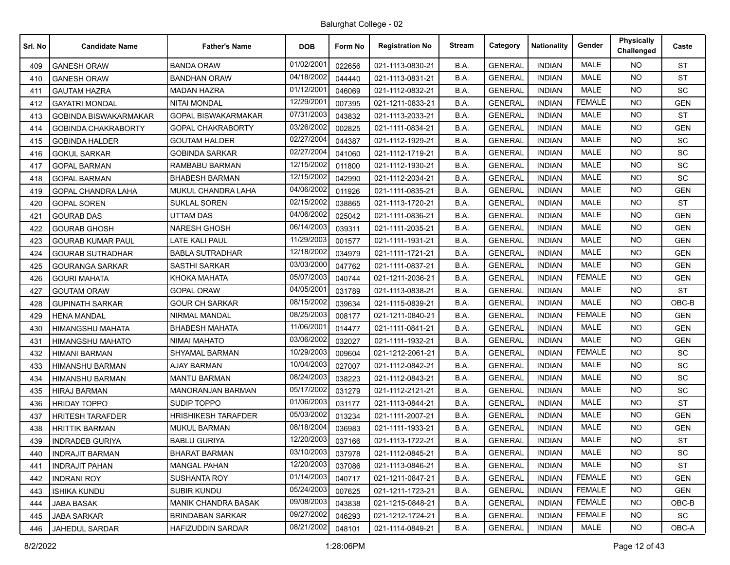Balurghat College - 02

| Srl. No | Candidate Name | Father's Name | DOB | Form No | Registration No | Stream | Category | Nationality | Gender | Physically Challenged | Caste |
|---|---|---|---|---|---|---|---|---|---|---|---|
| 409 | GANESH ORAW | BANDA ORAW | 01/02/2001 | 022656 | 021-1113-0830-21 | B.A. | GENERAL | INDIAN | MALE | NO | ST |
| 410 | GANESH ORAW | BANDHAN ORAW | 04/18/2002 | 044440 | 021-1113-0831-21 | B.A. | GENERAL | INDIAN | MALE | NO | ST |
| 411 | GAUTAM HAZRA | MADAN HAZRA | 01/12/2001 | 046069 | 021-1112-0832-21 | B.A. | GENERAL | INDIAN | MALE | NO | SC |
| 412 | GAYATRI MONDAL | NITAI MONDAL | 12/29/2001 | 007395 | 021-1211-0833-21 | B.A. | GENERAL | INDIAN | FEMALE | NO | GEN |
| 413 | GOBINDA BISWAKARMAKAR | GOPAL BISWAKARMAKAR | 07/31/2003 | 043832 | 021-1113-2033-21 | B.A. | GENERAL | INDIAN | MALE | NO | ST |
| 414 | GOBINDA CHAKRABORTY | GOPAL CHAKRABORTY | 03/26/2002 | 002825 | 021-1111-0834-21 | B.A. | GENERAL | INDIAN | MALE | NO | GEN |
| 415 | GOBINDA HALDER | GOUTAM HALDER | 02/27/2004 | 044387 | 021-1112-1929-21 | B.A. | GENERAL | INDIAN | MALE | NO | SC |
| 416 | GOKUL SARKAR | GOBINDA SARKAR | 02/27/2004 | 041060 | 021-1112-1719-21 | B.A. | GENERAL | INDIAN | MALE | NO | SC |
| 417 | GOPAL BARMAN | RAMBABU BARMAN | 12/15/2002 | 011800 | 021-1112-1930-21 | B.A. | GENERAL | INDIAN | MALE | NO | SC |
| 418 | GOPAL BARMAN | BHABESH BARMAN | 12/15/2002 | 042990 | 021-1112-2034-21 | B.A. | GENERAL | INDIAN | MALE | NO | SC |
| 419 | GOPAL CHANDRA LAHA | MUKUL CHANDRA LAHA | 04/06/2002 | 011926 | 021-1111-0835-21 | B.A. | GENERAL | INDIAN | MALE | NO | GEN |
| 420 | GOPAL SOREN | SUKLAL SOREN | 02/15/2002 | 038865 | 021-1113-1720-21 | B.A. | GENERAL | INDIAN | MALE | NO | ST |
| 421 | GOURAB DAS | UTTAM DAS | 04/06/2002 | 025042 | 021-1111-0836-21 | B.A. | GENERAL | INDIAN | MALE | NO | GEN |
| 422 | GOURAB GHOSH | NARESH GHOSH | 06/14/2003 | 039311 | 021-1111-2035-21 | B.A. | GENERAL | INDIAN | MALE | NO | GEN |
| 423 | GOURAB KUMAR PAUL | LATE KALI PAUL | 11/29/2003 | 001577 | 021-1111-1931-21 | B.A. | GENERAL | INDIAN | MALE | NO | GEN |
| 424 | GOURAB SUTRADHAR | BABLA SUTRADHAR | 12/18/2002 | 034979 | 021-1111-1721-21 | B.A. | GENERAL | INDIAN | MALE | NO | GEN |
| 425 | GOURANGA SARKAR | SASTHI SARKAR | 03/03/2000 | 047762 | 021-1111-0837-21 | B.A. | GENERAL | INDIAN | MALE | NO | GEN |
| 426 | GOURI MAHATA | KHOKA MAHATA | 05/07/2003 | 040744 | 021-1211-2036-21 | B.A. | GENERAL | INDIAN | FEMALE | NO | GEN |
| 427 | GOUTAM ORAW | GOPAL ORAW | 04/05/2001 | 031789 | 021-1113-0838-21 | B.A. | GENERAL | INDIAN | MALE | NO | ST |
| 428 | GUPINATH SARKAR | GOUR CH SARKAR | 08/15/2002 | 039634 | 021-1115-0839-21 | B.A. | GENERAL | INDIAN | MALE | NO | OBC-B |
| 429 | HENA MANDAL | NIRMAL MANDAL | 08/25/2003 | 008177 | 021-1211-0840-21 | B.A. | GENERAL | INDIAN | FEMALE | NO | GEN |
| 430 | HIMANGSHU MAHATA | BHABESH MAHATA | 11/06/2001 | 014477 | 021-1111-0841-21 | B.A. | GENERAL | INDIAN | MALE | NO | GEN |
| 431 | HIMANGSHU MAHATO | NIMAI MAHATO | 03/06/2002 | 032027 | 021-1111-1932-21 | B.A. | GENERAL | INDIAN | MALE | NO | GEN |
| 432 | HIMANI BARMAN | SHYAMAL BARMAN | 10/29/2003 | 009604 | 021-1212-2061-21 | B.A. | GENERAL | INDIAN | FEMALE | NO | SC |
| 433 | HIMANSHU BARMAN | AJAY BARMAN | 10/04/2003 | 027007 | 021-1112-0842-21 | B.A. | GENERAL | INDIAN | MALE | NO | SC |
| 434 | HIMANSHU BARMAN | MANTU BARMAN | 08/24/2003 | 038223 | 021-1112-0843-21 | B.A. | GENERAL | INDIAN | MALE | NO | SC |
| 435 | HIRAJ BARMAN | MANORANJAN BARMAN | 05/17/2002 | 031279 | 021-1112-2121-21 | B.A. | GENERAL | INDIAN | MALE | NO | SC |
| 436 | HRIDAY TOPPO | SUDIP TOPPO | 01/06/2003 | 031177 | 021-1113-0844-21 | B.A. | GENERAL | INDIAN | MALE | NO | ST |
| 437 | HRITESH TARAFDER | HRISHIKESH TARAFDER | 05/03/2002 | 013234 | 021-1111-2007-21 | B.A. | GENERAL | INDIAN | MALE | NO | GEN |
| 438 | HRITTIK BARMAN | MUKUL BARMAN | 08/18/2004 | 036983 | 021-1111-1933-21 | B.A. | GENERAL | INDIAN | MALE | NO | GEN |
| 439 | INDRADEB GURIYA | BABLU GURIYA | 12/20/2003 | 037166 | 021-1113-1722-21 | B.A. | GENERAL | INDIAN | MALE | NO | ST |
| 440 | INDRAJIT BARMAN | BHARAT BARMAN | 03/10/2003 | 037978 | 021-1112-0845-21 | B.A. | GENERAL | INDIAN | MALE | NO | SC |
| 441 | INDRAJIT PAHAN | MANGAL PAHAN | 12/20/2003 | 037086 | 021-1113-0846-21 | B.A. | GENERAL | INDIAN | MALE | NO | ST |
| 442 | INDRANI ROY | SUSHANTA ROY | 01/14/2003 | 040717 | 021-1211-0847-21 | B.A. | GENERAL | INDIAN | FEMALE | NO | GEN |
| 443 | ISHIKA KUNDU | SUBIR KUNDU | 05/24/2003 | 007625 | 021-1211-1723-21 | B.A. | GENERAL | INDIAN | FEMALE | NO | GEN |
| 444 | JABA BASAK | MANIK CHANDRA BASAK | 09/08/2003 | 043838 | 021-1215-0848-21 | B.A. | GENERAL | INDIAN | FEMALE | NO | OBC-B |
| 445 | JABA SARKAR | BRINDABAN SARKAR | 09/27/2002 | 046293 | 021-1212-1724-21 | B.A. | GENERAL | INDIAN | FEMALE | NO | SC |
| 446 | JAHEDUL SARDAR | HAFIZUDDIN SARDAR | 08/21/2002 | 048101 | 021-1114-0849-21 | B.A. | GENERAL | INDIAN | MALE | NO | OBC-A |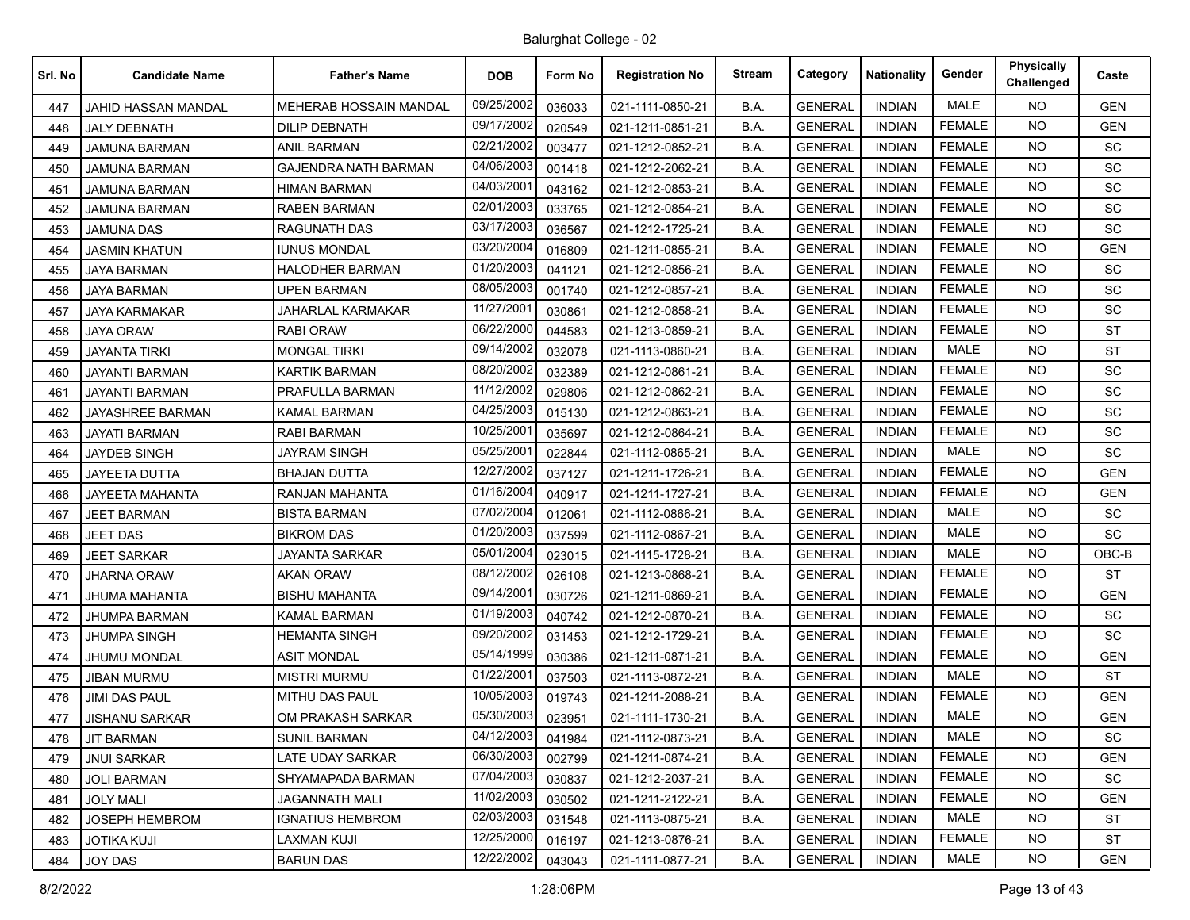Balurghat College - 02

| Srl. No | Candidate Name | Father's Name | DOB | Form No | Registration No | Stream | Category | Nationality | Gender | Physically Challenged | Caste |
|---|---|---|---|---|---|---|---|---|---|---|---|
| 447 | JAHID HASSAN MANDAL | MEHERAB HOSSAIN MANDAL | 09/25/2002 | 036033 | 021-1111-0850-21 | B.A. | GENERAL | INDIAN | MALE | NO | GEN |
| 448 | JALY DEBNATH | DILIP DEBNATH | 09/17/2002 | 020549 | 021-1211-0851-21 | B.A. | GENERAL | INDIAN | FEMALE | NO | GEN |
| 449 | JAMUNA BARMAN | ANIL BARMAN | 02/21/2002 | 003477 | 021-1212-0852-21 | B.A. | GENERAL | INDIAN | FEMALE | NO | SC |
| 450 | JAMUNA BARMAN | GAJENDRA NATH BARMAN | 04/06/2003 | 001418 | 021-1212-2062-21 | B.A. | GENERAL | INDIAN | FEMALE | NO | SC |
| 451 | JAMUNA BARMAN | HIMAN BARMAN | 04/03/2001 | 043162 | 021-1212-0853-21 | B.A. | GENERAL | INDIAN | FEMALE | NO | SC |
| 452 | JAMUNA BARMAN | RABEN BARMAN | 02/01/2003 | 033765 | 021-1212-0854-21 | B.A. | GENERAL | INDIAN | FEMALE | NO | SC |
| 453 | JAMUNA DAS | RAGUNATH DAS | 03/17/2003 | 036567 | 021-1212-1725-21 | B.A. | GENERAL | INDIAN | FEMALE | NO | SC |
| 454 | JASMIN KHATUN | IUNUS MONDAL | 03/20/2004 | 016809 | 021-1211-0855-21 | B.A. | GENERAL | INDIAN | FEMALE | NO | GEN |
| 455 | JAYA BARMAN | HALODHER BARMAN | 01/20/2003 | 041121 | 021-1212-0856-21 | B.A. | GENERAL | INDIAN | FEMALE | NO | SC |
| 456 | JAYA BARMAN | UPEN BARMAN | 08/05/2003 | 001740 | 021-1212-0857-21 | B.A. | GENERAL | INDIAN | FEMALE | NO | SC |
| 457 | JAYA KARMAKAR | JAHARLAL KARMAKAR | 11/27/2001 | 030861 | 021-1212-0858-21 | B.A. | GENERAL | INDIAN | FEMALE | NO | SC |
| 458 | JAYA ORAW | RABI ORAW | 06/22/2000 | 044583 | 021-1213-0859-21 | B.A. | GENERAL | INDIAN | FEMALE | NO | ST |
| 459 | JAYANTA TIRKI | MONGAL TIRKI | 09/14/2002 | 032078 | 021-1113-0860-21 | B.A. | GENERAL | INDIAN | MALE | NO | ST |
| 460 | JAYANTI BARMAN | KARTIK BARMAN | 08/20/2002 | 032389 | 021-1212-0861-21 | B.A. | GENERAL | INDIAN | FEMALE | NO | SC |
| 461 | JAYANTI BARMAN | PRAFULLA BARMAN | 11/12/2002 | 029806 | 021-1212-0862-21 | B.A. | GENERAL | INDIAN | FEMALE | NO | SC |
| 462 | JAYASHREE BARMAN | KAMAL BARMAN | 04/25/2003 | 015130 | 021-1212-0863-21 | B.A. | GENERAL | INDIAN | FEMALE | NO | SC |
| 463 | JAYATI BARMAN | RABI BARMAN | 10/25/2001 | 035697 | 021-1212-0864-21 | B.A. | GENERAL | INDIAN | FEMALE | NO | SC |
| 464 | JAYDEB SINGH | JAYRAM SINGH | 05/25/2001 | 022844 | 021-1112-0865-21 | B.A. | GENERAL | INDIAN | MALE | NO | SC |
| 465 | JAYEETA DUTTA | BHAJAN DUTTA | 12/27/2002 | 037127 | 021-1211-1726-21 | B.A. | GENERAL | INDIAN | FEMALE | NO | GEN |
| 466 | JAYEETA MAHANTA | RANJAN MAHANTA | 01/16/2004 | 040917 | 021-1211-1727-21 | B.A. | GENERAL | INDIAN | FEMALE | NO | GEN |
| 467 | JEET BARMAN | BISTA BARMAN | 07/02/2004 | 012061 | 021-1112-0866-21 | B.A. | GENERAL | INDIAN | MALE | NO | SC |
| 468 | JEET DAS | BIKROM DAS | 01/20/2003 | 037599 | 021-1112-0867-21 | B.A. | GENERAL | INDIAN | MALE | NO | SC |
| 469 | JEET SARKAR | JAYANTA SARKAR | 05/01/2004 | 023015 | 021-1115-1728-21 | B.A. | GENERAL | INDIAN | MALE | NO | OBC-B |
| 470 | JHARNA ORAW | AKAN ORAW | 08/12/2002 | 026108 | 021-1213-0868-21 | B.A. | GENERAL | INDIAN | FEMALE | NO | ST |
| 471 | JHUMA MAHANTA | BISHU MAHANTA | 09/14/2001 | 030726 | 021-1211-0869-21 | B.A. | GENERAL | INDIAN | FEMALE | NO | GEN |
| 472 | JHUMPA BARMAN | KAMAL BARMAN | 01/19/2003 | 040742 | 021-1212-0870-21 | B.A. | GENERAL | INDIAN | FEMALE | NO | SC |
| 473 | JHUMPA SINGH | HEMANTA SINGH | 09/20/2002 | 031453 | 021-1212-1729-21 | B.A. | GENERAL | INDIAN | FEMALE | NO | SC |
| 474 | JHUMU MONDAL | ASIT MONDAL | 05/14/1999 | 030386 | 021-1211-0871-21 | B.A. | GENERAL | INDIAN | FEMALE | NO | GEN |
| 475 | JIBAN MURMU | MISTRI MURMU | 01/22/2001 | 037503 | 021-1113-0872-21 | B.A. | GENERAL | INDIAN | MALE | NO | ST |
| 476 | JIMI DAS PAUL | MITHU DAS PAUL | 10/05/2003 | 019743 | 021-1211-2088-21 | B.A. | GENERAL | INDIAN | FEMALE | NO | GEN |
| 477 | JISHANU SARKAR | OM PRAKASH SARKAR | 05/30/2003 | 023951 | 021-1111-1730-21 | B.A. | GENERAL | INDIAN | MALE | NO | GEN |
| 478 | JIT BARMAN | SUNIL BARMAN | 04/12/2003 | 041984 | 021-1112-0873-21 | B.A. | GENERAL | INDIAN | MALE | NO | SC |
| 479 | JNUI SARKAR | LATE UDAY SARKAR | 06/30/2003 | 002799 | 021-1211-0874-21 | B.A. | GENERAL | INDIAN | FEMALE | NO | GEN |
| 480 | JOLI BARMAN | SHYAMAPADA BARMAN | 07/04/2003 | 030837 | 021-1212-2037-21 | B.A. | GENERAL | INDIAN | FEMALE | NO | SC |
| 481 | JOLY MALI | JAGANNATH MALI | 11/02/2003 | 030502 | 021-1211-2122-21 | B.A. | GENERAL | INDIAN | FEMALE | NO | GEN |
| 482 | JOSEPH HEMBROM | IGNATIUS HEMBROM | 02/03/2003 | 031548 | 021-1113-0875-21 | B.A. | GENERAL | INDIAN | MALE | NO | ST |
| 483 | JOTIKA KUJI | LAXMAN KUJI | 12/25/2000 | 016197 | 021-1213-0876-21 | B.A. | GENERAL | INDIAN | FEMALE | NO | ST |
| 484 | JOY DAS | BARUN DAS | 12/22/2002 | 043043 | 021-1111-0877-21 | B.A. | GENERAL | INDIAN | MALE | NO | GEN |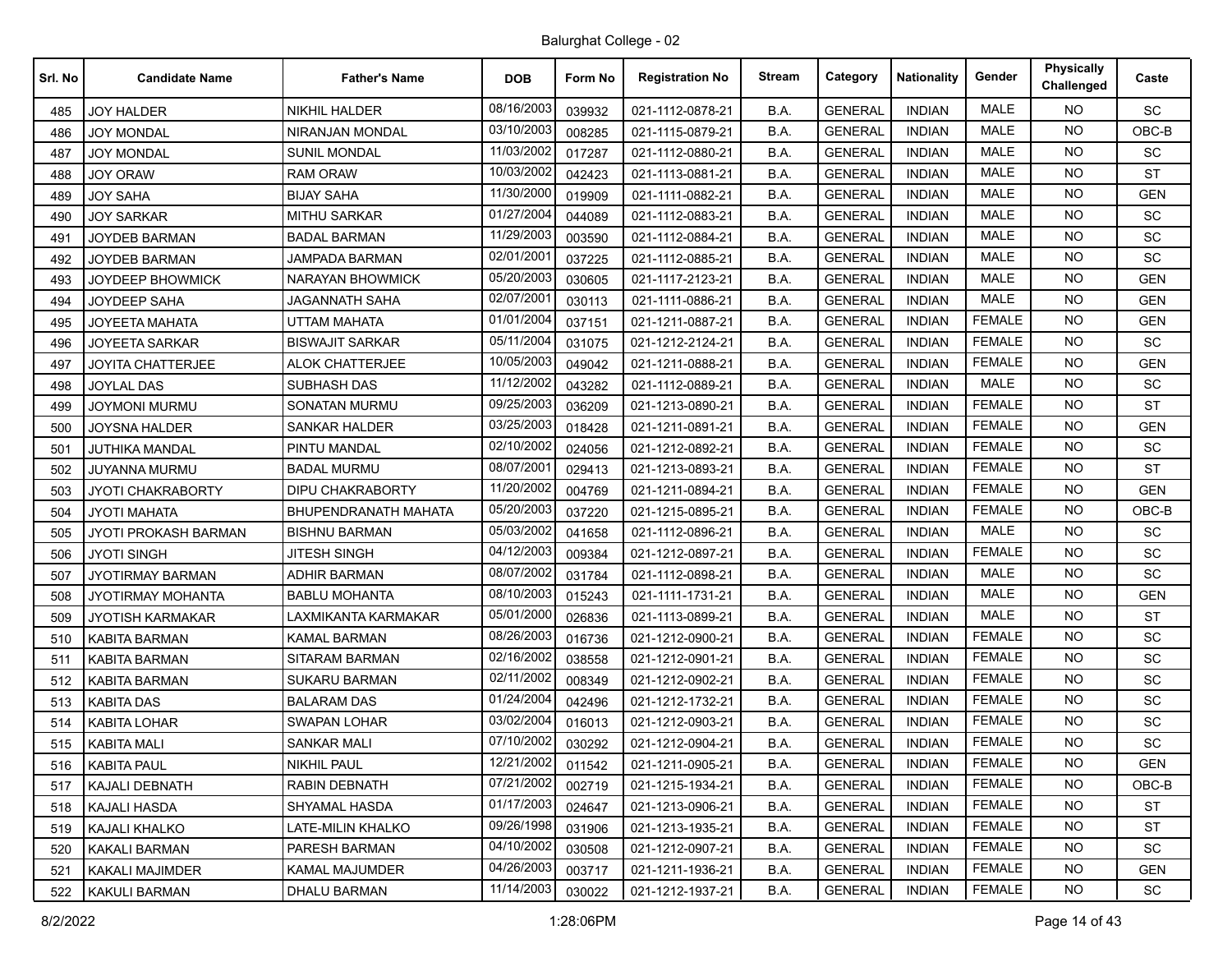Balurghat College - 02

| Srl. No | Candidate Name | Father's Name | DOB | Form No | Registration No | Stream | Category | Nationality | Gender | Physically Challenged | Caste |
|---|---|---|---|---|---|---|---|---|---|---|---|
| 485 | JOY HALDER | NIKHIL HALDER | 08/16/2003 | 039932 | 021-1112-0878-21 | B.A. | GENERAL | INDIAN | MALE | NO | SC |
| 486 | JOY MONDAL | NIRANJAN MONDAL | 03/10/2003 | 008285 | 021-1115-0879-21 | B.A. | GENERAL | INDIAN | MALE | NO | OBC-B |
| 487 | JOY MONDAL | SUNIL MONDAL | 11/03/2002 | 017287 | 021-1112-0880-21 | B.A. | GENERAL | INDIAN | MALE | NO | SC |
| 488 | JOY ORAW | RAM ORAW | 10/03/2002 | 042423 | 021-1113-0881-21 | B.A. | GENERAL | INDIAN | MALE | NO | ST |
| 489 | JOY SAHA | BIJAY SAHA | 11/30/2000 | 019909 | 021-1111-0882-21 | B.A. | GENERAL | INDIAN | MALE | NO | GEN |
| 490 | JOY SARKAR | MITHU SARKAR | 01/27/2004 | 044089 | 021-1112-0883-21 | B.A. | GENERAL | INDIAN | MALE | NO | SC |
| 491 | JOYDEB BARMAN | BADAL BARMAN | 11/29/2003 | 003590 | 021-1112-0884-21 | B.A. | GENERAL | INDIAN | MALE | NO | SC |
| 492 | JOYDEB BARMAN | JAMPADA BARMAN | 02/01/2001 | 037225 | 021-1112-0885-21 | B.A. | GENERAL | INDIAN | MALE | NO | SC |
| 493 | JOYDEEP BHOWMICK | NARAYAN BHOWMICK | 05/20/2003 | 030605 | 021-1117-2123-21 | B.A. | GENERAL | INDIAN | MALE | NO | GEN |
| 494 | JOYDEEP SAHA | JAGANNATH SAHA | 02/07/2001 | 030113 | 021-1111-0886-21 | B.A. | GENERAL | INDIAN | MALE | NO | GEN |
| 495 | JOYEETA MAHATA | UTTAM MAHATA | 01/01/2004 | 037151 | 021-1211-0887-21 | B.A. | GENERAL | INDIAN | FEMALE | NO | GEN |
| 496 | JOYEETA SARKAR | BISWAJIT SARKAR | 05/11/2004 | 031075 | 021-1212-2124-21 | B.A. | GENERAL | INDIAN | FEMALE | NO | SC |
| 497 | JOYITA CHATTERJEE | ALOK CHATTERJEE | 10/05/2003 | 049042 | 021-1211-0888-21 | B.A. | GENERAL | INDIAN | FEMALE | NO | GEN |
| 498 | JOYLAL DAS | SUBHASH DAS | 11/12/2002 | 043282 | 021-1112-0889-21 | B.A. | GENERAL | INDIAN | MALE | NO | SC |
| 499 | JOYMONI MURMU | SONATAN MURMU | 09/25/2003 | 036209 | 021-1213-0890-21 | B.A. | GENERAL | INDIAN | FEMALE | NO | ST |
| 500 | JOYSNA HALDER | SANKAR HALDER | 03/25/2003 | 018428 | 021-1211-0891-21 | B.A. | GENERAL | INDIAN | FEMALE | NO | GEN |
| 501 | JUTHIKA MANDAL | PINTU MANDAL | 02/10/2002 | 024056 | 021-1212-0892-21 | B.A. | GENERAL | INDIAN | FEMALE | NO | SC |
| 502 | JUYANNA MURMU | BADAL MURMU | 08/07/2001 | 029413 | 021-1213-0893-21 | B.A. | GENERAL | INDIAN | FEMALE | NO | ST |
| 503 | JYOTI CHAKRABORTY | DIPU CHAKRABORTY | 11/20/2002 | 004769 | 021-1211-0894-21 | B.A. | GENERAL | INDIAN | FEMALE | NO | GEN |
| 504 | JYOTI MAHATA | BHUPENDRANATH MAHATA | 05/20/2003 | 037220 | 021-1215-0895-21 | B.A. | GENERAL | INDIAN | FEMALE | NO | OBC-B |
| 505 | JYOTI PROKASH BARMAN | BISHNU BARMAN | 05/03/2002 | 041658 | 021-1112-0896-21 | B.A. | GENERAL | INDIAN | MALE | NO | SC |
| 506 | JYOTI SINGH | JITESH SINGH | 04/12/2003 | 009384 | 021-1212-0897-21 | B.A. | GENERAL | INDIAN | FEMALE | NO | SC |
| 507 | JYOTIRMAY BARMAN | ADHIR BARMAN | 08/07/2002 | 031784 | 021-1112-0898-21 | B.A. | GENERAL | INDIAN | MALE | NO | SC |
| 508 | JYOTIRMAY MOHANTA | BABLU MOHANTA | 08/10/2003 | 015243 | 021-1111-1731-21 | B.A. | GENERAL | INDIAN | MALE | NO | GEN |
| 509 | JYOTISH KARMAKAR | LAXMIKANTA KARMAKAR | 05/01/2000 | 026836 | 021-1113-0899-21 | B.A. | GENERAL | INDIAN | MALE | NO | ST |
| 510 | KABITA BARMAN | KAMAL BARMAN | 08/26/2003 | 016736 | 021-1212-0900-21 | B.A. | GENERAL | INDIAN | FEMALE | NO | SC |
| 511 | KABITA BARMAN | SITARAM BARMAN | 02/16/2002 | 038558 | 021-1212-0901-21 | B.A. | GENERAL | INDIAN | FEMALE | NO | SC |
| 512 | KABITA BARMAN | SUKARU BARMAN | 02/11/2002 | 008349 | 021-1212-0902-21 | B.A. | GENERAL | INDIAN | FEMALE | NO | SC |
| 513 | KABITA DAS | BALARAM DAS | 01/24/2004 | 042496 | 021-1212-1732-21 | B.A. | GENERAL | INDIAN | FEMALE | NO | SC |
| 514 | KABITA LOHAR | SWAPAN LOHAR | 03/02/2004 | 016013 | 021-1212-0903-21 | B.A. | GENERAL | INDIAN | FEMALE | NO | SC |
| 515 | KABITA MALI | SANKAR MALI | 07/10/2002 | 030292 | 021-1212-0904-21 | B.A. | GENERAL | INDIAN | FEMALE | NO | SC |
| 516 | KABITA PAUL | NIKHIL PAUL | 12/21/2002 | 011542 | 021-1211-0905-21 | B.A. | GENERAL | INDIAN | FEMALE | NO | GEN |
| 517 | KAJALI DEBNATH | RABIN DEBNATH | 07/21/2002 | 002719 | 021-1215-1934-21 | B.A. | GENERAL | INDIAN | FEMALE | NO | OBC-B |
| 518 | KAJALI HASDA | SHYAMAL HASDA | 01/17/2003 | 024647 | 021-1213-0906-21 | B.A. | GENERAL | INDIAN | FEMALE | NO | ST |
| 519 | KAJALI KHALKO | LATE-MILIN KHALKO | 09/26/1998 | 031906 | 021-1213-1935-21 | B.A. | GENERAL | INDIAN | FEMALE | NO | ST |
| 520 | KAKALI BARMAN | PARESH BARMAN | 04/10/2002 | 030508 | 021-1212-0907-21 | B.A. | GENERAL | INDIAN | FEMALE | NO | SC |
| 521 | KAKALI MAJIMDER | KAMAL MAJUMDER | 04/26/2003 | 003717 | 021-1211-1936-21 | B.A. | GENERAL | INDIAN | FEMALE | NO | GEN |
| 522 | KAKULI BARMAN | DHALU BARMAN | 11/14/2003 | 030022 | 021-1212-1937-21 | B.A. | GENERAL | INDIAN | FEMALE | NO | SC |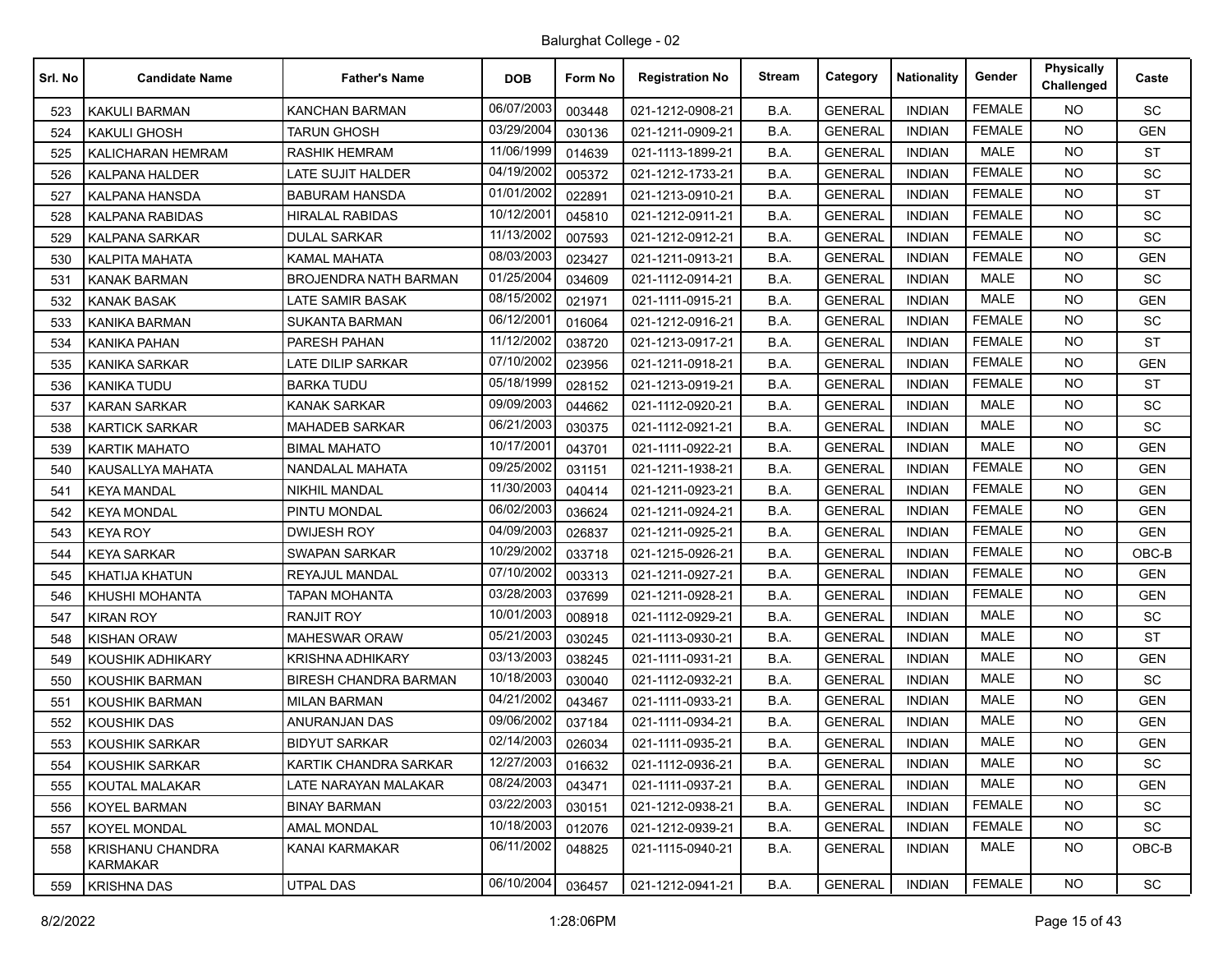Balurghat College - 02

| Srl. No | Candidate Name | Father's Name | DOB | Form No | Registration No | Stream | Category | Nationality | Gender | Physically Challenged | Caste |
|---|---|---|---|---|---|---|---|---|---|---|---|
| 523 | KAKULI BARMAN | KANCHAN BARMAN | 06/07/2003 | 003448 | 021-1212-0908-21 | B.A. | GENERAL | INDIAN | FEMALE | NO | SC |
| 524 | KAKULI GHOSH | TARUN GHOSH | 03/29/2004 | 030136 | 021-1211-0909-21 | B.A. | GENERAL | INDIAN | FEMALE | NO | GEN |
| 525 | KALICHARAN HEMRAM | RASHIK HEMRAM | 11/06/1999 | 014639 | 021-1113-1899-21 | B.A. | GENERAL | INDIAN | MALE | NO | ST |
| 526 | KALPANA HALDER | LATE SUJIT HALDER | 04/19/2002 | 005372 | 021-1212-1733-21 | B.A. | GENERAL | INDIAN | FEMALE | NO | SC |
| 527 | KALPANA HANSDA | BABURAM HANSDA | 01/01/2002 | 022891 | 021-1213-0910-21 | B.A. | GENERAL | INDIAN | FEMALE | NO | ST |
| 528 | KALPANA RABIDAS | HIRALAL RABIDAS | 10/12/2001 | 045810 | 021-1212-0911-21 | B.A. | GENERAL | INDIAN | FEMALE | NO | SC |
| 529 | KALPANA SARKAR | DULAL SARKAR | 11/13/2002 | 007593 | 021-1212-0912-21 | B.A. | GENERAL | INDIAN | FEMALE | NO | SC |
| 530 | KALPITA MAHATA | KAMAL MAHATA | 08/03/2003 | 023427 | 021-1211-0913-21 | B.A. | GENERAL | INDIAN | FEMALE | NO | GEN |
| 531 | KANAK BARMAN | BROJENDRA NATH BARMAN | 01/25/2004 | 034609 | 021-1112-0914-21 | B.A. | GENERAL | INDIAN | MALE | NO | SC |
| 532 | KANAK BASAK | LATE SAMIR BASAK | 08/15/2002 | 021971 | 021-1111-0915-21 | B.A. | GENERAL | INDIAN | MALE | NO | GEN |
| 533 | KANIKA BARMAN | SUKANTA BARMAN | 06/12/2001 | 016064 | 021-1212-0916-21 | B.A. | GENERAL | INDIAN | FEMALE | NO | SC |
| 534 | KANIKA PAHAN | PARESH PAHAN | 11/12/2002 | 038720 | 021-1213-0917-21 | B.A. | GENERAL | INDIAN | FEMALE | NO | ST |
| 535 | KANIKA SARKAR | LATE DILIP SARKAR | 07/10/2002 | 023956 | 021-1211-0918-21 | B.A. | GENERAL | INDIAN | FEMALE | NO | GEN |
| 536 | KANIKA TUDU | BARKA TUDU | 05/18/1999 | 028152 | 021-1213-0919-21 | B.A. | GENERAL | INDIAN | FEMALE | NO | ST |
| 537 | KARAN SARKAR | KANAK SARKAR | 09/09/2003 | 044662 | 021-1112-0920-21 | B.A. | GENERAL | INDIAN | MALE | NO | SC |
| 538 | KARTICK SARKAR | MAHADEB SARKAR | 06/21/2003 | 030375 | 021-1112-0921-21 | B.A. | GENERAL | INDIAN | MALE | NO | SC |
| 539 | KARTIK MAHATO | BIMAL MAHATO | 10/17/2001 | 043701 | 021-1111-0922-21 | B.A. | GENERAL | INDIAN | MALE | NO | GEN |
| 540 | KAUSALLYA MAHATA | NANDALAL MAHATA | 09/25/2002 | 031151 | 021-1211-1938-21 | B.A. | GENERAL | INDIAN | FEMALE | NO | GEN |
| 541 | KEYA MANDAL | NIKHIL MANDAL | 11/30/2003 | 040414 | 021-1211-0923-21 | B.A. | GENERAL | INDIAN | FEMALE | NO | GEN |
| 542 | KEYA MONDAL | PINTU MONDAL | 06/02/2003 | 036624 | 021-1211-0924-21 | B.A. | GENERAL | INDIAN | FEMALE | NO | GEN |
| 543 | KEYA ROY | DWIJESH ROY | 04/09/2003 | 026837 | 021-1211-0925-21 | B.A. | GENERAL | INDIAN | FEMALE | NO | GEN |
| 544 | KEYA SARKAR | SWAPAN SARKAR | 10/29/2002 | 033718 | 021-1215-0926-21 | B.A. | GENERAL | INDIAN | FEMALE | NO | OBC-B |
| 545 | KHATIJA KHATUN | REYAJUL MANDAL | 07/10/2002 | 003313 | 021-1211-0927-21 | B.A. | GENERAL | INDIAN | FEMALE | NO | GEN |
| 546 | KHUSHI MOHANTA | TAPAN MOHANTA | 03/28/2003 | 037699 | 021-1211-0928-21 | B.A. | GENERAL | INDIAN | FEMALE | NO | GEN |
| 547 | KIRAN ROY | RANJIT ROY | 10/01/2003 | 008918 | 021-1112-0929-21 | B.A. | GENERAL | INDIAN | MALE | NO | SC |
| 548 | KISHAN ORAW | MAHESWAR ORAW | 05/21/2003 | 030245 | 021-1113-0930-21 | B.A. | GENERAL | INDIAN | MALE | NO | ST |
| 549 | KOUSHIK ADHIKARY | KRISHNA ADHIKARY | 03/13/2003 | 038245 | 021-1111-0931-21 | B.A. | GENERAL | INDIAN | MALE | NO | GEN |
| 550 | KOUSHIK BARMAN | BIRESH CHANDRA BARMAN | 10/18/2003 | 030040 | 021-1112-0932-21 | B.A. | GENERAL | INDIAN | MALE | NO | SC |
| 551 | KOUSHIK BARMAN | MILAN BARMAN | 04/21/2002 | 043467 | 021-1111-0933-21 | B.A. | GENERAL | INDIAN | MALE | NO | GEN |
| 552 | KOUSHIK DAS | ANURANJAN DAS | 09/06/2002 | 037184 | 021-1111-0934-21 | B.A. | GENERAL | INDIAN | MALE | NO | GEN |
| 553 | KOUSHIK SARKAR | BIDYUT SARKAR | 02/14/2003 | 026034 | 021-1111-0935-21 | B.A. | GENERAL | INDIAN | MALE | NO | GEN |
| 554 | KOUSHIK SARKAR | KARTIK CHANDRA SARKAR | 12/27/2003 | 016632 | 021-1112-0936-21 | B.A. | GENERAL | INDIAN | MALE | NO | SC |
| 555 | KOUTAL MALAKAR | LATE NARAYAN MALAKAR | 08/24/2003 | 043471 | 021-1111-0937-21 | B.A. | GENERAL | INDIAN | MALE | NO | GEN |
| 556 | KOYEL BARMAN | BINAY BARMAN | 03/22/2003 | 030151 | 021-1212-0938-21 | B.A. | GENERAL | INDIAN | FEMALE | NO | SC |
| 557 | KOYEL MONDAL | AMAL MONDAL | 10/18/2003 | 012076 | 021-1212-0939-21 | B.A. | GENERAL | INDIAN | FEMALE | NO | SC |
| 558 | KRISHANU CHANDRA KARMAKAR | KANAI KARMAKAR | 06/11/2002 | 048825 | 021-1115-0940-21 | B.A. | GENERAL | INDIAN | MALE | NO | OBC-B |
| 559 | KRISHNA DAS | UTPAL DAS | 06/10/2004 | 036457 | 021-1212-0941-21 | B.A. | GENERAL | INDIAN | FEMALE | NO | SC |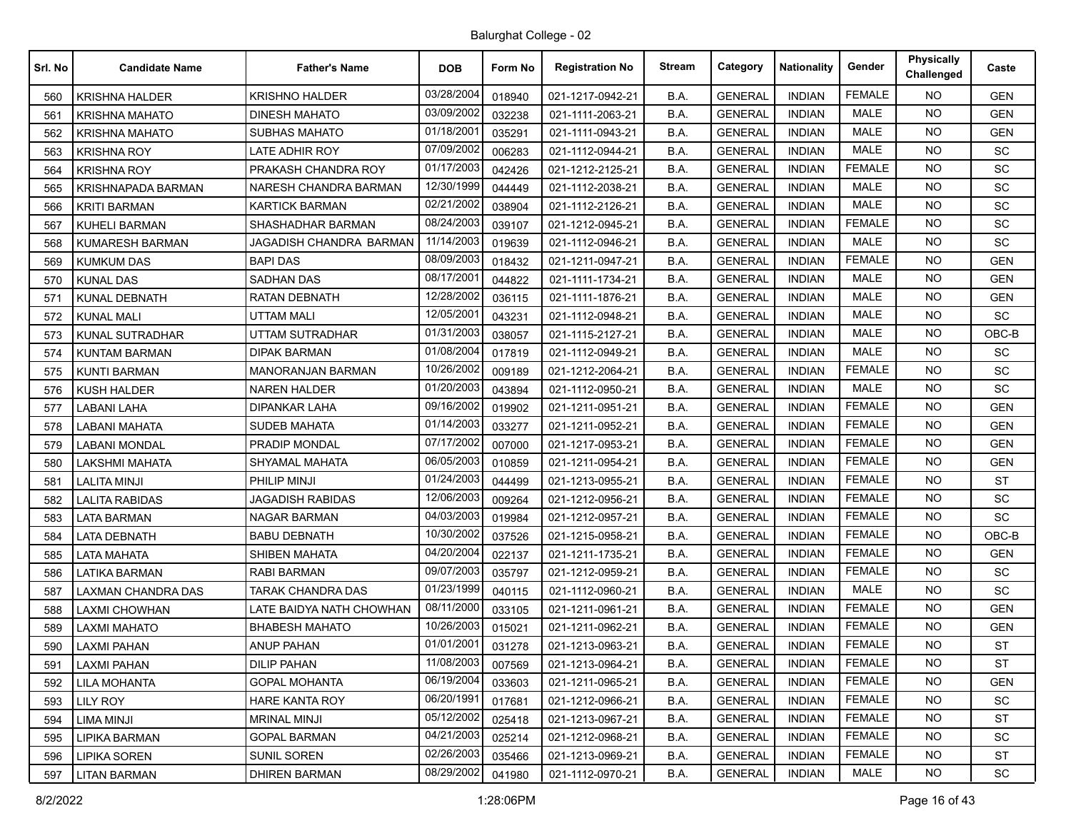Balurghat College - 02

| Srl. No | Candidate Name | Father's Name | DOB | Form No | Registration No | Stream | Category | Nationality | Gender | Physically Challenged | Caste |
|---|---|---|---|---|---|---|---|---|---|---|---|
| 560 | KRISHNA HALDER | KRISHNO HALDER | 03/28/2004 | 018940 | 021-1217-0942-21 | B.A. | GENERAL | INDIAN | FEMALE | NO | GEN |
| 561 | KRISHNA MAHATO | DINESH MAHATO | 03/09/2002 | 032238 | 021-1111-2063-21 | B.A. | GENERAL | INDIAN | MALE | NO | GEN |
| 562 | KRISHNA MAHATO | SUBHAS MAHATO | 01/18/2001 | 035291 | 021-1111-0943-21 | B.A. | GENERAL | INDIAN | MALE | NO | GEN |
| 563 | KRISHNA ROY | LATE ADHIR ROY | 07/09/2002 | 006283 | 021-1112-0944-21 | B.A. | GENERAL | INDIAN | MALE | NO | SC |
| 564 | KRISHNA ROY | PRAKASH CHANDRA ROY | 01/17/2003 | 042426 | 021-1212-2125-21 | B.A. | GENERAL | INDIAN | FEMALE | NO | SC |
| 565 | KRISHNAPADA BARMAN | NARESH CHANDRA BARMAN | 12/30/1999 | 044449 | 021-1112-2038-21 | B.A. | GENERAL | INDIAN | MALE | NO | SC |
| 566 | KRITI BARMAN | KARTICK BARMAN | 02/21/2002 | 038904 | 021-1112-2126-21 | B.A. | GENERAL | INDIAN | MALE | NO | SC |
| 567 | KUHELI BARMAN | SHASHADHAR BARMAN | 08/24/2003 | 039107 | 021-1212-0945-21 | B.A. | GENERAL | INDIAN | FEMALE | NO | SC |
| 568 | KUMARESH BARMAN | JAGADISH CHANDRA BARMAN | 11/14/2003 | 019639 | 021-1112-0946-21 | B.A. | GENERAL | INDIAN | MALE | NO | SC |
| 569 | KUMKUM DAS | BAPI DAS | 08/09/2003 | 018432 | 021-1211-0947-21 | B.A. | GENERAL | INDIAN | FEMALE | NO | GEN |
| 570 | KUNAL DAS | SADHAN DAS | 08/17/2001 | 044822 | 021-1111-1734-21 | B.A. | GENERAL | INDIAN | MALE | NO | GEN |
| 571 | KUNAL DEBNATH | RATAN DEBNATH | 12/28/2002 | 036115 | 021-1111-1876-21 | B.A. | GENERAL | INDIAN | MALE | NO | GEN |
| 572 | KUNAL MALI | UTTAM MALI | 12/05/2001 | 043231 | 021-1112-0948-21 | B.A. | GENERAL | INDIAN | MALE | NO | SC |
| 573 | KUNAL SUTRADHAR | UTTAM SUTRADHAR | 01/31/2003 | 038057 | 021-1115-2127-21 | B.A. | GENERAL | INDIAN | MALE | NO | OBC-B |
| 574 | KUNTAM BARMAN | DIPAK BARMAN | 01/08/2004 | 017819 | 021-1112-0949-21 | B.A. | GENERAL | INDIAN | MALE | NO | SC |
| 575 | KUNTI BARMAN | MANORANJAN BARMAN | 10/26/2002 | 009189 | 021-1212-2064-21 | B.A. | GENERAL | INDIAN | FEMALE | NO | SC |
| 576 | KUSH HALDER | NAREN HALDER | 01/20/2003 | 043894 | 021-1112-0950-21 | B.A. | GENERAL | INDIAN | MALE | NO | SC |
| 577 | LABANI LAHA | DIPANKAR LAHA | 09/16/2002 | 019902 | 021-1211-0951-21 | B.A. | GENERAL | INDIAN | FEMALE | NO | GEN |
| 578 | LABANI MAHATA | SUDEB MAHATA | 01/14/2003 | 033277 | 021-1211-0952-21 | B.A. | GENERAL | INDIAN | FEMALE | NO | GEN |
| 579 | LABANI MONDAL | PRADIP MONDAL | 07/17/2002 | 007000 | 021-1217-0953-21 | B.A. | GENERAL | INDIAN | FEMALE | NO | GEN |
| 580 | LAKSHMI MAHATA | SHYAMAL MAHATA | 06/05/2003 | 010859 | 021-1211-0954-21 | B.A. | GENERAL | INDIAN | FEMALE | NO | GEN |
| 581 | LALITA MINJI | PHILIP MINJI | 01/24/2003 | 044499 | 021-1213-0955-21 | B.A. | GENERAL | INDIAN | FEMALE | NO | ST |
| 582 | LALITA RABIDAS | JAGADISH RABIDAS | 12/06/2003 | 009264 | 021-1212-0956-21 | B.A. | GENERAL | INDIAN | FEMALE | NO | SC |
| 583 | LATA BARMAN | NAGAR BARMAN | 04/03/2003 | 019984 | 021-1212-0957-21 | B.A. | GENERAL | INDIAN | FEMALE | NO | SC |
| 584 | LATA DEBNATH | BABU DEBNATH | 10/30/2002 | 037526 | 021-1215-0958-21 | B.A. | GENERAL | INDIAN | FEMALE | NO | OBC-B |
| 585 | LATA MAHATA | SHIBEN MAHATA | 04/20/2004 | 022137 | 021-1211-1735-21 | B.A. | GENERAL | INDIAN | FEMALE | NO | GEN |
| 586 | LATIKA BARMAN | RABI BARMAN | 09/07/2003 | 035797 | 021-1212-0959-21 | B.A. | GENERAL | INDIAN | FEMALE | NO | SC |
| 587 | LAXMAN CHANDRA DAS | TARAK CHANDRA DAS | 01/23/1999 | 040115 | 021-1112-0960-21 | B.A. | GENERAL | INDIAN | MALE | NO | SC |
| 588 | LAXMI CHOWHAN | LATE BAIDYA NATH CHOWHAN | 08/11/2000 | 033105 | 021-1211-0961-21 | B.A. | GENERAL | INDIAN | FEMALE | NO | GEN |
| 589 | LAXMI MAHATO | BHABESH MAHATO | 10/26/2003 | 015021 | 021-1211-0962-21 | B.A. | GENERAL | INDIAN | FEMALE | NO | GEN |
| 590 | LAXMI PAHAN | ANUP PAHAN | 01/01/2001 | 031278 | 021-1213-0963-21 | B.A. | GENERAL | INDIAN | FEMALE | NO | ST |
| 591 | LAXMI PAHAN | DILIP PAHAN | 11/08/2003 | 007569 | 021-1213-0964-21 | B.A. | GENERAL | INDIAN | FEMALE | NO | ST |
| 592 | LILA MOHANTA | GOPAL MOHANTA | 06/19/2004 | 033603 | 021-1211-0965-21 | B.A. | GENERAL | INDIAN | FEMALE | NO | GEN |
| 593 | LILY ROY | HARE KANTA ROY | 06/20/1991 | 017681 | 021-1212-0966-21 | B.A. | GENERAL | INDIAN | FEMALE | NO | SC |
| 594 | LIMA MINJI | MRINAL MINJI | 05/12/2002 | 025418 | 021-1213-0967-21 | B.A. | GENERAL | INDIAN | FEMALE | NO | ST |
| 595 | LIPIKA BARMAN | GOPAL BARMAN | 04/21/2003 | 025214 | 021-1212-0968-21 | B.A. | GENERAL | INDIAN | FEMALE | NO | SC |
| 596 | LIPIKA SOREN | SUNIL SOREN | 02/26/2003 | 035466 | 021-1213-0969-21 | B.A. | GENERAL | INDIAN | FEMALE | NO | ST |
| 597 | LITAN BARMAN | DHIREN BARMAN | 08/29/2002 | 041980 | 021-1112-0970-21 | B.A. | GENERAL | INDIAN | MALE | NO | SC |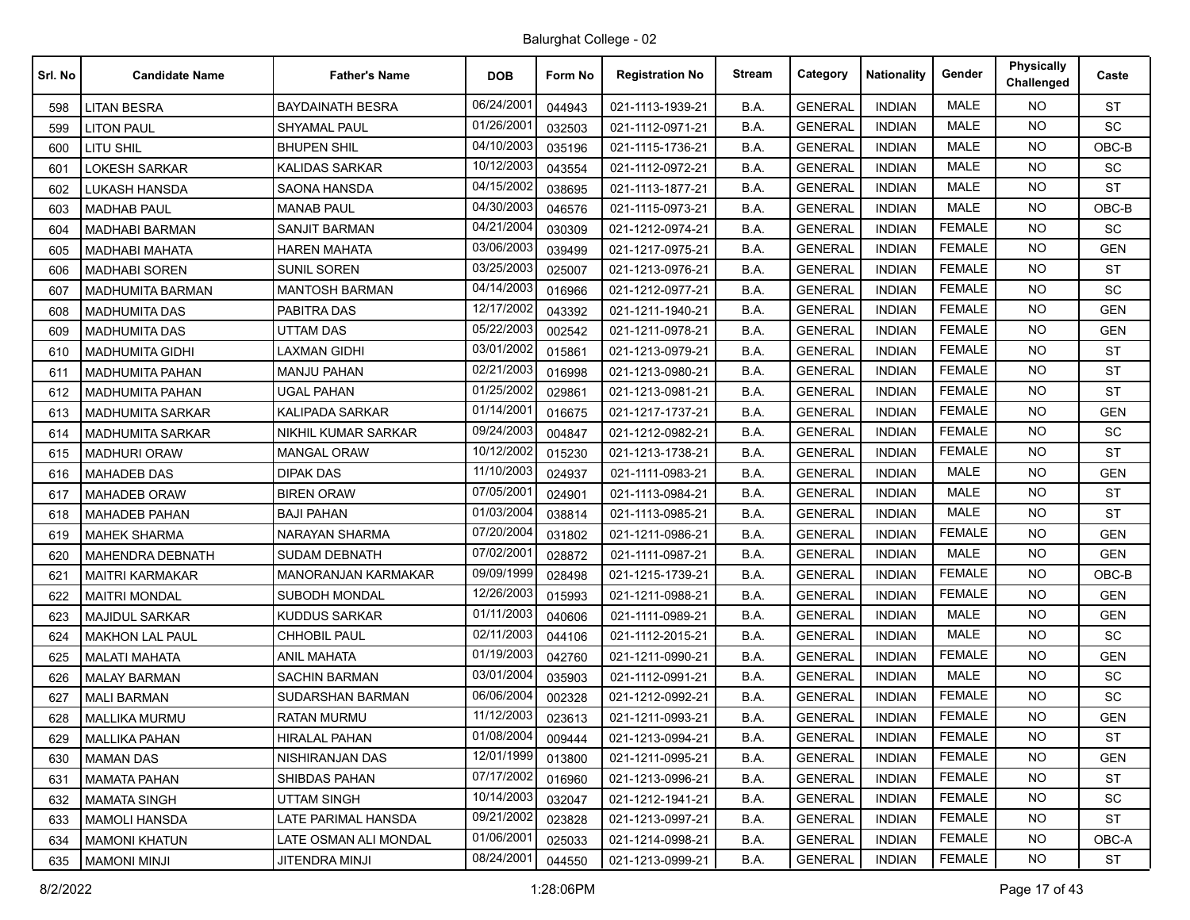Balurghat College - 02

| Srl. No | Candidate Name | Father's Name | DOB | Form No | Registration No | Stream | Category | Nationality | Gender | Physically Challenged | Caste |
|---|---|---|---|---|---|---|---|---|---|---|---|
| 598 | LITAN BESRA | BAYDAINATH BESRA | 06/24/2001 | 044943 | 021-1113-1939-21 | B.A. | GENERAL | INDIAN | MALE | NO | ST |
| 599 | LITON PAUL | SHYAMAL PAUL | 01/26/2001 | 032503 | 021-1112-0971-21 | B.A. | GENERAL | INDIAN | MALE | NO | SC |
| 600 | LITU SHIL | BHUPEN SHIL | 04/10/2003 | 035196 | 021-1115-1736-21 | B.A. | GENERAL | INDIAN | MALE | NO | OBC-B |
| 601 | LOKESH SARKAR | KALIDAS SARKAR | 10/12/2003 | 043554 | 021-1112-0972-21 | B.A. | GENERAL | INDIAN | MALE | NO | SC |
| 602 | LUKASH HANSDA | SAONA HANSDA | 04/15/2002 | 038695 | 021-1113-1877-21 | B.A. | GENERAL | INDIAN | MALE | NO | ST |
| 603 | MADHAB PAUL | MANAB PAUL | 04/30/2003 | 046576 | 021-1115-0973-21 | B.A. | GENERAL | INDIAN | MALE | NO | OBC-B |
| 604 | MADHABI BARMAN | SANJIT BARMAN | 04/21/2004 | 030309 | 021-1212-0974-21 | B.A. | GENERAL | INDIAN | FEMALE | NO | SC |
| 605 | MADHABI MAHATA | HAREN MAHATA | 03/06/2003 | 039499 | 021-1217-0975-21 | B.A. | GENERAL | INDIAN | FEMALE | NO | GEN |
| 606 | MADHABI SOREN | SUNIL SOREN | 03/25/2003 | 025007 | 021-1213-0976-21 | B.A. | GENERAL | INDIAN | FEMALE | NO | ST |
| 607 | MADHUMITA BARMAN | MANTOSH BARMAN | 04/14/2003 | 016966 | 021-1212-0977-21 | B.A. | GENERAL | INDIAN | FEMALE | NO | SC |
| 608 | MADHUMITA DAS | PABITRA DAS | 12/17/2002 | 043392 | 021-1211-1940-21 | B.A. | GENERAL | INDIAN | FEMALE | NO | GEN |
| 609 | MADHUMITA DAS | UTTAM DAS | 05/22/2003 | 002542 | 021-1211-0978-21 | B.A. | GENERAL | INDIAN | FEMALE | NO | GEN |
| 610 | MADHUMITA GIDHI | LAXMAN GIDHI | 03/01/2002 | 015861 | 021-1213-0979-21 | B.A. | GENERAL | INDIAN | FEMALE | NO | ST |
| 611 | MADHUMITA PAHAN | MANJU PAHAN | 02/21/2003 | 016998 | 021-1213-0980-21 | B.A. | GENERAL | INDIAN | FEMALE | NO | ST |
| 612 | MADHUMITA PAHAN | UGAL PAHAN | 01/25/2002 | 029861 | 021-1213-0981-21 | B.A. | GENERAL | INDIAN | FEMALE | NO | ST |
| 613 | MADHUMITA SARKAR | KALIPADA SARKAR | 01/14/2001 | 016675 | 021-1217-1737-21 | B.A. | GENERAL | INDIAN | FEMALE | NO | GEN |
| 614 | MADHUMITA SARKAR | NIKHIL KUMAR SARKAR | 09/24/2003 | 004847 | 021-1212-0982-21 | B.A. | GENERAL | INDIAN | FEMALE | NO | SC |
| 615 | MADHURI ORAW | MANGAL ORAW | 10/12/2002 | 015230 | 021-1213-1738-21 | B.A. | GENERAL | INDIAN | FEMALE | NO | ST |
| 616 | MAHADEB DAS | DIPAK DAS | 11/10/2003 | 024937 | 021-1111-0983-21 | B.A. | GENERAL | INDIAN | MALE | NO | GEN |
| 617 | MAHADEB ORAW | BIREN ORAW | 07/05/2001 | 024901 | 021-1113-0984-21 | B.A. | GENERAL | INDIAN | MALE | NO | ST |
| 618 | MAHADEB PAHAN | BAJI PAHAN | 01/03/2004 | 038814 | 021-1113-0985-21 | B.A. | GENERAL | INDIAN | MALE | NO | ST |
| 619 | MAHEK SHARMA | NARAYAN SHARMA | 07/20/2004 | 031802 | 021-1211-0986-21 | B.A. | GENERAL | INDIAN | FEMALE | NO | GEN |
| 620 | MAHENDRA DEBNATH | SUDAM DEBNATH | 07/02/2001 | 028872 | 021-1111-0987-21 | B.A. | GENERAL | INDIAN | MALE | NO | GEN |
| 621 | MAITRI KARMAKAR | MANORANJAN KARMAKAR | 09/09/1999 | 028498 | 021-1215-1739-21 | B.A. | GENERAL | INDIAN | FEMALE | NO | OBC-B |
| 622 | MAITRI MONDAL | SUBODH MONDAL | 12/26/2003 | 015993 | 021-1211-0988-21 | B.A. | GENERAL | INDIAN | FEMALE | NO | GEN |
| 623 | MAJIDUL SARKAR | KUDDUS SARKAR | 01/11/2003 | 040606 | 021-1111-0989-21 | B.A. | GENERAL | INDIAN | MALE | NO | GEN |
| 624 | MAKHON LAL PAUL | CHHOBIL PAUL | 02/11/2003 | 044106 | 021-1112-2015-21 | B.A. | GENERAL | INDIAN | MALE | NO | SC |
| 625 | MALATI MAHATA | ANIL MAHATA | 01/19/2003 | 042760 | 021-1211-0990-21 | B.A. | GENERAL | INDIAN | FEMALE | NO | GEN |
| 626 | MALAY BARMAN | SACHIN BARMAN | 03/01/2004 | 035903 | 021-1112-0991-21 | B.A. | GENERAL | INDIAN | MALE | NO | SC |
| 627 | MALI BARMAN | SUDARSHAN BARMAN | 06/06/2004 | 002328 | 021-1212-0992-21 | B.A. | GENERAL | INDIAN | FEMALE | NO | SC |
| 628 | MALLIKA MURMU | RATAN MURMU | 11/12/2003 | 023613 | 021-1211-0993-21 | B.A. | GENERAL | INDIAN | FEMALE | NO | GEN |
| 629 | MALLIKA PAHAN | HIRALAL PAHAN | 01/08/2004 | 009444 | 021-1213-0994-21 | B.A. | GENERAL | INDIAN | FEMALE | NO | ST |
| 630 | MAMAN DAS | NISHIRANJAN DAS | 12/01/1999 | 013800 | 021-1211-0995-21 | B.A. | GENERAL | INDIAN | FEMALE | NO | GEN |
| 631 | MAMATA PAHAN | SHIBDAS PAHAN | 07/17/2002 | 016960 | 021-1213-0996-21 | B.A. | GENERAL | INDIAN | FEMALE | NO | ST |
| 632 | MAMATA SINGH | UTTAM SINGH | 10/14/2003 | 032047 | 021-1212-1941-21 | B.A. | GENERAL | INDIAN | FEMALE | NO | SC |
| 633 | MAMOLI HANSDA | LATE PARIMAL HANSDA | 09/21/2002 | 023828 | 021-1213-0997-21 | B.A. | GENERAL | INDIAN | FEMALE | NO | ST |
| 634 | MAMONI KHATUN | LATE OSMAN ALI MONDAL | 01/06/2001 | 025033 | 021-1214-0998-21 | B.A. | GENERAL | INDIAN | FEMALE | NO | OBC-A |
| 635 | MAMONI MINJI | JITENDRA MINJI | 08/24/2001 | 044550 | 021-1213-0999-21 | B.A. | GENERAL | INDIAN | FEMALE | NO | ST |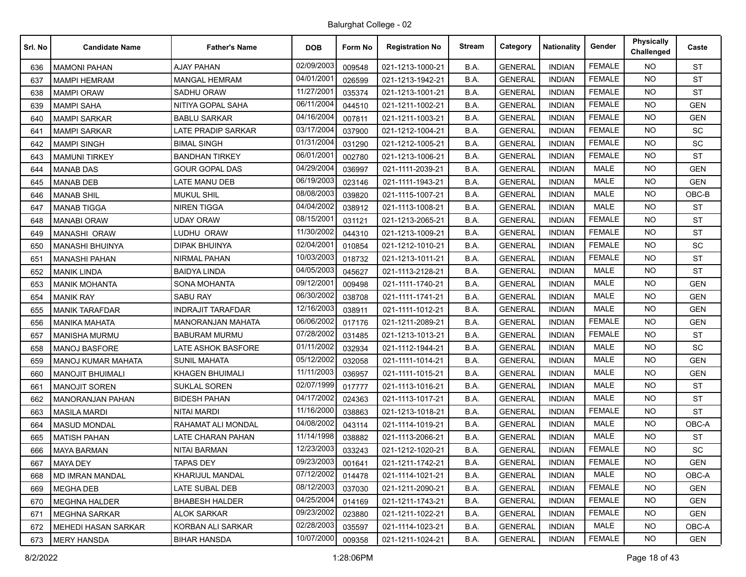Balurghat College - 02

| Srl. No | Candidate Name | Father's Name | DOB | Form No | Registration No | Stream | Category | Nationality | Gender | Physically Challenged | Caste |
|---|---|---|---|---|---|---|---|---|---|---|---|
| 636 | MAMONI PAHAN | AJAY PAHAN | 02/09/2003 | 009548 | 021-1213-1000-21 | B.A. | GENERAL | INDIAN | FEMALE | NO | ST |
| 637 | MAMPI HEMRAM | MANGAL HEMRAM | 04/01/2001 | 026599 | 021-1213-1942-21 | B.A. | GENERAL | INDIAN | FEMALE | NO | ST |
| 638 | MAMPI ORAW | SADHU ORAW | 11/27/2001 | 035374 | 021-1213-1001-21 | B.A. | GENERAL | INDIAN | FEMALE | NO | ST |
| 639 | MAMPI SAHA | NITIYA GOPAL SAHA | 06/11/2004 | 044510 | 021-1211-1002-21 | B.A. | GENERAL | INDIAN | FEMALE | NO | GEN |
| 640 | MAMPI SARKAR | BABLU SARKAR | 04/16/2004 | 007811 | 021-1211-1003-21 | B.A. | GENERAL | INDIAN | FEMALE | NO | GEN |
| 641 | MAMPI SARKAR | LATE PRADIP SARKAR | 03/17/2004 | 037900 | 021-1212-1004-21 | B.A. | GENERAL | INDIAN | FEMALE | NO | SC |
| 642 | MAMPI SINGH | BIMAL SINGH | 01/31/2004 | 031290 | 021-1212-1005-21 | B.A. | GENERAL | INDIAN | FEMALE | NO | SC |
| 643 | MAMUNI TIRKEY | BANDHAN TIRKEY | 06/01/2001 | 002780 | 021-1213-1006-21 | B.A. | GENERAL | INDIAN | FEMALE | NO | ST |
| 644 | MANAB DAS | GOUR GOPAL DAS | 04/29/2004 | 036997 | 021-1111-2039-21 | B.A. | GENERAL | INDIAN | MALE | NO | GEN |
| 645 | MANAB DEB | LATE MANU DEB | 06/19/2003 | 023146 | 021-1111-1943-21 | B.A. | GENERAL | INDIAN | MALE | NO | GEN |
| 646 | MANAB SHIL | MUKUL SHIL | 08/08/2003 | 039820 | 021-1115-1007-21 | B.A. | GENERAL | INDIAN | MALE | NO | OBC-B |
| 647 | MANAB TIGGA | NIREN TIGGA | 04/04/2002 | 038912 | 021-1113-1008-21 | B.A. | GENERAL | INDIAN | MALE | NO | ST |
| 648 | MANABI ORAW | UDAY ORAW | 08/15/2001 | 031121 | 021-1213-2065-21 | B.A. | GENERAL | INDIAN | FEMALE | NO | ST |
| 649 | MANASHI ORAW | LUDHU ORAW | 11/30/2002 | 044310 | 021-1213-1009-21 | B.A. | GENERAL | INDIAN | FEMALE | NO | ST |
| 650 | MANASHI BHUINYA | DIPAK BHUINYA | 02/04/2001 | 010854 | 021-1212-1010-21 | B.A. | GENERAL | INDIAN | FEMALE | NO | SC |
| 651 | MANASHI PAHAN | NIRMAL PAHAN | 10/03/2003 | 018732 | 021-1213-1011-21 | B.A. | GENERAL | INDIAN | FEMALE | NO | ST |
| 652 | MANIK LINDA | BAIDYA LINDA | 04/05/2003 | 045627 | 021-1113-2128-21 | B.A. | GENERAL | INDIAN | MALE | NO | ST |
| 653 | MANIK MOHANTA | SONA MOHANTA | 09/12/2001 | 009498 | 021-1111-1740-21 | B.A. | GENERAL | INDIAN | MALE | NO | GEN |
| 654 | MANIK RAY | SABU RAY | 06/30/2002 | 038708 | 021-1111-1741-21 | B.A. | GENERAL | INDIAN | MALE | NO | GEN |
| 655 | MANIK TARAFDAR | INDRAJIT TARAFDAR | 12/16/2003 | 038911 | 021-1111-1012-21 | B.A. | GENERAL | INDIAN | MALE | NO | GEN |
| 656 | MANIKA MAHATA | MANORANJAN MAHATA | 06/06/2002 | 017176 | 021-1211-2089-21 | B.A. | GENERAL | INDIAN | FEMALE | NO | GEN |
| 657 | MANISHA MURMU | BABURAM MURMU | 07/28/2002 | 031485 | 021-1213-1013-21 | B.A. | GENERAL | INDIAN | FEMALE | NO | ST |
| 658 | MANOJ BASFORE | LATE ASHOK BASFORE | 01/11/2002 | 032934 | 021-1112-1944-21 | B.A. | GENERAL | INDIAN | MALE | NO | SC |
| 659 | MANOJ KUMAR MAHATA | SUNIL MAHATA | 05/12/2002 | 032058 | 021-1111-1014-21 | B.A. | GENERAL | INDIAN | MALE | NO | GEN |
| 660 | MANOJIT BHUIMALI | KHAGEN BHUIMALI | 11/11/2003 | 036957 | 021-1111-1015-21 | B.A. | GENERAL | INDIAN | MALE | NO | GEN |
| 661 | MANOJIT SOREN | SUKLAL SOREN | 02/07/1999 | 017777 | 021-1113-1016-21 | B.A. | GENERAL | INDIAN | MALE | NO | ST |
| 662 | MANORANJAN PAHAN | BIDESH PAHAN | 04/17/2002 | 024363 | 021-1113-1017-21 | B.A. | GENERAL | INDIAN | MALE | NO | ST |
| 663 | MASILA MARDI | NITAI MARDI | 11/16/2000 | 038863 | 021-1213-1018-21 | B.A. | GENERAL | INDIAN | FEMALE | NO | ST |
| 664 | MASUD MONDAL | RAHAMAT ALI MONDAL | 04/08/2002 | 043114 | 021-1114-1019-21 | B.A. | GENERAL | INDIAN | MALE | NO | OBC-A |
| 665 | MATISH PAHAN | LATE CHARAN PAHAN | 11/14/1998 | 038882 | 021-1113-2066-21 | B.A. | GENERAL | INDIAN | MALE | NO | ST |
| 666 | MAYA BARMAN | NITAI BARMAN | 12/23/2003 | 033243 | 021-1212-1020-21 | B.A. | GENERAL | INDIAN | FEMALE | NO | SC |
| 667 | MAYA DEY | TAPAS DEY | 09/23/2003 | 001641 | 021-1211-1742-21 | B.A. | GENERAL | INDIAN | FEMALE | NO | GEN |
| 668 | MD IMRAN MANDAL | KHARIJUL MANDAL | 07/12/2002 | 014478 | 021-1114-1021-21 | B.A. | GENERAL | INDIAN | MALE | NO | OBC-A |
| 669 | MEGHA DEB | LATE SUBAL DEB | 08/12/2003 | 037030 | 021-1211-2090-21 | B.A. | GENERAL | INDIAN | FEMALE | NO | GEN |
| 670 | MEGHNA HALDER | BHABESH HALDER | 04/25/2004 | 014169 | 021-1211-1743-21 | B.A. | GENERAL | INDIAN | FEMALE | NO | GEN |
| 671 | MEGHNA SARKAR | ALOK SARKAR | 09/23/2002 | 023880 | 021-1211-1022-21 | B.A. | GENERAL | INDIAN | FEMALE | NO | GEN |
| 672 | MEHEDI HASAN SARKAR | KORBAN ALI SARKAR | 02/28/2003 | 035597 | 021-1114-1023-21 | B.A. | GENERAL | INDIAN | MALE | NO | OBC-A |
| 673 | MERY HANSDA | BIHAR HANSDA | 10/07/2000 | 009358 | 021-1211-1024-21 | B.A. | GENERAL | INDIAN | FEMALE | NO | GEN |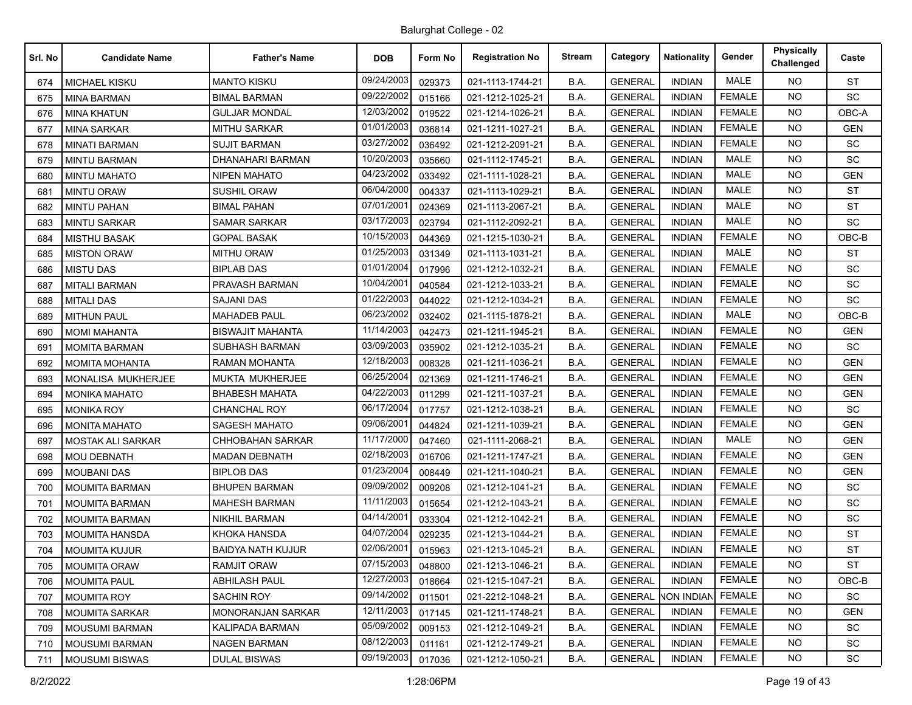Balurghat College - 02

| Srl. No | Candidate Name | Father's Name | DOB | Form No | Registration No | Stream | Category | Nationality | Gender | Physically Challenged | Caste |
|---|---|---|---|---|---|---|---|---|---|---|---|
| 674 | MICHAEL KISKU | MANTO KISKU | 09/24/2003 | 029373 | 021-1113-1744-21 | B.A. | GENERAL | INDIAN | MALE | NO | ST |
| 675 | MINA BARMAN | BIMAL BARMAN | 09/22/2002 | 015166 | 021-1212-1025-21 | B.A. | GENERAL | INDIAN | FEMALE | NO | SC |
| 676 | MINA KHATUN | GULJAR MONDAL | 12/03/2002 | 019522 | 021-1214-1026-21 | B.A. | GENERAL | INDIAN | FEMALE | NO | OBC-A |
| 677 | MINA SARKAR | MITHU SARKAR | 01/01/2003 | 036814 | 021-1211-1027-21 | B.A. | GENERAL | INDIAN | FEMALE | NO | GEN |
| 678 | MINATI BARMAN | SUJIT BARMAN | 03/27/2002 | 036492 | 021-1212-2091-21 | B.A. | GENERAL | INDIAN | FEMALE | NO | SC |
| 679 | MINTU BARMAN | DHANAHARI BARMAN | 10/20/2003 | 035660 | 021-1112-1745-21 | B.A. | GENERAL | INDIAN | MALE | NO | SC |
| 680 | MINTU MAHATO | NIPEN MAHATO | 04/23/2002 | 033492 | 021-1111-1028-21 | B.A. | GENERAL | INDIAN | MALE | NO | GEN |
| 681 | MINTU ORAW | SUSHIL ORAW | 06/04/2000 | 004337 | 021-1113-1029-21 | B.A. | GENERAL | INDIAN | MALE | NO | ST |
| 682 | MINTU PAHAN | BIMAL PAHAN | 07/01/2001 | 024369 | 021-1113-2067-21 | B.A. | GENERAL | INDIAN | MALE | NO | ST |
| 683 | MINTU SARKAR | SAMAR SARKAR | 03/17/2003 | 023794 | 021-1112-2092-21 | B.A. | GENERAL | INDIAN | MALE | NO | SC |
| 684 | MISTHU BASAK | GOPAL BASAK | 10/15/2003 | 044369 | 021-1215-1030-21 | B.A. | GENERAL | INDIAN | FEMALE | NO | OBC-B |
| 685 | MISTON ORAW | MITHU ORAW | 01/25/2003 | 031349 | 021-1113-1031-21 | B.A. | GENERAL | INDIAN | MALE | NO | ST |
| 686 | MISTU DAS | BIPLAB DAS | 01/01/2004 | 017996 | 021-1212-1032-21 | B.A. | GENERAL | INDIAN | FEMALE | NO | SC |
| 687 | MITALI BARMAN | PRAVASH BARMAN | 10/04/2001 | 040584 | 021-1212-1033-21 | B.A. | GENERAL | INDIAN | FEMALE | NO | SC |
| 688 | MITALI DAS | SAJANI DAS | 01/22/2003 | 044022 | 021-1212-1034-21 | B.A. | GENERAL | INDIAN | FEMALE | NO | SC |
| 689 | MITHUN PAUL | MAHADEB PAUL | 06/23/2002 | 032402 | 021-1115-1878-21 | B.A. | GENERAL | INDIAN | MALE | NO | OBC-B |
| 690 | MOMI MAHANTA | BISWAJIT MAHANTA | 11/14/2003 | 042473 | 021-1211-1945-21 | B.A. | GENERAL | INDIAN | FEMALE | NO | GEN |
| 691 | MOMITA BARMAN | SUBHASH BARMAN | 03/09/2003 | 035902 | 021-1212-1035-21 | B.A. | GENERAL | INDIAN | FEMALE | NO | SC |
| 692 | MOMITA MOHANTA | RAMAN MOHANTA | 12/18/2003 | 008328 | 021-1211-1036-21 | B.A. | GENERAL | INDIAN | FEMALE | NO | GEN |
| 693 | MONALISA MUKHERJEE | MUKTA MUKHERJEE | 06/25/2004 | 021369 | 021-1211-1746-21 | B.A. | GENERAL | INDIAN | FEMALE | NO | GEN |
| 694 | MONIKA MAHATO | BHABESH MAHATA | 04/22/2003 | 011299 | 021-1211-1037-21 | B.A. | GENERAL | INDIAN | FEMALE | NO | GEN |
| 695 | MONIKA ROY | CHANCHAL ROY | 06/17/2004 | 017757 | 021-1212-1038-21 | B.A. | GENERAL | INDIAN | FEMALE | NO | SC |
| 696 | MONITA MAHATO | SAGESH MAHATO | 09/06/2001 | 044824 | 021-1211-1039-21 | B.A. | GENERAL | INDIAN | FEMALE | NO | GEN |
| 697 | MOSTAK ALI SARKAR | CHHOBAHAN SARKAR | 11/17/2000 | 047460 | 021-1111-2068-21 | B.A. | GENERAL | INDIAN | MALE | NO | GEN |
| 698 | MOU DEBNATH | MADAN DEBNATH | 02/18/2003 | 016706 | 021-1211-1747-21 | B.A. | GENERAL | INDIAN | FEMALE | NO | GEN |
| 699 | MOUBANI DAS | BIPLOB DAS | 01/23/2004 | 008449 | 021-1211-1040-21 | B.A. | GENERAL | INDIAN | FEMALE | NO | GEN |
| 700 | MOUMITA BARMAN | BHUPEN BARMAN | 09/09/2002 | 009208 | 021-1212-1041-21 | B.A. | GENERAL | INDIAN | FEMALE | NO | SC |
| 701 | MOUMITA BARMAN | MAHESH BARMAN | 11/11/2003 | 015654 | 021-1212-1043-21 | B.A. | GENERAL | INDIAN | FEMALE | NO | SC |
| 702 | MOUMITA BARMAN | NIKHIL BARMAN | 04/14/2001 | 033304 | 021-1212-1042-21 | B.A. | GENERAL | INDIAN | FEMALE | NO | SC |
| 703 | MOUMITA HANSDA | KHOKA HANSDA | 04/07/2004 | 029235 | 021-1213-1044-21 | B.A. | GENERAL | INDIAN | FEMALE | NO | ST |
| 704 | MOUMITA KUJUR | BAIDYA NATH KUJUR | 02/06/2001 | 015963 | 021-1213-1045-21 | B.A. | GENERAL | INDIAN | FEMALE | NO | ST |
| 705 | MOUMITA ORAW | RAMJIT ORAW | 07/15/2003 | 048800 | 021-1213-1046-21 | B.A. | GENERAL | INDIAN | FEMALE | NO | ST |
| 706 | MOUMITA PAUL | ABHILASH PAUL | 12/27/2003 | 018664 | 021-1215-1047-21 | B.A. | GENERAL | INDIAN | FEMALE | NO | OBC-B |
| 707 | MOUMITA ROY | SACHIN ROY | 09/14/2002 | 011501 | 021-2212-1048-21 | B.A. | GENERAL | NON INDIAN | FEMALE | NO | SC |
| 708 | MOUMITA SARKAR | MONORANJAN SARKAR | 12/11/2003 | 017145 | 021-1211-1748-21 | B.A. | GENERAL | INDIAN | FEMALE | NO | GEN |
| 709 | MOUSUMI BARMAN | KALIPADA BARMAN | 05/09/2002 | 009153 | 021-1212-1049-21 | B.A. | GENERAL | INDIAN | FEMALE | NO | SC |
| 710 | MOUSUMI BARMAN | NAGEN BARMAN | 08/12/2003 | 011161 | 021-1212-1749-21 | B.A. | GENERAL | INDIAN | FEMALE | NO | SC |
| 711 | MOUSUMI BISWAS | DULAL BISWAS | 09/19/2003 | 017036 | 021-1212-1050-21 | B.A. | GENERAL | INDIAN | FEMALE | NO | SC |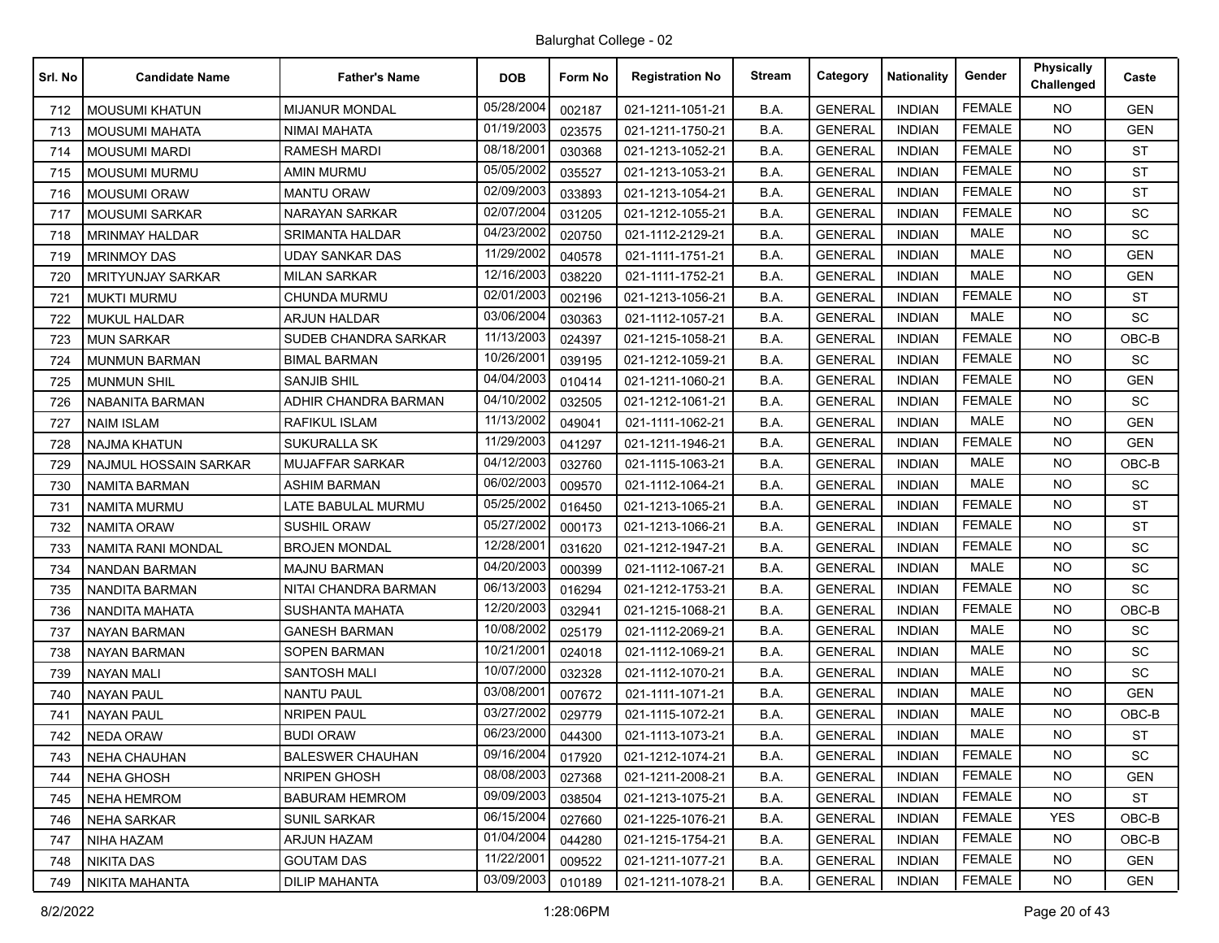Balurghat College - 02

| Srl. No | Candidate Name | Father's Name | DOB | Form No | Registration No | Stream | Category | Nationality | Gender | Physically Challenged | Caste |
|---|---|---|---|---|---|---|---|---|---|---|---|
| 712 | MOUSUMI KHATUN | MIJANUR MONDAL | 05/28/2004 | 002187 | 021-1211-1051-21 | B.A. | GENERAL | INDIAN | FEMALE | NO | GEN |
| 713 | MOUSUMI MAHATA | NIMAI MAHATA | 01/19/2003 | 023575 | 021-1211-1750-21 | B.A. | GENERAL | INDIAN | FEMALE | NO | GEN |
| 714 | MOUSUMI MARDI | RAMESH MARDI | 08/18/2001 | 030368 | 021-1213-1052-21 | B.A. | GENERAL | INDIAN | FEMALE | NO | ST |
| 715 | MOUSUMI MURMU | AMIN MURMU | 05/05/2002 | 035527 | 021-1213-1053-21 | B.A. | GENERAL | INDIAN | FEMALE | NO | ST |
| 716 | MOUSUMI ORAW | MANTU ORAW | 02/09/2003 | 033893 | 021-1213-1054-21 | B.A. | GENERAL | INDIAN | FEMALE | NO | ST |
| 717 | MOUSUMI SARKAR | NARAYAN SARKAR | 02/07/2004 | 031205 | 021-1212-1055-21 | B.A. | GENERAL | INDIAN | FEMALE | NO | SC |
| 718 | MRINMAY HALDAR | SRIMANTA HALDAR | 04/23/2002 | 020750 | 021-1112-2129-21 | B.A. | GENERAL | INDIAN | MALE | NO | SC |
| 719 | MRINMOY DAS | UDAY SANKAR DAS | 11/29/2002 | 040578 | 021-1111-1751-21 | B.A. | GENERAL | INDIAN | MALE | NO | GEN |
| 720 | MRITYUNJAY SARKAR | MILAN SARKAR | 12/16/2003 | 038220 | 021-1111-1752-21 | B.A. | GENERAL | INDIAN | MALE | NO | GEN |
| 721 | MUKTI MURMU | CHUNDA MURMU | 02/01/2003 | 002196 | 021-1213-1056-21 | B.A. | GENERAL | INDIAN | FEMALE | NO | ST |
| 722 | MUKUL HALDAR | ARJUN HALDAR | 03/06/2004 | 030363 | 021-1112-1057-21 | B.A. | GENERAL | INDIAN | MALE | NO | SC |
| 723 | MUN SARKAR | SUDEB CHANDRA SARKAR | 11/13/2003 | 024397 | 021-1215-1058-21 | B.A. | GENERAL | INDIAN | FEMALE | NO | OBC-B |
| 724 | MUNMUN BARMAN | BIMAL BARMAN | 10/26/2001 | 039195 | 021-1212-1059-21 | B.A. | GENERAL | INDIAN | FEMALE | NO | SC |
| 725 | MUNMUN SHIL | SANJIB SHIL | 04/04/2003 | 010414 | 021-1211-1060-21 | B.A. | GENERAL | INDIAN | FEMALE | NO | GEN |
| 726 | NABANITA BARMAN | ADHIR CHANDRA BARMAN | 04/10/2002 | 032505 | 021-1212-1061-21 | B.A. | GENERAL | INDIAN | FEMALE | NO | SC |
| 727 | NAIM ISLAM | RAFIKUL ISLAM | 11/13/2002 | 049041 | 021-1111-1062-21 | B.A. | GENERAL | INDIAN | MALE | NO | GEN |
| 728 | NAJMA KHATUN | SUKURALLA SK | 11/29/2003 | 041297 | 021-1211-1946-21 | B.A. | GENERAL | INDIAN | FEMALE | NO | GEN |
| 729 | NAJMUL HOSSAIN SARKAR | MUJAFFAR SARKAR | 04/12/2003 | 032760 | 021-1115-1063-21 | B.A. | GENERAL | INDIAN | MALE | NO | OBC-B |
| 730 | NAMITA BARMAN | ASHIM BARMAN | 06/02/2003 | 009570 | 021-1112-1064-21 | B.A. | GENERAL | INDIAN | MALE | NO | SC |
| 731 | NAMITA MURMU | LATE BABULAL MURMU | 05/25/2002 | 016450 | 021-1213-1065-21 | B.A. | GENERAL | INDIAN | FEMALE | NO | ST |
| 732 | NAMITA ORAW | SUSHIL ORAW | 05/27/2002 | 000173 | 021-1213-1066-21 | B.A. | GENERAL | INDIAN | FEMALE | NO | ST |
| 733 | NAMITA RANI MONDAL | BROJEN MONDAL | 12/28/2001 | 031620 | 021-1212-1947-21 | B.A. | GENERAL | INDIAN | FEMALE | NO | SC |
| 734 | NANDAN BARMAN | MAJNU BARMAN | 04/20/2003 | 000399 | 021-1112-1067-21 | B.A. | GENERAL | INDIAN | MALE | NO | SC |
| 735 | NANDITA BARMAN | NITAI CHANDRA BARMAN | 06/13/2003 | 016294 | 021-1212-1753-21 | B.A. | GENERAL | INDIAN | FEMALE | NO | SC |
| 736 | NANDITA MAHATA | SUSHANTA MAHATA | 12/20/2003 | 032941 | 021-1215-1068-21 | B.A. | GENERAL | INDIAN | FEMALE | NO | OBC-B |
| 737 | NAYAN BARMAN | GANESH BARMAN | 10/08/2002 | 025179 | 021-1112-2069-21 | B.A. | GENERAL | INDIAN | MALE | NO | SC |
| 738 | NAYAN BARMAN | SOPEN BARMAN | 10/21/2001 | 024018 | 021-1112-1069-21 | B.A. | GENERAL | INDIAN | MALE | NO | SC |
| 739 | NAYAN MALI | SANTOSH MALI | 10/07/2000 | 032328 | 021-1112-1070-21 | B.A. | GENERAL | INDIAN | MALE | NO | SC |
| 740 | NAYAN PAUL | NANTU PAUL | 03/08/2001 | 007672 | 021-1111-1071-21 | B.A. | GENERAL | INDIAN | MALE | NO | GEN |
| 741 | NAYAN PAUL | NRIPEN PAUL | 03/27/2002 | 029779 | 021-1115-1072-21 | B.A. | GENERAL | INDIAN | MALE | NO | OBC-B |
| 742 | NEDA ORAW | BUDI ORAW | 06/23/2000 | 044300 | 021-1113-1073-21 | B.A. | GENERAL | INDIAN | MALE | NO | ST |
| 743 | NEHA CHAUHAN | BALESWER CHAUHAN | 09/16/2004 | 017920 | 021-1212-1074-21 | B.A. | GENERAL | INDIAN | FEMALE | NO | SC |
| 744 | NEHA GHOSH | NRIPEN GHOSH | 08/08/2003 | 027368 | 021-1211-2008-21 | B.A. | GENERAL | INDIAN | FEMALE | NO | GEN |
| 745 | NEHA HEMROM | BABURAM HEMROM | 09/09/2003 | 038504 | 021-1213-1075-21 | B.A. | GENERAL | INDIAN | FEMALE | NO | ST |
| 746 | NEHA SARKAR | SUNIL SARKAR | 06/15/2004 | 027660 | 021-1225-1076-21 | B.A. | GENERAL | INDIAN | FEMALE | YES | OBC-B |
| 747 | NIHA HAZAM | ARJUN HAZAM | 01/04/2004 | 044280 | 021-1215-1754-21 | B.A. | GENERAL | INDIAN | FEMALE | NO | OBC-B |
| 748 | NIKITA DAS | GOUTAM DAS | 11/22/2001 | 009522 | 021-1211-1077-21 | B.A. | GENERAL | INDIAN | FEMALE | NO | GEN |
| 749 | NIKITA MAHANTA | DILIP MAHANTA | 03/09/2003 | 010189 | 021-1211-1078-21 | B.A. | GENERAL | INDIAN | FEMALE | NO | GEN |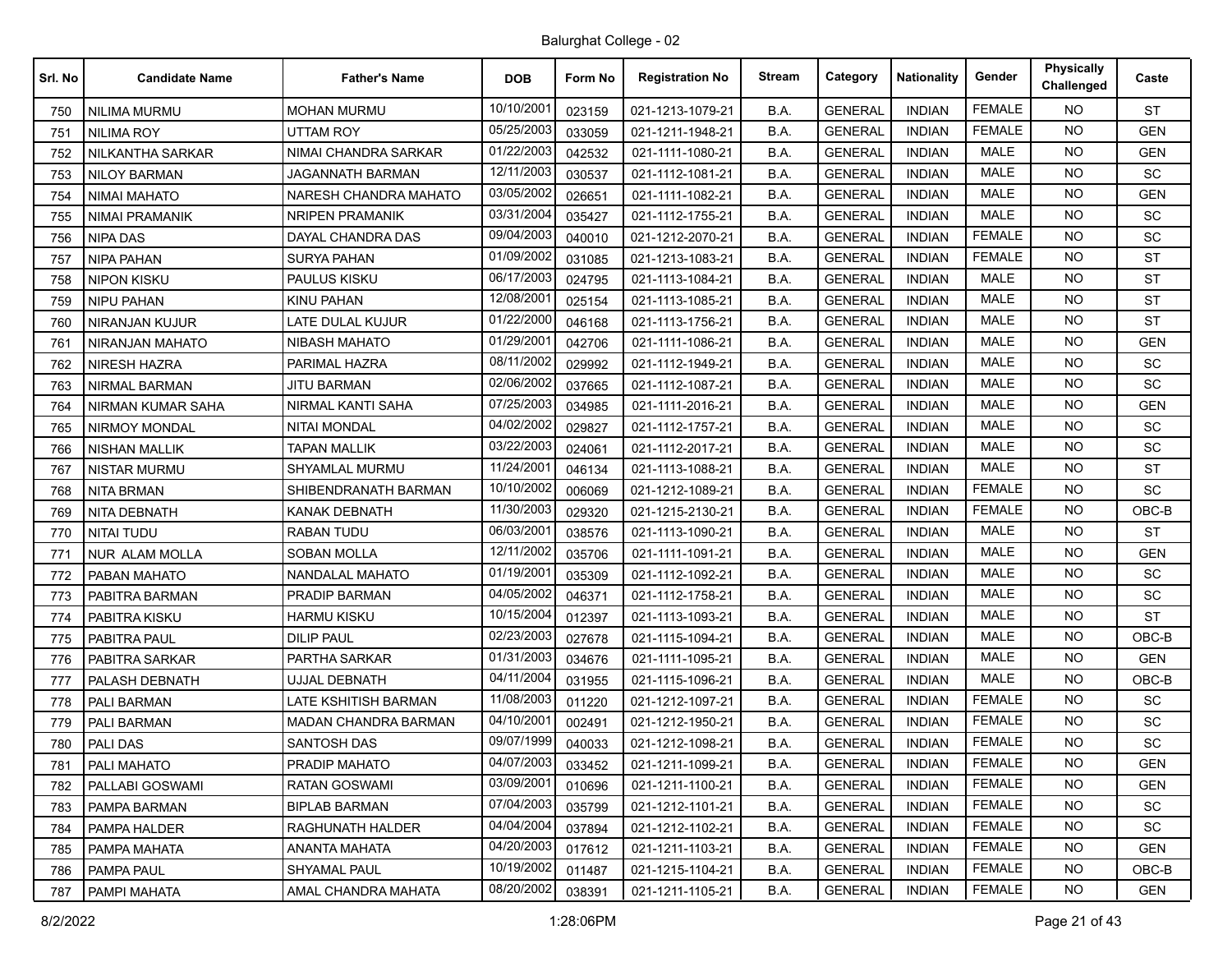Balurghat College - 02

| Srl. No | Candidate Name | Father's Name | DOB | Form No | Registration No | Stream | Category | Nationality | Gender | Physically Challenged | Caste |
|---|---|---|---|---|---|---|---|---|---|---|---|
| 750 | NILIMA MURMU | MOHAN MURMU | 10/10/2001 | 023159 | 021-1213-1079-21 | B.A. | GENERAL | INDIAN | FEMALE | NO | ST |
| 751 | NILIMA ROY | UTTAM ROY | 05/25/2003 | 033059 | 021-1211-1948-21 | B.A. | GENERAL | INDIAN | FEMALE | NO | GEN |
| 752 | NILKANTHA SARKAR | NIMAI CHANDRA SARKAR | 01/22/2003 | 042532 | 021-1111-1080-21 | B.A. | GENERAL | INDIAN | MALE | NO | GEN |
| 753 | NILOY BARMAN | JAGANNATH BARMAN | 12/11/2003 | 030537 | 021-1112-1081-21 | B.A. | GENERAL | INDIAN | MALE | NO | SC |
| 754 | NIMAI MAHATO | NARESH CHANDRA MAHATO | 03/05/2002 | 026651 | 021-1111-1082-21 | B.A. | GENERAL | INDIAN | MALE | NO | GEN |
| 755 | NIMAI PRAMANIK | NRIPEN PRAMANIK | 03/31/2004 | 035427 | 021-1112-1755-21 | B.A. | GENERAL | INDIAN | MALE | NO | SC |
| 756 | NIPA DAS | DAYAL CHANDRA DAS | 09/04/2003 | 040010 | 021-1212-2070-21 | B.A. | GENERAL | INDIAN | FEMALE | NO | SC |
| 757 | NIPA PAHAN | SURYA PAHAN | 01/09/2002 | 031085 | 021-1213-1083-21 | B.A. | GENERAL | INDIAN | FEMALE | NO | ST |
| 758 | NIPON KISKU | PAULUS KISKU | 06/17/2003 | 024795 | 021-1113-1084-21 | B.A. | GENERAL | INDIAN | MALE | NO | ST |
| 759 | NIPU PAHAN | KINU PAHAN | 12/08/2001 | 025154 | 021-1113-1085-21 | B.A. | GENERAL | INDIAN | MALE | NO | ST |
| 760 | NIRANJAN KUJUR | LATE DULAL KUJUR | 01/22/2000 | 046168 | 021-1113-1756-21 | B.A. | GENERAL | INDIAN | MALE | NO | ST |
| 761 | NIRANJAN MAHATO | NIBASH MAHATO | 01/29/2001 | 042706 | 021-1111-1086-21 | B.A. | GENERAL | INDIAN | MALE | NO | GEN |
| 762 | NIRESH HAZRA | PARIMAL HAZRA | 08/11/2002 | 029992 | 021-1112-1949-21 | B.A. | GENERAL | INDIAN | MALE | NO | SC |
| 763 | NIRMAL BARMAN | JITU BARMAN | 02/06/2002 | 037665 | 021-1112-1087-21 | B.A. | GENERAL | INDIAN | MALE | NO | SC |
| 764 | NIRMAN KUMAR SAHA | NIRMAL KANTI SAHA | 07/25/2003 | 034985 | 021-1111-2016-21 | B.A. | GENERAL | INDIAN | MALE | NO | GEN |
| 765 | NIRMOY MONDAL | NITAI MONDAL | 04/02/2002 | 029827 | 021-1112-1757-21 | B.A. | GENERAL | INDIAN | MALE | NO | SC |
| 766 | NISHAN MALLIK | TAPAN MALLIK | 03/22/2003 | 024061 | 021-1112-2017-21 | B.A. | GENERAL | INDIAN | MALE | NO | SC |
| 767 | NISTAR MURMU | SHYAMLAL MURMU | 11/24/2001 | 046134 | 021-1113-1088-21 | B.A. | GENERAL | INDIAN | MALE | NO | ST |
| 768 | NITA BRMAN | SHIBENDRANATH BARMAN | 10/10/2002 | 006069 | 021-1212-1089-21 | B.A. | GENERAL | INDIAN | FEMALE | NO | SC |
| 769 | NITA DEBNATH | KANAK DEBNATH | 11/30/2003 | 029320 | 021-1215-2130-21 | B.A. | GENERAL | INDIAN | FEMALE | NO | OBC-B |
| 770 | NITAI TUDU | RABAN TUDU | 06/03/2001 | 038576 | 021-1113-1090-21 | B.A. | GENERAL | INDIAN | MALE | NO | ST |
| 771 | NUR ALAM MOLLA | SOBAN MOLLA | 12/11/2002 | 035706 | 021-1111-1091-21 | B.A. | GENERAL | INDIAN | MALE | NO | GEN |
| 772 | PABAN MAHATO | NANDALAL MAHATO | 01/19/2001 | 035309 | 021-1112-1092-21 | B.A. | GENERAL | INDIAN | MALE | NO | SC |
| 773 | PABITRA BARMAN | PRADIP BARMAN | 04/05/2002 | 046371 | 021-1112-1758-21 | B.A. | GENERAL | INDIAN | MALE | NO | SC |
| 774 | PABITRA KISKU | HARMU KISKU | 10/15/2004 | 012397 | 021-1113-1093-21 | B.A. | GENERAL | INDIAN | MALE | NO | ST |
| 775 | PABITRA PAUL | DILIP PAUL | 02/23/2003 | 027678 | 021-1115-1094-21 | B.A. | GENERAL | INDIAN | MALE | NO | OBC-B |
| 776 | PABITRA SARKAR | PARTHA SARKAR | 01/31/2003 | 034676 | 021-1111-1095-21 | B.A. | GENERAL | INDIAN | MALE | NO | GEN |
| 777 | PALASH DEBNATH | UJJAL DEBNATH | 04/11/2004 | 031955 | 021-1115-1096-21 | B.A. | GENERAL | INDIAN | MALE | NO | OBC-B |
| 778 | PALI BARMAN | LATE KSHITISH BARMAN | 11/08/2003 | 011220 | 021-1212-1097-21 | B.A. | GENERAL | INDIAN | FEMALE | NO | SC |
| 779 | PALI BARMAN | MADAN CHANDRA BARMAN | 04/10/2001 | 002491 | 021-1212-1950-21 | B.A. | GENERAL | INDIAN | FEMALE | NO | SC |
| 780 | PALI DAS | SANTOSH DAS | 09/07/1999 | 040033 | 021-1212-1098-21 | B.A. | GENERAL | INDIAN | FEMALE | NO | SC |
| 781 | PALI MAHATO | PRADIP MAHATO | 04/07/2003 | 033452 | 021-1211-1099-21 | B.A. | GENERAL | INDIAN | FEMALE | NO | GEN |
| 782 | PALLABI GOSWAMI | RATAN GOSWAMI | 03/09/2001 | 010696 | 021-1211-1100-21 | B.A. | GENERAL | INDIAN | FEMALE | NO | GEN |
| 783 | PAMPA BARMAN | BIPLAB BARMAN | 07/04/2003 | 035799 | 021-1212-1101-21 | B.A. | GENERAL | INDIAN | FEMALE | NO | SC |
| 784 | PAMPA HALDER | RAGHUNATH HALDER | 04/04/2004 | 037894 | 021-1212-1102-21 | B.A. | GENERAL | INDIAN | FEMALE | NO | SC |
| 785 | PAMPA MAHATA | ANANTA MAHATA | 04/20/2003 | 017612 | 021-1211-1103-21 | B.A. | GENERAL | INDIAN | FEMALE | NO | GEN |
| 786 | PAMPA PAUL | SHYAMAL PAUL | 10/19/2002 | 011487 | 021-1215-1104-21 | B.A. | GENERAL | INDIAN | FEMALE | NO | OBC-B |
| 787 | PAMPI MAHATA | AMAL CHANDRA MAHATA | 08/20/2002 | 038391 | 021-1211-1105-21 | B.A. | GENERAL | INDIAN | FEMALE | NO | GEN |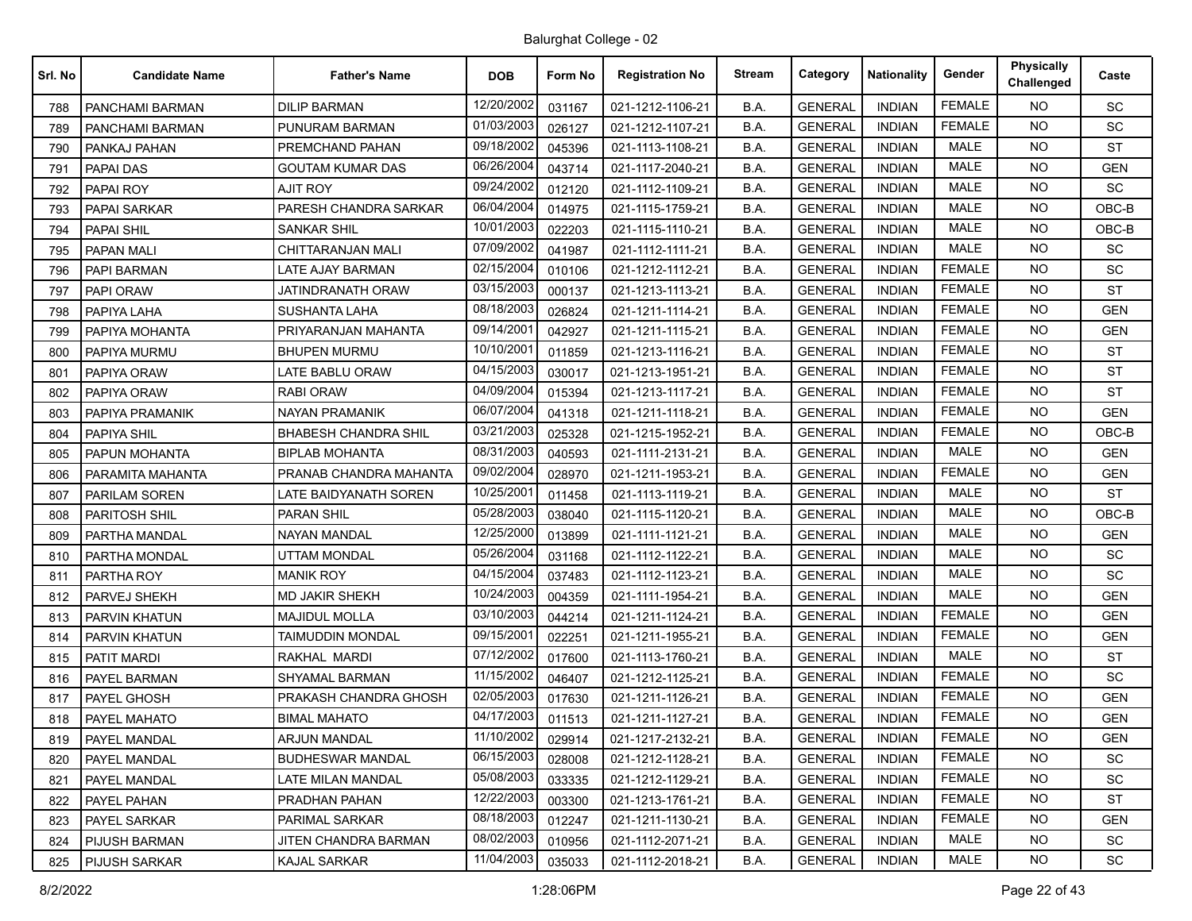Balurghat College - 02

| Srl. No | Candidate Name | Father's Name | DOB | Form No | Registration No | Stream | Category | Nationality | Gender | Physically Challenged | Caste |
|---|---|---|---|---|---|---|---|---|---|---|---|
| 788 | PANCHAMI BARMAN | DILIP BARMAN | 12/20/2002 | 031167 | 021-1212-1106-21 | B.A. | GENERAL | INDIAN | FEMALE | NO | SC |
| 789 | PANCHAMI BARMAN | PUNURAM BARMAN | 01/03/2003 | 026127 | 021-1212-1107-21 | B.A. | GENERAL | INDIAN | FEMALE | NO | SC |
| 790 | PANKAJ PAHAN | PREMCHAND PAHAN | 09/18/2002 | 045396 | 021-1113-1108-21 | B.A. | GENERAL | INDIAN | MALE | NO | ST |
| 791 | PAPAI DAS | GOUTAM KUMAR DAS | 06/26/2004 | 043714 | 021-1117-2040-21 | B.A. | GENERAL | INDIAN | MALE | NO | GEN |
| 792 | PAPAI ROY | AJIT ROY | 09/24/2002 | 012120 | 021-1112-1109-21 | B.A. | GENERAL | INDIAN | MALE | NO | SC |
| 793 | PAPAI SARKAR | PARESH CHANDRA SARKAR | 06/04/2004 | 014975 | 021-1115-1759-21 | B.A. | GENERAL | INDIAN | MALE | NO | OBC-B |
| 794 | PAPAI SHIL | SANKAR SHIL | 10/01/2003 | 022203 | 021-1115-1110-21 | B.A. | GENERAL | INDIAN | MALE | NO | OBC-B |
| 795 | PAPAN MALI | CHITTARANJAN MALI | 07/09/2002 | 041987 | 021-1112-1111-21 | B.A. | GENERAL | INDIAN | MALE | NO | SC |
| 796 | PAPI BARMAN | LATE AJAY BARMAN | 02/15/2004 | 010106 | 021-1212-1112-21 | B.A. | GENERAL | INDIAN | FEMALE | NO | SC |
| 797 | PAPI ORAW | JATINDRANATH ORAW | 03/15/2003 | 000137 | 021-1213-1113-21 | B.A. | GENERAL | INDIAN | FEMALE | NO | ST |
| 798 | PAPIYA LAHA | SUSHANTA LAHA | 08/18/2003 | 026824 | 021-1211-1114-21 | B.A. | GENERAL | INDIAN | FEMALE | NO | GEN |
| 799 | PAPIYA MOHANTA | PRIYARANJAN MAHANTA | 09/14/2001 | 042927 | 021-1211-1115-21 | B.A. | GENERAL | INDIAN | FEMALE | NO | GEN |
| 800 | PAPIYA MURMU | BHUPEN MURMU | 10/10/2001 | 011859 | 021-1213-1116-21 | B.A. | GENERAL | INDIAN | FEMALE | NO | ST |
| 801 | PAPIYA ORAW | LATE BABLU ORAW | 04/15/2003 | 030017 | 021-1213-1951-21 | B.A. | GENERAL | INDIAN | FEMALE | NO | ST |
| 802 | PAPIYA ORAW | RABI ORAW | 04/09/2004 | 015394 | 021-1213-1117-21 | B.A. | GENERAL | INDIAN | FEMALE | NO | ST |
| 803 | PAPIYA PRAMANIK | NAYAN PRAMANIK | 06/07/2004 | 041318 | 021-1211-1118-21 | B.A. | GENERAL | INDIAN | FEMALE | NO | GEN |
| 804 | PAPIYA SHIL | BHABESH CHANDRA SHIL | 03/21/2003 | 025328 | 021-1215-1952-21 | B.A. | GENERAL | INDIAN | FEMALE | NO | OBC-B |
| 805 | PAPUN MOHANTA | BIPLAB MOHANTA | 08/31/2003 | 040593 | 021-1111-2131-21 | B.A. | GENERAL | INDIAN | MALE | NO | GEN |
| 806 | PARAMITA MAHANTA | PRANAB CHANDRA MAHANTA | 09/02/2004 | 028970 | 021-1211-1953-21 | B.A. | GENERAL | INDIAN | FEMALE | NO | GEN |
| 807 | PARILAM SOREN | LATE BAIDYANATH SOREN | 10/25/2001 | 011458 | 021-1113-1119-21 | B.A. | GENERAL | INDIAN | MALE | NO | ST |
| 808 | PARITOSH SHIL | PARAN SHIL | 05/28/2003 | 038040 | 021-1115-1120-21 | B.A. | GENERAL | INDIAN | MALE | NO | OBC-B |
| 809 | PARTHA MANDAL | NAYAN MANDAL | 12/25/2000 | 013899 | 021-1111-1121-21 | B.A. | GENERAL | INDIAN | MALE | NO | GEN |
| 810 | PARTHA MONDAL | UTTAM MONDAL | 05/26/2004 | 031168 | 021-1112-1122-21 | B.A. | GENERAL | INDIAN | MALE | NO | SC |
| 811 | PARTHA ROY | MANIK ROY | 04/15/2004 | 037483 | 021-1112-1123-21 | B.A. | GENERAL | INDIAN | MALE | NO | SC |
| 812 | PARVEJ SHEKH | MD JAKIR SHEKH | 10/24/2003 | 004359 | 021-1111-1954-21 | B.A. | GENERAL | INDIAN | MALE | NO | GEN |
| 813 | PARVIN KHATUN | MAJIDUL MOLLA | 03/10/2003 | 044214 | 021-1211-1124-21 | B.A. | GENERAL | INDIAN | FEMALE | NO | GEN |
| 814 | PARVIN KHATUN | TAIMUDDIN MONDAL | 09/15/2001 | 022251 | 021-1211-1955-21 | B.A. | GENERAL | INDIAN | FEMALE | NO | GEN |
| 815 | PATIT MARDI | RAKHAL MARDI | 07/12/2002 | 017600 | 021-1113-1760-21 | B.A. | GENERAL | INDIAN | MALE | NO | ST |
| 816 | PAYEL BARMAN | SHYAMAL BARMAN | 11/15/2002 | 046407 | 021-1212-1125-21 | B.A. | GENERAL | INDIAN | FEMALE | NO | SC |
| 817 | PAYEL GHOSH | PRAKASH CHANDRA GHOSH | 02/05/2003 | 017630 | 021-1211-1126-21 | B.A. | GENERAL | INDIAN | FEMALE | NO | GEN |
| 818 | PAYEL MAHATO | BIMAL MAHATO | 04/17/2003 | 011513 | 021-1211-1127-21 | B.A. | GENERAL | INDIAN | FEMALE | NO | GEN |
| 819 | PAYEL MANDAL | ARJUN MANDAL | 11/10/2002 | 029914 | 021-1217-2132-21 | B.A. | GENERAL | INDIAN | FEMALE | NO | GEN |
| 820 | PAYEL MANDAL | BUDHESWAR MANDAL | 06/15/2003 | 028008 | 021-1212-1128-21 | B.A. | GENERAL | INDIAN | FEMALE | NO | SC |
| 821 | PAYEL MANDAL | LATE MILAN MANDAL | 05/08/2003 | 033335 | 021-1212-1129-21 | B.A. | GENERAL | INDIAN | FEMALE | NO | SC |
| 822 | PAYEL PAHAN | PRADHAN PAHAN | 12/22/2003 | 003300 | 021-1213-1761-21 | B.A. | GENERAL | INDIAN | FEMALE | NO | ST |
| 823 | PAYEL SARKAR | PARIMAL SARKAR | 08/18/2003 | 012247 | 021-1211-1130-21 | B.A. | GENERAL | INDIAN | FEMALE | NO | GEN |
| 824 | PIJUSH BARMAN | JITEN CHANDRA BARMAN | 08/02/2003 | 010956 | 021-1112-2071-21 | B.A. | GENERAL | INDIAN | MALE | NO | SC |
| 825 | PIJUSH SARKAR | KAJAL SARKAR | 11/04/2003 | 035033 | 021-1112-2018-21 | B.A. | GENERAL | INDIAN | MALE | NO | SC |

8/2/2022 1:28:06PM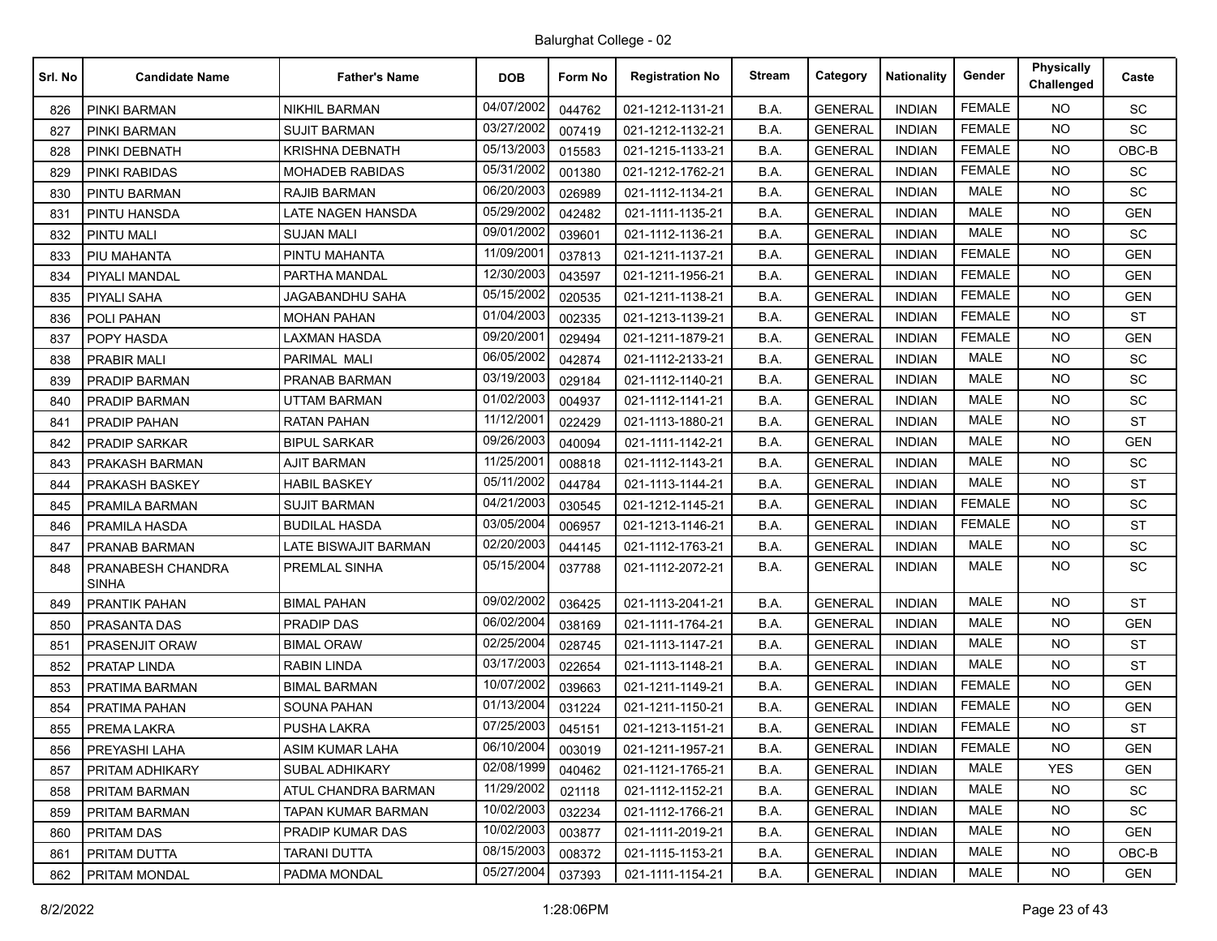Balurghat College - 02

| Srl. No | Candidate Name | Father's Name | DOB | Form No | Registration No | Stream | Category | Nationality | Gender | Physically Challenged | Caste |
|---|---|---|---|---|---|---|---|---|---|---|---|
| 826 | PINKI BARMAN | NIKHIL BARMAN | 04/07/2002 | 044762 | 021-1212-1131-21 | B.A. | GENERAL | INDIAN | FEMALE | NO | SC |
| 827 | PINKI BARMAN | SUJIT BARMAN | 03/27/2002 | 007419 | 021-1212-1132-21 | B.A. | GENERAL | INDIAN | FEMALE | NO | SC |
| 828 | PINKI DEBNATH | KRISHNA DEBNATH | 05/13/2003 | 015583 | 021-1215-1133-21 | B.A. | GENERAL | INDIAN | FEMALE | NO | OBC-B |
| 829 | PINKI RABIDAS | MOHADEB RABIDAS | 05/31/2002 | 001380 | 021-1212-1762-21 | B.A. | GENERAL | INDIAN | FEMALE | NO | SC |
| 830 | PINTU BARMAN | RAJIB BARMAN | 06/20/2003 | 026989 | 021-1112-1134-21 | B.A. | GENERAL | INDIAN | MALE | NO | SC |
| 831 | PINTU HANSDA | LATE NAGEN HANSDA | 05/29/2002 | 042482 | 021-1111-1135-21 | B.A. | GENERAL | INDIAN | MALE | NO | GEN |
| 832 | PINTU MALI | SUJAN MALI | 09/01/2002 | 039601 | 021-1112-1136-21 | B.A. | GENERAL | INDIAN | MALE | NO | SC |
| 833 | PIU MAHANTA | PINTU MAHANTA | 11/09/2001 | 037813 | 021-1211-1137-21 | B.A. | GENERAL | INDIAN | FEMALE | NO | GEN |
| 834 | PIYALI MANDAL | PARTHA MANDAL | 12/30/2003 | 043597 | 021-1211-1956-21 | B.A. | GENERAL | INDIAN | FEMALE | NO | GEN |
| 835 | PIYALI SAHA | JAGABANDHU SAHA | 05/15/2002 | 020535 | 021-1211-1138-21 | B.A. | GENERAL | INDIAN | FEMALE | NO | GEN |
| 836 | POLI PAHAN | MOHAN PAHAN | 01/04/2003 | 002335 | 021-1213-1139-21 | B.A. | GENERAL | INDIAN | FEMALE | NO | ST |
| 837 | POPY HASDA | LAXMAN HASDA | 09/20/2001 | 029494 | 021-1211-1879-21 | B.A. | GENERAL | INDIAN | FEMALE | NO | GEN |
| 838 | PRABIR MALI | PARIMAL MALI | 06/05/2002 | 042874 | 021-1112-2133-21 | B.A. | GENERAL | INDIAN | MALE | NO | SC |
| 839 | PRADIP BARMAN | PRANAB BARMAN | 03/19/2003 | 029184 | 021-1112-1140-21 | B.A. | GENERAL | INDIAN | MALE | NO | SC |
| 840 | PRADIP BARMAN | UTTAM BARMAN | 01/02/2003 | 004937 | 021-1112-1141-21 | B.A. | GENERAL | INDIAN | MALE | NO | SC |
| 841 | PRADIP PAHAN | RATAN PAHAN | 11/12/2001 | 022429 | 021-1113-1880-21 | B.A. | GENERAL | INDIAN | MALE | NO | ST |
| 842 | PRADIP SARKAR | BIPUL SARKAR | 09/26/2003 | 040094 | 021-1111-1142-21 | B.A. | GENERAL | INDIAN | MALE | NO | GEN |
| 843 | PRAKASH BARMAN | AJIT BARMAN | 11/25/2001 | 008818 | 021-1112-1143-21 | B.A. | GENERAL | INDIAN | MALE | NO | SC |
| 844 | PRAKASH BASKEY | HABIL BASKEY | 05/11/2002 | 044784 | 021-1113-1144-21 | B.A. | GENERAL | INDIAN | MALE | NO | ST |
| 845 | PRAMILA BARMAN | SUJIT BARMAN | 04/21/2003 | 030545 | 021-1212-1145-21 | B.A. | GENERAL | INDIAN | FEMALE | NO | SC |
| 846 | PRAMILA HASDA | BUDILAL HASDA | 03/05/2004 | 006957 | 021-1213-1146-21 | B.A. | GENERAL | INDIAN | FEMALE | NO | ST |
| 847 | PRANAB BARMAN | LATE BISWAJIT BARMAN | 02/20/2003 | 044145 | 021-1112-1763-21 | B.A. | GENERAL | INDIAN | MALE | NO | SC |
| 848 | PRANABESH CHANDRA SINHA | PREMLAL SINHA | 05/15/2004 | 037788 | 021-1112-2072-21 | B.A. | GENERAL | INDIAN | MALE | NO | SC |
| 849 | PRANTIK PAHAN | BIMAL PAHAN | 09/02/2002 | 036425 | 021-1113-2041-21 | B.A. | GENERAL | INDIAN | MALE | NO | ST |
| 850 | PRASANTA DAS | PRADIP DAS | 06/02/2004 | 038169 | 021-1111-1764-21 | B.A. | GENERAL | INDIAN | MALE | NO | GEN |
| 851 | PRASENJIT ORAW | BIMAL ORAW | 02/25/2004 | 028745 | 021-1113-1147-21 | B.A. | GENERAL | INDIAN | MALE | NO | ST |
| 852 | PRATAP LINDA | RABIN LINDA | 03/17/2003 | 022654 | 021-1113-1148-21 | B.A. | GENERAL | INDIAN | MALE | NO | ST |
| 853 | PRATIMA BARMAN | BIMAL BARMAN | 10/07/2002 | 039663 | 021-1211-1149-21 | B.A. | GENERAL | INDIAN | FEMALE | NO | GEN |
| 854 | PRATIMA PAHAN | SOUNA PAHAN | 01/13/2004 | 031224 | 021-1211-1150-21 | B.A. | GENERAL | INDIAN | FEMALE | NO | GEN |
| 855 | PREMA LAKRA | PUSHA LAKRA | 07/25/2003 | 045151 | 021-1213-1151-21 | B.A. | GENERAL | INDIAN | FEMALE | NO | ST |
| 856 | PREYASHI LAHA | ASIM KUMAR LAHA | 06/10/2004 | 003019 | 021-1211-1957-21 | B.A. | GENERAL | INDIAN | FEMALE | NO | GEN |
| 857 | PRITAM ADHIKARY | SUBAL ADHIKARY | 02/08/1999 | 040462 | 021-1121-1765-21 | B.A. | GENERAL | INDIAN | MALE | YES | GEN |
| 858 | PRITAM BARMAN | ATUL CHANDRA BARMAN | 11/29/2002 | 021118 | 021-1112-1152-21 | B.A. | GENERAL | INDIAN | MALE | NO | SC |
| 859 | PRITAM BARMAN | TAPAN KUMAR BARMAN | 10/02/2003 | 032234 | 021-1112-1766-21 | B.A. | GENERAL | INDIAN | MALE | NO | SC |
| 860 | PRITAM DAS | PRADIP KUMAR DAS | 10/02/2003 | 003877 | 021-1111-2019-21 | B.A. | GENERAL | INDIAN | MALE | NO | GEN |
| 861 | PRITAM DUTTA | TARANI DUTTA | 08/15/2003 | 008372 | 021-1115-1153-21 | B.A. | GENERAL | INDIAN | MALE | NO | OBC-B |
| 862 | PRITAM MONDAL | PADMA MONDAL | 05/27/2004 | 037393 | 021-1111-1154-21 | B.A. | GENERAL | INDIAN | MALE | NO | GEN |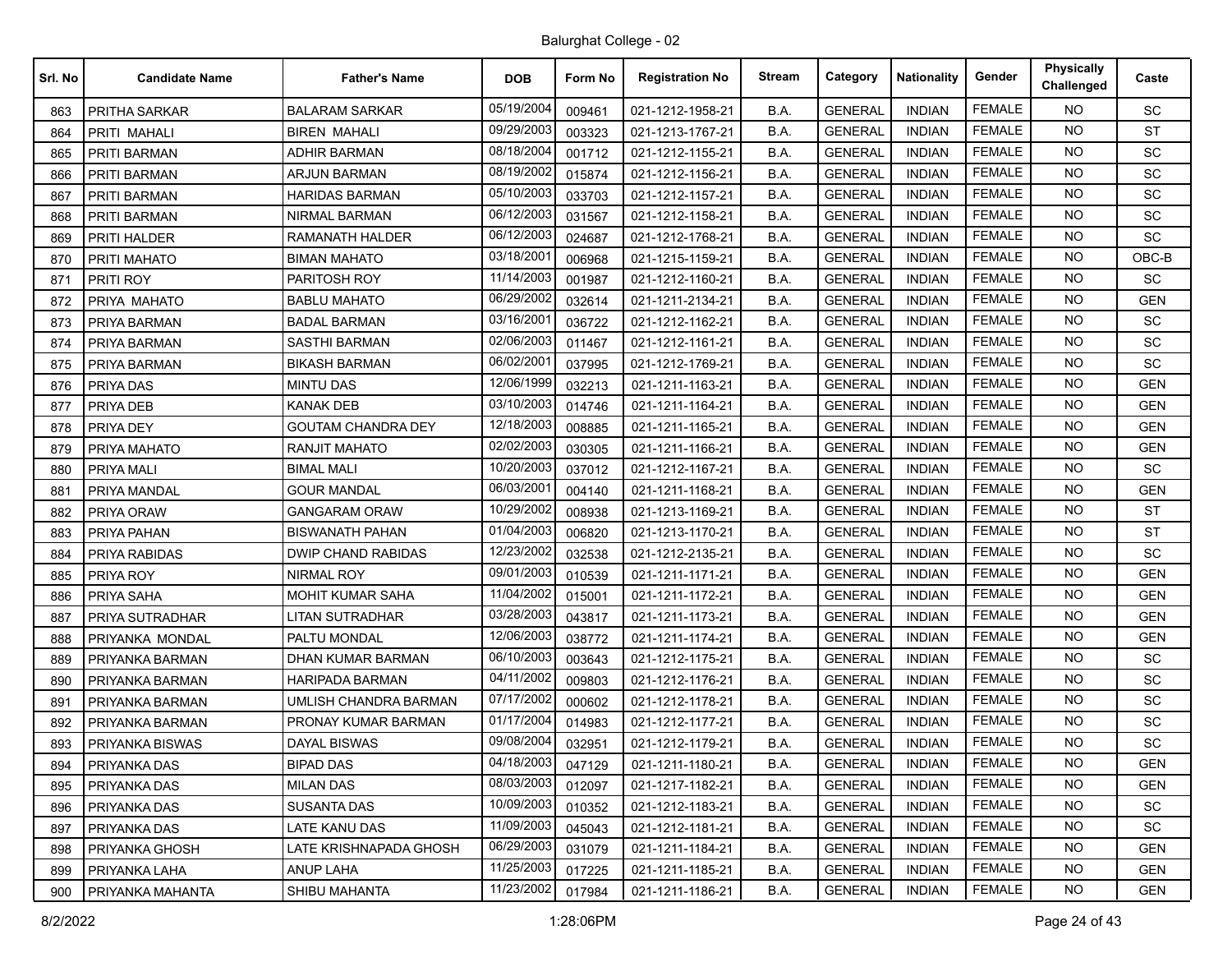Balurghat College - 02

| Srl. No | Candidate Name | Father's Name | DOB | Form No | Registration No | Stream | Category | Nationality | Gender | Physically Challenged | Caste |
|---|---|---|---|---|---|---|---|---|---|---|---|
| 863 | PRITHA SARKAR | BALARAM SARKAR | 05/19/2004 | 009461 | 021-1212-1958-21 | B.A. | GENERAL | INDIAN | FEMALE | NO | SC |
| 864 | PRITI MAHALI | BIREN MAHALI | 09/29/2003 | 003323 | 021-1213-1767-21 | B.A. | GENERAL | INDIAN | FEMALE | NO | ST |
| 865 | PRITI BARMAN | ADHIR BARMAN | 08/18/2004 | 001712 | 021-1212-1155-21 | B.A. | GENERAL | INDIAN | FEMALE | NO | SC |
| 866 | PRITI BARMAN | ARJUN BARMAN | 08/19/2002 | 015874 | 021-1212-1156-21 | B.A. | GENERAL | INDIAN | FEMALE | NO | SC |
| 867 | PRITI BARMAN | HARIDAS BARMAN | 05/10/2003 | 033703 | 021-1212-1157-21 | B.A. | GENERAL | INDIAN | FEMALE | NO | SC |
| 868 | PRITI BARMAN | NIRMAL BARMAN | 06/12/2003 | 031567 | 021-1212-1158-21 | B.A. | GENERAL | INDIAN | FEMALE | NO | SC |
| 869 | PRITI HALDER | RAMANATH HALDER | 06/12/2003 | 024687 | 021-1212-1768-21 | B.A. | GENERAL | INDIAN | FEMALE | NO | SC |
| 870 | PRITI MAHATO | BIMAN MAHATO | 03/18/2001 | 006968 | 021-1215-1159-21 | B.A. | GENERAL | INDIAN | FEMALE | NO | OBC-B |
| 871 | PRITI ROY | PARITOSH ROY | 11/14/2003 | 001987 | 021-1212-1160-21 | B.A. | GENERAL | INDIAN | FEMALE | NO | SC |
| 872 | PRIYA MAHATO | BABLU MAHATO | 06/29/2002 | 032614 | 021-1211-2134-21 | B.A. | GENERAL | INDIAN | FEMALE | NO | GEN |
| 873 | PRIYA BARMAN | BADAL BARMAN | 03/16/2001 | 036722 | 021-1212-1162-21 | B.A. | GENERAL | INDIAN | FEMALE | NO | SC |
| 874 | PRIYA BARMAN | SASTHI BARMAN | 02/06/2003 | 011467 | 021-1212-1161-21 | B.A. | GENERAL | INDIAN | FEMALE | NO | SC |
| 875 | PRIYA BARMAN | BIKASH BARMAN | 06/02/2001 | 037995 | 021-1212-1769-21 | B.A. | GENERAL | INDIAN | FEMALE | NO | SC |
| 876 | PRIYA DAS | MINTU DAS | 12/06/1999 | 032213 | 021-1211-1163-21 | B.A. | GENERAL | INDIAN | FEMALE | NO | GEN |
| 877 | PRIYA DEB | KANAK DEB | 03/10/2003 | 014746 | 021-1211-1164-21 | B.A. | GENERAL | INDIAN | FEMALE | NO | GEN |
| 878 | PRIYA DEY | GOUTAM CHANDRA DEY | 12/18/2003 | 008885 | 021-1211-1165-21 | B.A. | GENERAL | INDIAN | FEMALE | NO | GEN |
| 879 | PRIYA MAHATO | RANJIT MAHATO | 02/02/2003 | 030305 | 021-1211-1166-21 | B.A. | GENERAL | INDIAN | FEMALE | NO | GEN |
| 880 | PRIYA MALI | BIMAL MALI | 10/20/2003 | 037012 | 021-1212-1167-21 | B.A. | GENERAL | INDIAN | FEMALE | NO | SC |
| 881 | PRIYA MANDAL | GOUR MANDAL | 06/03/2001 | 004140 | 021-1211-1168-21 | B.A. | GENERAL | INDIAN | FEMALE | NO | GEN |
| 882 | PRIYA ORAW | GANGARAM ORAW | 10/29/2002 | 008938 | 021-1213-1169-21 | B.A. | GENERAL | INDIAN | FEMALE | NO | ST |
| 883 | PRIYA PAHAN | BISWANATH PAHAN | 01/04/2003 | 006820 | 021-1213-1170-21 | B.A. | GENERAL | INDIAN | FEMALE | NO | ST |
| 884 | PRIYA RABIDAS | DWIP CHAND RABIDAS | 12/23/2002 | 032538 | 021-1212-2135-21 | B.A. | GENERAL | INDIAN | FEMALE | NO | SC |
| 885 | PRIYA ROY | NIRMAL ROY | 09/01/2003 | 010539 | 021-1211-1171-21 | B.A. | GENERAL | INDIAN | FEMALE | NO | GEN |
| 886 | PRIYA SAHA | MOHIT KUMAR SAHA | 11/04/2002 | 015001 | 021-1211-1172-21 | B.A. | GENERAL | INDIAN | FEMALE | NO | GEN |
| 887 | PRIYA SUTRADHAR | LITAN SUTRADHAR | 03/28/2003 | 043817 | 021-1211-1173-21 | B.A. | GENERAL | INDIAN | FEMALE | NO | GEN |
| 888 | PRIYANKA MONDAL | PALTU MONDAL | 12/06/2003 | 038772 | 021-1211-1174-21 | B.A. | GENERAL | INDIAN | FEMALE | NO | GEN |
| 889 | PRIYANKA BARMAN | DHAN KUMAR BARMAN | 06/10/2003 | 003643 | 021-1212-1175-21 | B.A. | GENERAL | INDIAN | FEMALE | NO | SC |
| 890 | PRIYANKA BARMAN | HARIPADA BARMAN | 04/11/2002 | 009803 | 021-1212-1176-21 | B.A. | GENERAL | INDIAN | FEMALE | NO | SC |
| 891 | PRIYANKA BARMAN | UMLISH CHANDRA BARMAN | 07/17/2002 | 000602 | 021-1212-1178-21 | B.A. | GENERAL | INDIAN | FEMALE | NO | SC |
| 892 | PRIYANKA BARMAN | PRONAY KUMAR BARMAN | 01/17/2004 | 014983 | 021-1212-1177-21 | B.A. | GENERAL | INDIAN | FEMALE | NO | SC |
| 893 | PRIYANKA BISWAS | DAYAL BISWAS | 09/08/2004 | 032951 | 021-1212-1179-21 | B.A. | GENERAL | INDIAN | FEMALE | NO | SC |
| 894 | PRIYANKA DAS | BIPAD DAS | 04/18/2003 | 047129 | 021-1211-1180-21 | B.A. | GENERAL | INDIAN | FEMALE | NO | GEN |
| 895 | PRIYANKA DAS | MILAN DAS | 08/03/2003 | 012097 | 021-1217-1182-21 | B.A. | GENERAL | INDIAN | FEMALE | NO | GEN |
| 896 | PRIYANKA DAS | SUSANTA DAS | 10/09/2003 | 010352 | 021-1212-1183-21 | B.A. | GENERAL | INDIAN | FEMALE | NO | SC |
| 897 | PRIYANKA DAS | LATE KANU DAS | 11/09/2003 | 045043 | 021-1212-1181-21 | B.A. | GENERAL | INDIAN | FEMALE | NO | SC |
| 898 | PRIYANKA GHOSH | LATE KRISHNAPADA GHOSH | 06/29/2003 | 031079 | 021-1211-1184-21 | B.A. | GENERAL | INDIAN | FEMALE | NO | GEN |
| 899 | PRIYANKA LAHA | ANUP LAHA | 11/25/2003 | 017225 | 021-1211-1185-21 | B.A. | GENERAL | INDIAN | FEMALE | NO | GEN |
| 900 | PRIYANKA MAHANTA | SHIBU MAHANTA | 11/23/2002 | 017984 | 021-1211-1186-21 | B.A. | GENERAL | INDIAN | FEMALE | NO | GEN |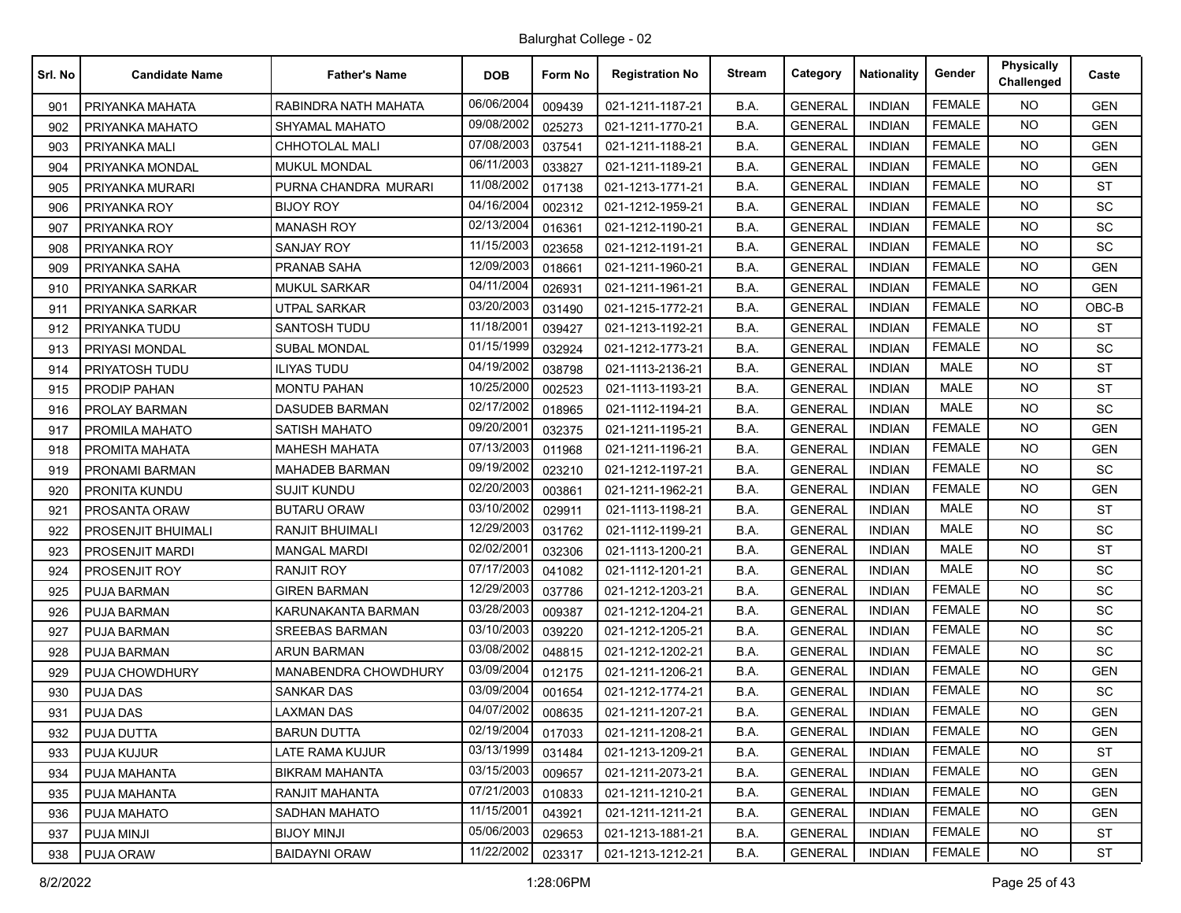Balurghat College - 02

| Srl. No | Candidate Name | Father's Name | DOB | Form No | Registration No | Stream | Category | Nationality | Gender | Physically Challenged | Caste |
|---|---|---|---|---|---|---|---|---|---|---|---|
| 901 | PRIYANKA MAHATA | RABINDRA NATH MAHATA | 06/06/2004 | 009439 | 021-1211-1187-21 | B.A. | GENERAL | INDIAN | FEMALE | NO | GEN |
| 902 | PRIYANKA MAHATO | SHYAMAL MAHATO | 09/08/2002 | 025273 | 021-1211-1770-21 | B.A. | GENERAL | INDIAN | FEMALE | NO | GEN |
| 903 | PRIYANKA MALI | CHHOTOLAL MALI | 07/08/2003 | 037541 | 021-1211-1188-21 | B.A. | GENERAL | INDIAN | FEMALE | NO | GEN |
| 904 | PRIYANKA MONDAL | MUKUL MONDAL | 06/11/2003 | 033827 | 021-1211-1189-21 | B.A. | GENERAL | INDIAN | FEMALE | NO | GEN |
| 905 | PRIYANKA MURARI | PURNA CHANDRA MURARI | 11/08/2002 | 017138 | 021-1213-1771-21 | B.A. | GENERAL | INDIAN | FEMALE | NO | ST |
| 906 | PRIYANKA ROY | BIJOY ROY | 04/16/2004 | 002312 | 021-1212-1959-21 | B.A. | GENERAL | INDIAN | FEMALE | NO | SC |
| 907 | PRIYANKA ROY | MANASH ROY | 02/13/2004 | 016361 | 021-1212-1190-21 | B.A. | GENERAL | INDIAN | FEMALE | NO | SC |
| 908 | PRIYANKA ROY | SANJAY ROY | 11/15/2003 | 023658 | 021-1212-1191-21 | B.A. | GENERAL | INDIAN | FEMALE | NO | SC |
| 909 | PRIYANKA SAHA | PRANAB SAHA | 12/09/2003 | 018661 | 021-1211-1960-21 | B.A. | GENERAL | INDIAN | FEMALE | NO | GEN |
| 910 | PRIYANKA SARKAR | MUKUL SARKAR | 04/11/2004 | 026931 | 021-1211-1961-21 | B.A. | GENERAL | INDIAN | FEMALE | NO | GEN |
| 911 | PRIYANKA SARKAR | UTPAL SARKAR | 03/20/2003 | 031490 | 021-1215-1772-21 | B.A. | GENERAL | INDIAN | FEMALE | NO | OBC-B |
| 912 | PRIYANKA TUDU | SANTOSH TUDU | 11/18/2001 | 039427 | 021-1213-1192-21 | B.A. | GENERAL | INDIAN | FEMALE | NO | ST |
| 913 | PRIYASI MONDAL | SUBAL MONDAL | 01/15/1999 | 032924 | 021-1212-1773-21 | B.A. | GENERAL | INDIAN | FEMALE | NO | SC |
| 914 | PRIYATOSH TUDU | ILIYAS TUDU | 04/19/2002 | 038798 | 021-1113-2136-21 | B.A. | GENERAL | INDIAN | MALE | NO | ST |
| 915 | PRODIP PAHAN | MONTU PAHAN | 10/25/2000 | 002523 | 021-1113-1193-21 | B.A. | GENERAL | INDIAN | MALE | NO | ST |
| 916 | PROLAY BARMAN | DASUDEB BARMAN | 02/17/2002 | 018965 | 021-1112-1194-21 | B.A. | GENERAL | INDIAN | MALE | NO | SC |
| 917 | PROMILA MAHATO | SATISH MAHATO | 09/20/2001 | 032375 | 021-1211-1195-21 | B.A. | GENERAL | INDIAN | FEMALE | NO | GEN |
| 918 | PROMITA MAHATA | MAHESH MAHATA | 07/13/2003 | 011968 | 021-1211-1196-21 | B.A. | GENERAL | INDIAN | FEMALE | NO | GEN |
| 919 | PRONAMI BARMAN | MAHADEB BARMAN | 09/19/2002 | 023210 | 021-1212-1197-21 | B.A. | GENERAL | INDIAN | FEMALE | NO | SC |
| 920 | PRONITA KUNDU | SUJIT KUNDU | 02/20/2003 | 003861 | 021-1211-1962-21 | B.A. | GENERAL | INDIAN | FEMALE | NO | GEN |
| 921 | PROSANTA ORAW | BUTARU ORAW | 03/10/2002 | 029911 | 021-1113-1198-21 | B.A. | GENERAL | INDIAN | MALE | NO | ST |
| 922 | PROSENJIT BHUIMALI | RANJIT BHUIMALI | 12/29/2003 | 031762 | 021-1112-1199-21 | B.A. | GENERAL | INDIAN | MALE | NO | SC |
| 923 | PROSENJIT MARDI | MANGAL MARDI | 02/02/2001 | 032306 | 021-1113-1200-21 | B.A. | GENERAL | INDIAN | MALE | NO | ST |
| 924 | PROSENJIT ROY | RANJIT ROY | 07/17/2003 | 041082 | 021-1112-1201-21 | B.A. | GENERAL | INDIAN | MALE | NO | SC |
| 925 | PUJA BARMAN | GIREN BARMAN | 12/29/2003 | 037786 | 021-1212-1203-21 | B.A. | GENERAL | INDIAN | FEMALE | NO | SC |
| 926 | PUJA BARMAN | KARUNAKANTA BARMAN | 03/28/2003 | 009387 | 021-1212-1204-21 | B.A. | GENERAL | INDIAN | FEMALE | NO | SC |
| 927 | PUJA BARMAN | SREEBAS BARMAN | 03/10/2003 | 039220 | 021-1212-1205-21 | B.A. | GENERAL | INDIAN | FEMALE | NO | SC |
| 928 | PUJA BARMAN | ARUN BARMAN | 03/08/2002 | 048815 | 021-1212-1202-21 | B.A. | GENERAL | INDIAN | FEMALE | NO | SC |
| 929 | PUJA CHOWDHURY | MANABENDRA CHOWDHURY | 03/09/2004 | 012175 | 021-1211-1206-21 | B.A. | GENERAL | INDIAN | FEMALE | NO | GEN |
| 930 | PUJA DAS | SANKAR DAS | 03/09/2004 | 001654 | 021-1212-1774-21 | B.A. | GENERAL | INDIAN | FEMALE | NO | SC |
| 931 | PUJA DAS | LAXMAN DAS | 04/07/2002 | 008635 | 021-1211-1207-21 | B.A. | GENERAL | INDIAN | FEMALE | NO | GEN |
| 932 | PUJA DUTTA | BARUN DUTTA | 02/19/2004 | 017033 | 021-1211-1208-21 | B.A. | GENERAL | INDIAN | FEMALE | NO | GEN |
| 933 | PUJA KUJUR | LATE RAMA KUJUR | 03/13/1999 | 031484 | 021-1213-1209-21 | B.A. | GENERAL | INDIAN | FEMALE | NO | ST |
| 934 | PUJA MAHANTA | BIKRAM MAHANTA | 03/15/2003 | 009657 | 021-1211-2073-21 | B.A. | GENERAL | INDIAN | FEMALE | NO | GEN |
| 935 | PUJA MAHANTA | RANJIT MAHANTA | 07/21/2003 | 010833 | 021-1211-1210-21 | B.A. | GENERAL | INDIAN | FEMALE | NO | GEN |
| 936 | PUJA MAHATO | SADHAN MAHATO | 11/15/2001 | 043921 | 021-1211-1211-21 | B.A. | GENERAL | INDIAN | FEMALE | NO | GEN |
| 937 | PUJA MINJI | BIJOY MINJI | 05/06/2003 | 029653 | 021-1213-1881-21 | B.A. | GENERAL | INDIAN | FEMALE | NO | ST |
| 938 | PUJA ORAW | BAIDAYNI ORAW | 11/22/2002 | 023317 | 021-1213-1212-21 | B.A. | GENERAL | INDIAN | FEMALE | NO | ST |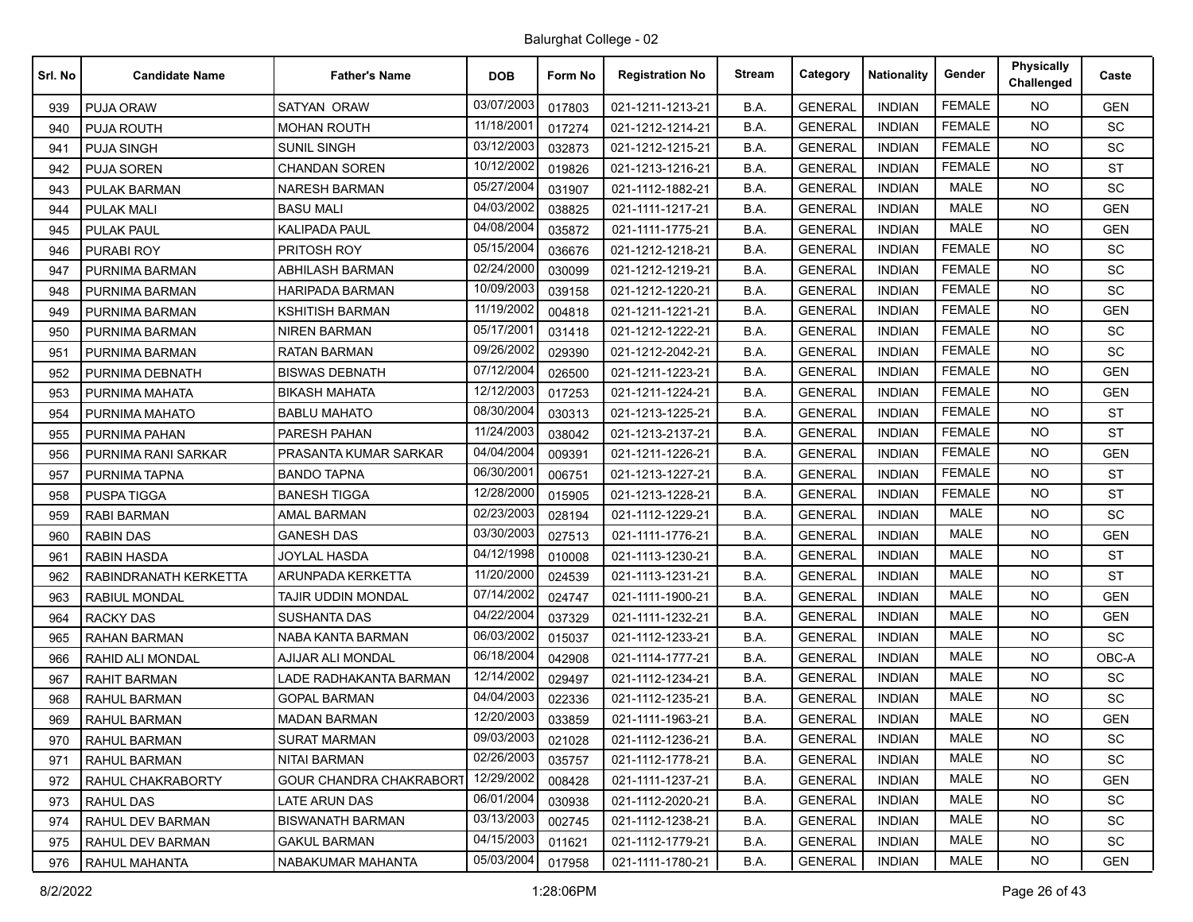Balurghat College - 02

| Srl. No | Candidate Name | Father's Name | DOB | Form No | Registration No | Stream | Category | Nationality | Gender | Physically Challenged | Caste |
|---|---|---|---|---|---|---|---|---|---|---|---|
| 939 | PUJA ORAW | SATYAN ORAW | 03/07/2003 | 017803 | 021-1211-1213-21 | B.A. | GENERAL | INDIAN | FEMALE | NO | GEN |
| 940 | PUJA ROUTH | MOHAN ROUTH | 11/18/2001 | 017274 | 021-1212-1214-21 | B.A. | GENERAL | INDIAN | FEMALE | NO | SC |
| 941 | PUJA SINGH | SUNIL SINGH | 03/12/2003 | 032873 | 021-1212-1215-21 | B.A. | GENERAL | INDIAN | FEMALE | NO | SC |
| 942 | PUJA SOREN | CHANDAN SOREN | 10/12/2002 | 019826 | 021-1213-1216-21 | B.A. | GENERAL | INDIAN | FEMALE | NO | ST |
| 943 | PULAK BARMAN | NARESH BARMAN | 05/27/2004 | 031907 | 021-1112-1882-21 | B.A. | GENERAL | INDIAN | MALE | NO | SC |
| 944 | PULAK MALI | BASU MALI | 04/03/2002 | 038825 | 021-1111-1217-21 | B.A. | GENERAL | INDIAN | MALE | NO | GEN |
| 945 | PULAK PAUL | KALIPADA PAUL | 04/08/2004 | 035872 | 021-1111-1775-21 | B.A. | GENERAL | INDIAN | MALE | NO | GEN |
| 946 | PURABI ROY | PRITOSH ROY | 05/15/2004 | 036676 | 021-1212-1218-21 | B.A. | GENERAL | INDIAN | FEMALE | NO | SC |
| 947 | PURNIMA BARMAN | ABHILASH BARMAN | 02/24/2000 | 030099 | 021-1212-1219-21 | B.A. | GENERAL | INDIAN | FEMALE | NO | SC |
| 948 | PURNIMA BARMAN | HARIPADA BARMAN | 10/09/2003 | 039158 | 021-1212-1220-21 | B.A. | GENERAL | INDIAN | FEMALE | NO | SC |
| 949 | PURNIMA BARMAN | KSHITISH BARMAN | 11/19/2002 | 004818 | 021-1211-1221-21 | B.A. | GENERAL | INDIAN | FEMALE | NO | GEN |
| 950 | PURNIMA BARMAN | NIREN BARMAN | 05/17/2001 | 031418 | 021-1212-1222-21 | B.A. | GENERAL | INDIAN | FEMALE | NO | SC |
| 951 | PURNIMA BARMAN | RATAN BARMAN | 09/26/2002 | 029390 | 021-1212-2042-21 | B.A. | GENERAL | INDIAN | FEMALE | NO | SC |
| 952 | PURNIMA DEBNATH | BISWAS DEBNATH | 07/12/2004 | 026500 | 021-1211-1223-21 | B.A. | GENERAL | INDIAN | FEMALE | NO | GEN |
| 953 | PURNIMA MAHATA | BIKASH MAHATA | 12/12/2003 | 017253 | 021-1211-1224-21 | B.A. | GENERAL | INDIAN | FEMALE | NO | GEN |
| 954 | PURNIMA MAHATO | BABLU MAHATO | 08/30/2004 | 030313 | 021-1213-1225-21 | B.A. | GENERAL | INDIAN | FEMALE | NO | ST |
| 955 | PURNIMA PAHAN | PARESH PAHAN | 11/24/2003 | 038042 | 021-1213-2137-21 | B.A. | GENERAL | INDIAN | FEMALE | NO | ST |
| 956 | PURNIMA RANI SARKAR | PRASANTA KUMAR SARKAR | 04/04/2004 | 009391 | 021-1211-1226-21 | B.A. | GENERAL | INDIAN | FEMALE | NO | GEN |
| 957 | PURNIMA TAPNA | BANDO TAPNA | 06/30/2001 | 006751 | 021-1213-1227-21 | B.A. | GENERAL | INDIAN | FEMALE | NO | ST |
| 958 | PUSPA TIGGA | BANESH TIGGA | 12/28/2000 | 015905 | 021-1213-1228-21 | B.A. | GENERAL | INDIAN | FEMALE | NO | ST |
| 959 | RABI BARMAN | AMAL BARMAN | 02/23/2003 | 028194 | 021-1112-1229-21 | B.A. | GENERAL | INDIAN | MALE | NO | SC |
| 960 | RABIN DAS | GANESH DAS | 03/30/2003 | 027513 | 021-1111-1776-21 | B.A. | GENERAL | INDIAN | MALE | NO | GEN |
| 961 | RABIN HASDA | JOYLAL HASDA | 04/12/1998 | 010008 | 021-1113-1230-21 | B.A. | GENERAL | INDIAN | MALE | NO | ST |
| 962 | RABINDRANATH KERKETTA | ARUNPADA KERKETTA | 11/20/2000 | 024539 | 021-1113-1231-21 | B.A. | GENERAL | INDIAN | MALE | NO | ST |
| 963 | RABIUL MONDAL | TAJIR UDDIN MONDAL | 07/14/2002 | 024747 | 021-1111-1900-21 | B.A. | GENERAL | INDIAN | MALE | NO | GEN |
| 964 | RACKY DAS | SUSHANTA DAS | 04/22/2004 | 037329 | 021-1111-1232-21 | B.A. | GENERAL | INDIAN | MALE | NO | GEN |
| 965 | RAHAN BARMAN | NABA KANTA BARMAN | 06/03/2002 | 015037 | 021-1112-1233-21 | B.A. | GENERAL | INDIAN | MALE | NO | SC |
| 966 | RAHID ALI MONDAL | AJIJAR ALI MONDAL | 06/18/2004 | 042908 | 021-1114-1777-21 | B.A. | GENERAL | INDIAN | MALE | NO | OBC-A |
| 967 | RAHIT BARMAN | LADE RADHAKANTA BARMAN | 12/14/2002 | 029497 | 021-1112-1234-21 | B.A. | GENERAL | INDIAN | MALE | NO | SC |
| 968 | RAHUL BARMAN | GOPAL BARMAN | 04/04/2003 | 022336 | 021-1112-1235-21 | B.A. | GENERAL | INDIAN | MALE | NO | SC |
| 969 | RAHUL BARMAN | MADAN BARMAN | 12/20/2003 | 033859 | 021-1111-1963-21 | B.A. | GENERAL | INDIAN | MALE | NO | GEN |
| 970 | RAHUL BARMAN | SURAT MARMAN | 09/03/2003 | 021028 | 021-1112-1236-21 | B.A. | GENERAL | INDIAN | MALE | NO | SC |
| 971 | RAHUL BARMAN | NITAI BARMAN | 02/26/2003 | 035757 | 021-1112-1778-21 | B.A. | GENERAL | INDIAN | MALE | NO | SC |
| 972 | RAHUL CHAKRABORTY | GOUR CHANDRA CHAKRABORT | 12/29/2002 | 008428 | 021-1111-1237-21 | B.A. | GENERAL | INDIAN | MALE | NO | GEN |
| 973 | RAHUL DAS | LATE ARUN DAS | 06/01/2004 | 030938 | 021-1112-2020-21 | B.A. | GENERAL | INDIAN | MALE | NO | SC |
| 974 | RAHUL DEV BARMAN | BISWANATH BARMAN | 03/13/2003 | 002745 | 021-1112-1238-21 | B.A. | GENERAL | INDIAN | MALE | NO | SC |
| 975 | RAHUL DEV BARMAN | GAKUL BARMAN | 04/15/2003 | 011621 | 021-1112-1779-21 | B.A. | GENERAL | INDIAN | MALE | NO | SC |
| 976 | RAHUL MAHANTA | NABAKUMAR MAHANTA | 05/03/2004 | 017958 | 021-1111-1780-21 | B.A. | GENERAL | INDIAN | MALE | NO | GEN |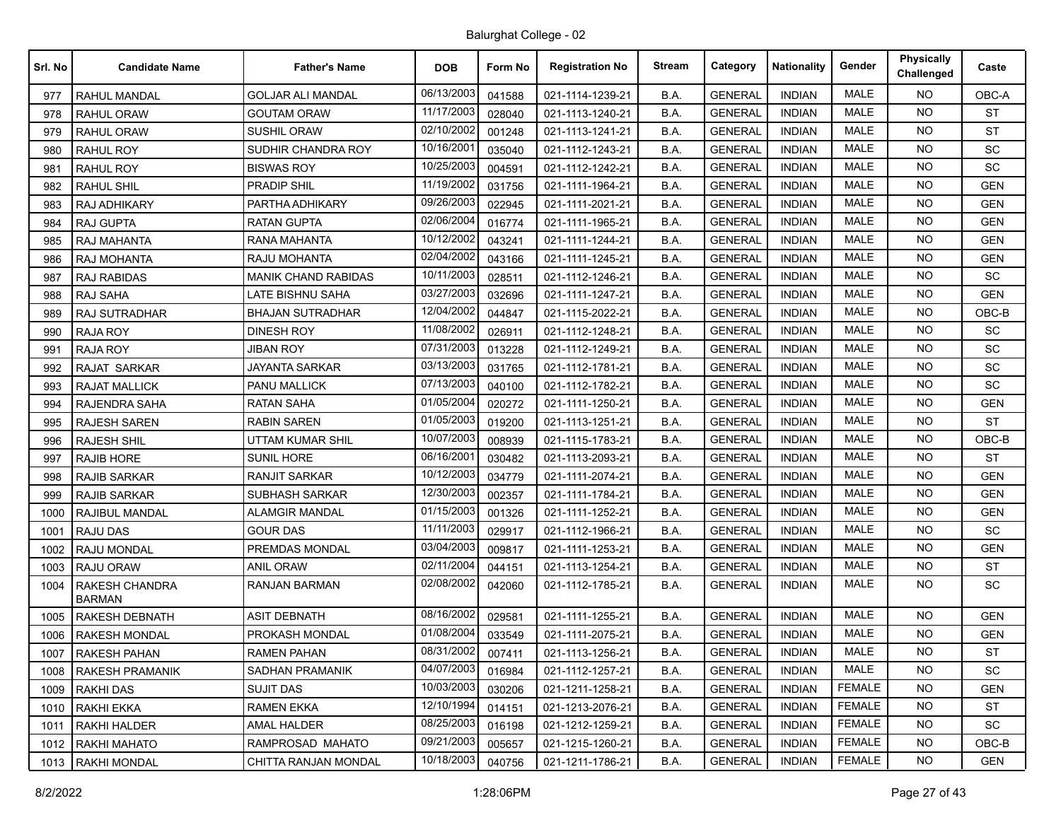Balurghat College - 02

| Srl. No | Candidate Name | Father's Name | DOB | Form No | Registration No | Stream | Category | Nationality | Gender | Physically Challenged | Caste |
|---|---|---|---|---|---|---|---|---|---|---|---|
| 977 | RAHUL MANDAL | GOLJAR ALI MANDAL | 06/13/2003 | 041588 | 021-1114-1239-21 | B.A. | GENERAL | INDIAN | MALE | NO | OBC-A |
| 978 | RAHUL ORAW | GOUTAM ORAW | 11/17/2003 | 028040 | 021-1113-1240-21 | B.A. | GENERAL | INDIAN | MALE | NO | ST |
| 979 | RAHUL ORAW | SUSHIL ORAW | 02/10/2002 | 001248 | 021-1113-1241-21 | B.A. | GENERAL | INDIAN | MALE | NO | ST |
| 980 | RAHUL ROY | SUDHIR CHANDRA ROY | 10/16/2001 | 035040 | 021-1112-1243-21 | B.A. | GENERAL | INDIAN | MALE | NO | SC |
| 981 | RAHUL ROY | BISWAS ROY | 10/25/2003 | 004591 | 021-1112-1242-21 | B.A. | GENERAL | INDIAN | MALE | NO | SC |
| 982 | RAHUL SHIL | PRADIP SHIL | 11/19/2002 | 031756 | 021-1111-1964-21 | B.A. | GENERAL | INDIAN | MALE | NO | GEN |
| 983 | RAJ ADHIKARY | PARTHA ADHIKARY | 09/26/2003 | 022945 | 021-1111-2021-21 | B.A. | GENERAL | INDIAN | MALE | NO | GEN |
| 984 | RAJ GUPTA | RATAN GUPTA | 02/06/2004 | 016774 | 021-1111-1965-21 | B.A. | GENERAL | INDIAN | MALE | NO | GEN |
| 985 | RAJ MAHANTA | RANA MAHANTA | 10/12/2002 | 043241 | 021-1111-1244-21 | B.A. | GENERAL | INDIAN | MALE | NO | GEN |
| 986 | RAJ MOHANTA | RAJU MOHANTA | 02/04/2002 | 043166 | 021-1111-1245-21 | B.A. | GENERAL | INDIAN | MALE | NO | GEN |
| 987 | RAJ RABIDAS | MANIK CHAND RABIDAS | 10/11/2003 | 028511 | 021-1112-1246-21 | B.A. | GENERAL | INDIAN | MALE | NO | SC |
| 988 | RAJ SAHA | LATE BISHNU SAHA | 03/27/2003 | 032696 | 021-1111-1247-21 | B.A. | GENERAL | INDIAN | MALE | NO | GEN |
| 989 | RAJ SUTRADHAR | BHAJAN SUTRADHAR | 12/04/2002 | 044847 | 021-1115-2022-21 | B.A. | GENERAL | INDIAN | MALE | NO | OBC-B |
| 990 | RAJA ROY | DINESH ROY | 11/08/2002 | 026911 | 021-1112-1248-21 | B.A. | GENERAL | INDIAN | MALE | NO | SC |
| 991 | RAJA ROY | JIBAN ROY | 07/31/2003 | 013228 | 021-1112-1249-21 | B.A. | GENERAL | INDIAN | MALE | NO | SC |
| 992 | RAJAT SARKAR | JAYANTA SARKAR | 03/13/2003 | 031765 | 021-1112-1781-21 | B.A. | GENERAL | INDIAN | MALE | NO | SC |
| 993 | RAJAT MALLICK | PANU MALLICK | 07/13/2003 | 040100 | 021-1112-1782-21 | B.A. | GENERAL | INDIAN | MALE | NO | SC |
| 994 | RAJENDRA SAHA | RATAN SAHA | 01/05/2004 | 020272 | 021-1111-1250-21 | B.A. | GENERAL | INDIAN | MALE | NO | GEN |
| 995 | RAJESH SAREN | RABIN SAREN | 01/05/2003 | 019200 | 021-1113-1251-21 | B.A. | GENERAL | INDIAN | MALE | NO | ST |
| 996 | RAJESH SHIL | UTTAM KUMAR SHIL | 10/07/2003 | 008939 | 021-1115-1783-21 | B.A. | GENERAL | INDIAN | MALE | NO | OBC-B |
| 997 | RAJIB HORE | SUNIL HORE | 06/16/2001 | 030482 | 021-1113-2093-21 | B.A. | GENERAL | INDIAN | MALE | NO | ST |
| 998 | RAJIB SARKAR | RANJIT SARKAR | 10/12/2003 | 034779 | 021-1111-2074-21 | B.A. | GENERAL | INDIAN | MALE | NO | GEN |
| 999 | RAJIB SARKAR | SUBHASH SARKAR | 12/30/2003 | 002357 | 021-1111-1784-21 | B.A. | GENERAL | INDIAN | MALE | NO | GEN |
| 1000 | RAJIBUL MANDAL | ALAMGIR MANDAL | 01/15/2003 | 001326 | 021-1111-1252-21 | B.A. | GENERAL | INDIAN | MALE | NO | GEN |
| 1001 | RAJU DAS | GOUR DAS | 11/11/2003 | 029917 | 021-1112-1966-21 | B.A. | GENERAL | INDIAN | MALE | NO | SC |
| 1002 | RAJU MONDAL | PREMDAS MONDAL | 03/04/2003 | 009817 | 021-1111-1253-21 | B.A. | GENERAL | INDIAN | MALE | NO | GEN |
| 1003 | RAJU ORAW | ANIL ORAW | 02/11/2004 | 044151 | 021-1113-1254-21 | B.A. | GENERAL | INDIAN | MALE | NO | ST |
| 1004 | RAKESH CHANDRA BARMAN | RANJAN BARMAN | 02/08/2002 | 042060 | 021-1112-1785-21 | B.A. | GENERAL | INDIAN | MALE | NO | SC |
| 1005 | RAKESH DEBNATH | ASIT DEBNATH | 08/16/2002 | 029581 | 021-1111-1255-21 | B.A. | GENERAL | INDIAN | MALE | NO | GEN |
| 1006 | RAKESH MONDAL | PROKASH MONDAL | 01/08/2004 | 033549 | 021-1111-2075-21 | B.A. | GENERAL | INDIAN | MALE | NO | GEN |
| 1007 | RAKESH PAHAN | RAMEN PAHAN | 08/31/2002 | 007411 | 021-1113-1256-21 | B.A. | GENERAL | INDIAN | MALE | NO | ST |
| 1008 | RAKESH PRAMANIK | SADHAN PRAMANIK | 04/07/2003 | 016984 | 021-1112-1257-21 | B.A. | GENERAL | INDIAN | MALE | NO | SC |
| 1009 | RAKHI DAS | SUJIT DAS | 10/03/2003 | 030206 | 021-1211-1258-21 | B.A. | GENERAL | INDIAN | FEMALE | NO | GEN |
| 1010 | RAKHI EKKA | RAMEN EKKA | 12/10/1994 | 014151 | 021-1213-2076-21 | B.A. | GENERAL | INDIAN | FEMALE | NO | ST |
| 1011 | RAKHI HALDER | AMAL HALDER | 08/25/2003 | 016198 | 021-1212-1259-21 | B.A. | GENERAL | INDIAN | FEMALE | NO | SC |
| 1012 | RAKHI MAHATO | RAMPROSAD MAHATO | 09/21/2003 | 005657 | 021-1215-1260-21 | B.A. | GENERAL | INDIAN | FEMALE | NO | OBC-B |
| 1013 | RAKHI MONDAL | CHITTA RANJAN MONDAL | 10/18/2003 | 040756 | 021-1211-1786-21 | B.A. | GENERAL | INDIAN | FEMALE | NO | GEN |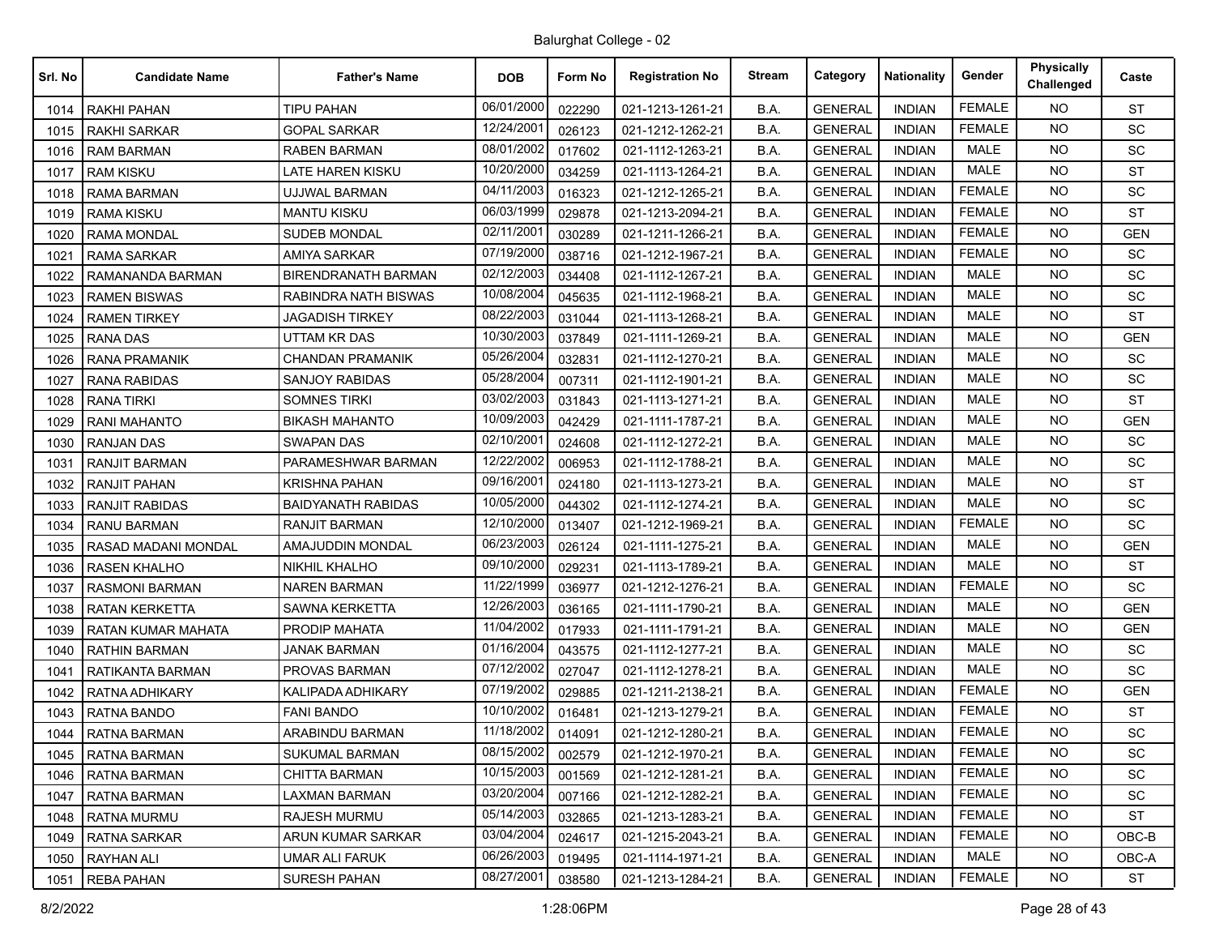Balurghat College - 02

| Srl. No | Candidate Name | Father's Name | DOB | Form No | Registration No | Stream | Category | Nationality | Gender | Physically Challenged | Caste |
|---|---|---|---|---|---|---|---|---|---|---|---|
| 1014 | RAKHI PAHAN | TIPU PAHAN | 06/01/2000 | 022290 | 021-1213-1261-21 | B.A. | GENERAL | INDIAN | FEMALE | NO | ST |
| 1015 | RAKHI SARKAR | GOPAL SARKAR | 12/24/2001 | 026123 | 021-1212-1262-21 | B.A. | GENERAL | INDIAN | FEMALE | NO | SC |
| 1016 | RAM BARMAN | RABEN BARMAN | 08/01/2002 | 017602 | 021-1112-1263-21 | B.A. | GENERAL | INDIAN | MALE | NO | SC |
| 1017 | RAM KISKU | LATE HAREN KISKU | 10/20/2000 | 034259 | 021-1113-1264-21 | B.A. | GENERAL | INDIAN | MALE | NO | ST |
| 1018 | RAMA BARMAN | UJJWAL BARMAN | 04/11/2003 | 016323 | 021-1212-1265-21 | B.A. | GENERAL | INDIAN | FEMALE | NO | SC |
| 1019 | RAMA KISKU | MANTU KISKU | 06/03/1999 | 029878 | 021-1213-2094-21 | B.A. | GENERAL | INDIAN | FEMALE | NO | ST |
| 1020 | RAMA MONDAL | SUDEB MONDAL | 02/11/2001 | 030289 | 021-1211-1266-21 | B.A. | GENERAL | INDIAN | FEMALE | NO | GEN |
| 1021 | RAMA SARKAR | AMIYA SARKAR | 07/19/2000 | 038716 | 021-1212-1967-21 | B.A. | GENERAL | INDIAN | FEMALE | NO | SC |
| 1022 | RAMANANDA BARMAN | BIRENDRANATH BARMAN | 02/12/2003 | 034408 | 021-1112-1267-21 | B.A. | GENERAL | INDIAN | MALE | NO | SC |
| 1023 | RAMEN BISWAS | RABINDRA NATH BISWAS | 10/08/2004 | 045635 | 021-1112-1968-21 | B.A. | GENERAL | INDIAN | MALE | NO | SC |
| 1024 | RAMEN TIRKEY | JAGADISH TIRKEY | 08/22/2003 | 031044 | 021-1113-1268-21 | B.A. | GENERAL | INDIAN | MALE | NO | ST |
| 1025 | RANA DAS | UTTAM KR DAS | 10/30/2003 | 037849 | 021-1111-1269-21 | B.A. | GENERAL | INDIAN | MALE | NO | GEN |
| 1026 | RANA PRAMANIK | CHANDAN PRAMANIK | 05/26/2004 | 032831 | 021-1112-1270-21 | B.A. | GENERAL | INDIAN | MALE | NO | SC |
| 1027 | RANA RABIDAS | SANJOY RABIDAS | 05/28/2004 | 007311 | 021-1112-1901-21 | B.A. | GENERAL | INDIAN | MALE | NO | SC |
| 1028 | RANA TIRKI | SOMNES TIRKI | 03/02/2003 | 031843 | 021-1113-1271-21 | B.A. | GENERAL | INDIAN | MALE | NO | ST |
| 1029 | RANI MAHANTO | BIKASH MAHANTO | 10/09/2003 | 042429 | 021-1111-1787-21 | B.A. | GENERAL | INDIAN | MALE | NO | GEN |
| 1030 | RANJAN DAS | SWAPAN DAS | 02/10/2001 | 024608 | 021-1112-1272-21 | B.A. | GENERAL | INDIAN | MALE | NO | SC |
| 1031 | RANJIT BARMAN | PARAMESHWAR BARMAN | 12/22/2002 | 006953 | 021-1112-1788-21 | B.A. | GENERAL | INDIAN | MALE | NO | SC |
| 1032 | RANJIT PAHAN | KRISHNA PAHAN | 09/16/2001 | 024180 | 021-1113-1273-21 | B.A. | GENERAL | INDIAN | MALE | NO | ST |
| 1033 | RANJIT RABIDAS | BAIDYANATH RABIDAS | 10/05/2000 | 044302 | 021-1112-1274-21 | B.A. | GENERAL | INDIAN | MALE | NO | SC |
| 1034 | RANU BARMAN | RANJIT BARMAN | 12/10/2000 | 013407 | 021-1212-1969-21 | B.A. | GENERAL | INDIAN | FEMALE | NO | SC |
| 1035 | RASAD MADANI MONDAL | AMAJUDDIN MONDAL | 06/23/2003 | 026124 | 021-1111-1275-21 | B.A. | GENERAL | INDIAN | MALE | NO | GEN |
| 1036 | RASEN KHALHO | NIKHIL KHALHO | 09/10/2000 | 029231 | 021-1113-1789-21 | B.A. | GENERAL | INDIAN | MALE | NO | ST |
| 1037 | RASMONI BARMAN | NAREN BARMAN | 11/22/1999 | 036977 | 021-1212-1276-21 | B.A. | GENERAL | INDIAN | FEMALE | NO | SC |
| 1038 | RATAN KERKETTA | SAWNA KERKETTA | 12/26/2003 | 036165 | 021-1111-1790-21 | B.A. | GENERAL | INDIAN | MALE | NO | GEN |
| 1039 | RATAN KUMAR MAHATA | PRODIP MAHATA | 11/04/2002 | 017933 | 021-1111-1791-21 | B.A. | GENERAL | INDIAN | MALE | NO | GEN |
| 1040 | RATHIN BARMAN | JANAK BARMAN | 01/16/2004 | 043575 | 021-1112-1277-21 | B.A. | GENERAL | INDIAN | MALE | NO | SC |
| 1041 | RATIKANTA BARMAN | PROVAS BARMAN | 07/12/2002 | 027047 | 021-1112-1278-21 | B.A. | GENERAL | INDIAN | MALE | NO | SC |
| 1042 | RATNA ADHIKARY | KALIPADA ADHIKARY | 07/19/2002 | 029885 | 021-1211-2138-21 | B.A. | GENERAL | INDIAN | FEMALE | NO | GEN |
| 1043 | RATNA BANDO | FANI BANDO | 10/10/2002 | 016481 | 021-1213-1279-21 | B.A. | GENERAL | INDIAN | FEMALE | NO | ST |
| 1044 | RATNA BARMAN | ARABINDU BARMAN | 11/18/2002 | 014091 | 021-1212-1280-21 | B.A. | GENERAL | INDIAN | FEMALE | NO | SC |
| 1045 | RATNA BARMAN | SUKUMAL BARMAN | 08/15/2002 | 002579 | 021-1212-1970-21 | B.A. | GENERAL | INDIAN | FEMALE | NO | SC |
| 1046 | RATNA BARMAN | CHITTA BARMAN | 10/15/2003 | 001569 | 021-1212-1281-21 | B.A. | GENERAL | INDIAN | FEMALE | NO | SC |
| 1047 | RATNA BARMAN | LAXMAN BARMAN | 03/20/2004 | 007166 | 021-1212-1282-21 | B.A. | GENERAL | INDIAN | FEMALE | NO | SC |
| 1048 | RATNA MURMU | RAJESH MURMU | 05/14/2003 | 032865 | 021-1213-1283-21 | B.A. | GENERAL | INDIAN | FEMALE | NO | ST |
| 1049 | RATNA SARKAR | ARUN KUMAR SARKAR | 03/04/2004 | 024617 | 021-1215-2043-21 | B.A. | GENERAL | INDIAN | FEMALE | NO | OBC-B |
| 1050 | RAYHAN ALI | UMAR ALI FARUK | 06/26/2003 | 019495 | 021-1114-1971-21 | B.A. | GENERAL | INDIAN | MALE | NO | OBC-A |
| 1051 | REBA PAHAN | SURESH PAHAN | 08/27/2001 | 038580 | 021-1213-1284-21 | B.A. | GENERAL | INDIAN | FEMALE | NO | ST |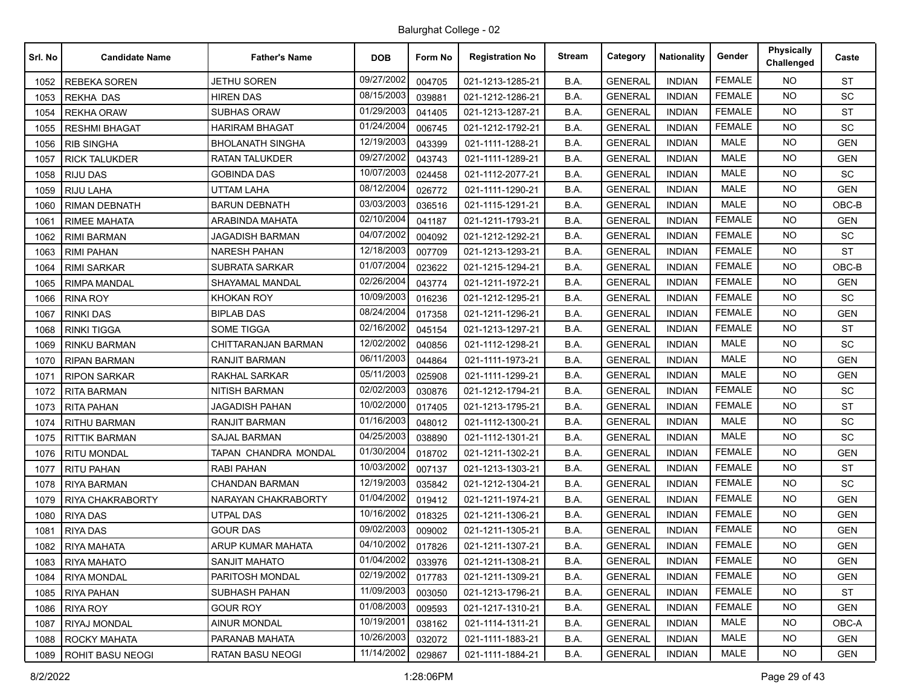Balurghat College - 02

| Srl. No | Candidate Name | Father's Name | DOB | Form No | Registration No | Stream | Category | Nationality | Gender | Physically Challenged | Caste |
|---|---|---|---|---|---|---|---|---|---|---|---|
| 1052 | REBEKA SOREN | JETHU SOREN | 09/27/2002 | 004705 | 021-1213-1285-21 | B.A. | GENERAL | INDIAN | FEMALE | NO | ST |
| 1053 | REKHA DAS | HIREN DAS | 08/15/2003 | 039881 | 021-1212-1286-21 | B.A. | GENERAL | INDIAN | FEMALE | NO | SC |
| 1054 | REKHA ORAW | SUBHAS ORAW | 01/29/2003 | 041405 | 021-1213-1287-21 | B.A. | GENERAL | INDIAN | FEMALE | NO | ST |
| 1055 | RESHMI BHAGAT | HARIRAM BHAGAT | 01/24/2004 | 006745 | 021-1212-1792-21 | B.A. | GENERAL | INDIAN | FEMALE | NO | SC |
| 1056 | RIB SINGHA | BHOLANATH SINGHA | 12/19/2003 | 043399 | 021-1111-1288-21 | B.A. | GENERAL | INDIAN | MALE | NO | GEN |
| 1057 | RICK TALUKDER | RATAN TALUKDER | 09/27/2002 | 043743 | 021-1111-1289-21 | B.A. | GENERAL | INDIAN | MALE | NO | GEN |
| 1058 | RIJU DAS | GOBINDA DAS | 10/07/2003 | 024458 | 021-1112-2077-21 | B.A. | GENERAL | INDIAN | MALE | NO | SC |
| 1059 | RIJU LAHA | UTTAM LAHA | 08/12/2004 | 026772 | 021-1111-1290-21 | B.A. | GENERAL | INDIAN | MALE | NO | GEN |
| 1060 | RIMAN DEBNATH | BARUN DEBNATH | 03/03/2003 | 036516 | 021-1115-1291-21 | B.A. | GENERAL | INDIAN | MALE | NO | OBC-B |
| 1061 | RIMEE MAHATA | ARABINDA MAHATA | 02/10/2004 | 041187 | 021-1211-1793-21 | B.A. | GENERAL | INDIAN | FEMALE | NO | GEN |
| 1062 | RIMI BARMAN | JAGADISH BARMAN | 04/07/2002 | 004092 | 021-1212-1292-21 | B.A. | GENERAL | INDIAN | FEMALE | NO | SC |
| 1063 | RIMI PAHAN | NARESH PAHAN | 12/18/2003 | 007709 | 021-1213-1293-21 | B.A. | GENERAL | INDIAN | FEMALE | NO | ST |
| 1064 | RIMI SARKAR | SUBRATA SARKAR | 01/07/2004 | 023622 | 021-1215-1294-21 | B.A. | GENERAL | INDIAN | FEMALE | NO | OBC-B |
| 1065 | RIMPA MANDAL | SHAYAMAL MANDAL | 02/26/2004 | 043774 | 021-1211-1972-21 | B.A. | GENERAL | INDIAN | FEMALE | NO | GEN |
| 1066 | RINA ROY | KHOKAN ROY | 10/09/2003 | 016236 | 021-1212-1295-21 | B.A. | GENERAL | INDIAN | FEMALE | NO | SC |
| 1067 | RINKI DAS | BIPLAB DAS | 08/24/2004 | 017358 | 021-1211-1296-21 | B.A. | GENERAL | INDIAN | FEMALE | NO | GEN |
| 1068 | RINKI TIGGA | SOME TIGGA | 02/16/2002 | 045154 | 021-1213-1297-21 | B.A. | GENERAL | INDIAN | FEMALE | NO | ST |
| 1069 | RINKU BARMAN | CHITTARANJAN BARMAN | 12/02/2002 | 040856 | 021-1112-1298-21 | B.A. | GENERAL | INDIAN | MALE | NO | SC |
| 1070 | RIPAN BARMAN | RANJIT BARMAN | 06/11/2003 | 044864 | 021-1111-1973-21 | B.A. | GENERAL | INDIAN | MALE | NO | GEN |
| 1071 | RIPON SARKAR | RAKHAL SARKAR | 05/11/2003 | 025908 | 021-1111-1299-21 | B.A. | GENERAL | INDIAN | MALE | NO | GEN |
| 1072 | RITA BARMAN | NITISH BARMAN | 02/02/2003 | 030876 | 021-1212-1794-21 | B.A. | GENERAL | INDIAN | FEMALE | NO | SC |
| 1073 | RITA PAHAN | JAGADISH PAHAN | 10/02/2000 | 017405 | 021-1213-1795-21 | B.A. | GENERAL | INDIAN | FEMALE | NO | ST |
| 1074 | RITHU BARMAN | RANJIT BARMAN | 01/16/2003 | 048012 | 021-1112-1300-21 | B.A. | GENERAL | INDIAN | MALE | NO | SC |
| 1075 | RITTIK BARMAN | SAJAL BARMAN | 04/25/2003 | 038890 | 021-1112-1301-21 | B.A. | GENERAL | INDIAN | MALE | NO | SC |
| 1076 | RITU MONDAL | TAPAN CHANDRA MONDAL | 01/30/2004 | 018702 | 021-1211-1302-21 | B.A. | GENERAL | INDIAN | FEMALE | NO | GEN |
| 1077 | RITU PAHAN | RABI PAHAN | 10/03/2002 | 007137 | 021-1213-1303-21 | B.A. | GENERAL | INDIAN | FEMALE | NO | ST |
| 1078 | RIYA BARMAN | CHANDAN BARMAN | 12/19/2003 | 035842 | 021-1212-1304-21 | B.A. | GENERAL | INDIAN | FEMALE | NO | SC |
| 1079 | RIYA CHAKRABORTY | NARAYAN CHAKRABORTY | 01/04/2002 | 019412 | 021-1211-1974-21 | B.A. | GENERAL | INDIAN | FEMALE | NO | GEN |
| 1080 | RIYA DAS | UTPAL DAS | 10/16/2002 | 018325 | 021-1211-1306-21 | B.A. | GENERAL | INDIAN | FEMALE | NO | GEN |
| 1081 | RIYA DAS | GOUR DAS | 09/02/2003 | 009002 | 021-1211-1305-21 | B.A. | GENERAL | INDIAN | FEMALE | NO | GEN |
| 1082 | RIYA MAHATA | ARUP KUMAR MAHATA | 04/10/2002 | 017826 | 021-1211-1307-21 | B.A. | GENERAL | INDIAN | FEMALE | NO | GEN |
| 1083 | RIYA MAHATO | SANJIT MAHATO | 01/04/2002 | 033976 | 021-1211-1308-21 | B.A. | GENERAL | INDIAN | FEMALE | NO | GEN |
| 1084 | RIYA MONDAL | PARITOSH MONDAL | 02/19/2002 | 017783 | 021-1211-1309-21 | B.A. | GENERAL | INDIAN | FEMALE | NO | GEN |
| 1085 | RIYA PAHAN | SUBHASH PAHAN | 11/09/2003 | 003050 | 021-1213-1796-21 | B.A. | GENERAL | INDIAN | FEMALE | NO | ST |
| 1086 | RIYA ROY | GOUR ROY | 01/08/2003 | 009593 | 021-1217-1310-21 | B.A. | GENERAL | INDIAN | FEMALE | NO | GEN |
| 1087 | RIYAJ MONDAL | AINUR MONDAL | 10/19/2001 | 038162 | 021-1114-1311-21 | B.A. | GENERAL | INDIAN | MALE | NO | OBC-A |
| 1088 | ROCKY MAHATA | PARANAB MAHATA | 10/26/2003 | 032072 | 021-1111-1883-21 | B.A. | GENERAL | INDIAN | MALE | NO | GEN |
| 1089 | ROHIT BASU NEOGI | RATAN BASU NEOGI | 11/14/2002 | 029867 | 021-1111-1884-21 | B.A. | GENERAL | INDIAN | MALE | NO | GEN |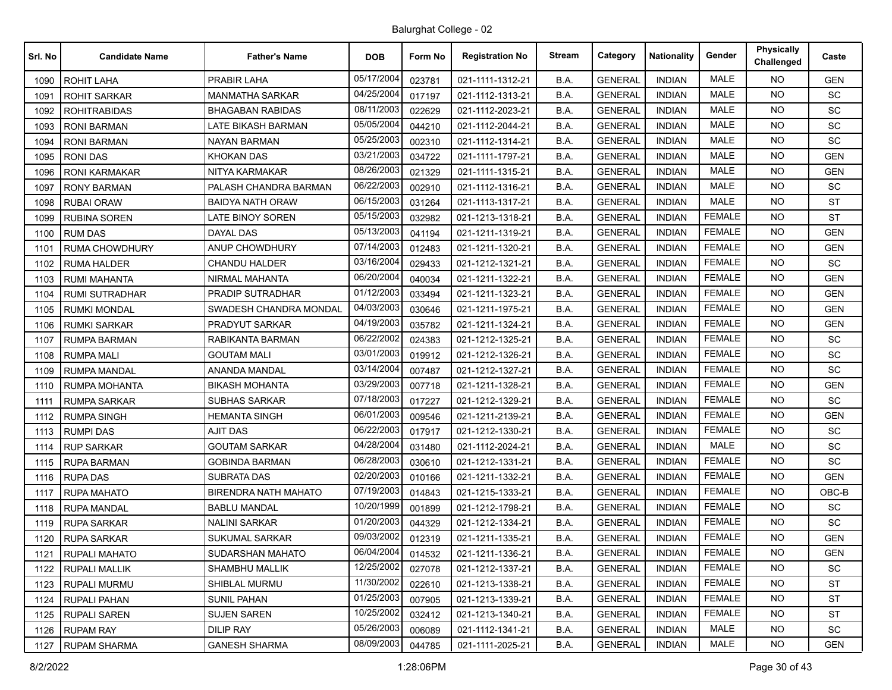Balurghat College - 02

| Srl. No | Candidate Name | Father's Name | DOB | Form No | Registration No | Stream | Category | Nationality | Gender | Physically Challenged | Caste |
|---|---|---|---|---|---|---|---|---|---|---|---|
| 1090 | ROHIT LAHA | PRABIR LAHA | 05/17/2004 | 023781 | 021-1111-1312-21 | B.A. | GENERAL | INDIAN | MALE | NO | GEN |
| 1091 | ROHIT SARKAR | MANMATHA SARKAR | 04/25/2004 | 017197 | 021-1112-1313-21 | B.A. | GENERAL | INDIAN | MALE | NO | SC |
| 1092 | ROHITRABIDAS | BHAGABAN RABIDAS | 08/11/2003 | 022629 | 021-1112-2023-21 | B.A. | GENERAL | INDIAN | MALE | NO | SC |
| 1093 | RONI BARMAN | LATE BIKASH BARMAN | 05/05/2004 | 044210 | 021-1112-2044-21 | B.A. | GENERAL | INDIAN | MALE | NO | SC |
| 1094 | RONI BARMAN | NAYAN BARMAN | 05/25/2003 | 002310 | 021-1112-1314-21 | B.A. | GENERAL | INDIAN | MALE | NO | SC |
| 1095 | RONI DAS | KHOKAN DAS | 03/21/2003 | 034722 | 021-1111-1797-21 | B.A. | GENERAL | INDIAN | MALE | NO | GEN |
| 1096 | RONI KARMAKAR | NITYA KARMAKAR | 08/26/2003 | 021329 | 021-1111-1315-21 | B.A. | GENERAL | INDIAN | MALE | NO | GEN |
| 1097 | RONY BARMAN | PALASH CHANDRA BARMAN | 06/22/2003 | 002910 | 021-1112-1316-21 | B.A. | GENERAL | INDIAN | MALE | NO | SC |
| 1098 | RUBAI ORAW | BAIDYA NATH ORAW | 06/15/2003 | 031264 | 021-1113-1317-21 | B.A. | GENERAL | INDIAN | MALE | NO | ST |
| 1099 | RUBINA SOREN | LATE BINOY SOREN | 05/15/2003 | 032982 | 021-1213-1318-21 | B.A. | GENERAL | INDIAN | FEMALE | NO | ST |
| 1100 | RUM DAS | DAYAL DAS | 05/13/2003 | 041194 | 021-1211-1319-21 | B.A. | GENERAL | INDIAN | FEMALE | NO | GEN |
| 1101 | RUMA CHOWDHURY | ANUP CHOWDHURY | 07/14/2003 | 012483 | 021-1211-1320-21 | B.A. | GENERAL | INDIAN | FEMALE | NO | GEN |
| 1102 | RUMA HALDER | CHANDU HALDER | 03/16/2004 | 029433 | 021-1212-1321-21 | B.A. | GENERAL | INDIAN | FEMALE | NO | SC |
| 1103 | RUMI MAHANTA | NIRMAL MAHANTA | 06/20/2004 | 040034 | 021-1211-1322-21 | B.A. | GENERAL | INDIAN | FEMALE | NO | GEN |
| 1104 | RUMI SUTRADHAR | PRADIP SUTRADHAR | 01/12/2003 | 033494 | 021-1211-1323-21 | B.A. | GENERAL | INDIAN | FEMALE | NO | GEN |
| 1105 | RUMKI MONDAL | SWADESH CHANDRA MONDAL | 04/03/2003 | 030646 | 021-1211-1975-21 | B.A. | GENERAL | INDIAN | FEMALE | NO | GEN |
| 1106 | RUMKI SARKAR | PRADYUT SARKAR | 04/19/2003 | 035782 | 021-1211-1324-21 | B.A. | GENERAL | INDIAN | FEMALE | NO | GEN |
| 1107 | RUMPA BARMAN | RABIKANTA BARMAN | 06/22/2002 | 024383 | 021-1212-1325-21 | B.A. | GENERAL | INDIAN | FEMALE | NO | SC |
| 1108 | RUMPA MALI | GOUTAM MALI | 03/01/2003 | 019912 | 021-1212-1326-21 | B.A. | GENERAL | INDIAN | FEMALE | NO | SC |
| 1109 | RUMPA MANDAL | ANANDA MANDAL | 03/14/2004 | 007487 | 021-1212-1327-21 | B.A. | GENERAL | INDIAN | FEMALE | NO | SC |
| 1110 | RUMPA MOHANTA | BIKASH MOHANTA | 03/29/2003 | 007718 | 021-1211-1328-21 | B.A. | GENERAL | INDIAN | FEMALE | NO | GEN |
| 1111 | RUMPA SARKAR | SUBHAS SARKAR | 07/18/2003 | 017227 | 021-1212-1329-21 | B.A. | GENERAL | INDIAN | FEMALE | NO | SC |
| 1112 | RUMPA SINGH | HEMANTA SINGH | 06/01/2003 | 009546 | 021-1211-2139-21 | B.A. | GENERAL | INDIAN | FEMALE | NO | GEN |
| 1113 | RUMPI DAS | AJIT DAS | 06/22/2003 | 017917 | 021-1212-1330-21 | B.A. | GENERAL | INDIAN | FEMALE | NO | SC |
| 1114 | RUP SARKAR | GOUTAM SARKAR | 04/28/2004 | 031480 | 021-1112-2024-21 | B.A. | GENERAL | INDIAN | MALE | NO | SC |
| 1115 | RUPA BARMAN | GOBINDA BARMAN | 06/28/2003 | 030610 | 021-1212-1331-21 | B.A. | GENERAL | INDIAN | FEMALE | NO | SC |
| 1116 | RUPA DAS | SUBRATA DAS | 02/20/2003 | 010166 | 021-1211-1332-21 | B.A. | GENERAL | INDIAN | FEMALE | NO | GEN |
| 1117 | RUPA MAHATO | BIRENDRA NATH MAHATO | 07/19/2003 | 014843 | 021-1215-1333-21 | B.A. | GENERAL | INDIAN | FEMALE | NO | OBC-B |
| 1118 | RUPA MANDAL | BABLU MANDAL | 10/20/1999 | 001899 | 021-1212-1798-21 | B.A. | GENERAL | INDIAN | FEMALE | NO | SC |
| 1119 | RUPA SARKAR | NALINI SARKAR | 01/20/2003 | 044329 | 021-1212-1334-21 | B.A. | GENERAL | INDIAN | FEMALE | NO | SC |
| 1120 | RUPA SARKAR | SUKUMAL SARKAR | 09/03/2002 | 012319 | 021-1211-1335-21 | B.A. | GENERAL | INDIAN | FEMALE | NO | GEN |
| 1121 | RUPALI MAHATO | SUDARSHAN MAHATO | 06/04/2004 | 014532 | 021-1211-1336-21 | B.A. | GENERAL | INDIAN | FEMALE | NO | GEN |
| 1122 | RUPALI MALLIK | SHAMBHU MALLIK | 12/25/2002 | 027078 | 021-1212-1337-21 | B.A. | GENERAL | INDIAN | FEMALE | NO | SC |
| 1123 | RUPALI MURMU | SHIBLAL MURMU | 11/30/2002 | 022610 | 021-1213-1338-21 | B.A. | GENERAL | INDIAN | FEMALE | NO | ST |
| 1124 | RUPALI PAHAN | SUNIL PAHAN | 01/25/2003 | 007905 | 021-1213-1339-21 | B.A. | GENERAL | INDIAN | FEMALE | NO | ST |
| 1125 | RUPALI SAREN | SUJEN SAREN | 10/25/2002 | 032412 | 021-1213-1340-21 | B.A. | GENERAL | INDIAN | FEMALE | NO | ST |
| 1126 | RUPAM RAY | DILIP RAY | 05/26/2003 | 006089 | 021-1112-1341-21 | B.A. | GENERAL | INDIAN | MALE | NO | SC |
| 1127 | RUPAM SHARMA | GANESH SHARMA | 08/09/2003 | 044785 | 021-1111-2025-21 | B.A. | GENERAL | INDIAN | MALE | NO | GEN |

8/2/2022 1:28:06PM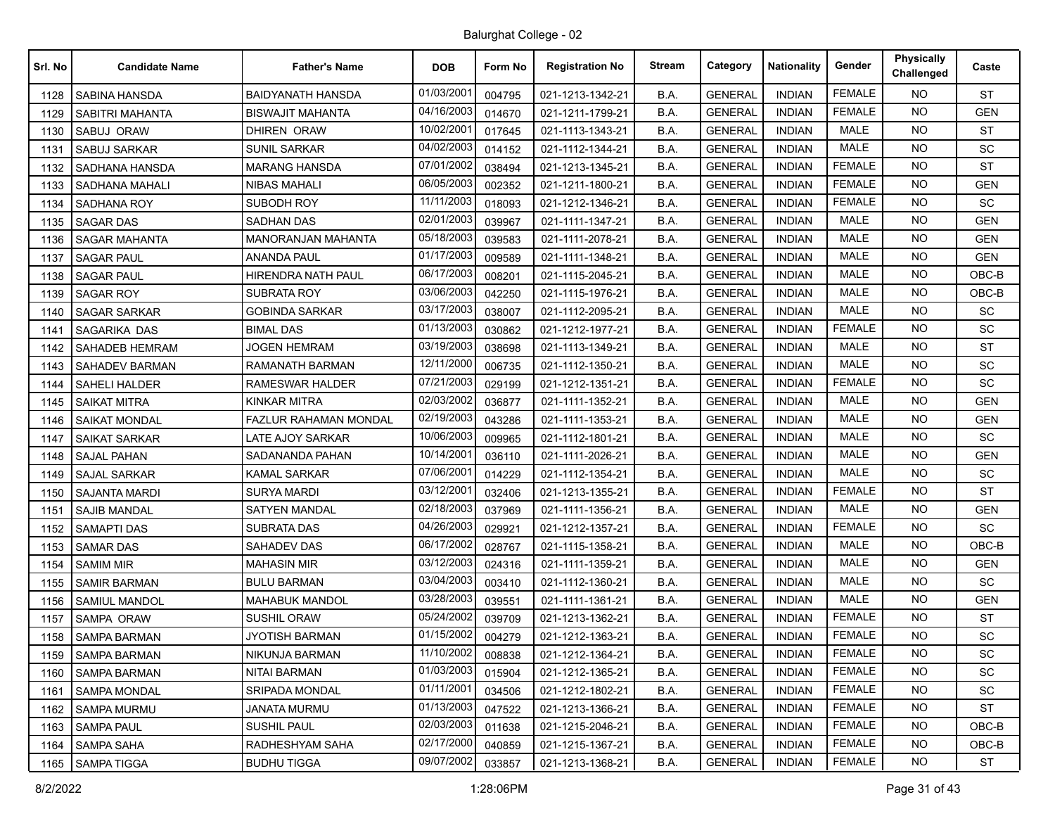Balurghat College - 02

| Srl. No | Candidate Name | Father's Name | DOB | Form No | Registration No | Stream | Category | Nationality | Gender | Physically Challenged | Caste |
|---|---|---|---|---|---|---|---|---|---|---|---|
| 1128 | SABINA HANSDA | BAIDYANATH HANSDA | 01/03/2001 | 004795 | 021-1213-1342-21 | B.A. | GENERAL | INDIAN | FEMALE | NO | ST |
| 1129 | SABITRI MAHANTA | BISWAJIT MAHANTA | 04/16/2003 | 014670 | 021-1211-1799-21 | B.A. | GENERAL | INDIAN | FEMALE | NO | GEN |
| 1130 | SABUJ ORAW | DHIREN ORAW | 10/02/2001 | 017645 | 021-1113-1343-21 | B.A. | GENERAL | INDIAN | MALE | NO | ST |
| 1131 | SABUJ SARKAR | SUNIL SARKAR | 04/02/2003 | 014152 | 021-1112-1344-21 | B.A. | GENERAL | INDIAN | MALE | NO | SC |
| 1132 | SADHANA HANSDA | MARANG HANSDA | 07/01/2002 | 038494 | 021-1213-1345-21 | B.A. | GENERAL | INDIAN | FEMALE | NO | ST |
| 1133 | SADHANA MAHALI | NIBAS MAHALI | 06/05/2003 | 002352 | 021-1211-1800-21 | B.A. | GENERAL | INDIAN | FEMALE | NO | GEN |
| 1134 | SADHANA ROY | SUBODH ROY | 11/11/2003 | 018093 | 021-1212-1346-21 | B.A. | GENERAL | INDIAN | FEMALE | NO | SC |
| 1135 | SAGAR DAS | SADHAN DAS | 02/01/2003 | 039967 | 021-1111-1347-21 | B.A. | GENERAL | INDIAN | MALE | NO | GEN |
| 1136 | SAGAR MAHANTA | MANORANJAN MAHANTA | 05/18/2003 | 039583 | 021-1111-2078-21 | B.A. | GENERAL | INDIAN | MALE | NO | GEN |
| 1137 | SAGAR PAUL | ANANDA PAUL | 01/17/2003 | 009589 | 021-1111-1348-21 | B.A. | GENERAL | INDIAN | MALE | NO | GEN |
| 1138 | SAGAR PAUL | HIRENDRA NATH PAUL | 06/17/2003 | 008201 | 021-1115-2045-21 | B.A. | GENERAL | INDIAN | MALE | NO | OBC-B |
| 1139 | SAGAR ROY | SUBRATA ROY | 03/06/2003 | 042250 | 021-1115-1976-21 | B.A. | GENERAL | INDIAN | MALE | NO | OBC-B |
| 1140 | SAGAR SARKAR | GOBINDA SARKAR | 03/17/2003 | 038007 | 021-1112-2095-21 | B.A. | GENERAL | INDIAN | MALE | NO | SC |
| 1141 | SAGARIKA DAS | BIMAL DAS | 01/13/2003 | 030862 | 021-1212-1977-21 | B.A. | GENERAL | INDIAN | FEMALE | NO | SC |
| 1142 | SAHADEB HEMRAM | JOGEN HEMRAM | 03/19/2003 | 038698 | 021-1113-1349-21 | B.A. | GENERAL | INDIAN | MALE | NO | ST |
| 1143 | SAHADEV BARMAN | RAMANATH BARMAN | 12/11/2000 | 006735 | 021-1112-1350-21 | B.A. | GENERAL | INDIAN | MALE | NO | SC |
| 1144 | SAHELI HALDER | RAMESWAR HALDER | 07/21/2003 | 029199 | 021-1212-1351-21 | B.A. | GENERAL | INDIAN | FEMALE | NO | SC |
| 1145 | SAIKAT MITRA | KINKAR MITRA | 02/03/2002 | 036877 | 021-1111-1352-21 | B.A. | GENERAL | INDIAN | MALE | NO | GEN |
| 1146 | SAIKAT MONDAL | FAZLUR RAHAMAN MONDAL | 02/19/2003 | 043286 | 021-1111-1353-21 | B.A. | GENERAL | INDIAN | MALE | NO | GEN |
| 1147 | SAIKAT SARKAR | LATE AJOY SARKAR | 10/06/2003 | 009965 | 021-1112-1801-21 | B.A. | GENERAL | INDIAN | MALE | NO | SC |
| 1148 | SAJAL PAHAN | SADANANDA PAHAN | 10/14/2001 | 036110 | 021-1111-2026-21 | B.A. | GENERAL | INDIAN | MALE | NO | GEN |
| 1149 | SAJAL SARKAR | KAMAL SARKAR | 07/06/2001 | 014229 | 021-1112-1354-21 | B.A. | GENERAL | INDIAN | MALE | NO | SC |
| 1150 | SAJANTA MARDI | SURYA MARDI | 03/12/2001 | 032406 | 021-1213-1355-21 | B.A. | GENERAL | INDIAN | FEMALE | NO | ST |
| 1151 | SAJIB MANDAL | SATYEN MANDAL | 02/18/2003 | 037969 | 021-1111-1356-21 | B.A. | GENERAL | INDIAN | MALE | NO | GEN |
| 1152 | SAMAPTI DAS | SUBRATA DAS | 04/26/2003 | 029921 | 021-1212-1357-21 | B.A. | GENERAL | INDIAN | FEMALE | NO | SC |
| 1153 | SAMAR DAS | SAHADEV DAS | 06/17/2002 | 028767 | 021-1115-1358-21 | B.A. | GENERAL | INDIAN | MALE | NO | OBC-B |
| 1154 | SAMIM MIR | MAHASIN MIR | 03/12/2003 | 024316 | 021-1111-1359-21 | B.A. | GENERAL | INDIAN | MALE | NO | GEN |
| 1155 | SAMIR BARMAN | BULU BARMAN | 03/04/2003 | 003410 | 021-1112-1360-21 | B.A. | GENERAL | INDIAN | MALE | NO | SC |
| 1156 | SAMIUL MANDOL | MAHABUK MANDOL | 03/28/2003 | 039551 | 021-1111-1361-21 | B.A. | GENERAL | INDIAN | MALE | NO | GEN |
| 1157 | SAMPA ORAW | SUSHIL ORAW | 05/24/2002 | 039709 | 021-1213-1362-21 | B.A. | GENERAL | INDIAN | FEMALE | NO | ST |
| 1158 | SAMPA BARMAN | JYOTISH BARMAN | 01/15/2002 | 004279 | 021-1212-1363-21 | B.A. | GENERAL | INDIAN | FEMALE | NO | SC |
| 1159 | SAMPA BARMAN | NIKUNJA BARMAN | 11/10/2002 | 008838 | 021-1212-1364-21 | B.A. | GENERAL | INDIAN | FEMALE | NO | SC |
| 1160 | SAMPA BARMAN | NITAI BARMAN | 01/03/2003 | 015904 | 021-1212-1365-21 | B.A. | GENERAL | INDIAN | FEMALE | NO | SC |
| 1161 | SAMPA MONDAL | SRIPADA MONDAL | 01/11/2001 | 034506 | 021-1212-1802-21 | B.A. | GENERAL | INDIAN | FEMALE | NO | SC |
| 1162 | SAMPA MURMU | JANATA MURMU | 01/13/2003 | 047522 | 021-1213-1366-21 | B.A. | GENERAL | INDIAN | FEMALE | NO | ST |
| 1163 | SAMPA PAUL | SUSHIL PAUL | 02/03/2003 | 011638 | 021-1215-2046-21 | B.A. | GENERAL | INDIAN | FEMALE | NO | OBC-B |
| 1164 | SAMPA SAHA | RADHESHYAM SAHA | 02/17/2000 | 040859 | 021-1215-1367-21 | B.A. | GENERAL | INDIAN | FEMALE | NO | OBC-B |
| 1165 | SAMPA TIGGA | BUDHU TIGGA | 09/07/2002 | 033857 | 021-1213-1368-21 | B.A. | GENERAL | INDIAN | FEMALE | NO | ST |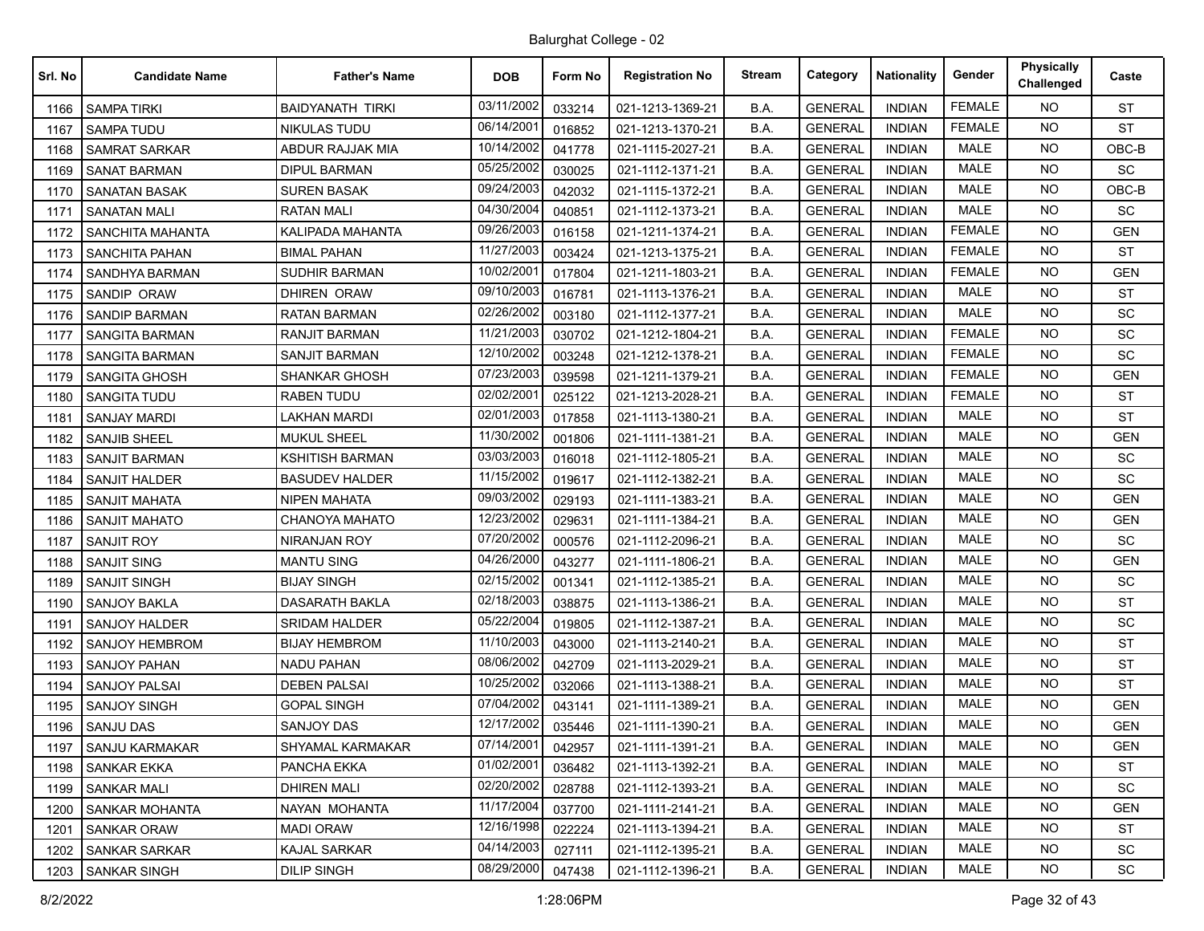Balurghat College - 02

| Srl. No | Candidate Name | Father's Name | DOB | Form No | Registration No | Stream | Category | Nationality | Gender | Physically Challenged | Caste |
|---|---|---|---|---|---|---|---|---|---|---|---|
| 1166 | SAMPA TIRKI | BAIDYANATH TIRKI | 03/11/2002 | 033214 | 021-1213-1369-21 | B.A. | GENERAL | INDIAN | FEMALE | NO | ST |
| 1167 | SAMPA TUDU | NIKULAS TUDU | 06/14/2001 | 016852 | 021-1213-1370-21 | B.A. | GENERAL | INDIAN | FEMALE | NO | ST |
| 1168 | SAMRAT SARKAR | ABDUR RAJJAK MIA | 10/14/2002 | 041778 | 021-1115-2027-21 | B.A. | GENERAL | INDIAN | MALE | NO | OBC-B |
| 1169 | SANAT BARMAN | DIPUL BARMAN | 05/25/2002 | 030025 | 021-1112-1371-21 | B.A. | GENERAL | INDIAN | MALE | NO | SC |
| 1170 | SANATAN BASAK | SUREN BASAK | 09/24/2003 | 042032 | 021-1115-1372-21 | B.A. | GENERAL | INDIAN | MALE | NO | OBC-B |
| 1171 | SANATAN MALI | RATAN MALI | 04/30/2004 | 040851 | 021-1112-1373-21 | B.A. | GENERAL | INDIAN | MALE | NO | SC |
| 1172 | SANCHITA MAHANTA | KALIPADA MAHANTA | 09/26/2003 | 016158 | 021-1211-1374-21 | B.A. | GENERAL | INDIAN | FEMALE | NO | GEN |
| 1173 | SANCHITA PAHAN | BIMAL PAHAN | 11/27/2003 | 003424 | 021-1213-1375-21 | B.A. | GENERAL | INDIAN | FEMALE | NO | ST |
| 1174 | SANDHYA BARMAN | SUDHIR BARMAN | 10/02/2001 | 017804 | 021-1211-1803-21 | B.A. | GENERAL | INDIAN | FEMALE | NO | GEN |
| 1175 | SANDIP ORAW | DHIREN ORAW | 09/10/2003 | 016781 | 021-1113-1376-21 | B.A. | GENERAL | INDIAN | MALE | NO | ST |
| 1176 | SANDIP BARMAN | RATAN BARMAN | 02/26/2002 | 003180 | 021-1112-1377-21 | B.A. | GENERAL | INDIAN | MALE | NO | SC |
| 1177 | SANGITA BARMAN | RANJIT BARMAN | 11/21/2003 | 030702 | 021-1212-1804-21 | B.A. | GENERAL | INDIAN | FEMALE | NO | SC |
| 1178 | SANGITA BARMAN | SANJIT BARMAN | 12/10/2002 | 003248 | 021-1212-1378-21 | B.A. | GENERAL | INDIAN | FEMALE | NO | SC |
| 1179 | SANGITA GHOSH | SHANKAR GHOSH | 07/23/2003 | 039598 | 021-1211-1379-21 | B.A. | GENERAL | INDIAN | FEMALE | NO | GEN |
| 1180 | SANGITA TUDU | RABEN TUDU | 02/02/2001 | 025122 | 021-1213-2028-21 | B.A. | GENERAL | INDIAN | FEMALE | NO | ST |
| 1181 | SANJAY MARDI | LAKHAN MARDI | 02/01/2003 | 017858 | 021-1113-1380-21 | B.A. | GENERAL | INDIAN | MALE | NO | ST |
| 1182 | SANJIB SHEEL | MUKUL SHEEL | 11/30/2002 | 001806 | 021-1111-1381-21 | B.A. | GENERAL | INDIAN | MALE | NO | GEN |
| 1183 | SANJIT BARMAN | KSHITISH BARMAN | 03/03/2003 | 016018 | 021-1112-1805-21 | B.A. | GENERAL | INDIAN | MALE | NO | SC |
| 1184 | SANJIT HALDER | BASUDEV HALDER | 11/15/2002 | 019617 | 021-1112-1382-21 | B.A. | GENERAL | INDIAN | MALE | NO | SC |
| 1185 | SANJIT MAHATA | NIPEN MAHATA | 09/03/2002 | 029193 | 021-1111-1383-21 | B.A. | GENERAL | INDIAN | MALE | NO | GEN |
| 1186 | SANJIT MAHATO | CHANOYA MAHATO | 12/23/2002 | 029631 | 021-1111-1384-21 | B.A. | GENERAL | INDIAN | MALE | NO | GEN |
| 1187 | SANJIT ROY | NIRANJAN ROY | 07/20/2002 | 000576 | 021-1112-2096-21 | B.A. | GENERAL | INDIAN | MALE | NO | SC |
| 1188 | SANJIT SING | MANTU SING | 04/26/2000 | 043277 | 021-1111-1806-21 | B.A. | GENERAL | INDIAN | MALE | NO | GEN |
| 1189 | SANJIT SINGH | BIJAY SINGH | 02/15/2002 | 001341 | 021-1112-1385-21 | B.A. | GENERAL | INDIAN | MALE | NO | SC |
| 1190 | SANJOY BAKLA | DASARATH BAKLA | 02/18/2003 | 038875 | 021-1113-1386-21 | B.A. | GENERAL | INDIAN | MALE | NO | ST |
| 1191 | SANJOY HALDER | SRIDAM HALDER | 05/22/2004 | 019805 | 021-1112-1387-21 | B.A. | GENERAL | INDIAN | MALE | NO | SC |
| 1192 | SANJOY HEMBROM | BIJAY HEMBROM | 11/10/2003 | 043000 | 021-1113-2140-21 | B.A. | GENERAL | INDIAN | MALE | NO | ST |
| 1193 | SANJOY PAHAN | NADU PAHAN | 08/06/2002 | 042709 | 021-1113-2029-21 | B.A. | GENERAL | INDIAN | MALE | NO | ST |
| 1194 | SANJOY PALSAI | DEBEN PALSAI | 10/25/2002 | 032066 | 021-1113-1388-21 | B.A. | GENERAL | INDIAN | MALE | NO | ST |
| 1195 | SANJOY SINGH | GOPAL SINGH | 07/04/2002 | 043141 | 021-1111-1389-21 | B.A. | GENERAL | INDIAN | MALE | NO | GEN |
| 1196 | SANJU DAS | SANJOY DAS | 12/17/2002 | 035446 | 021-1111-1390-21 | B.A. | GENERAL | INDIAN | MALE | NO | GEN |
| 1197 | SANJU KARMAKAR | SHYAMAL KARMAKAR | 07/14/2001 | 042957 | 021-1111-1391-21 | B.A. | GENERAL | INDIAN | MALE | NO | GEN |
| 1198 | SANKAR EKKA | PANCHA EKKA | 01/02/2001 | 036482 | 021-1113-1392-21 | B.A. | GENERAL | INDIAN | MALE | NO | ST |
| 1199 | SANKAR MALI | DHIREN MALI | 02/20/2002 | 028788 | 021-1112-1393-21 | B.A. | GENERAL | INDIAN | MALE | NO | SC |
| 1200 | SANKAR MOHANTA | NAYAN MOHANTA | 11/17/2004 | 037700 | 021-1111-2141-21 | B.A. | GENERAL | INDIAN | MALE | NO | GEN |
| 1201 | SANKAR ORAW | MADI ORAW | 12/16/1998 | 022224 | 021-1113-1394-21 | B.A. | GENERAL | INDIAN | MALE | NO | ST |
| 1202 | SANKAR SARKAR | KAJAL SARKAR | 04/14/2003 | 027111 | 021-1112-1395-21 | B.A. | GENERAL | INDIAN | MALE | NO | SC |
| 1203 | SANKAR SINGH | DILIP SINGH | 08/29/2000 | 047438 | 021-1112-1396-21 | B.A. | GENERAL | INDIAN | MALE | NO | SC |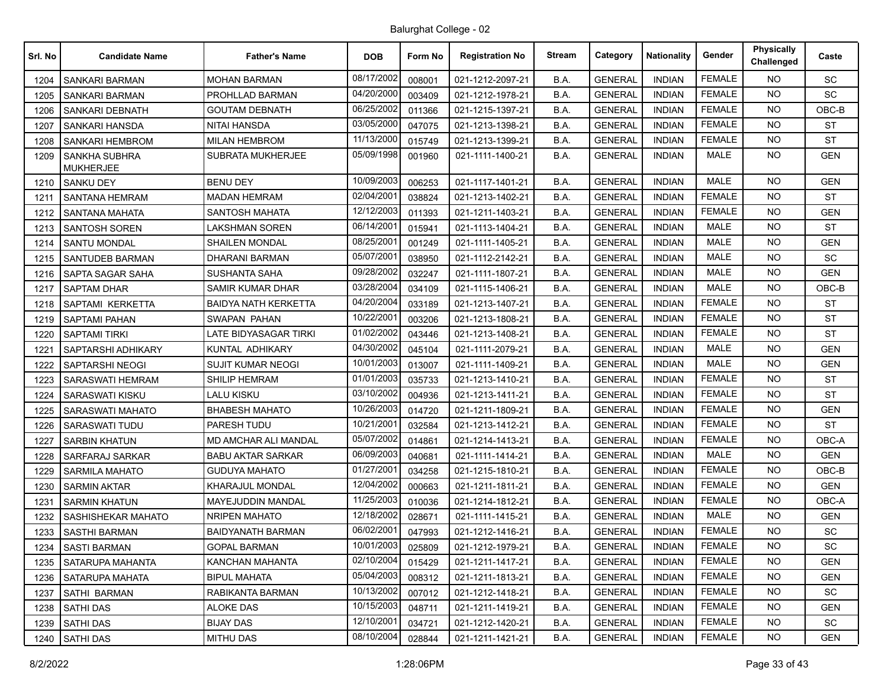Balurghat College - 02

| Srl. No | Candidate Name | Father's Name | DOB | Form No | Registration No | Stream | Category | Nationality | Gender | Physically Challenged | Caste |
|---|---|---|---|---|---|---|---|---|---|---|---|
| 1204 | SANKARI BARMAN | MOHAN BARMAN | 08/17/2002 | 008001 | 021-1212-2097-21 | B.A. | GENERAL | INDIAN | FEMALE | NO | SC |
| 1205 | SANKARI BARMAN | PROHLLAD BARMAN | 04/20/2000 | 003409 | 021-1212-1978-21 | B.A. | GENERAL | INDIAN | FEMALE | NO | SC |
| 1206 | SANKARI DEBNATH | GOUTAM DEBNATH | 06/25/2002 | 011366 | 021-1215-1397-21 | B.A. | GENERAL | INDIAN | FEMALE | NO | OBC-B |
| 1207 | SANKARI HANSDA | NITAI HANSDA | 03/05/2000 | 047075 | 021-1213-1398-21 | B.A. | GENERAL | INDIAN | FEMALE | NO | ST |
| 1208 | SANKARI HEMBROM | MILAN HEMBROM | 11/13/2000 | 015749 | 021-1213-1399-21 | B.A. | GENERAL | INDIAN | FEMALE | NO | ST |
| 1209 | SANKHA SUBHRA MUKHERJEE | SUBRATA MUKHERJEE | 05/09/1998 | 001960 | 021-1111-1400-21 | B.A. | GENERAL | INDIAN | MALE | NO | GEN |
| 1210 | SANKU DEY | BENU DEY | 10/09/2003 | 006253 | 021-1117-1401-21 | B.A. | GENERAL | INDIAN | MALE | NO | GEN |
| 1211 | SANTANA HEMRAM | MADAN HEMRAM | 02/04/2001 | 038824 | 021-1213-1402-21 | B.A. | GENERAL | INDIAN | FEMALE | NO | ST |
| 1212 | SANTANA MAHATA | SANTOSH MAHATA | 12/12/2003 | 011393 | 021-1211-1403-21 | B.A. | GENERAL | INDIAN | FEMALE | NO | GEN |
| 1213 | SANTOSH SOREN | LAKSHMAN SOREN | 06/14/2001 | 015941 | 021-1113-1404-21 | B.A. | GENERAL | INDIAN | MALE | NO | ST |
| 1214 | SANTU MONDAL | SHAILEN MONDAL | 08/25/2001 | 001249 | 021-1111-1405-21 | B.A. | GENERAL | INDIAN | MALE | NO | GEN |
| 1215 | SANTUDEB BARMAN | DHARANI BARMAN | 05/07/2001 | 038950 | 021-1112-2142-21 | B.A. | GENERAL | INDIAN | MALE | NO | SC |
| 1216 | SAPTA SAGAR SAHA | SUSHANTA SAHA | 09/28/2002 | 032247 | 021-1111-1807-21 | B.A. | GENERAL | INDIAN | MALE | NO | GEN |
| 1217 | SAPTAM DHAR | SAMIR KUMAR DHAR | 03/28/2004 | 034109 | 021-1115-1406-21 | B.A. | GENERAL | INDIAN | MALE | NO | OBC-B |
| 1218 | SAPTAMI KERKETTA | BAIDYA NATH KERKETTA | 04/20/2004 | 033189 | 021-1213-1407-21 | B.A. | GENERAL | INDIAN | FEMALE | NO | ST |
| 1219 | SAPTAMI PAHAN | SWAPAN PAHAN | 10/22/2001 | 003206 | 021-1213-1808-21 | B.A. | GENERAL | INDIAN | FEMALE | NO | ST |
| 1220 | SAPTAMI TIRKI | LATE BIDYASAGAR TIRKI | 01/02/2002 | 043446 | 021-1213-1408-21 | B.A. | GENERAL | INDIAN | FEMALE | NO | ST |
| 1221 | SAPTARSHI ADHIKARY | KUNTAL ADHIKARY | 04/30/2002 | 045104 | 021-1111-2079-21 | B.A. | GENERAL | INDIAN | MALE | NO | GEN |
| 1222 | SAPTARSHI NEOGI | SUJIT KUMAR NEOGI | 10/01/2003 | 013007 | 021-1111-1409-21 | B.A. | GENERAL | INDIAN | MALE | NO | GEN |
| 1223 | SARASWATI HEMRAM | SHILIP HEMRAM | 01/01/2003 | 035733 | 021-1213-1410-21 | B.A. | GENERAL | INDIAN | FEMALE | NO | ST |
| 1224 | SARASWATI KISKU | LALU KISKU | 03/10/2002 | 004936 | 021-1213-1411-21 | B.A. | GENERAL | INDIAN | FEMALE | NO | ST |
| 1225 | SARASWATI MAHATO | BHABESH MAHATO | 10/26/2003 | 014720 | 021-1211-1809-21 | B.A. | GENERAL | INDIAN | FEMALE | NO | GEN |
| 1226 | SARASWATI TUDU | PARESH TUDU | 10/21/2001 | 032584 | 021-1213-1412-21 | B.A. | GENERAL | INDIAN | FEMALE | NO | ST |
| 1227 | SARBIN KHATUN | MD AMCHAR ALI MANDAL | 05/07/2002 | 014861 | 021-1214-1413-21 | B.A. | GENERAL | INDIAN | FEMALE | NO | OBC-A |
| 1228 | SARFARAJ SARKAR | BABU AKTAR SARKAR | 06/09/2003 | 040681 | 021-1111-1414-21 | B.A. | GENERAL | INDIAN | MALE | NO | GEN |
| 1229 | SARMILA MAHATO | GUDUYA MAHATO | 01/27/2001 | 034258 | 021-1215-1810-21 | B.A. | GENERAL | INDIAN | FEMALE | NO | OBC-B |
| 1230 | SARMIN AKTAR | KHARAJUL MONDAL | 12/04/2002 | 000663 | 021-1211-1811-21 | B.A. | GENERAL | INDIAN | FEMALE | NO | GEN |
| 1231 | SARMIN KHATUN | MAYEJUDDIN MANDAL | 11/25/2003 | 010036 | 021-1214-1812-21 | B.A. | GENERAL | INDIAN | FEMALE | NO | OBC-A |
| 1232 | SASHISHEKAR MAHATO | NRIPEN MAHATO | 12/18/2002 | 028671 | 021-1111-1415-21 | B.A. | GENERAL | INDIAN | MALE | NO | GEN |
| 1233 | SASTHI BARMAN | BAIDYANATH BARMAN | 06/02/2001 | 047993 | 021-1212-1416-21 | B.A. | GENERAL | INDIAN | FEMALE | NO | SC |
| 1234 | SASTI BARMAN | GOPAL BARMAN | 10/01/2003 | 025809 | 021-1212-1979-21 | B.A. | GENERAL | INDIAN | FEMALE | NO | SC |
| 1235 | SATARUPA MAHANTA | KANCHAN MAHANTA | 02/10/2004 | 015429 | 021-1211-1417-21 | B.A. | GENERAL | INDIAN | FEMALE | NO | GEN |
| 1236 | SATARUPA MAHATA | BIPUL MAHATA | 05/04/2003 | 008312 | 021-1211-1813-21 | B.A. | GENERAL | INDIAN | FEMALE | NO | GEN |
| 1237 | SATHI BARMAN | RABIKANTA BARMAN | 10/13/2002 | 007012 | 021-1212-1418-21 | B.A. | GENERAL | INDIAN | FEMALE | NO | SC |
| 1238 | SATHI DAS | ALOKE DAS | 10/15/2003 | 048711 | 021-1211-1419-21 | B.A. | GENERAL | INDIAN | FEMALE | NO | GEN |
| 1239 | SATHI DAS | BIJAY DAS | 12/10/2001 | 034721 | 021-1212-1420-21 | B.A. | GENERAL | INDIAN | FEMALE | NO | SC |
| 1240 | SATHI DAS | MITHU DAS | 08/10/2004 | 028844 | 021-1211-1421-21 | B.A. | GENERAL | INDIAN | FEMALE | NO | GEN |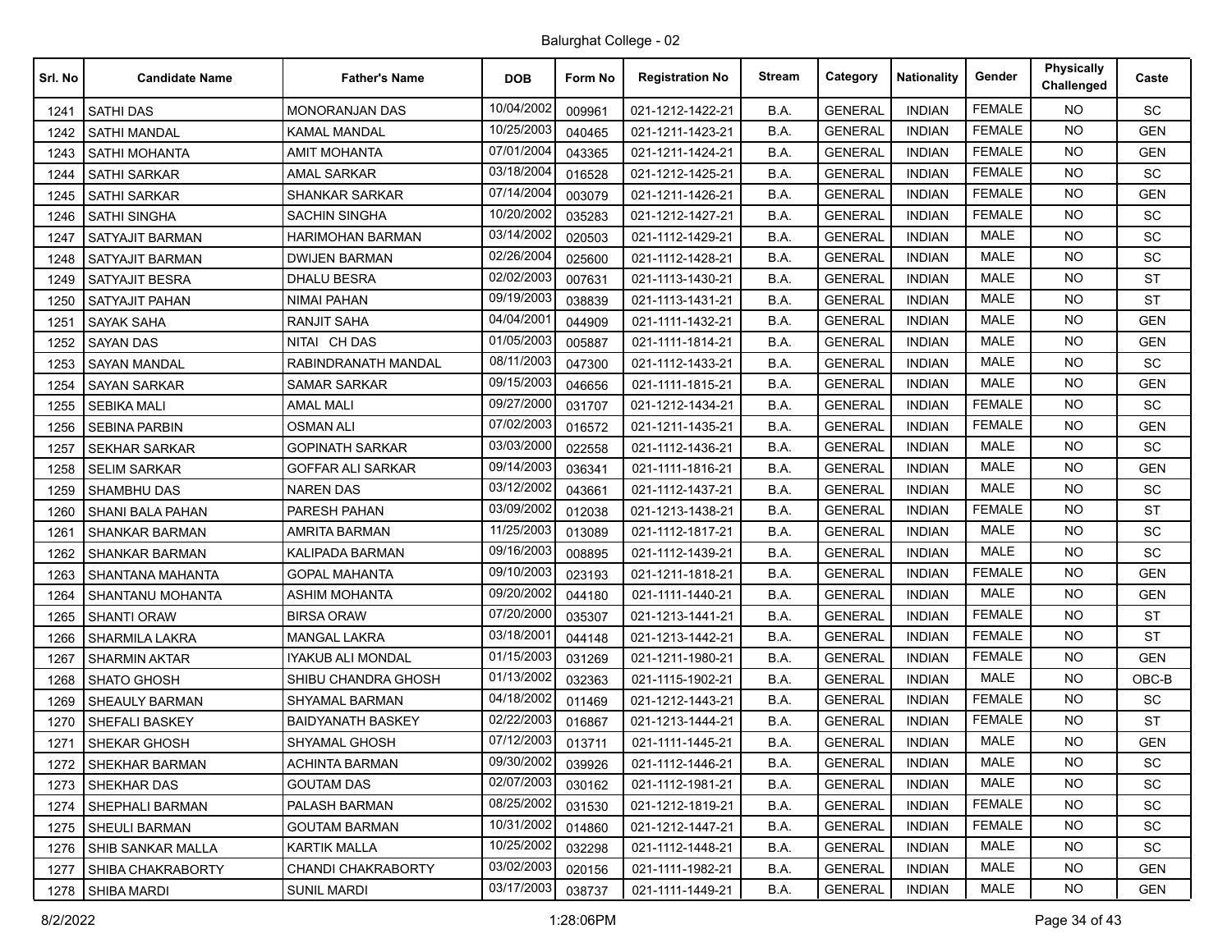Balurghat College - 02

| Srl. No | Candidate Name | Father's Name | DOB | Form No | Registration No | Stream | Category | Nationality | Gender | Physically Challenged | Caste |
|---|---|---|---|---|---|---|---|---|---|---|---|
| 1241 | SATHI DAS | MONORANJAN DAS | 10/04/2002 | 009961 | 021-1212-1422-21 | B.A. | GENERAL | INDIAN | FEMALE | NO | SC |
| 1242 | SATHI MANDAL | KAMAL MANDAL | 10/25/2003 | 040465 | 021-1211-1423-21 | B.A. | GENERAL | INDIAN | FEMALE | NO | GEN |
| 1243 | SATHI MOHANTA | AMIT MOHANTA | 07/01/2004 | 043365 | 021-1211-1424-21 | B.A. | GENERAL | INDIAN | FEMALE | NO | GEN |
| 1244 | SATHI SARKAR | AMAL SARKAR | 03/18/2004 | 016528 | 021-1212-1425-21 | B.A. | GENERAL | INDIAN | FEMALE | NO | SC |
| 1245 | SATHI SARKAR | SHANKAR SARKAR | 07/14/2004 | 003079 | 021-1211-1426-21 | B.A. | GENERAL | INDIAN | FEMALE | NO | GEN |
| 1246 | SATHI SINGHA | SACHIN SINGHA | 10/20/2002 | 035283 | 021-1212-1427-21 | B.A. | GENERAL | INDIAN | FEMALE | NO | SC |
| 1247 | SATYAJIT BARMAN | HARIMOHAN BARMAN | 03/14/2002 | 020503 | 021-1112-1429-21 | B.A. | GENERAL | INDIAN | MALE | NO | SC |
| 1248 | SATYAJIT BARMAN | DWIJEN BARMAN | 02/26/2004 | 025600 | 021-1112-1428-21 | B.A. | GENERAL | INDIAN | MALE | NO | SC |
| 1249 | SATYAJIT BESRA | DHALU BESRA | 02/02/2003 | 007631 | 021-1113-1430-21 | B.A. | GENERAL | INDIAN | MALE | NO | ST |
| 1250 | SATYAJIT PAHAN | NIMAI PAHAN | 09/19/2003 | 038839 | 021-1113-1431-21 | B.A. | GENERAL | INDIAN | MALE | NO | ST |
| 1251 | SAYAK SAHA | RANJIT SAHA | 04/04/2001 | 044909 | 021-1111-1432-21 | B.A. | GENERAL | INDIAN | MALE | NO | GEN |
| 1252 | SAYAN DAS | NITAI CH DAS | 01/05/2003 | 005887 | 021-1111-1814-21 | B.A. | GENERAL | INDIAN | MALE | NO | GEN |
| 1253 | SAYAN MANDAL | RABINDRANATH MANDAL | 08/11/2003 | 047300 | 021-1112-1433-21 | B.A. | GENERAL | INDIAN | MALE | NO | SC |
| 1254 | SAYAN SARKAR | SAMAR SARKAR | 09/15/2003 | 046656 | 021-1111-1815-21 | B.A. | GENERAL | INDIAN | MALE | NO | GEN |
| 1255 | SEBIKA MALI | AMAL MALI | 09/27/2000 | 031707 | 021-1212-1434-21 | B.A. | GENERAL | INDIAN | FEMALE | NO | SC |
| 1256 | SEBINA PARBIN | OSMAN ALI | 07/02/2003 | 016572 | 021-1211-1435-21 | B.A. | GENERAL | INDIAN | FEMALE | NO | GEN |
| 1257 | SEKHAR SARKAR | GOPINATH SARKAR | 03/03/2000 | 022558 | 021-1112-1436-21 | B.A. | GENERAL | INDIAN | MALE | NO | SC |
| 1258 | SELIM SARKAR | GOFFAR ALI SARKAR | 09/14/2003 | 036341 | 021-1111-1816-21 | B.A. | GENERAL | INDIAN | MALE | NO | GEN |
| 1259 | SHAMBHU DAS | NAREN DAS | 03/12/2002 | 043661 | 021-1112-1437-21 | B.A. | GENERAL | INDIAN | MALE | NO | SC |
| 1260 | SHANI BALA PAHAN | PARESH PAHAN | 03/09/2002 | 012038 | 021-1213-1438-21 | B.A. | GENERAL | INDIAN | FEMALE | NO | ST |
| 1261 | SHANKAR BARMAN | AMRITA BARMAN | 11/25/2003 | 013089 | 021-1112-1817-21 | B.A. | GENERAL | INDIAN | MALE | NO | SC |
| 1262 | SHANKAR BARMAN | KALIPADA BARMAN | 09/16/2003 | 008895 | 021-1112-1439-21 | B.A. | GENERAL | INDIAN | MALE | NO | SC |
| 1263 | SHANTANA MAHANTA | GOPAL MAHANTA | 09/10/2003 | 023193 | 021-1211-1818-21 | B.A. | GENERAL | INDIAN | FEMALE | NO | GEN |
| 1264 | SHANTANU MOHANTA | ASHIM MOHANTA | 09/20/2002 | 044180 | 021-1111-1440-21 | B.A. | GENERAL | INDIAN | MALE | NO | GEN |
| 1265 | SHANTI ORAW | BIRSA ORAW | 07/20/2000 | 035307 | 021-1213-1441-21 | B.A. | GENERAL | INDIAN | FEMALE | NO | ST |
| 1266 | SHARMILA LAKRA | MANGAL LAKRA | 03/18/2001 | 044148 | 021-1213-1442-21 | B.A. | GENERAL | INDIAN | FEMALE | NO | ST |
| 1267 | SHARMIN AKTAR | IYAKUB ALI MONDAL | 01/15/2003 | 031269 | 021-1211-1980-21 | B.A. | GENERAL | INDIAN | FEMALE | NO | GEN |
| 1268 | SHATO GHOSH | SHIBU CHANDRA GHOSH | 01/13/2002 | 032363 | 021-1115-1902-21 | B.A. | GENERAL | INDIAN | MALE | NO | OBC-B |
| 1269 | SHEAULY BARMAN | SHYAMAL BARMAN | 04/18/2002 | 011469 | 021-1212-1443-21 | B.A. | GENERAL | INDIAN | FEMALE | NO | SC |
| 1270 | SHEFALI BASKEY | BAIDYANATH BASKEY | 02/22/2003 | 016867 | 021-1213-1444-21 | B.A. | GENERAL | INDIAN | FEMALE | NO | ST |
| 1271 | SHEKAR GHOSH | SHYAMAL GHOSH | 07/12/2003 | 013711 | 021-1111-1445-21 | B.A. | GENERAL | INDIAN | MALE | NO | GEN |
| 1272 | SHEKHAR BARMAN | ACHINTA BARMAN | 09/30/2002 | 039926 | 021-1112-1446-21 | B.A. | GENERAL | INDIAN | MALE | NO | SC |
| 1273 | SHEKHAR DAS | GOUTAM DAS | 02/07/2003 | 030162 | 021-1112-1981-21 | B.A. | GENERAL | INDIAN | MALE | NO | SC |
| 1274 | SHEPHALI BARMAN | PALASH BARMAN | 08/25/2002 | 031530 | 021-1212-1819-21 | B.A. | GENERAL | INDIAN | FEMALE | NO | SC |
| 1275 | SHEULI BARMAN | GOUTAM BARMAN | 10/31/2002 | 014860 | 021-1212-1447-21 | B.A. | GENERAL | INDIAN | FEMALE | NO | SC |
| 1276 | SHIB SANKAR MALLA | KARTIK MALLA | 10/25/2002 | 032298 | 021-1112-1448-21 | B.A. | GENERAL | INDIAN | MALE | NO | SC |
| 1277 | SHIBA CHAKRABORTY | CHANDI CHAKRABORTY | 03/02/2003 | 020156 | 021-1111-1982-21 | B.A. | GENERAL | INDIAN | MALE | NO | GEN |
| 1278 | SHIBA MARDI | SUNIL MARDI | 03/17/2003 | 038737 | 021-1111-1449-21 | B.A. | GENERAL | INDIAN | MALE | NO | GEN |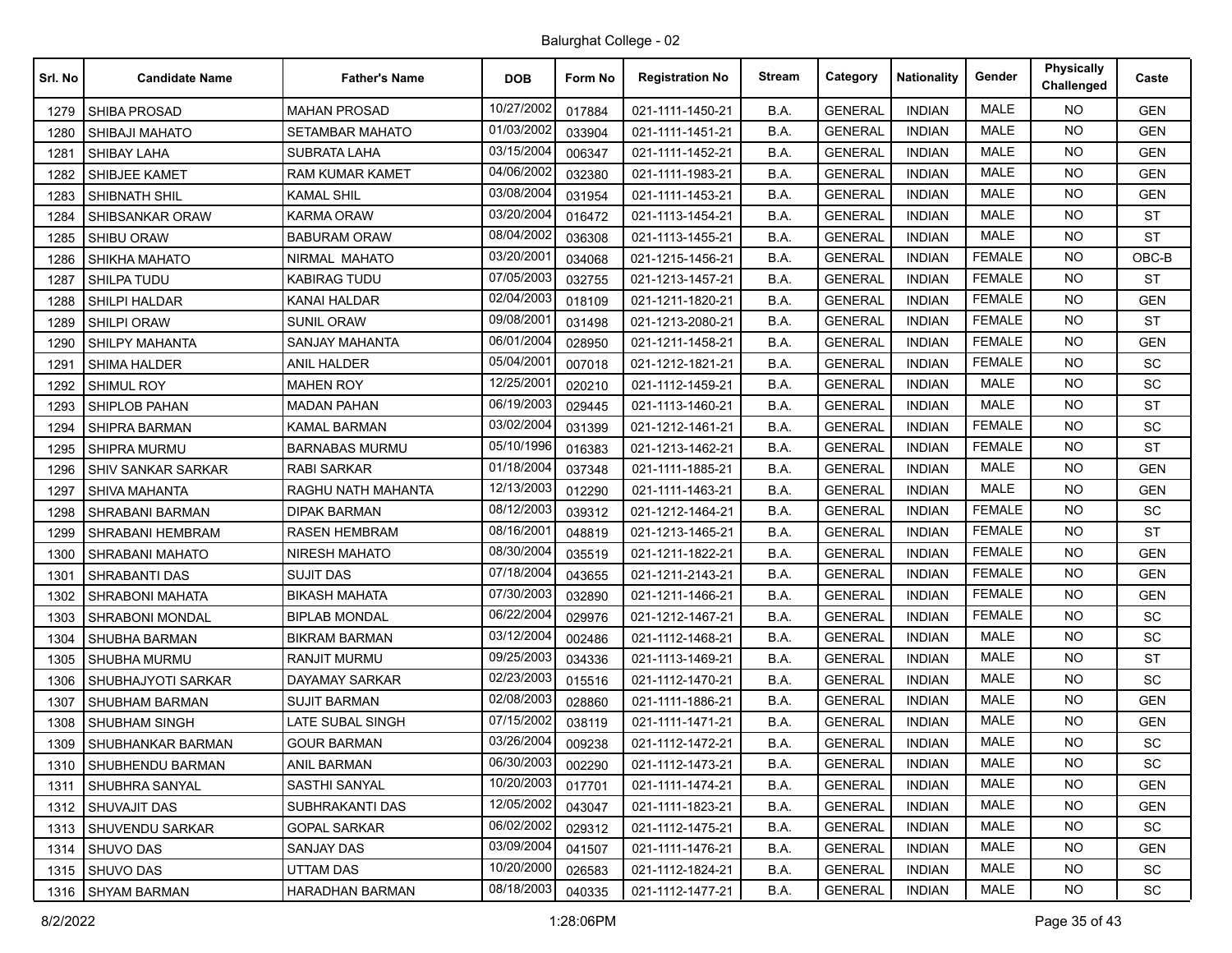Balurghat College - 02

| Srl. No | Candidate Name | Father's Name | DOB | Form No | Registration No | Stream | Category | Nationality | Gender | Physically Challenged | Caste |
|---|---|---|---|---|---|---|---|---|---|---|---|
| 1279 | SHIBA PROSAD | MAHAN PROSAD | 10/27/2002 | 017884 | 021-1111-1450-21 | B.A. | GENERAL | INDIAN | MALE | NO | GEN |
| 1280 | SHIBAJI MAHATO | SETAMBAR MAHATO | 01/03/2002 | 033904 | 021-1111-1451-21 | B.A. | GENERAL | INDIAN | MALE | NO | GEN |
| 1281 | SHIBAY LAHA | SUBRATA LAHA | 03/15/2004 | 006347 | 021-1111-1452-21 | B.A. | GENERAL | INDIAN | MALE | NO | GEN |
| 1282 | SHIBJEE KAMET | RAM KUMAR KAMET | 04/06/2002 | 032380 | 021-1111-1983-21 | B.A. | GENERAL | INDIAN | MALE | NO | GEN |
| 1283 | SHIBNATH SHIL | KAMAL SHIL | 03/08/2004 | 031954 | 021-1111-1453-21 | B.A. | GENERAL | INDIAN | MALE | NO | GEN |
| 1284 | SHIBSANKAR ORAW | KARMA ORAW | 03/20/2004 | 016472 | 021-1113-1454-21 | B.A. | GENERAL | INDIAN | MALE | NO | ST |
| 1285 | SHIBU ORAW | BABURAM ORAW | 08/04/2002 | 036308 | 021-1113-1455-21 | B.A. | GENERAL | INDIAN | MALE | NO | ST |
| 1286 | SHIKHA MAHATO | NIRMAL MAHATO | 03/20/2001 | 034068 | 021-1215-1456-21 | B.A. | GENERAL | INDIAN | FEMALE | NO | OBC-B |
| 1287 | SHILPA TUDU | KABIRAG TUDU | 07/05/2003 | 032755 | 021-1213-1457-21 | B.A. | GENERAL | INDIAN | FEMALE | NO | ST |
| 1288 | SHILPI HALDAR | KANAI HALDAR | 02/04/2003 | 018109 | 021-1211-1820-21 | B.A. | GENERAL | INDIAN | FEMALE | NO | GEN |
| 1289 | SHILPI ORAW | SUNIL ORAW | 09/08/2001 | 031498 | 021-1213-2080-21 | B.A. | GENERAL | INDIAN | FEMALE | NO | ST |
| 1290 | SHILPY MAHANTA | SANJAY MAHANTA | 06/01/2004 | 028950 | 021-1211-1458-21 | B.A. | GENERAL | INDIAN | FEMALE | NO | GEN |
| 1291 | SHIMA HALDER | ANIL HALDER | 05/04/2001 | 007018 | 021-1212-1821-21 | B.A. | GENERAL | INDIAN | FEMALE | NO | SC |
| 1292 | SHIMUL ROY | MAHEN ROY | 12/25/2001 | 020210 | 021-1112-1459-21 | B.A. | GENERAL | INDIAN | MALE | NO | SC |
| 1293 | SHIPLOB PAHAN | MADAN PAHAN | 06/19/2003 | 029445 | 021-1113-1460-21 | B.A. | GENERAL | INDIAN | MALE | NO | ST |
| 1294 | SHIPRA BARMAN | KAMAL BARMAN | 03/02/2004 | 031399 | 021-1212-1461-21 | B.A. | GENERAL | INDIAN | FEMALE | NO | SC |
| 1295 | SHIPRA MURMU | BARNABAS MURMU | 05/10/1996 | 016383 | 021-1213-1462-21 | B.A. | GENERAL | INDIAN | FEMALE | NO | ST |
| 1296 | SHIV SANKAR SARKAR | RABI SARKAR | 01/18/2004 | 037348 | 021-1111-1885-21 | B.A. | GENERAL | INDIAN | MALE | NO | GEN |
| 1297 | SHIVA MAHANTA | RAGHU NATH MAHANTA | 12/13/2003 | 012290 | 021-1111-1463-21 | B.A. | GENERAL | INDIAN | MALE | NO | GEN |
| 1298 | SHRABANI BARMAN | DIPAK BARMAN | 08/12/2003 | 039312 | 021-1212-1464-21 | B.A. | GENERAL | INDIAN | FEMALE | NO | SC |
| 1299 | SHRABANI HEMBRAM | RASEN HEMBRAM | 08/16/2001 | 048819 | 021-1213-1465-21 | B.A. | GENERAL | INDIAN | FEMALE | NO | ST |
| 1300 | SHRABANI MAHATO | NIRESH MAHATO | 08/30/2004 | 035519 | 021-1211-1822-21 | B.A. | GENERAL | INDIAN | FEMALE | NO | GEN |
| 1301 | SHRABANTI DAS | SUJIT DAS | 07/18/2004 | 043655 | 021-1211-2143-21 | B.A. | GENERAL | INDIAN | FEMALE | NO | GEN |
| 1302 | SHRABONI MAHATA | BIKASH MAHATA | 07/30/2003 | 032890 | 021-1211-1466-21 | B.A. | GENERAL | INDIAN | FEMALE | NO | GEN |
| 1303 | SHRABONI MONDAL | BIPLAB MONDAL | 06/22/2004 | 029976 | 021-1212-1467-21 | B.A. | GENERAL | INDIAN | FEMALE | NO | SC |
| 1304 | SHUBHA BARMAN | BIKRAM BARMAN | 03/12/2004 | 002486 | 021-1112-1468-21 | B.A. | GENERAL | INDIAN | MALE | NO | SC |
| 1305 | SHUBHA MURMU | RANJIT MURMU | 09/25/2003 | 034336 | 021-1113-1469-21 | B.A. | GENERAL | INDIAN | MALE | NO | ST |
| 1306 | SHUBHAJYOTI SARKAR | DAYAMAY SARKAR | 02/23/2003 | 015516 | 021-1112-1470-21 | B.A. | GENERAL | INDIAN | MALE | NO | SC |
| 1307 | SHUBHAM BARMAN | SUJIT BARMAN | 02/08/2003 | 028860 | 021-1111-1886-21 | B.A. | GENERAL | INDIAN | MALE | NO | GEN |
| 1308 | SHUBHAM SINGH | LATE SUBAL SINGH | 07/15/2002 | 038119 | 021-1111-1471-21 | B.A. | GENERAL | INDIAN | MALE | NO | GEN |
| 1309 | SHUBHANKAR BARMAN | GOUR BARMAN | 03/26/2004 | 009238 | 021-1112-1472-21 | B.A. | GENERAL | INDIAN | MALE | NO | SC |
| 1310 | SHUBHENDU BARMAN | ANIL BARMAN | 06/30/2003 | 002290 | 021-1112-1473-21 | B.A. | GENERAL | INDIAN | MALE | NO | SC |
| 1311 | SHUBHRA SANYAL | SASTHI SANYAL | 10/20/2003 | 017701 | 021-1111-1474-21 | B.A. | GENERAL | INDIAN | MALE | NO | GEN |
| 1312 | SHUVAJIT DAS | SUBHRAKANTI DAS | 12/05/2002 | 043047 | 021-1111-1823-21 | B.A. | GENERAL | INDIAN | MALE | NO | GEN |
| 1313 | SHUVENDU SARKAR | GOPAL SARKAR | 06/02/2002 | 029312 | 021-1112-1475-21 | B.A. | GENERAL | INDIAN | MALE | NO | SC |
| 1314 | SHUVO DAS | SANJAY DAS | 03/09/2004 | 041507 | 021-1111-1476-21 | B.A. | GENERAL | INDIAN | MALE | NO | GEN |
| 1315 | SHUVO DAS | UTTAM DAS | 10/20/2000 | 026583 | 021-1112-1824-21 | B.A. | GENERAL | INDIAN | MALE | NO | SC |
| 1316 | SHYAM BARMAN | HARADHAN BARMAN | 08/18/2003 | 040335 | 021-1112-1477-21 | B.A. | GENERAL | INDIAN | MALE | NO | SC |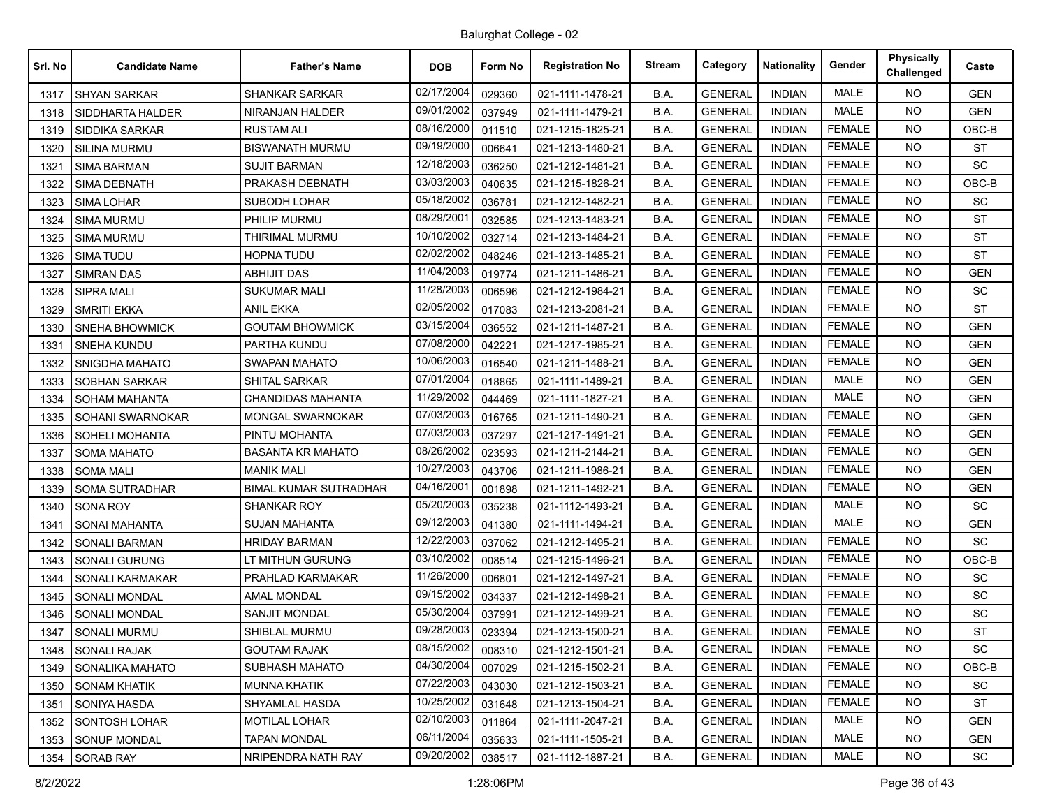Balurghat College - 02

| Srl. No | Candidate Name | Father's Name | DOB | Form No | Registration No | Stream | Category | Nationality | Gender | Physically Challenged | Caste |
|---|---|---|---|---|---|---|---|---|---|---|---|
| 1317 | SHYAN SARKAR | SHANKAR SARKAR | 02/17/2004 | 029360 | 021-1111-1478-21 | B.A. | GENERAL | INDIAN | MALE | NO | GEN |
| 1318 | SIDDHARTA HALDER | NIRANJAN HALDER | 09/01/2002 | 037949 | 021-1111-1479-21 | B.A. | GENERAL | INDIAN | MALE | NO | GEN |
| 1319 | SIDDIKA SARKAR | RUSTAM ALI | 08/16/2000 | 011510 | 021-1215-1825-21 | B.A. | GENERAL | INDIAN | FEMALE | NO | OBC-B |
| 1320 | SILINA MURMU | BISWANATH MURMU | 09/19/2000 | 006641 | 021-1213-1480-21 | B.A. | GENERAL | INDIAN | FEMALE | NO | ST |
| 1321 | SIMA BARMAN | SUJIT BARMAN | 12/18/2003 | 036250 | 021-1212-1481-21 | B.A. | GENERAL | INDIAN | FEMALE | NO | SC |
| 1322 | SIMA DEBNATH | PRAKASH DEBNATH | 03/03/2003 | 040635 | 021-1215-1826-21 | B.A. | GENERAL | INDIAN | FEMALE | NO | OBC-B |
| 1323 | SIMA LOHAR | SUBODH LOHAR | 05/18/2002 | 036781 | 021-1212-1482-21 | B.A. | GENERAL | INDIAN | FEMALE | NO | SC |
| 1324 | SIMA MURMU | PHILIP MURMU | 08/29/2001 | 032585 | 021-1213-1483-21 | B.A. | GENERAL | INDIAN | FEMALE | NO | ST |
| 1325 | SIMA MURMU | THIRIMAL MURMU | 10/10/2002 | 032714 | 021-1213-1484-21 | B.A. | GENERAL | INDIAN | FEMALE | NO | ST |
| 1326 | SIMA TUDU | HOPNA TUDU | 02/02/2002 | 048246 | 021-1213-1485-21 | B.A. | GENERAL | INDIAN | FEMALE | NO | ST |
| 1327 | SIMRAN DAS | ABHIJIT DAS | 11/04/2003 | 019774 | 021-1211-1486-21 | B.A. | GENERAL | INDIAN | FEMALE | NO | GEN |
| 1328 | SIPRA MALI | SUKUMAR MALI | 11/28/2003 | 006596 | 021-1212-1984-21 | B.A. | GENERAL | INDIAN | FEMALE | NO | SC |
| 1329 | SMRITI EKKA | ANIL EKKA | 02/05/2002 | 017083 | 021-1213-2081-21 | B.A. | GENERAL | INDIAN | FEMALE | NO | ST |
| 1330 | SNEHA BHOWMICK | GOUTAM BHOWMICK | 03/15/2004 | 036552 | 021-1211-1487-21 | B.A. | GENERAL | INDIAN | FEMALE | NO | GEN |
| 1331 | SNEHA KUNDU | PARTHA KUNDU | 07/08/2000 | 042221 | 021-1217-1985-21 | B.A. | GENERAL | INDIAN | FEMALE | NO | GEN |
| 1332 | SNIGDHA MAHATO | SWAPAN MAHATO | 10/06/2003 | 016540 | 021-1211-1488-21 | B.A. | GENERAL | INDIAN | FEMALE | NO | GEN |
| 1333 | SOBHAN SARKAR | SHITAL SARKAR | 07/01/2004 | 018865 | 021-1111-1489-21 | B.A. | GENERAL | INDIAN | MALE | NO | GEN |
| 1334 | SOHAM MAHANTA | CHANDIDAS MAHANTA | 11/29/2002 | 044469 | 021-1111-1827-21 | B.A. | GENERAL | INDIAN | MALE | NO | GEN |
| 1335 | SOHANI SWARNOKAR | MONGAL SWARNOKAR | 07/03/2003 | 016765 | 021-1211-1490-21 | B.A. | GENERAL | INDIAN | FEMALE | NO | GEN |
| 1336 | SOHELI MOHANTA | PINTU MOHANTA | 07/03/2003 | 037297 | 021-1217-1491-21 | B.A. | GENERAL | INDIAN | FEMALE | NO | GEN |
| 1337 | SOMA MAHATO | BASANTA KR MAHATO | 08/26/2002 | 023593 | 021-1211-2144-21 | B.A. | GENERAL | INDIAN | FEMALE | NO | GEN |
| 1338 | SOMA MALI | MANIK MALI | 10/27/2003 | 043706 | 021-1211-1986-21 | B.A. | GENERAL | INDIAN | FEMALE | NO | GEN |
| 1339 | SOMA SUTRADHAR | BIMAL KUMAR SUTRADHAR | 04/16/2001 | 001898 | 021-1211-1492-21 | B.A. | GENERAL | INDIAN | FEMALE | NO | GEN |
| 1340 | SONA ROY | SHANKAR ROY | 05/20/2003 | 035238 | 021-1112-1493-21 | B.A. | GENERAL | INDIAN | MALE | NO | SC |
| 1341 | SONAI MAHANTA | SUJAN MAHANTA | 09/12/2003 | 041380 | 021-1111-1494-21 | B.A. | GENERAL | INDIAN | MALE | NO | GEN |
| 1342 | SONALI BARMAN | HRIDAY BARMAN | 12/22/2003 | 037062 | 021-1212-1495-21 | B.A. | GENERAL | INDIAN | FEMALE | NO | SC |
| 1343 | SONALI GURUNG | LT MITHUN GURUNG | 03/10/2002 | 008514 | 021-1215-1496-21 | B.A. | GENERAL | INDIAN | FEMALE | NO | OBC-B |
| 1344 | SONALI KARMAKAR | PRAHLAD KARMAKAR | 11/26/2000 | 006801 | 021-1212-1497-21 | B.A. | GENERAL | INDIAN | FEMALE | NO | SC |
| 1345 | SONALI MONDAL | AMAL MONDAL | 09/15/2002 | 034337 | 021-1212-1498-21 | B.A. | GENERAL | INDIAN | FEMALE | NO | SC |
| 1346 | SONALI MONDAL | SANJIT MONDAL | 05/30/2004 | 037991 | 021-1212-1499-21 | B.A. | GENERAL | INDIAN | FEMALE | NO | SC |
| 1347 | SONALI MURMU | SHIBLAL MURMU | 09/28/2003 | 023394 | 021-1213-1500-21 | B.A. | GENERAL | INDIAN | FEMALE | NO | ST |
| 1348 | SONALI RAJAK | GOUTAM RAJAK | 08/15/2002 | 008310 | 021-1212-1501-21 | B.A. | GENERAL | INDIAN | FEMALE | NO | SC |
| 1349 | SONALIKA MAHATO | SUBHASH MAHATO | 04/30/2004 | 007029 | 021-1215-1502-21 | B.A. | GENERAL | INDIAN | FEMALE | NO | OBC-B |
| 1350 | SONAM KHATIK | MUNNA KHATIK | 07/22/2003 | 043030 | 021-1212-1503-21 | B.A. | GENERAL | INDIAN | FEMALE | NO | SC |
| 1351 | SONIYA HASDA | SHYAMLAL HASDA | 10/25/2002 | 031648 | 021-1213-1504-21 | B.A. | GENERAL | INDIAN | FEMALE | NO | ST |
| 1352 | SONTOSH LOHAR | MOTILAL LOHAR | 02/10/2003 | 011864 | 021-1111-2047-21 | B.A. | GENERAL | INDIAN | MALE | NO | GEN |
| 1353 | SONUP MONDAL | TAPAN MONDAL | 06/11/2004 | 035633 | 021-1111-1505-21 | B.A. | GENERAL | INDIAN | MALE | NO | GEN |
| 1354 | SORAB RAY | NRIPENDRA NATH RAY | 09/20/2002 | 038517 | 021-1112-1887-21 | B.A. | GENERAL | INDIAN | MALE | NO | SC |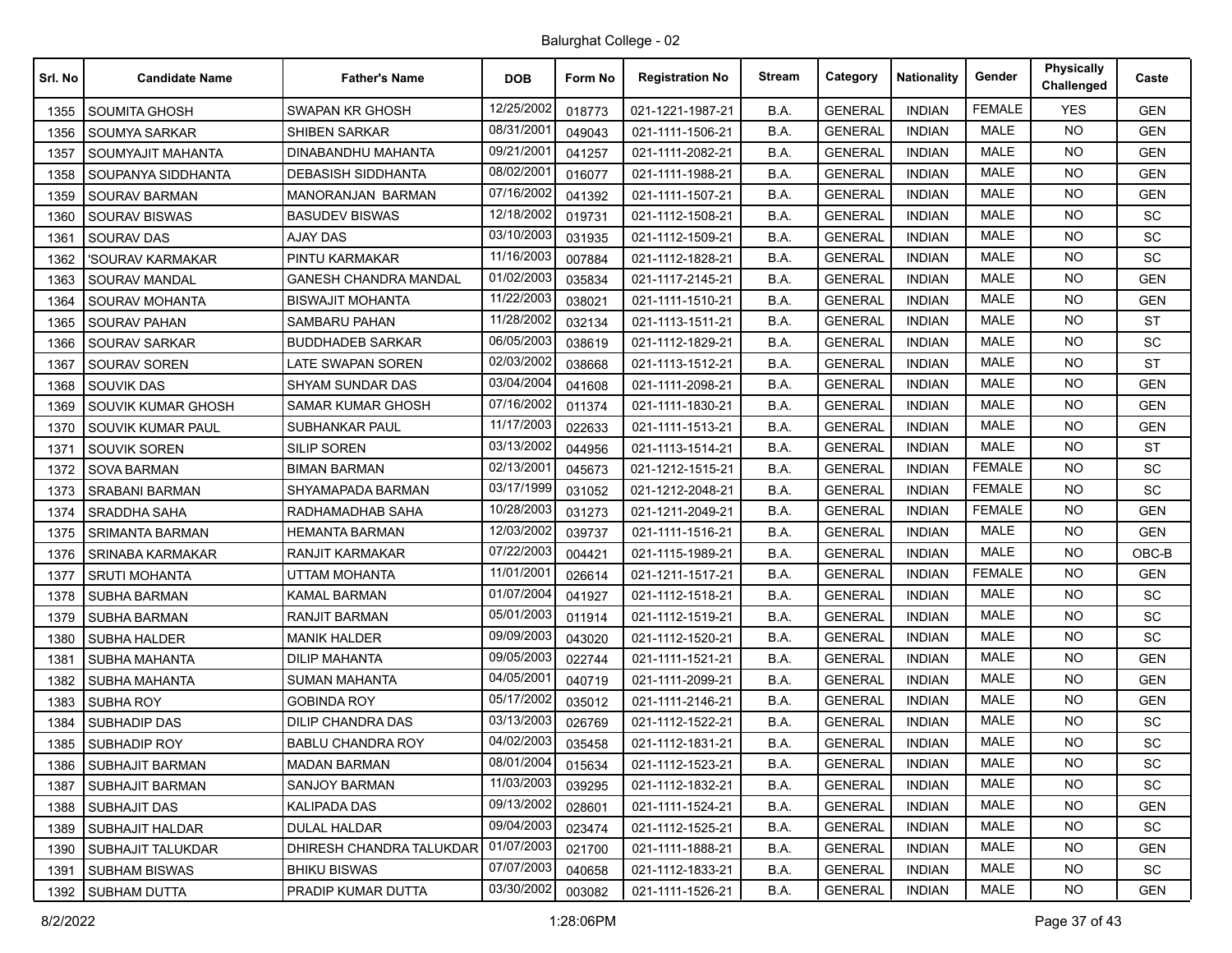Balurghat College - 02

| Srl. No | Candidate Name | Father's Name | DOB | Form No | Registration No | Stream | Category | Nationality | Gender | Physically Challenged | Caste |
|---|---|---|---|---|---|---|---|---|---|---|---|
| 1355 | SOUMITA GHOSH | SWAPAN KR GHOSH | 12/25/2002 | 018773 | 021-1221-1987-21 | B.A. | GENERAL | INDIAN | FEMALE | YES | GEN |
| 1356 | SOUMYA SARKAR | SHIBEN SARKAR | 08/31/2001 | 049043 | 021-1111-1506-21 | B.A. | GENERAL | INDIAN | MALE | NO | GEN |
| 1357 | SOUMYAJIT MAHANTA | DINABANDHU MAHANTA | 09/21/2001 | 041257 | 021-1111-2082-21 | B.A. | GENERAL | INDIAN | MALE | NO | GEN |
| 1358 | SOUPANYA SIDDHANTA | DEBASISH SIDDHANTA | 08/02/2001 | 016077 | 021-1111-1988-21 | B.A. | GENERAL | INDIAN | MALE | NO | GEN |
| 1359 | SOURAV BARMAN | MANORANJAN BARMAN | 07/16/2002 | 041392 | 021-1111-1507-21 | B.A. | GENERAL | INDIAN | MALE | NO | GEN |
| 1360 | SOURAV BISWAS | BASUDEV BISWAS | 12/18/2002 | 019731 | 021-1112-1508-21 | B.A. | GENERAL | INDIAN | MALE | NO | SC |
| 1361 | SOURAV DAS | AJAY DAS | 03/10/2003 | 031935 | 021-1112-1509-21 | B.A. | GENERAL | INDIAN | MALE | NO | SC |
| 1362 | 'SOURAV KARMAKAR | PINTU KARMAKAR | 11/16/2003 | 007884 | 021-1112-1828-21 | B.A. | GENERAL | INDIAN | MALE | NO | SC |
| 1363 | SOURAV MANDAL | GANESH CHANDRA MANDAL | 01/02/2003 | 035834 | 021-1117-2145-21 | B.A. | GENERAL | INDIAN | MALE | NO | GEN |
| 1364 | SOURAV MOHANTA | BISWAJIT MOHANTA | 11/22/2003 | 038021 | 021-1111-1510-21 | B.A. | GENERAL | INDIAN | MALE | NO | GEN |
| 1365 | SOURAV PAHAN | SAMBARU PAHAN | 11/28/2002 | 032134 | 021-1113-1511-21 | B.A. | GENERAL | INDIAN | MALE | NO | ST |
| 1366 | SOURAV SARKAR | BUDDHADEB SARKAR | 06/05/2003 | 038619 | 021-1112-1829-21 | B.A. | GENERAL | INDIAN | MALE | NO | SC |
| 1367 | SOURAV SOREN | LATE SWAPAN SOREN | 02/03/2002 | 038668 | 021-1113-1512-21 | B.A. | GENERAL | INDIAN | MALE | NO | ST |
| 1368 | SOUVIK DAS | SHYAM SUNDAR DAS | 03/04/2004 | 041608 | 021-1111-2098-21 | B.A. | GENERAL | INDIAN | MALE | NO | GEN |
| 1369 | SOUVIK KUMAR GHOSH | SAMAR KUMAR GHOSH | 07/16/2002 | 011374 | 021-1111-1830-21 | B.A. | GENERAL | INDIAN | MALE | NO | GEN |
| 1370 | SOUVIK KUMAR PAUL | SUBHANKAR PAUL | 11/17/2003 | 022633 | 021-1111-1513-21 | B.A. | GENERAL | INDIAN | MALE | NO | GEN |
| 1371 | SOUVIK SOREN | SILIP SOREN | 03/13/2002 | 044956 | 021-1113-1514-21 | B.A. | GENERAL | INDIAN | MALE | NO | ST |
| 1372 | SOVA BARMAN | BIMAN BARMAN | 02/13/2001 | 045673 | 021-1212-1515-21 | B.A. | GENERAL | INDIAN | FEMALE | NO | SC |
| 1373 | SRABANI BARMAN | SHYAMAPADA BARMAN | 03/17/1999 | 031052 | 021-1212-2048-21 | B.A. | GENERAL | INDIAN | FEMALE | NO | SC |
| 1374 | SRADDHA SAHA | RADHAMADHAB SAHA | 10/28/2003 | 031273 | 021-1211-2049-21 | B.A. | GENERAL | INDIAN | FEMALE | NO | GEN |
| 1375 | SRIMANTA BARMAN | HEMANTA BARMAN | 12/03/2002 | 039737 | 021-1111-1516-21 | B.A. | GENERAL | INDIAN | MALE | NO | GEN |
| 1376 | SRINABA KARMAKAR | RANJIT KARMAKAR | 07/22/2003 | 004421 | 021-1115-1989-21 | B.A. | GENERAL | INDIAN | MALE | NO | OBC-B |
| 1377 | SRUTI MOHANTA | UTTAM MOHANTA | 11/01/2001 | 026614 | 021-1211-1517-21 | B.A. | GENERAL | INDIAN | FEMALE | NO | GEN |
| 1378 | SUBHA BARMAN | KAMAL BARMAN | 01/07/2004 | 041927 | 021-1112-1518-21 | B.A. | GENERAL | INDIAN | MALE | NO | SC |
| 1379 | SUBHA BARMAN | RANJIT BARMAN | 05/01/2003 | 011914 | 021-1112-1519-21 | B.A. | GENERAL | INDIAN | MALE | NO | SC |
| 1380 | SUBHA HALDER | MANIK HALDER | 09/09/2003 | 043020 | 021-1112-1520-21 | B.A. | GENERAL | INDIAN | MALE | NO | SC |
| 1381 | SUBHA MAHANTA | DILIP MAHANTA | 09/05/2003 | 022744 | 021-1111-1521-21 | B.A. | GENERAL | INDIAN | MALE | NO | GEN |
| 1382 | SUBHA MAHANTA | SUMAN MAHANTA | 04/05/2001 | 040719 | 021-1111-2099-21 | B.A. | GENERAL | INDIAN | MALE | NO | GEN |
| 1383 | SUBHA ROY | GOBINDA ROY | 05/17/2002 | 035012 | 021-1111-2146-21 | B.A. | GENERAL | INDIAN | MALE | NO | GEN |
| 1384 | SUBHADIP DAS | DILIP CHANDRA DAS | 03/13/2003 | 026769 | 021-1112-1522-21 | B.A. | GENERAL | INDIAN | MALE | NO | SC |
| 1385 | SUBHADIP ROY | BABLU CHANDRA ROY | 04/02/2003 | 035458 | 021-1112-1831-21 | B.A. | GENERAL | INDIAN | MALE | NO | SC |
| 1386 | SUBHAJIT BARMAN | MADAN BARMAN | 08/01/2004 | 015634 | 021-1112-1523-21 | B.A. | GENERAL | INDIAN | MALE | NO | SC |
| 1387 | SUBHAJIT BARMAN | SANJOY BARMAN | 11/03/2003 | 039295 | 021-1112-1832-21 | B.A. | GENERAL | INDIAN | MALE | NO | SC |
| 1388 | SUBHAJIT DAS | KALIPADA DAS | 09/13/2002 | 028601 | 021-1111-1524-21 | B.A. | GENERAL | INDIAN | MALE | NO | GEN |
| 1389 | SUBHAJIT HALDAR | DULAL HALDAR | 09/04/2003 | 023474 | 021-1112-1525-21 | B.A. | GENERAL | INDIAN | MALE | NO | SC |
| 1390 | SUBHAJIT TALUKDAR | DHIRESH CHANDRA TALUKDAR | 01/07/2003 | 021700 | 021-1111-1888-21 | B.A. | GENERAL | INDIAN | MALE | NO | GEN |
| 1391 | SUBHAM BISWAS | BHIKU BISWAS | 07/07/2003 | 040658 | 021-1112-1833-21 | B.A. | GENERAL | INDIAN | MALE | NO | SC |
| 1392 | SUBHAM DUTTA | PRADIP KUMAR DUTTA | 03/30/2002 | 003082 | 021-1111-1526-21 | B.A. | GENERAL | INDIAN | MALE | NO | GEN |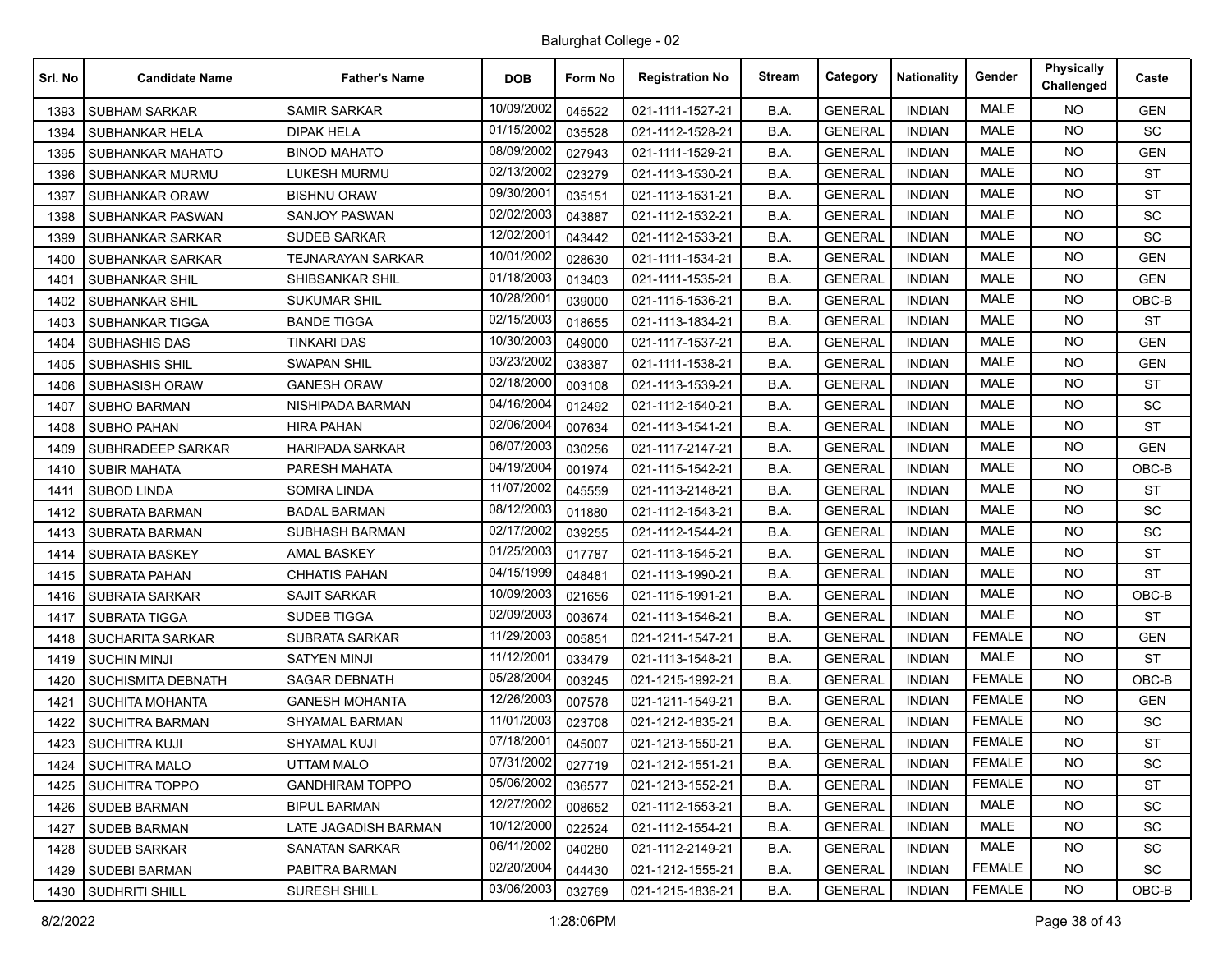Balurghat College - 02

| Srl. No | Candidate Name | Father's Name | DOB | Form No | Registration No | Stream | Category | Nationality | Gender | Physically Challenged | Caste |
|---|---|---|---|---|---|---|---|---|---|---|---|
| 1393 | SUBHAM SARKAR | SAMIR SARKAR | 10/09/2002 | 045522 | 021-1111-1527-21 | B.A. | GENERAL | INDIAN | MALE | NO | GEN |
| 1394 | SUBHANKAR HELA | DIPAK HELA | 01/15/2002 | 035528 | 021-1112-1528-21 | B.A. | GENERAL | INDIAN | MALE | NO | SC |
| 1395 | SUBHANKAR MAHATO | BINOD MAHATO | 08/09/2002 | 027943 | 021-1111-1529-21 | B.A. | GENERAL | INDIAN | MALE | NO | GEN |
| 1396 | SUBHANKAR MURMU | LUKESH MURMU | 02/13/2002 | 023279 | 021-1113-1530-21 | B.A. | GENERAL | INDIAN | MALE | NO | ST |
| 1397 | SUBHANKAR ORAW | BISHNU ORAW | 09/30/2001 | 035151 | 021-1113-1531-21 | B.A. | GENERAL | INDIAN | MALE | NO | ST |
| 1398 | SUBHANKAR PASWAN | SANJOY PASWAN | 02/02/2003 | 043887 | 021-1112-1532-21 | B.A. | GENERAL | INDIAN | MALE | NO | SC |
| 1399 | SUBHANKAR SARKAR | SUDEB SARKAR | 12/02/2001 | 043442 | 021-1112-1533-21 | B.A. | GENERAL | INDIAN | MALE | NO | SC |
| 1400 | SUBHANKAR SARKAR | TEJNARAYAN SARKAR | 10/01/2002 | 028630 | 021-1111-1534-21 | B.A. | GENERAL | INDIAN | MALE | NO | GEN |
| 1401 | SUBHANKAR SHIL | SHIBSANKAR SHIL | 01/18/2003 | 013403 | 021-1111-1535-21 | B.A. | GENERAL | INDIAN | MALE | NO | GEN |
| 1402 | SUBHANKAR SHIL | SUKUMAR SHIL | 10/28/2001 | 039000 | 021-1115-1536-21 | B.A. | GENERAL | INDIAN | MALE | NO | OBC-B |
| 1403 | SUBHANKAR TIGGA | BANDE TIGGA | 02/15/2003 | 018655 | 021-1113-1834-21 | B.A. | GENERAL | INDIAN | MALE | NO | ST |
| 1404 | SUBHASHIS DAS | TINKARI DAS | 10/30/2003 | 049000 | 021-1117-1537-21 | B.A. | GENERAL | INDIAN | MALE | NO | GEN |
| 1405 | SUBHASHIS SHIL | SWAPAN SHIL | 03/23/2002 | 038387 | 021-1111-1538-21 | B.A. | GENERAL | INDIAN | MALE | NO | GEN |
| 1406 | SUBHASISH ORAW | GANESH ORAW | 02/18/2000 | 003108 | 021-1113-1539-21 | B.A. | GENERAL | INDIAN | MALE | NO | ST |
| 1407 | SUBHO BARMAN | NISHIPADA BARMAN | 04/16/2004 | 012492 | 021-1112-1540-21 | B.A. | GENERAL | INDIAN | MALE | NO | SC |
| 1408 | SUBHO PAHAN | HIRA PAHAN | 02/06/2004 | 007634 | 021-1113-1541-21 | B.A. | GENERAL | INDIAN | MALE | NO | ST |
| 1409 | SUBHRADEEP SARKAR | HARIPADA SARKAR | 06/07/2003 | 030256 | 021-1117-2147-21 | B.A. | GENERAL | INDIAN | MALE | NO | GEN |
| 1410 | SUBIR MAHATA | PARESH MAHATA | 04/19/2004 | 001974 | 021-1115-1542-21 | B.A. | GENERAL | INDIAN | MALE | NO | OBC-B |
| 1411 | SUBOD LINDA | SOMRA LINDA | 11/07/2002 | 045559 | 021-1113-2148-21 | B.A. | GENERAL | INDIAN | MALE | NO | ST |
| 1412 | SUBRATA BARMAN | BADAL BARMAN | 08/12/2003 | 011880 | 021-1112-1543-21 | B.A. | GENERAL | INDIAN | MALE | NO | SC |
| 1413 | SUBRATA BARMAN | SUBHASH BARMAN | 02/17/2002 | 039255 | 021-1112-1544-21 | B.A. | GENERAL | INDIAN | MALE | NO | SC |
| 1414 | SUBRATA BASKEY | AMAL BASKEY | 01/25/2003 | 017787 | 021-1113-1545-21 | B.A. | GENERAL | INDIAN | MALE | NO | ST |
| 1415 | SUBRATA PAHAN | CHHATIS PAHAN | 04/15/1999 | 048481 | 021-1113-1990-21 | B.A. | GENERAL | INDIAN | MALE | NO | ST |
| 1416 | SUBRATA SARKAR | SAJIT SARKAR | 10/09/2003 | 021656 | 021-1115-1991-21 | B.A. | GENERAL | INDIAN | MALE | NO | OBC-B |
| 1417 | SUBRATA TIGGA | SUDEB TIGGA | 02/09/2003 | 003674 | 021-1113-1546-21 | B.A. | GENERAL | INDIAN | MALE | NO | ST |
| 1418 | SUCHARITA SARKAR | SUBRATA SARKAR | 11/29/2003 | 005851 | 021-1211-1547-21 | B.A. | GENERAL | INDIAN | FEMALE | NO | GEN |
| 1419 | SUCHIN MINJI | SATYEN MINJI | 11/12/2001 | 033479 | 021-1113-1548-21 | B.A. | GENERAL | INDIAN | MALE | NO | ST |
| 1420 | SUCHISMITA DEBNATH | SAGAR DEBNATH | 05/28/2004 | 003245 | 021-1215-1992-21 | B.A. | GENERAL | INDIAN | FEMALE | NO | OBC-B |
| 1421 | SUCHITA MOHANTA | GANESH MOHANTA | 12/26/2003 | 007578 | 021-1211-1549-21 | B.A. | GENERAL | INDIAN | FEMALE | NO | GEN |
| 1422 | SUCHITRA BARMAN | SHYAMAL BARMAN | 11/01/2003 | 023708 | 021-1212-1835-21 | B.A. | GENERAL | INDIAN | FEMALE | NO | SC |
| 1423 | SUCHITRA KUJI | SHYAMAL KUJI | 07/18/2001 | 045007 | 021-1213-1550-21 | B.A. | GENERAL | INDIAN | FEMALE | NO | ST |
| 1424 | SUCHITRA MALO | UTTAM MALO | 07/31/2002 | 027719 | 021-1212-1551-21 | B.A. | GENERAL | INDIAN | FEMALE | NO | SC |
| 1425 | SUCHITRA TOPPO | GANDHIRAM TOPPO | 05/06/2002 | 036577 | 021-1213-1552-21 | B.A. | GENERAL | INDIAN | FEMALE | NO | ST |
| 1426 | SUDEB BARMAN | BIPUL BARMAN | 12/27/2002 | 008652 | 021-1112-1553-21 | B.A. | GENERAL | INDIAN | MALE | NO | SC |
| 1427 | SUDEB BARMAN | LATE JAGADISH BARMAN | 10/12/2000 | 022524 | 021-1112-1554-21 | B.A. | GENERAL | INDIAN | MALE | NO | SC |
| 1428 | SUDEB SARKAR | SANATAN SARKAR | 06/11/2002 | 040280 | 021-1112-2149-21 | B.A. | GENERAL | INDIAN | MALE | NO | SC |
| 1429 | SUDEBI BARMAN | PABITRA BARMAN | 02/20/2004 | 044430 | 021-1212-1555-21 | B.A. | GENERAL | INDIAN | FEMALE | NO | SC |
| 1430 | SUDHRITI SHILL | SURESH SHILL | 03/06/2003 | 032769 | 021-1215-1836-21 | B.A. | GENERAL | INDIAN | FEMALE | NO | OBC-B |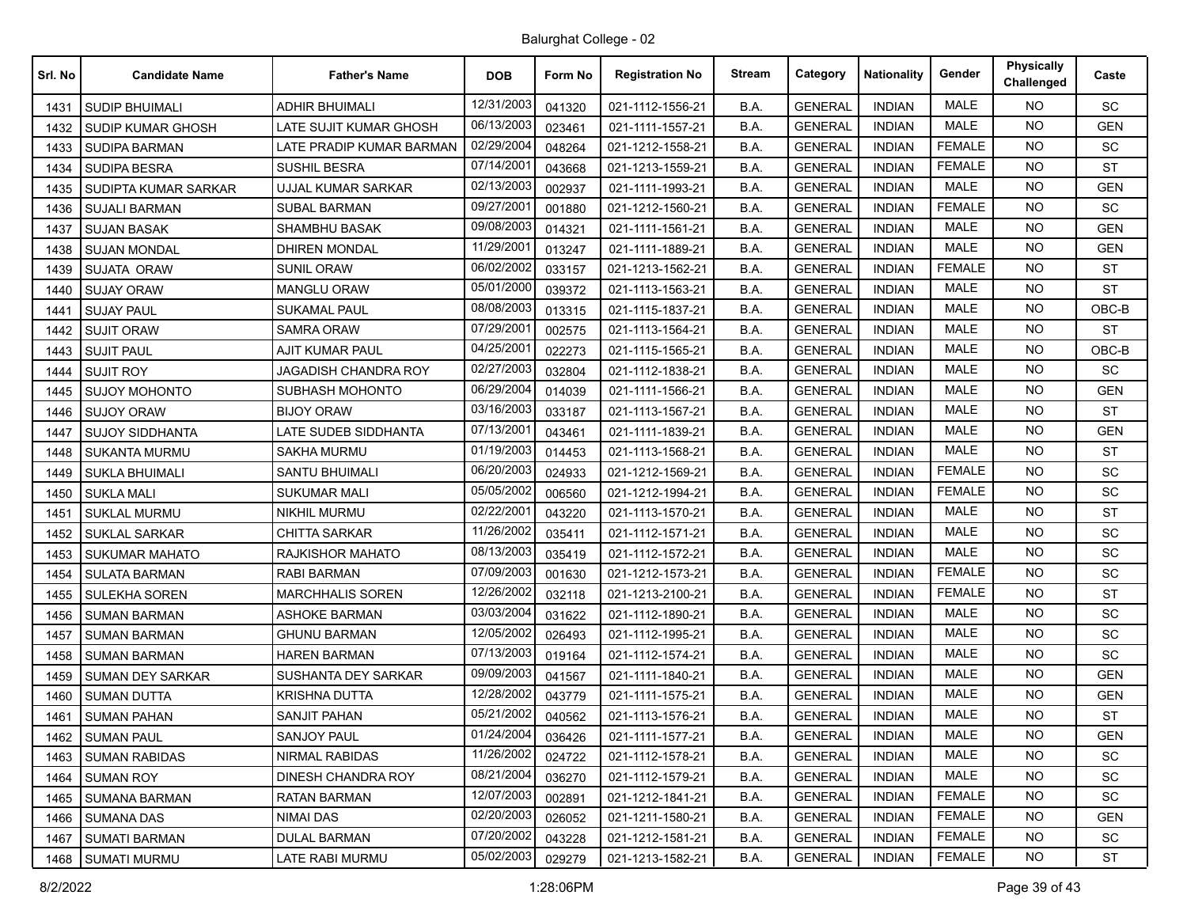Balurghat College - 02

| Srl. No | Candidate Name | Father's Name | DOB | Form No | Registration No | Stream | Category | Nationality | Gender | Physically Challenged | Caste |
|---|---|---|---|---|---|---|---|---|---|---|---|
| 1431 | SUDIP BHUIMALI | ADHIR BHUIMALI | 12/31/2003 | 041320 | 021-1112-1556-21 | B.A. | GENERAL | INDIAN | MALE | NO | SC |
| 1432 | SUDIP KUMAR GHOSH | LATE SUJIT KUMAR GHOSH | 06/13/2003 | 023461 | 021-1111-1557-21 | B.A. | GENERAL | INDIAN | MALE | NO | GEN |
| 1433 | SUDIPA BARMAN | LATE PRADIP KUMAR BARMAN | 02/29/2004 | 048264 | 021-1212-1558-21 | B.A. | GENERAL | INDIAN | FEMALE | NO | SC |
| 1434 | SUDIPA BESRA | SUSHIL BESRA | 07/14/2001 | 043668 | 021-1213-1559-21 | B.A. | GENERAL | INDIAN | FEMALE | NO | ST |
| 1435 | SUDIPTA KUMAR SARKAR | UJJAL KUMAR SARKAR | 02/13/2003 | 002937 | 021-1111-1993-21 | B.A. | GENERAL | INDIAN | MALE | NO | GEN |
| 1436 | SUJALI BARMAN | SUBAL BARMAN | 09/27/2001 | 001880 | 021-1212-1560-21 | B.A. | GENERAL | INDIAN | FEMALE | NO | SC |
| 1437 | SUJAN BASAK | SHAMBHU BASAK | 09/08/2003 | 014321 | 021-1111-1561-21 | B.A. | GENERAL | INDIAN | MALE | NO | GEN |
| 1438 | SUJAN MONDAL | DHIREN MONDAL | 11/29/2001 | 013247 | 021-1111-1889-21 | B.A. | GENERAL | INDIAN | MALE | NO | GEN |
| 1439 | SUJATA ORAW | SUNIL ORAW | 06/02/2002 | 033157 | 021-1213-1562-21 | B.A. | GENERAL | INDIAN | FEMALE | NO | ST |
| 1440 | SUJAY ORAW | MANGLU ORAW | 05/01/2000 | 039372 | 021-1113-1563-21 | B.A. | GENERAL | INDIAN | MALE | NO | ST |
| 1441 | SUJAY PAUL | SUKAMAL PAUL | 08/08/2003 | 013315 | 021-1115-1837-21 | B.A. | GENERAL | INDIAN | MALE | NO | OBC-B |
| 1442 | SUJIT ORAW | SAMRA ORAW | 07/29/2001 | 002575 | 021-1113-1564-21 | B.A. | GENERAL | INDIAN | MALE | NO | ST |
| 1443 | SUJIT PAUL | AJIT KUMAR PAUL | 04/25/2001 | 022273 | 021-1115-1565-21 | B.A. | GENERAL | INDIAN | MALE | NO | OBC-B |
| 1444 | SUJIT ROY | JAGADISH CHANDRA ROY | 02/27/2003 | 032804 | 021-1112-1838-21 | B.A. | GENERAL | INDIAN | MALE | NO | SC |
| 1445 | SUJOY MOHONTO | SUBHASH MOHONTO | 06/29/2004 | 014039 | 021-1111-1566-21 | B.A. | GENERAL | INDIAN | MALE | NO | GEN |
| 1446 | SUJOY ORAW | BIJOY ORAW | 03/16/2003 | 033187 | 021-1113-1567-21 | B.A. | GENERAL | INDIAN | MALE | NO | ST |
| 1447 | SUJOY SIDDHANTA | LATE SUDEB SIDDHANTA | 07/13/2001 | 043461 | 021-1111-1839-21 | B.A. | GENERAL | INDIAN | MALE | NO | GEN |
| 1448 | SUKANTA MURMU | SAKHA MURMU | 01/19/2003 | 014453 | 021-1113-1568-21 | B.A. | GENERAL | INDIAN | MALE | NO | ST |
| 1449 | SUKLA BHUIMALI | SANTU BHUIMALI | 06/20/2003 | 024933 | 021-1212-1569-21 | B.A. | GENERAL | INDIAN | FEMALE | NO | SC |
| 1450 | SUKLA MALI | SUKUMAR MALI | 05/05/2002 | 006560 | 021-1212-1994-21 | B.A. | GENERAL | INDIAN | FEMALE | NO | SC |
| 1451 | SUKLAL MURMU | NIKHIL MURMU | 02/22/2001 | 043220 | 021-1113-1570-21 | B.A. | GENERAL | INDIAN | MALE | NO | ST |
| 1452 | SUKLAL SARKAR | CHITTA SARKAR | 11/26/2002 | 035411 | 021-1112-1571-21 | B.A. | GENERAL | INDIAN | MALE | NO | SC |
| 1453 | SUKUMAR MAHATO | RAJKISHOR MAHATO | 08/13/2003 | 035419 | 021-1112-1572-21 | B.A. | GENERAL | INDIAN | MALE | NO | SC |
| 1454 | SULATA BARMAN | RABI BARMAN | 07/09/2003 | 001630 | 021-1212-1573-21 | B.A. | GENERAL | INDIAN | FEMALE | NO | SC |
| 1455 | SULEKHA SOREN | MARCHHALIS SOREN | 12/26/2002 | 032118 | 021-1213-2100-21 | B.A. | GENERAL | INDIAN | FEMALE | NO | ST |
| 1456 | SUMAN BARMAN | ASHOKE BARMAN | 03/03/2004 | 031622 | 021-1112-1890-21 | B.A. | GENERAL | INDIAN | MALE | NO | SC |
| 1457 | SUMAN BARMAN | GHUNU BARMAN | 12/05/2002 | 026493 | 021-1112-1995-21 | B.A. | GENERAL | INDIAN | MALE | NO | SC |
| 1458 | SUMAN BARMAN | HAREN BARMAN | 07/13/2003 | 019164 | 021-1112-1574-21 | B.A. | GENERAL | INDIAN | MALE | NO | SC |
| 1459 | SUMAN DEY SARKAR | SUSHANTA DEY SARKAR | 09/09/2003 | 041567 | 021-1111-1840-21 | B.A. | GENERAL | INDIAN | MALE | NO | GEN |
| 1460 | SUMAN DUTTA | KRISHNA DUTTA | 12/28/2002 | 043779 | 021-1111-1575-21 | B.A. | GENERAL | INDIAN | MALE | NO | GEN |
| 1461 | SUMAN PAHAN | SANJIT PAHAN | 05/21/2002 | 040562 | 021-1113-1576-21 | B.A. | GENERAL | INDIAN | MALE | NO | ST |
| 1462 | SUMAN PAUL | SANJOY PAUL | 01/24/2004 | 036426 | 021-1111-1577-21 | B.A. | GENERAL | INDIAN | MALE | NO | GEN |
| 1463 | SUMAN RABIDAS | NIRMAL RABIDAS | 11/26/2002 | 024722 | 021-1112-1578-21 | B.A. | GENERAL | INDIAN | MALE | NO | SC |
| 1464 | SUMAN ROY | DINESH CHANDRA ROY | 08/21/2004 | 036270 | 021-1112-1579-21 | B.A. | GENERAL | INDIAN | MALE | NO | SC |
| 1465 | SUMANA BARMAN | RATAN BARMAN | 12/07/2003 | 002891 | 021-1212-1841-21 | B.A. | GENERAL | INDIAN | FEMALE | NO | SC |
| 1466 | SUMANA DAS | NIMAI DAS | 02/20/2003 | 026052 | 021-1211-1580-21 | B.A. | GENERAL | INDIAN | FEMALE | NO | GEN |
| 1467 | SUMATI BARMAN | DULAL BARMAN | 07/20/2002 | 043228 | 021-1212-1581-21 | B.A. | GENERAL | INDIAN | FEMALE | NO | SC |
| 1468 | SUMATI MURMU | LATE RABI MURMU | 05/02/2003 | 029279 | 021-1213-1582-21 | B.A. | GENERAL | INDIAN | FEMALE | NO | ST |

8/2/2022 1:28:06PM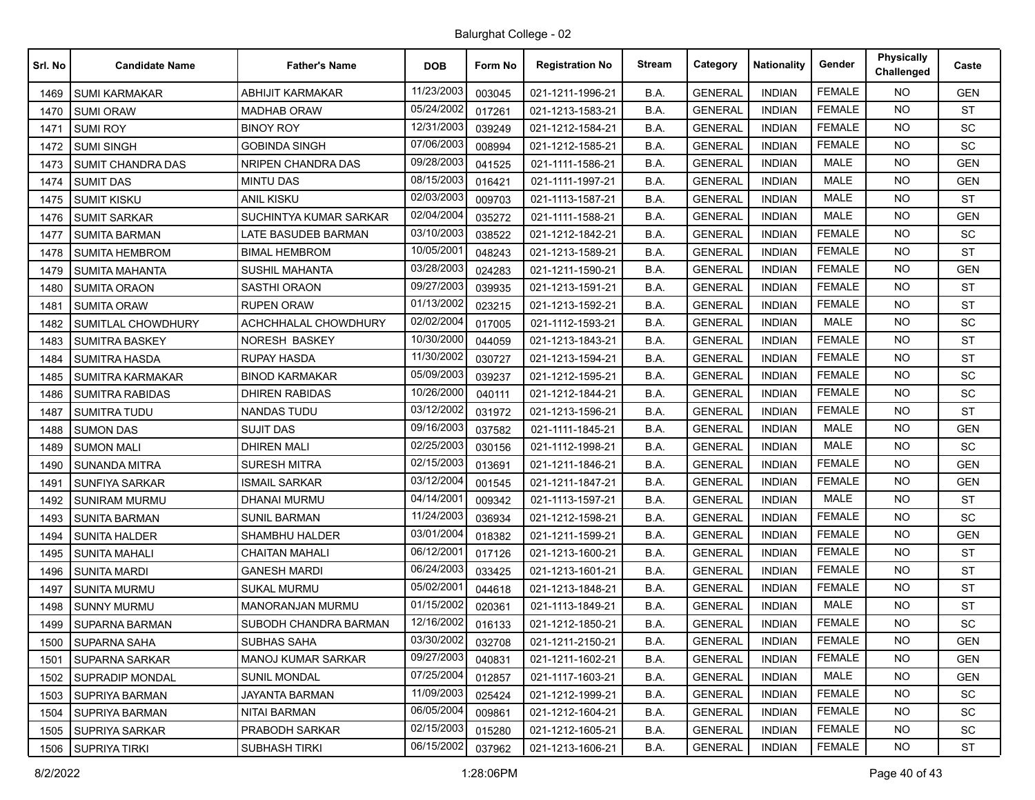# Balurghat College - 02

| Srl. No | Candidate Name | Father's Name | DOB | Form No | Registration No | Stream | Category | Nationality | Gender | Physically Challenged | Caste |
|---|---|---|---|---|---|---|---|---|---|---|---|
| 1469 | SUMI KARMAKAR | ABHIJIT KARMAKAR | 11/23/2003 | 003045 | 021-1211-1996-21 | B.A. | GENERAL | INDIAN | FEMALE | NO | GEN |
| 1470 | SUMI ORAW | MADHAB ORAW | 05/24/2002 | 017261 | 021-1213-1583-21 | B.A. | GENERAL | INDIAN | FEMALE | NO | ST |
| 1471 | SUMI ROY | BINOY ROY | 12/31/2003 | 039249 | 021-1212-1584-21 | B.A. | GENERAL | INDIAN | FEMALE | NO | SC |
| 1472 | SUMI SINGH | GOBINDA SINGH | 07/06/2003 | 008994 | 021-1212-1585-21 | B.A. | GENERAL | INDIAN | FEMALE | NO | SC |
| 1473 | SUMIT CHANDRA DAS | NRIPEN CHANDRA DAS | 09/28/2003 | 041525 | 021-1111-1586-21 | B.A. | GENERAL | INDIAN | MALE | NO | GEN |
| 1474 | SUMIT DAS | MINTU DAS | 08/15/2003 | 016421 | 021-1111-1997-21 | B.A. | GENERAL | INDIAN | MALE | NO | GEN |
| 1475 | SUMIT KISKU | ANIL KISKU | 02/03/2003 | 009703 | 021-1113-1587-21 | B.A. | GENERAL | INDIAN | MALE | NO | ST |
| 1476 | SUMIT SARKAR | SUCHINTYA KUMAR SARKAR | 02/04/2004 | 035272 | 021-1111-1588-21 | B.A. | GENERAL | INDIAN | MALE | NO | GEN |
| 1477 | SUMITA BARMAN | LATE BASUDEB BARMAN | 03/10/2003 | 038522 | 021-1212-1842-21 | B.A. | GENERAL | INDIAN | FEMALE | NO | SC |
| 1478 | SUMITA HEMBROM | BIMAL HEMBROM | 10/05/2001 | 048243 | 021-1213-1589-21 | B.A. | GENERAL | INDIAN | FEMALE | NO | ST |
| 1479 | SUMITA MAHANTA | SUSHIL MAHANTA | 03/28/2003 | 024283 | 021-1211-1590-21 | B.A. | GENERAL | INDIAN | FEMALE | NO | GEN |
| 1480 | SUMITA ORAON | SASTHI ORAON | 09/27/2003 | 039935 | 021-1213-1591-21 | B.A. | GENERAL | INDIAN | FEMALE | NO | ST |
| 1481 | SUMITA ORAW | RUPEN ORAW | 01/13/2002 | 023215 | 021-1213-1592-21 | B.A. | GENERAL | INDIAN | FEMALE | NO | ST |
| 1482 | SUMITLAL CHOWDHURY | ACHCHHALAL CHOWDHURY | 02/02/2004 | 017005 | 021-1112-1593-21 | B.A. | GENERAL | INDIAN | MALE | NO | SC |
| 1483 | SUMITRA BASKEY | NORESH BASKEY | 10/30/2000 | 044059 | 021-1213-1843-21 | B.A. | GENERAL | INDIAN | FEMALE | NO | ST |
| 1484 | SUMITRA HASDA | RUPAY HASDA | 11/30/2002 | 030727 | 021-1213-1594-21 | B.A. | GENERAL | INDIAN | FEMALE | NO | ST |
| 1485 | SUMITRA KARMAKAR | BINOD KARMAKAR | 05/09/2003 | 039237 | 021-1212-1595-21 | B.A. | GENERAL | INDIAN | FEMALE | NO | SC |
| 1486 | SUMITRA RABIDAS | DHIREN RABIDAS | 10/26/2000 | 040111 | 021-1212-1844-21 | B.A. | GENERAL | INDIAN | FEMALE | NO | SC |
| 1487 | SUMITRA TUDU | NANDAS TUDU | 03/12/2002 | 031972 | 021-1213-1596-21 | B.A. | GENERAL | INDIAN | FEMALE | NO | ST |
| 1488 | SUMON DAS | SUJIT DAS | 09/16/2003 | 037582 | 021-1111-1845-21 | B.A. | GENERAL | INDIAN | MALE | NO | GEN |
| 1489 | SUMON MALI | DHIREN MALI | 02/25/2003 | 030156 | 021-1112-1998-21 | B.A. | GENERAL | INDIAN | MALE | NO | SC |
| 1490 | SUNANDA MITRA | SURESH MITRA | 02/15/2003 | 013691 | 021-1211-1846-21 | B.A. | GENERAL | INDIAN | FEMALE | NO | GEN |
| 1491 | SUNFIYA SARKAR | ISMAIL SARKAR | 03/12/2004 | 001545 | 021-1211-1847-21 | B.A. | GENERAL | INDIAN | FEMALE | NO | GEN |
| 1492 | SUNIRAM MURMU | DHANAI MURMU | 04/14/2001 | 009342 | 021-1113-1597-21 | B.A. | GENERAL | INDIAN | MALE | NO | ST |
| 1493 | SUNITA BARMAN | SUNIL BARMAN | 11/24/2003 | 036934 | 021-1212-1598-21 | B.A. | GENERAL | INDIAN | FEMALE | NO | SC |
| 1494 | SUNITA HALDER | SHAMBHU HALDER | 03/01/2004 | 018382 | 021-1211-1599-21 | B.A. | GENERAL | INDIAN | FEMALE | NO | GEN |
| 1495 | SUNITA MAHALI | CHAITAN MAHALI | 06/12/2001 | 017126 | 021-1213-1600-21 | B.A. | GENERAL | INDIAN | FEMALE | NO | ST |
| 1496 | SUNITA MARDI | GANESH MARDI | 06/24/2003 | 033425 | 021-1213-1601-21 | B.A. | GENERAL | INDIAN | FEMALE | NO | ST |
| 1497 | SUNITA MURMU | SUKAL MURMU | 05/02/2001 | 044618 | 021-1213-1848-21 | B.A. | GENERAL | INDIAN | FEMALE | NO | ST |
| 1498 | SUNNY MURMU | MANORANJAN MURMU | 01/15/2002 | 020361 | 021-1113-1849-21 | B.A. | GENERAL | INDIAN | MALE | NO | ST |
| 1499 | SUPARNA BARMAN | SUBODH CHANDRA BARMAN | 12/16/2002 | 016133 | 021-1212-1850-21 | B.A. | GENERAL | INDIAN | FEMALE | NO | SC |
| 1500 | SUPARNA SAHA | SUBHAS SAHA | 03/30/2002 | 032708 | 021-1211-2150-21 | B.A. | GENERAL | INDIAN | FEMALE | NO | GEN |
| 1501 | SUPARNA SARKAR | MANOJ KUMAR SARKAR | 09/27/2003 | 040831 | 021-1211-1602-21 | B.A. | GENERAL | INDIAN | FEMALE | NO | GEN |
| 1502 | SUPRADIP MONDAL | SUNIL MONDAL | 07/25/2004 | 012857 | 021-1117-1603-21 | B.A. | GENERAL | INDIAN | MALE | NO | GEN |
| 1503 | SUPRIYA BARMAN | JAYANTA BARMAN | 11/09/2003 | 025424 | 021-1212-1999-21 | B.A. | GENERAL | INDIAN | FEMALE | NO | SC |
| 1504 | SUPRIYA BARMAN | NITAI BARMAN | 06/05/2004 | 009861 | 021-1212-1604-21 | B.A. | GENERAL | INDIAN | FEMALE | NO | SC |
| 1505 | SUPRIYA SARKAR | PRABODH SARKAR | 02/15/2003 | 015280 | 021-1212-1605-21 | B.A. | GENERAL | INDIAN | FEMALE | NO | SC |
| 1506 | SUPRIYA TIRKI | SUBHASH TIRKI | 06/15/2002 | 037962 | 021-1213-1606-21 | B.A. | GENERAL | INDIAN | FEMALE | NO | ST |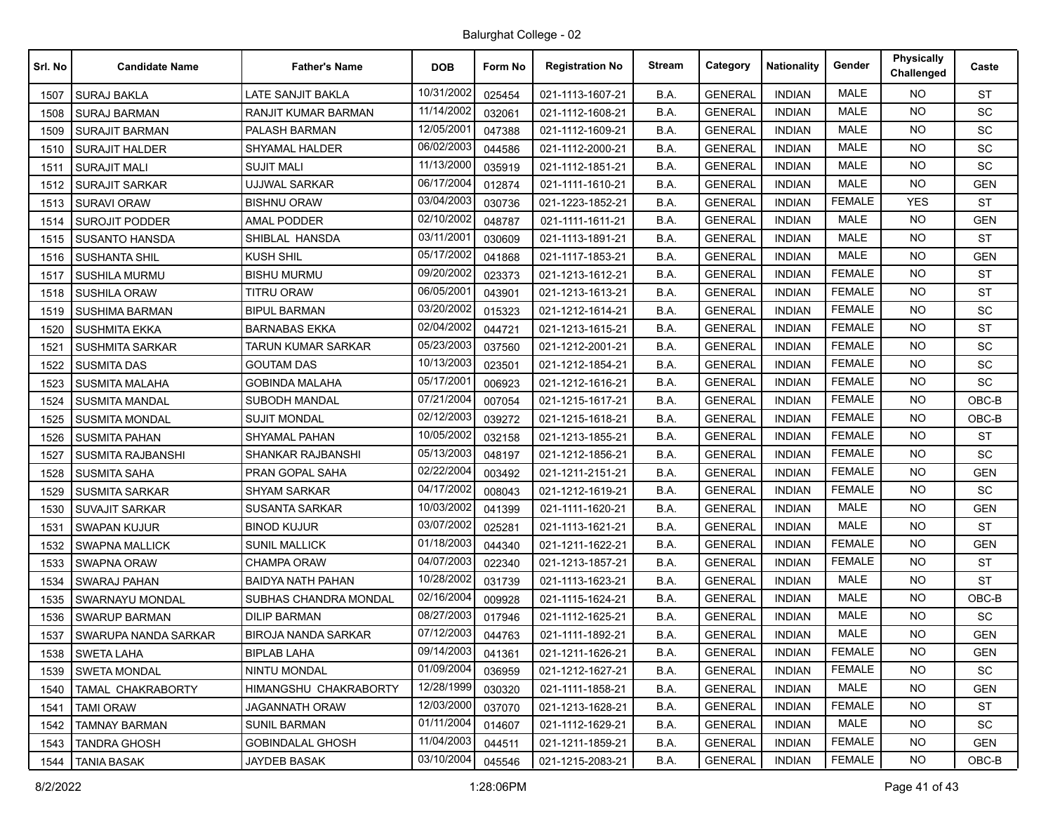# Balurghat College - 02

| Srl. No | Candidate Name | Father's Name | DOB | Form No | Registration No | Stream | Category | Nationality | Gender | Physically Challenged | Caste |
|---|---|---|---|---|---|---|---|---|---|---|---|
| 1507 | SURAJ BAKLA | LATE SANJIT BAKLA | 10/31/2002 | 025454 | 021-1113-1607-21 | B.A. | GENERAL | INDIAN | MALE | NO | ST |
| 1508 | SURAJ BARMAN | RANJIT KUMAR BARMAN | 11/14/2002 | 032061 | 021-1112-1608-21 | B.A. | GENERAL | INDIAN | MALE | NO | SC |
| 1509 | SURAJIT BARMAN | PALASH BARMAN | 12/05/2001 | 047388 | 021-1112-1609-21 | B.A. | GENERAL | INDIAN | MALE | NO | SC |
| 1510 | SURAJIT HALDER | SHYAMAL HALDER | 06/02/2003 | 044586 | 021-1112-2000-21 | B.A. | GENERAL | INDIAN | MALE | NO | SC |
| 1511 | SURAJIT MALI | SUJIT MALI | 11/13/2000 | 035919 | 021-1112-1851-21 | B.A. | GENERAL | INDIAN | MALE | NO | SC |
| 1512 | SURAJIT SARKAR | UJJWAL SARKAR | 06/17/2004 | 012874 | 021-1111-1610-21 | B.A. | GENERAL | INDIAN | MALE | NO | GEN |
| 1513 | SURAVI ORAW | BISHNU ORAW | 03/04/2003 | 030736 | 021-1223-1852-21 | B.A. | GENERAL | INDIAN | FEMALE | YES | ST |
| 1514 | SUROJIT PODDER | AMAL PODDER | 02/10/2002 | 048787 | 021-1111-1611-21 | B.A. | GENERAL | INDIAN | MALE | NO | GEN |
| 1515 | SUSANTO HANSDA | SHIBLAL HANSDA | 03/11/2001 | 030609 | 021-1113-1891-21 | B.A. | GENERAL | INDIAN | MALE | NO | ST |
| 1516 | SUSHANTA SHIL | KUSH SHIL | 05/17/2002 | 041868 | 021-1117-1853-21 | B.A. | GENERAL | INDIAN | MALE | NO | GEN |
| 1517 | SUSHILA MURMU | BISHU MURMU | 09/20/2002 | 023373 | 021-1213-1612-21 | B.A. | GENERAL | INDIAN | FEMALE | NO | ST |
| 1518 | SUSHILA ORAW | TITRU ORAW | 06/05/2001 | 043901 | 021-1213-1613-21 | B.A. | GENERAL | INDIAN | FEMALE | NO | ST |
| 1519 | SUSHIMA BARMAN | BIPUL BARMAN | 03/20/2002 | 015323 | 021-1212-1614-21 | B.A. | GENERAL | INDIAN | FEMALE | NO | SC |
| 1520 | SUSHMITA EKKA | BARNABAS EKKA | 02/04/2002 | 044721 | 021-1213-1615-21 | B.A. | GENERAL | INDIAN | FEMALE | NO | ST |
| 1521 | SUSHMITA SARKAR | TARUN KUMAR SARKAR | 05/23/2003 | 037560 | 021-1212-2001-21 | B.A. | GENERAL | INDIAN | FEMALE | NO | SC |
| 1522 | SUSMITA DAS | GOUTAM DAS | 10/13/2003 | 023501 | 021-1212-1854-21 | B.A. | GENERAL | INDIAN | FEMALE | NO | SC |
| 1523 | SUSMITA MALAHA | GOBINDA MALAHA | 05/17/2001 | 006923 | 021-1212-1616-21 | B.A. | GENERAL | INDIAN | FEMALE | NO | SC |
| 1524 | SUSMITA MANDAL | SUBODH MANDAL | 07/21/2004 | 007054 | 021-1215-1617-21 | B.A. | GENERAL | INDIAN | FEMALE | NO | OBC-B |
| 1525 | SUSMITA MONDAL | SUJIT MONDAL | 02/12/2003 | 039272 | 021-1215-1618-21 | B.A. | GENERAL | INDIAN | FEMALE | NO | OBC-B |
| 1526 | SUSMITA PAHAN | SHYAMAL PAHAN | 10/05/2002 | 032158 | 021-1213-1855-21 | B.A. | GENERAL | INDIAN | FEMALE | NO | ST |
| 1527 | SUSMITA RAJBANSHI | SHANKAR RAJBANSHI | 05/13/2003 | 048197 | 021-1212-1856-21 | B.A. | GENERAL | INDIAN | FEMALE | NO | SC |
| 1528 | SUSMITA SAHA | PRAN GOPAL SAHA | 02/22/2004 | 003492 | 021-1211-2151-21 | B.A. | GENERAL | INDIAN | FEMALE | NO | GEN |
| 1529 | SUSMITA SARKAR | SHYAM SARKAR | 04/17/2002 | 008043 | 021-1212-1619-21 | B.A. | GENERAL | INDIAN | FEMALE | NO | SC |
| 1530 | SUVAJIT SARKAR | SUSANTA SARKAR | 10/03/2002 | 041399 | 021-1111-1620-21 | B.A. | GENERAL | INDIAN | MALE | NO | GEN |
| 1531 | SWAPAN KUJUR | BINOD KUJUR | 03/07/2002 | 025281 | 021-1113-1621-21 | B.A. | GENERAL | INDIAN | MALE | NO | ST |
| 1532 | SWAPNA MALLICK | SUNIL MALLICK | 01/18/2003 | 044340 | 021-1211-1622-21 | B.A. | GENERAL | INDIAN | FEMALE | NO | GEN |
| 1533 | SWAPNA ORAW | CHAMPA ORAW | 04/07/2003 | 022340 | 021-1213-1857-21 | B.A. | GENERAL | INDIAN | FEMALE | NO | ST |
| 1534 | SWARAJ PAHAN | BAIDYA NATH PAHAN | 10/28/2002 | 031739 | 021-1113-1623-21 | B.A. | GENERAL | INDIAN | MALE | NO | ST |
| 1535 | SWARNAYU MONDAL | SUBHAS CHANDRA MONDAL | 02/16/2004 | 009928 | 021-1115-1624-21 | B.A. | GENERAL | INDIAN | MALE | NO | OBC-B |
| 1536 | SWARUP BARMAN | DILIP BARMAN | 08/27/2003 | 017946 | 021-1112-1625-21 | B.A. | GENERAL | INDIAN | MALE | NO | SC |
| 1537 | SWARUPA NANDA SARKAR | BIROJA NANDA SARKAR | 07/12/2003 | 044763 | 021-1111-1892-21 | B.A. | GENERAL | INDIAN | MALE | NO | GEN |
| 1538 | SWETA LAHA | BIPLAB LAHA | 09/14/2003 | 041361 | 021-1211-1626-21 | B.A. | GENERAL | INDIAN | FEMALE | NO | GEN |
| 1539 | SWETA MONDAL | NINTU MONDAL | 01/09/2004 | 036959 | 021-1212-1627-21 | B.A. | GENERAL | INDIAN | FEMALE | NO | SC |
| 1540 | TAMAL CHAKRABORTY | HIMANGSHU CHAKRABORTY | 12/28/1999 | 030320 | 021-1111-1858-21 | B.A. | GENERAL | INDIAN | MALE | NO | GEN |
| 1541 | TAMI ORAW | JAGANNATH ORAW | 12/03/2000 | 037070 | 021-1213-1628-21 | B.A. | GENERAL | INDIAN | FEMALE | NO | ST |
| 1542 | TAMNAY BARMAN | SUNIL BARMAN | 01/11/2004 | 014607 | 021-1112-1629-21 | B.A. | GENERAL | INDIAN | MALE | NO | SC |
| 1543 | TANDRA GHOSH | GOBINDALAL GHOSH | 11/04/2003 | 044511 | 021-1211-1859-21 | B.A. | GENERAL | INDIAN | FEMALE | NO | GEN |
| 1544 | TANIA BASAK | JAYDEB BASAK | 03/10/2004 | 045546 | 021-1215-2083-21 | B.A. | GENERAL | INDIAN | FEMALE | NO | OBC-B |

8/2/2022 1:28:06PM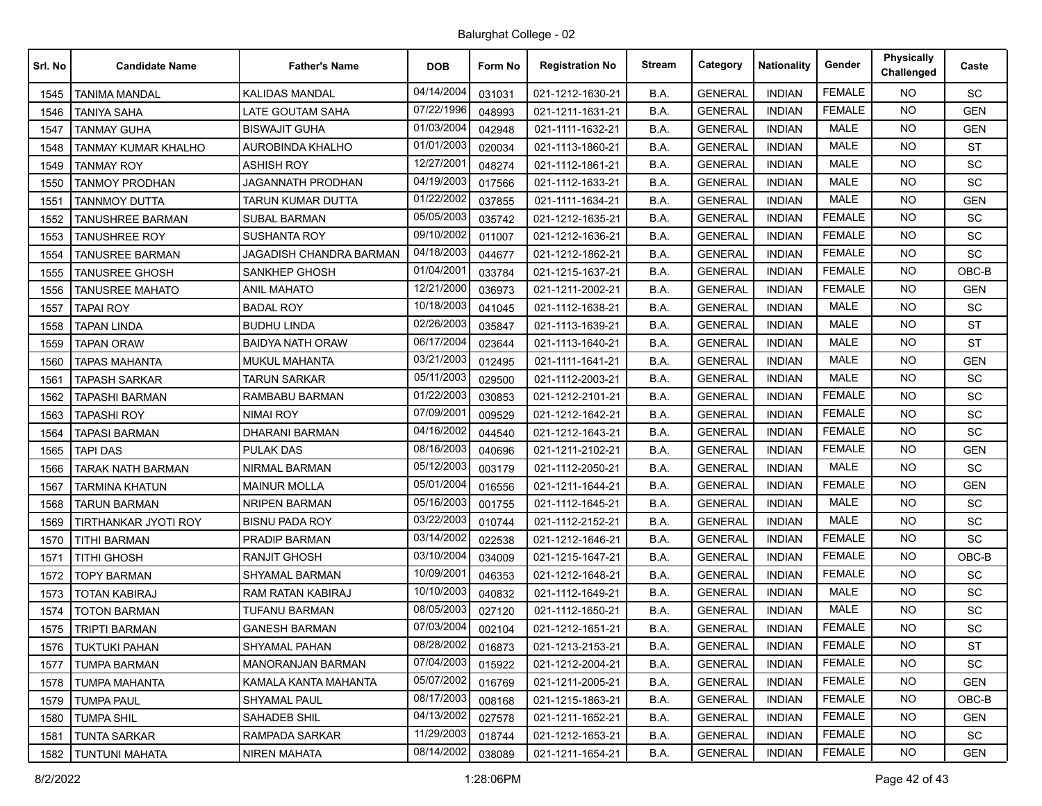# Balurghat College - 02

| Srl. No | Candidate Name | Father's Name | DOB | Form No | Registration No | Stream | Category | Nationality | Gender | Physically Challenged | Caste |
|---|---|---|---|---|---|---|---|---|---|---|---|
| 1545 | TANIMA MANDAL | KALIDAS MANDAL | 04/14/2004 | 031031 | 021-1212-1630-21 | B.A. | GENERAL | INDIAN | FEMALE | NO | SC |
| 1546 | TANIYA SAHA | LATE GOUTAM SAHA | 07/22/1996 | 048993 | 021-1211-1631-21 | B.A. | GENERAL | INDIAN | FEMALE | NO | GEN |
| 1547 | TANMAY GUHA | BISWAJIT GUHA | 01/03/2004 | 042948 | 021-1111-1632-21 | B.A. | GENERAL | INDIAN | MALE | NO | GEN |
| 1548 | TANMAY KUMAR KHALHO | AUROBINDA KHALHO | 01/01/2003 | 020034 | 021-1113-1860-21 | B.A. | GENERAL | INDIAN | MALE | NO | ST |
| 1549 | TANMAY ROY | ASHISH ROY | 12/27/2001 | 048274 | 021-1112-1861-21 | B.A. | GENERAL | INDIAN | MALE | NO | SC |
| 1550 | TANMOY PRODHAN | JAGANNATH PRODHAN | 04/19/2003 | 017566 | 021-1112-1633-21 | B.A. | GENERAL | INDIAN | MALE | NO | SC |
| 1551 | TANNMOY DUTTA | TARUN KUMAR DUTTA | 01/22/2002 | 037855 | 021-1111-1634-21 | B.A. | GENERAL | INDIAN | MALE | NO | GEN |
| 1552 | TANUSHREE BARMAN | SUBAL BARMAN | 05/05/2003 | 035742 | 021-1212-1635-21 | B.A. | GENERAL | INDIAN | FEMALE | NO | SC |
| 1553 | TANUSHREE ROY | SUSHANTA ROY | 09/10/2002 | 011007 | 021-1212-1636-21 | B.A. | GENERAL | INDIAN | FEMALE | NO | SC |
| 1554 | TANUSREE BARMAN | JAGADISH CHANDRA BARMAN | 04/18/2003 | 044677 | 021-1212-1862-21 | B.A. | GENERAL | INDIAN | FEMALE | NO | SC |
| 1555 | TANUSREE GHOSH | SANKHEP GHOSH | 01/04/2001 | 033784 | 021-1215-1637-21 | B.A. | GENERAL | INDIAN | FEMALE | NO | OBC-B |
| 1556 | TANUSREE MAHATO | ANIL MAHATO | 12/21/2000 | 036973 | 021-1211-2002-21 | B.A. | GENERAL | INDIAN | FEMALE | NO | GEN |
| 1557 | TAPAI ROY | BADAL ROY | 10/18/2003 | 041045 | 021-1112-1638-21 | B.A. | GENERAL | INDIAN | MALE | NO | SC |
| 1558 | TAPAN LINDA | BUDHU LINDA | 02/26/2003 | 035847 | 021-1113-1639-21 | B.A. | GENERAL | INDIAN | MALE | NO | ST |
| 1559 | TAPAN ORAW | BAIDYA NATH ORAW | 06/17/2004 | 023644 | 021-1113-1640-21 | B.A. | GENERAL | INDIAN | MALE | NO | ST |
| 1560 | TAPAS MAHANTA | MUKUL MAHANTA | 03/21/2003 | 012495 | 021-1111-1641-21 | B.A. | GENERAL | INDIAN | MALE | NO | GEN |
| 1561 | TAPASH SARKAR | TARUN SARKAR | 05/11/2003 | 029500 | 021-1112-2003-21 | B.A. | GENERAL | INDIAN | MALE | NO | SC |
| 1562 | TAPASHI BARMAN | RAMBABU BARMAN | 01/22/2003 | 030853 | 021-1212-2101-21 | B.A. | GENERAL | INDIAN | FEMALE | NO | SC |
| 1563 | TAPASHI ROY | NIMAI ROY | 07/09/2001 | 009529 | 021-1212-1642-21 | B.A. | GENERAL | INDIAN | FEMALE | NO | SC |
| 1564 | TAPASI BARMAN | DHARANI BARMAN | 04/16/2002 | 044540 | 021-1212-1643-21 | B.A. | GENERAL | INDIAN | FEMALE | NO | SC |
| 1565 | TAPI DAS | PULAK DAS | 08/16/2003 | 040696 | 021-1211-2102-21 | B.A. | GENERAL | INDIAN | FEMALE | NO | GEN |
| 1566 | TARAK NATH BARMAN | NIRMAL BARMAN | 05/12/2003 | 003179 | 021-1112-2050-21 | B.A. | GENERAL | INDIAN | MALE | NO | SC |
| 1567 | TARMINA KHATUN | MAINUR MOLLA | 05/01/2004 | 016556 | 021-1211-1644-21 | B.A. | GENERAL | INDIAN | FEMALE | NO | GEN |
| 1568 | TARUN BARMAN | NRIPEN BARMAN | 05/16/2003 | 001755 | 021-1112-1645-21 | B.A. | GENERAL | INDIAN | MALE | NO | SC |
| 1569 | TIRTHANKAR JYOTI ROY | BISNU PADA ROY | 03/22/2003 | 010744 | 021-1112-2152-21 | B.A. | GENERAL | INDIAN | MALE | NO | SC |
| 1570 | TITHI BARMAN | PRADIP BARMAN | 03/14/2002 | 022538 | 021-1212-1646-21 | B.A. | GENERAL | INDIAN | FEMALE | NO | SC |
| 1571 | TITHI GHOSH | RANJIT GHOSH | 03/10/2004 | 034009 | 021-1215-1647-21 | B.A. | GENERAL | INDIAN | FEMALE | NO | OBC-B |
| 1572 | TOPY BARMAN | SHYAMAL BARMAN | 10/09/2001 | 046353 | 021-1212-1648-21 | B.A. | GENERAL | INDIAN | FEMALE | NO | SC |
| 1573 | TOTAN KABIRAJ | RAM RATAN KABIRAJ | 10/10/2003 | 040832 | 021-1112-1649-21 | B.A. | GENERAL | INDIAN | MALE | NO | SC |
| 1574 | TOTON BARMAN | TUFANU BARMAN | 08/05/2003 | 027120 | 021-1112-1650-21 | B.A. | GENERAL | INDIAN | MALE | NO | SC |
| 1575 | TRIPTI BARMAN | GANESH BARMAN | 07/03/2004 | 002104 | 021-1212-1651-21 | B.A. | GENERAL | INDIAN | FEMALE | NO | SC |
| 1576 | TUKTUKI PAHAN | SHYAMAL PAHAN | 08/28/2002 | 016873 | 021-1213-2153-21 | B.A. | GENERAL | INDIAN | FEMALE | NO | ST |
| 1577 | TUMPA BARMAN | MANORANJAN BARMAN | 07/04/2003 | 015922 | 021-1212-2004-21 | B.A. | GENERAL | INDIAN | FEMALE | NO | SC |
| 1578 | TUMPA MAHANTA | KAMALA KANTA MAHANTA | 05/07/2002 | 016769 | 021-1211-2005-21 | B.A. | GENERAL | INDIAN | FEMALE | NO | GEN |
| 1579 | TUMPA PAUL | SHYAMAL PAUL | 08/17/2003 | 008168 | 021-1215-1863-21 | B.A. | GENERAL | INDIAN | FEMALE | NO | OBC-B |
| 1580 | TUMPA SHIL | SAHADEB SHIL | 04/13/2002 | 027578 | 021-1211-1652-21 | B.A. | GENERAL | INDIAN | FEMALE | NO | GEN |
| 1581 | TUNTA SARKAR | RAMPADA SARKAR | 11/29/2003 | 018744 | 021-1212-1653-21 | B.A. | GENERAL | INDIAN | FEMALE | NO | SC |
| 1582 | TUNTUNI MAHATA | NIREN MAHATA | 08/14/2002 | 038089 | 021-1211-1654-21 | B.A. | GENERAL | INDIAN | FEMALE | NO | GEN |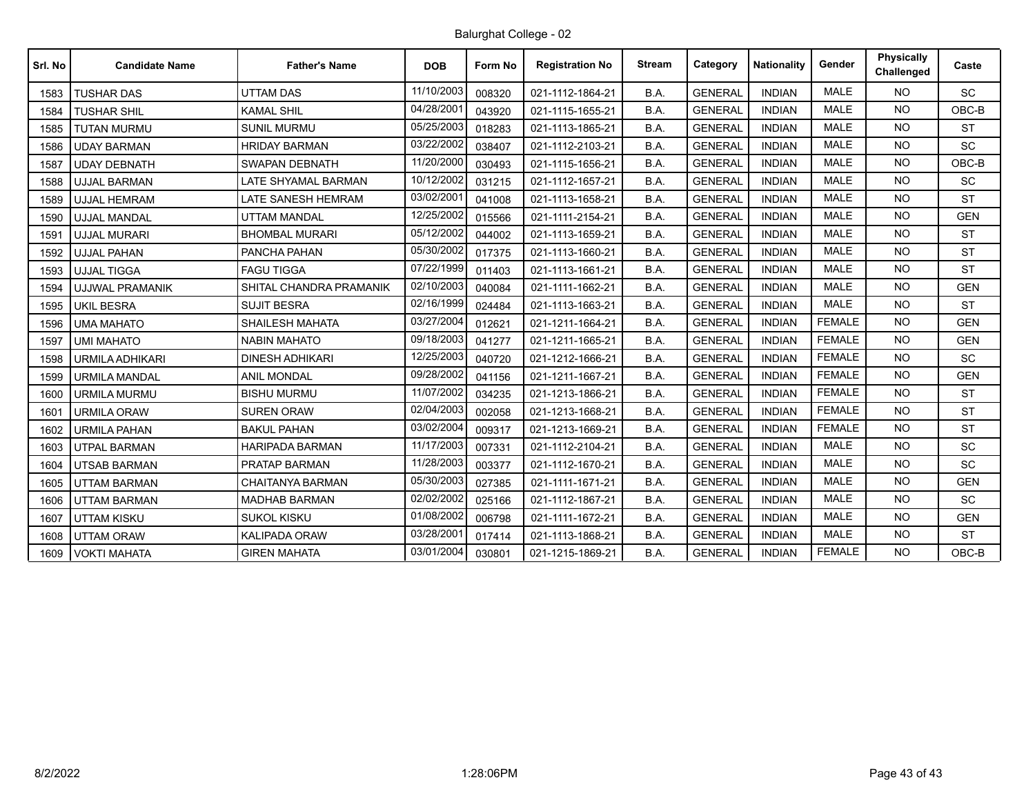Balurghat College - 02

| Srl. No | Candidate Name | Father's Name | DOB | Form No | Registration No | Stream | Category | Nationality | Gender | Physically Challenged | Caste |
|---|---|---|---|---|---|---|---|---|---|---|---|
| 1583 | TUSHAR DAS | UTTAM DAS | 11/10/2003 | 008320 | 021-1112-1864-21 | B.A. | GENERAL | INDIAN | MALE | NO | SC |
| 1584 | TUSHAR SHIL | KAMAL SHIL | 04/28/2001 | 043920 | 021-1115-1655-21 | B.A. | GENERAL | INDIAN | MALE | NO | OBC-B |
| 1585 | TUTAN MURMU | SUNIL MURMU | 05/25/2003 | 018283 | 021-1113-1865-21 | B.A. | GENERAL | INDIAN | MALE | NO | ST |
| 1586 | UDAY BARMAN | HRIDAY BARMAN | 03/22/2002 | 038407 | 021-1112-2103-21 | B.A. | GENERAL | INDIAN | MALE | NO | SC |
| 1587 | UDAY DEBNATH | SWAPAN DEBNATH | 11/20/2000 | 030493 | 021-1115-1656-21 | B.A. | GENERAL | INDIAN | MALE | NO | OBC-B |
| 1588 | UJJAL BARMAN | LATE SHYAMAL BARMAN | 10/12/2002 | 031215 | 021-1112-1657-21 | B.A. | GENERAL | INDIAN | MALE | NO | SC |
| 1589 | UJJAL HEMRAM | LATE SANESH HEMRAM | 03/02/2001 | 041008 | 021-1113-1658-21 | B.A. | GENERAL | INDIAN | MALE | NO | ST |
| 1590 | UJJAL MANDAL | UTTAM MANDAL | 12/25/2002 | 015566 | 021-1111-2154-21 | B.A. | GENERAL | INDIAN | MALE | NO | GEN |
| 1591 | UJJAL MURARI | BHOMBAL MURARI | 05/12/2002 | 044002 | 021-1113-1659-21 | B.A. | GENERAL | INDIAN | MALE | NO | ST |
| 1592 | UJJAL PAHAN | PANCHA PAHAN | 05/30/2002 | 017375 | 021-1113-1660-21 | B.A. | GENERAL | INDIAN | MALE | NO | ST |
| 1593 | UJJAL TIGGA | FAGU TIGGA | 07/22/1999 | 011403 | 021-1113-1661-21 | B.A. | GENERAL | INDIAN | MALE | NO | ST |
| 1594 | UJJWAL PRAMANIK | SHITAL CHANDRA PRAMANIK | 02/10/2003 | 040084 | 021-1111-1662-21 | B.A. | GENERAL | INDIAN | MALE | NO | GEN |
| 1595 | UKIL BESRA | SUJIT BESRA | 02/16/1999 | 024484 | 021-1113-1663-21 | B.A. | GENERAL | INDIAN | MALE | NO | ST |
| 1596 | UMA MAHATO | SHAILESH MAHATA | 03/27/2004 | 012621 | 021-1211-1664-21 | B.A. | GENERAL | INDIAN | FEMALE | NO | GEN |
| 1597 | UMI MAHATO | NABIN MAHATO | 09/18/2003 | 041277 | 021-1211-1665-21 | B.A. | GENERAL | INDIAN | FEMALE | NO | GEN |
| 1598 | URMILA ADHIKARI | DINESH ADHIKARI | 12/25/2003 | 040720 | 021-1212-1666-21 | B.A. | GENERAL | INDIAN | FEMALE | NO | SC |
| 1599 | URMILA MANDAL | ANIL MONDAL | 09/28/2002 | 041156 | 021-1211-1667-21 | B.A. | GENERAL | INDIAN | FEMALE | NO | GEN |
| 1600 | URMILA MURMU | BISHU MURMU | 11/07/2002 | 034235 | 021-1213-1866-21 | B.A. | GENERAL | INDIAN | FEMALE | NO | ST |
| 1601 | URMILA ORAW | SUREN ORAW | 02/04/2003 | 002058 | 021-1213-1668-21 | B.A. | GENERAL | INDIAN | FEMALE | NO | ST |
| 1602 | URMILA PAHAN | BAKUL PAHAN | 03/02/2004 | 009317 | 021-1213-1669-21 | B.A. | GENERAL | INDIAN | FEMALE | NO | ST |
| 1603 | UTPAL BARMAN | HARIPADA BARMAN | 11/17/2003 | 007331 | 021-1112-2104-21 | B.A. | GENERAL | INDIAN | MALE | NO | SC |
| 1604 | UTSAB BARMAN | PRATAP BARMAN | 11/28/2003 | 003377 | 021-1112-1670-21 | B.A. | GENERAL | INDIAN | MALE | NO | SC |
| 1605 | UTTAM BARMAN | CHAITANYA BARMAN | 05/30/2003 | 027385 | 021-1111-1671-21 | B.A. | GENERAL | INDIAN | MALE | NO | GEN |
| 1606 | UTTAM BARMAN | MADHAB BARMAN | 02/02/2002 | 025166 | 021-1112-1867-21 | B.A. | GENERAL | INDIAN | MALE | NO | SC |
| 1607 | UTTAM KISKU | SUKOL KISKU | 01/08/2002 | 006798 | 021-1111-1672-21 | B.A. | GENERAL | INDIAN | MALE | NO | GEN |
| 1608 | UTTAM ORAW | KALIPADA ORAW | 03/28/2001 | 017414 | 021-1113-1868-21 | B.A. | GENERAL | INDIAN | MALE | NO | ST |
| 1609 | VOKTI MAHATA | GIREN MAHATA | 03/01/2004 | 030801 | 021-1215-1869-21 | B.A. | GENERAL | INDIAN | FEMALE | NO | OBC-B |

8/2/2022 1:28:06PM